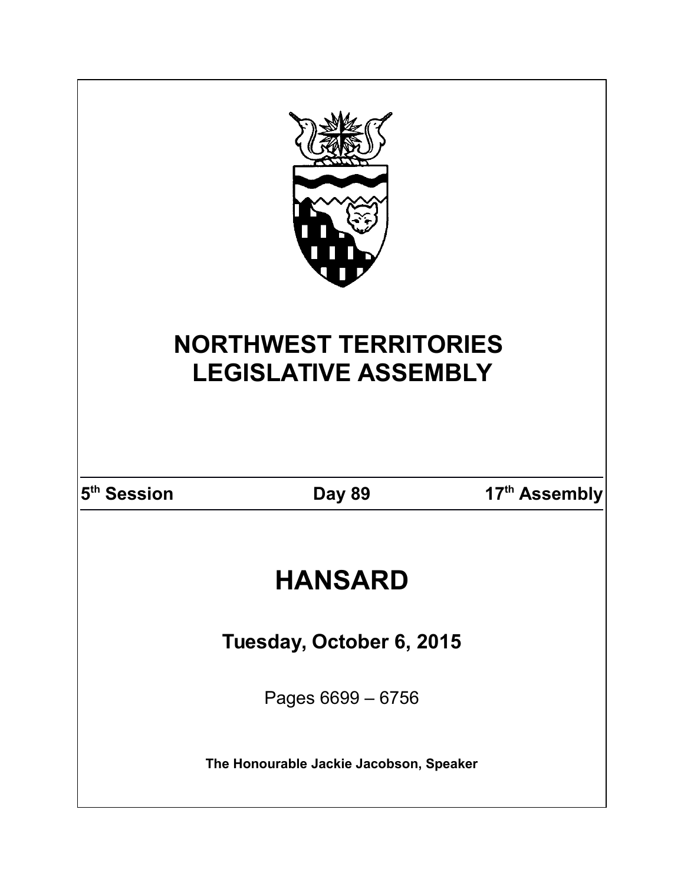# NORTHWEST TERRITORIES LEGISLATIVE ASSEMBLY

**5th Session** **Day 89** **17th Assembly**

# HANSARD

## Tuesday, October 6, 2015

Pages 6699 – 6756

**The Honourable Jackie Jacobson, Speaker**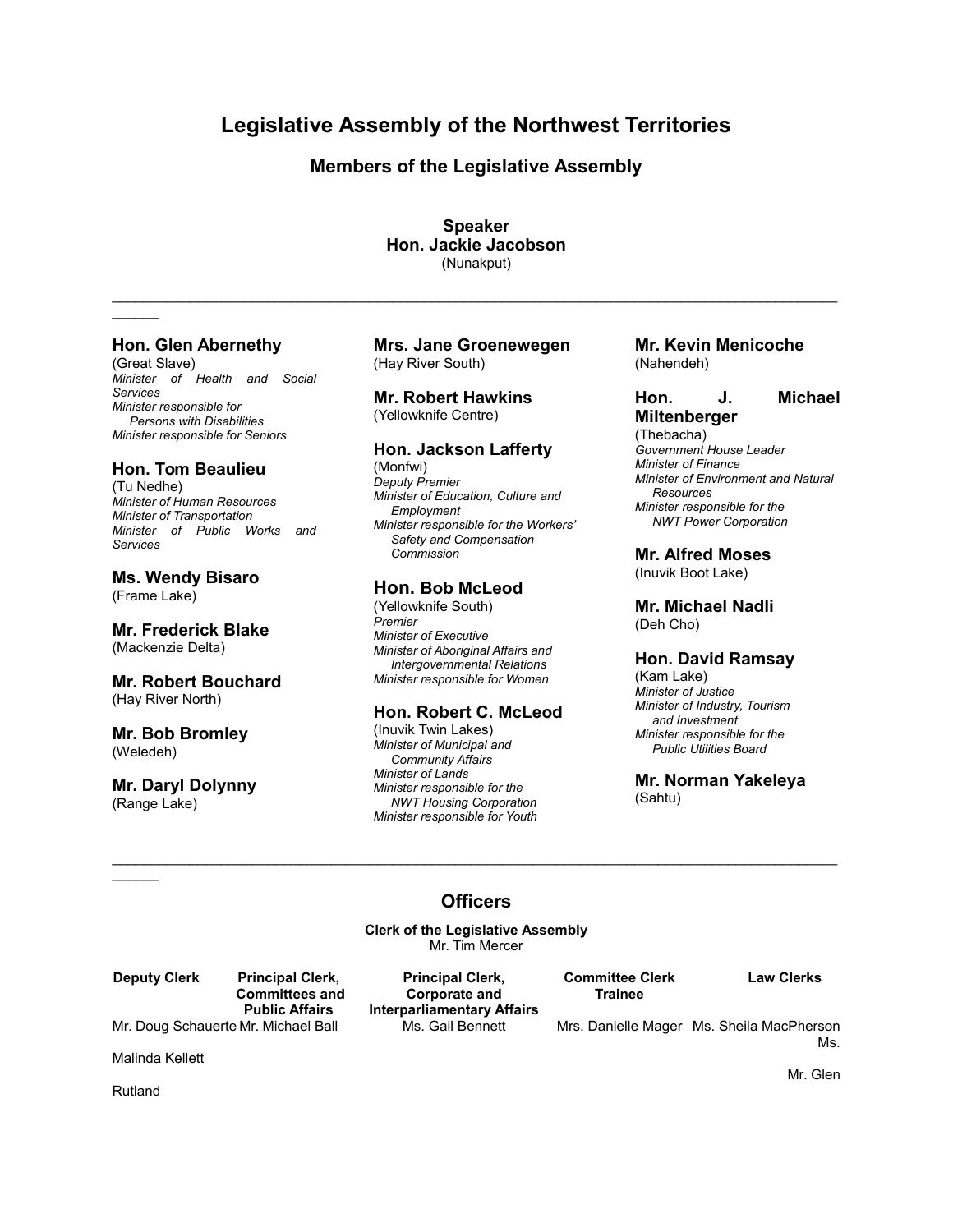# Legislative Assembly of the Northwest Territories

## Members of the Legislative Assembly

**Speaker**
**Hon. Jackie Jacobson**
(Nunakput)

---

**Hon. Glen Abernethy**
(Great Slave)
*Minister of Health and Social Services*
*Minister responsible for Persons with Disabilities*
*Minister responsible for Seniors*

**Hon. Tom Beaulieu**
(Tu Nedhe)
*Minister of Human Resources*
*Minister of Transportation*
*Minister of Public Works and Services*

**Ms. Wendy Bisaro**
(Frame Lake)

**Mr. Frederick Blake**
(Mackenzie Delta)

**Mr. Robert Bouchard**
(Hay River North)

**Mr. Bob Bromley**
(Weledeh)

**Mr. Daryl Dolynny**
(Range Lake)

**Mrs. Jane Groenewegen**
(Hay River South)

**Mr. Robert Hawkins**
(Yellowknife Centre)

**Hon. Jackson Lafferty**
(Monfwi)
*Deputy Premier*
*Minister of Education, Culture and Employment*
*Minister responsible for the Workers' Safety and Compensation Commission*

**Hon. Bob McLeod**
(Yellowknife South)
*Premier*
*Minister of Executive*
*Minister of Aboriginal Affairs and Intergovernmental Relations*
*Minister responsible for Women*

**Hon. Robert C. McLeod**
(Inuvik Twin Lakes)
*Minister of Municipal and Community Affairs*
*Minister of Lands*
*Minister responsible for the NWT Housing Corporation*
*Minister responsible for Youth*

**Mr. Kevin Menicoche**
(Nahendeh)

**Hon. J. Michael Miltenberger**
(Thebacha)
*Government House Leader*
*Minister of Finance*
*Minister of Environment and Natural Resources*
*Minister responsible for the NWT Power Corporation*

**Mr. Alfred Moses**
(Inuvik Boot Lake)

**Mr. Michael Nadli**
(Deh Cho)

**Hon. David Ramsay**
(Kam Lake)
*Minister of Justice*
*Minister of Industry, Tourism and Investment*
*Minister responsible for the Public Utilities Board*

**Mr. Norman Yakeleya**
(Sahtu)

---

## Officers

**Clerk of the Legislative Assembly**
Mr. Tim Mercer

| Deputy Clerk | Principal Clerk, Committees and Public Affairs | Principal Clerk, Corporate and Interparliamentary Affairs | Committee Clerk Trainee | Law Clerks |
|---|---|---|---|---|
| Mr. Doug Schauerte | Mr. Michael Ball | Ms. Gail Bennett | Mrs. Danielle Mager | Ms. Sheila MacPherson<br>Ms. Malinda Kellett<br>Mr. Glen Rutland |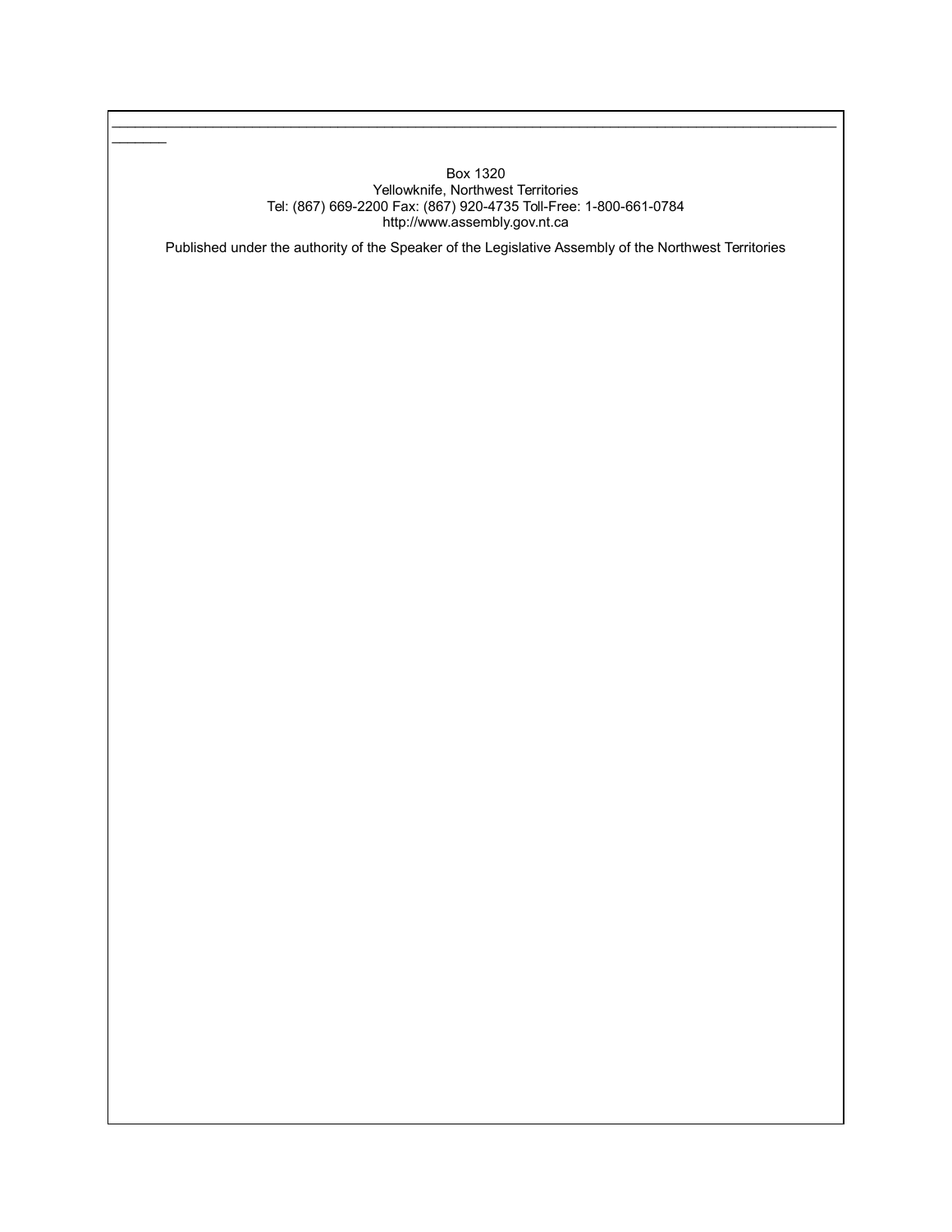Box 1320
Yellowknife, Northwest Territories
Tel: (867) 669-2200 Fax: (867) 920-4735 Toll-Free: 1-800-661-0784
http://www.assembly.gov.nt.ca

Published under the authority of the Speaker of the Legislative Assembly of the Northwest Territories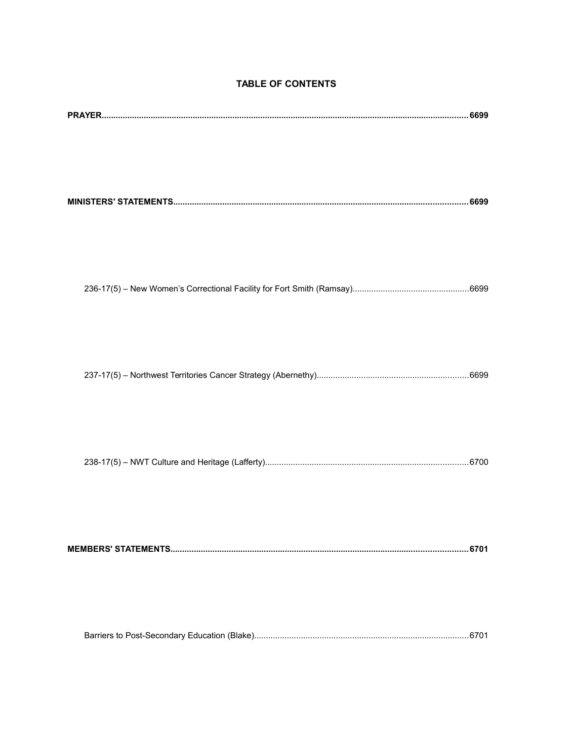## TABLE OF CONTENTS

**PRAYER ........................................................................................................................................................ 6699**

**MINISTERS' STATEMENTS ............................................................................................................................ 6699**

236-17(5) – New Women's Correctional Facility for Fort Smith (Ramsay) ................................................. 6699

237-17(5) – Northwest Territories Cancer Strategy (Abernethy) ................................................................ 6699

238-17(5) – NWT Culture and Heritage (Lafferty) ...................................................................................... 6700

**MEMBERS' STATEMENTS ............................................................................................................................ 6701**

Barriers to Post-Secondary Education (Blake) ........................................................................................... 6701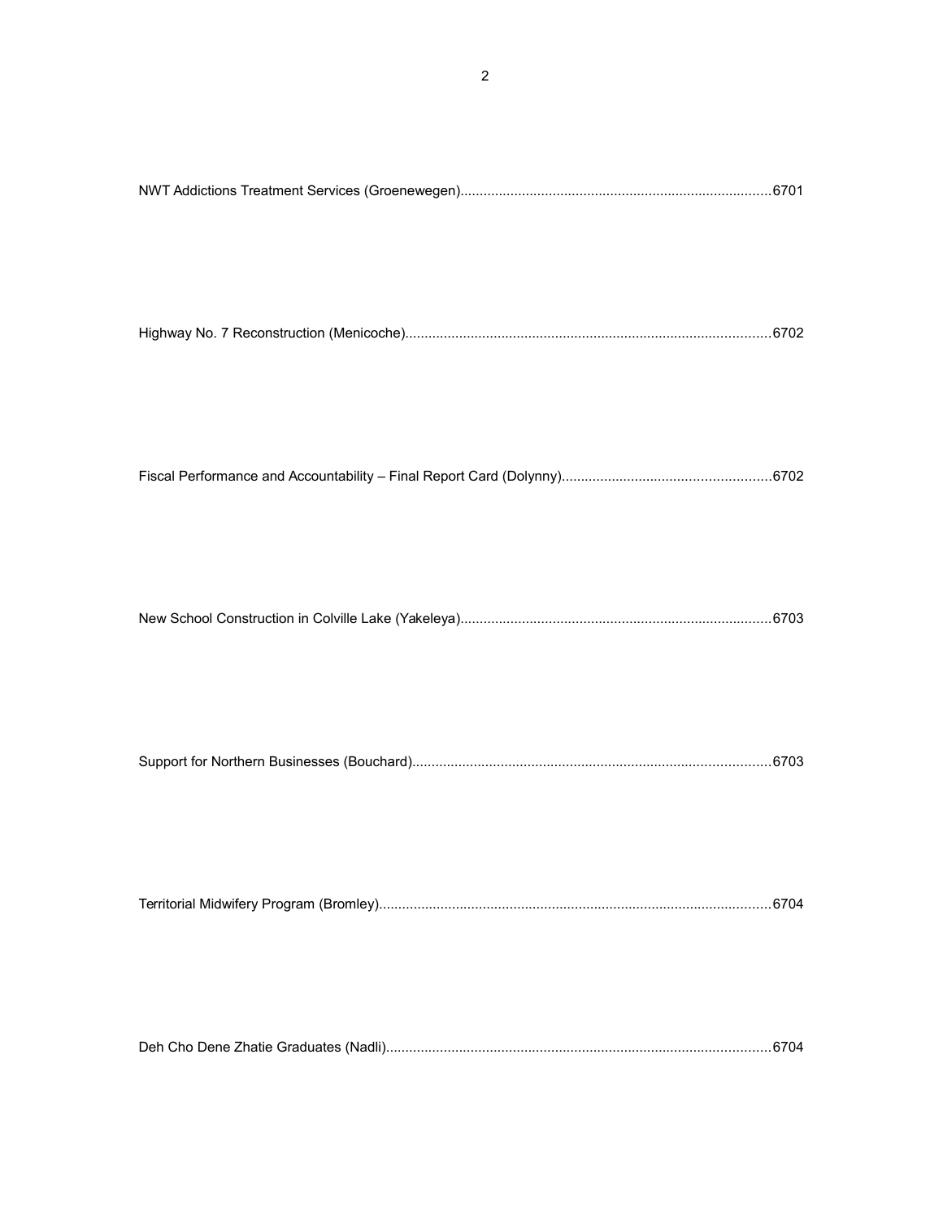NWT Addictions Treatment Services (Groenewegen)......................................................................................6701

Highway No. 7 Reconstruction (Menicoche)..............................................................................................6702

Fiscal Performance and Accountability – Final Report Card (Dolynny)......................................................6702

New School Construction in Colville Lake (Yakeleya)................................................................................6703

Support for Northern Businesses (Bouchard)............................................................................................6703

Territorial Midwifery Program (Bromley).....................................................................................................6704

Deh Cho Dene Zhatie Graduates (Nadli)...................................................................................................6704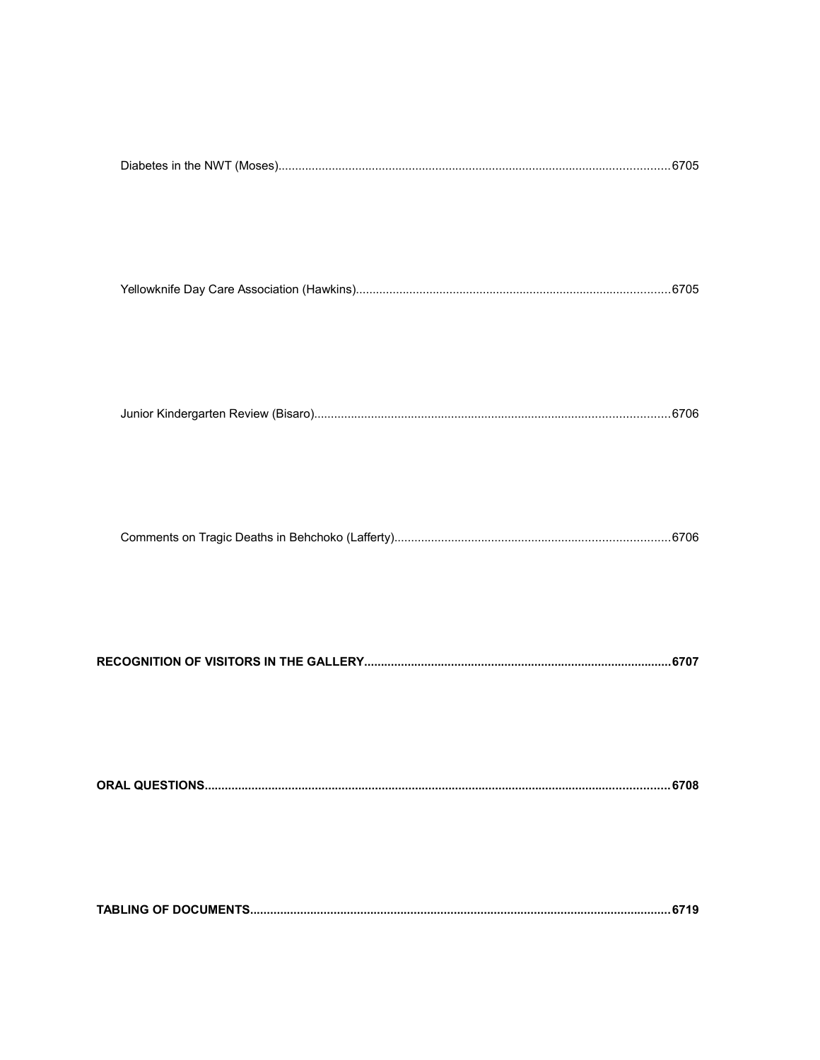Diabetes in the NWT (Moses)....................................................................................................................6705

Yellowknife Day Care Association (Hawkins).............................................................................................6705

Junior Kindergarten Review (Bisaro).........................................................................................................6706

Comments on Tragic Deaths in Behchoko (Lafferty).................................................................................6706

**RECOGNITION OF VISITORS IN THE GALLERY..........................................................................................6707**

**ORAL QUESTIONS.........................................................................................................................................6708**

**TABLING OF DOCUMENTS............................................................................................................................6719**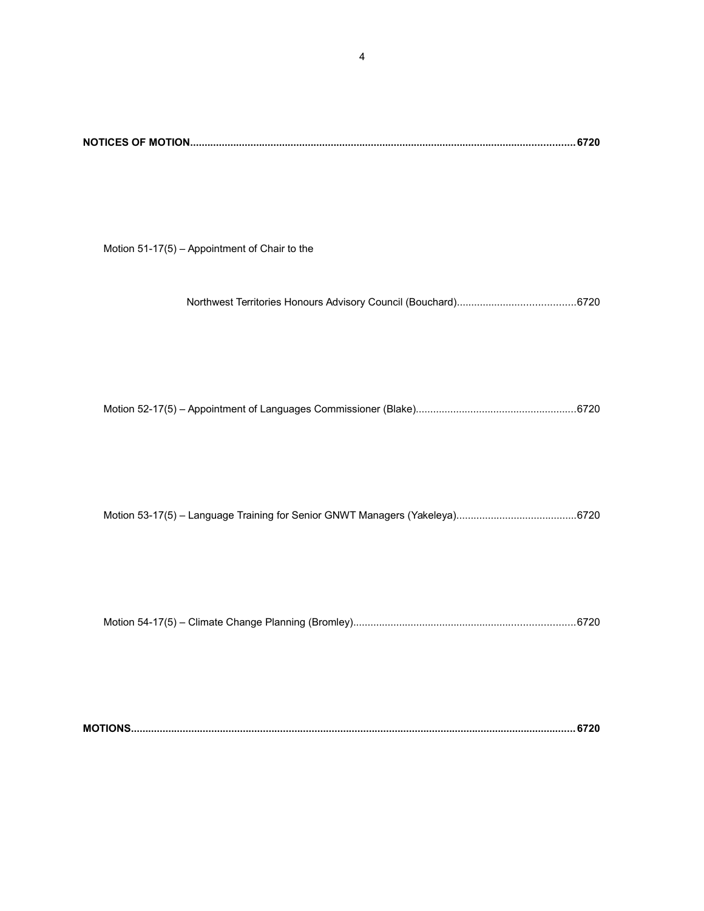**NOTICES OF MOTION....................................................................................................................................6720**

Motion 51-17(5) – Appointment of Chair to the

Northwest Territories Honours Advisory Council (Bouchard)..........................................6720

Motion 52-17(5) – Appointment of Languages Commissioner (Blake)......................................................6720

Motion 53-17(5) – Language Training for Senior GNWT Managers (Yakeleya)..........................................6720

Motion 54-17(5) – Climate Change Planning (Bromley)............................................................................6720

**MOTIONS.................................................................................................................................................6720**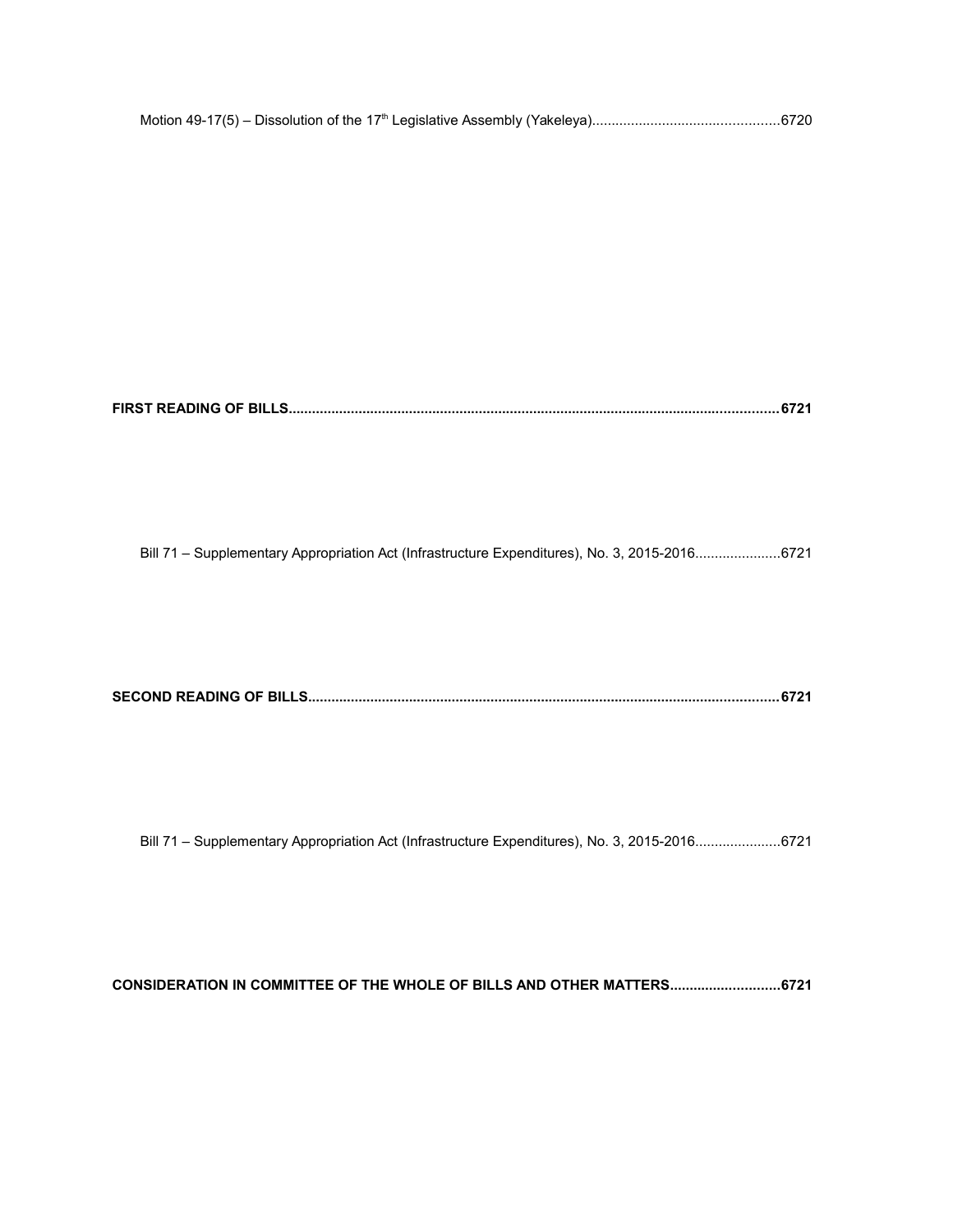Motion 49-17(5) – Dissolution of the 17th Legislative Assembly (Yakeleya)................................................6720

**FIRST READING OF BILLS.............................................................................................................................6721**

Bill 71 – Supplementary Appropriation Act (Infrastructure Expenditures), No. 3, 2015-2016......................6721

**SECOND READING OF BILLS........................................................................................................................6721**

Bill 71 – Supplementary Appropriation Act (Infrastructure Expenditures), No. 3, 2015-2016......................6721

**CONSIDERATION IN COMMITTEE OF THE WHOLE OF BILLS AND OTHER MATTERS............................6721**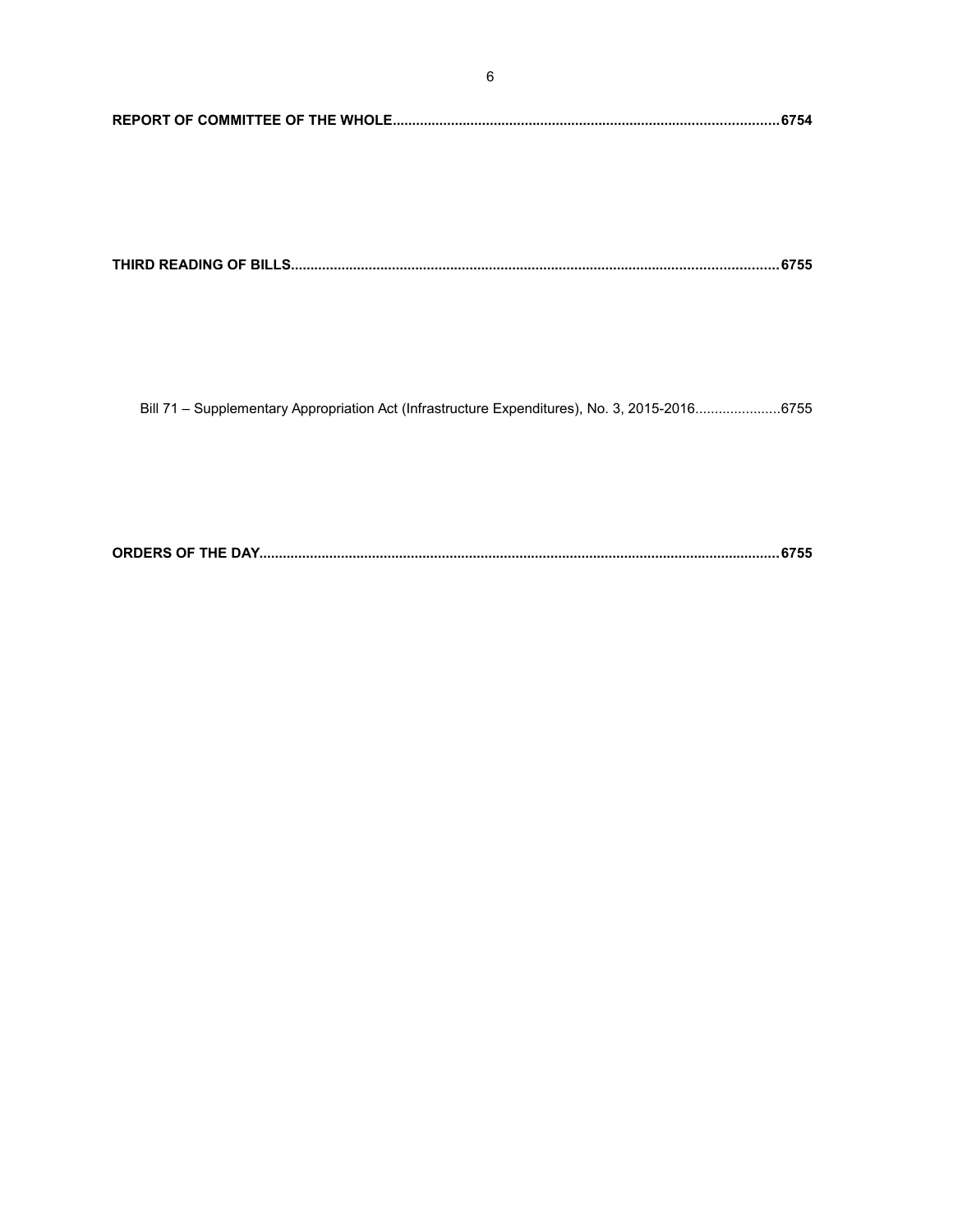**REPORT OF COMMITTEE OF THE WHOLE..................................................................................................6754**

**THIRD READING OF BILLS...........................................................................................................................6755**

Bill 71 – Supplementary Appropriation Act (Infrastructure Expenditures), No. 3, 2015-2016......................6755

**ORDERS OF THE DAY.....................................................................................................................................6755**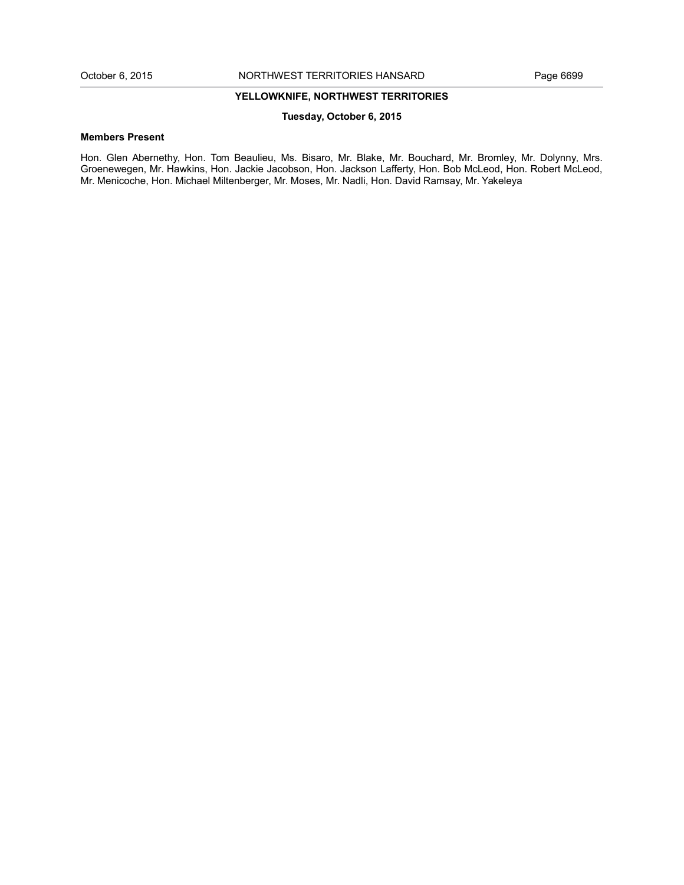## YELLOWKNIFE, NORTHWEST TERRITORIES

**Tuesday, October 6, 2015**

### Members Present

Hon. Glen Abernethy, Hon. Tom Beaulieu, Ms. Bisaro, Mr. Blake, Mr. Bouchard, Mr. Bromley, Mr. Dolynny, Mrs. Groenewegen, Mr. Hawkins, Hon. Jackie Jacobson, Hon. Jackson Lafferty, Hon. Bob McLeod, Hon. Robert McLeod, Mr. Menicoche, Hon. Michael Miltenberger, Mr. Moses, Mr. Nadli, Hon. David Ramsay, Mr. Yakeleya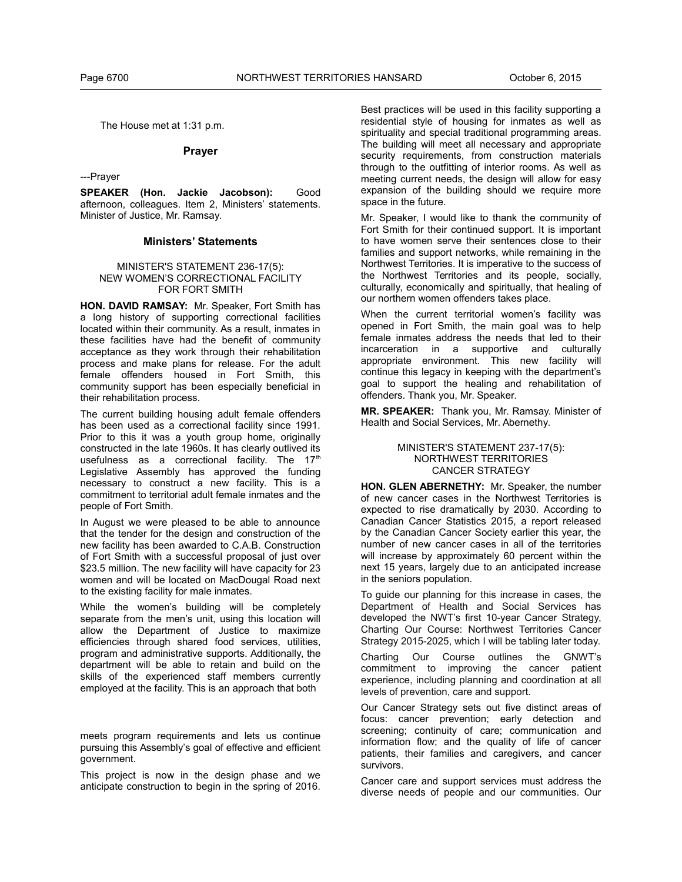The House met at 1:31 p.m.

## Prayer

---Prayer

**SPEAKER (Hon. Jackie Jacobson):** Good afternoon, colleagues. Item 2, Ministers' statements. Minister of Justice, Mr. Ramsay.

## Ministers' Statements

### MINISTER'S STATEMENT 236-17(5): NEW WOMEN'S CORRECTIONAL FACILITY FOR FORT SMITH

**HON. DAVID RAMSAY:** Mr. Speaker, Fort Smith has a long history of supporting correctional facilities located within their community. As a result, inmates in these facilities have had the benefit of community acceptance as they work through their rehabilitation process and make plans for release. For the adult female offenders housed in Fort Smith, this community support has been especially beneficial in their rehabilitation process.

The current building housing adult female offenders has been used as a correctional facility since 1991. Prior to this it was a youth group home, originally constructed in the late 1960s. It has clearly outlived its usefulness as a correctional facility. The 17th Legislative Assembly has approved the funding necessary to construct a new facility. This is a commitment to territorial adult female inmates and the people of Fort Smith.

In August we were pleased to be able to announce that the tender for the design and construction of the new facility has been awarded to C.A.B. Construction of Fort Smith with a successful proposal of just over $23.5 million. The new facility will have capacity for 23 women and will be located on MacDougal Road next to the existing facility for male inmates.

While the women's building will be completely separate from the men's unit, using this location will allow the Department of Justice to maximize efficiencies through shared food services, utilities, program and administrative supports. Additionally, the department will be able to retain and build on the skills of the experienced staff members currently employed at the facility. This is an approach that both meets program requirements and lets us continue pursuing this Assembly's goal of effective and efficient government.

This project is now in the design phase and we anticipate construction to begin in the spring of 2016. Best practices will be used in this facility supporting a residential style of housing for inmates as well as spirituality and special traditional programming areas. The building will meet all necessary and appropriate security requirements, from construction materials through to the outfitting of interior rooms. As well as meeting current needs, the design will allow for easy expansion of the building should we require more space in the future.

Mr. Speaker, I would like to thank the community of Fort Smith for their continued support. It is important to have women serve their sentences close to their families and support networks, while remaining in the Northwest Territories. It is imperative to the success of the Northwest Territories and its people, socially, culturally, economically and spiritually, that healing of our northern women offenders takes place.

When the current territorial women's facility was opened in Fort Smith, the main goal was to help female inmates address the needs that led to their incarceration in a supportive and culturally appropriate environment. This new facility will continue this legacy in keeping with the department's goal to support the healing and rehabilitation of offenders. Thank you, Mr. Speaker.

**MR. SPEAKER:** Thank you, Mr. Ramsay. Minister of Health and Social Services, Mr. Abernethy.

### MINISTER'S STATEMENT 237-17(5): NORTHWEST TERRITORIES CANCER STRATEGY

**HON. GLEN ABERNETHY:** Mr. Speaker, the number of new cancer cases in the Northwest Territories is expected to rise dramatically by 2030. According to Canadian Cancer Statistics 2015, a report released by the Canadian Cancer Society earlier this year, the number of new cancer cases in all of the territories will increase by approximately 60 percent within the next 15 years, largely due to an anticipated increase in the seniors population.

To guide our planning for this increase in cases, the Department of Health and Social Services has developed the NWT's first 10-year Cancer Strategy, Charting Our Course: Northwest Territories Cancer Strategy 2015-2025, which I will be tabling later today.

Charting Our Course outlines the GNWT's commitment to improving the cancer patient experience, including planning and coordination at all levels of prevention, care and support.

Our Cancer Strategy sets out five distinct areas of focus: cancer prevention; early detection and screening; continuity of care; communication and information flow; and the quality of life of cancer patients, their families and caregivers, and cancer survivors.

Cancer care and support services must address the diverse needs of people and our communities. Our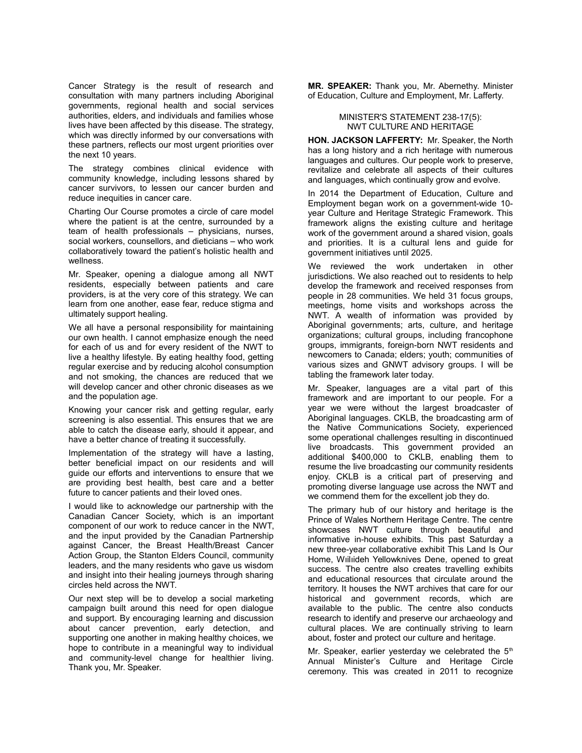Cancer Strategy is the result of research and consultation with many partners including Aboriginal governments, regional health and social services authorities, elders, and individuals and families whose lives have been affected by this disease. The strategy, which was directly informed by our conversations with these partners, reflects our most urgent priorities over the next 10 years.

The strategy combines clinical evidence with community knowledge, including lessons shared by cancer survivors, to lessen our cancer burden and reduce inequities in cancer care.

Charting Our Course promotes a circle of care model where the patient is at the centre, surrounded by a team of health professionals – physicians, nurses, social workers, counsellors, and dieticians – who work collaboratively toward the patient's holistic health and wellness.

Mr. Speaker, opening a dialogue among all NWT residents, especially between patients and care providers, is at the very core of this strategy. We can learn from one another, ease fear, reduce stigma and ultimately support healing.

We all have a personal responsibility for maintaining our own health. I cannot emphasize enough the need for each of us and for every resident of the NWT to live a healthy lifestyle. By eating healthy food, getting regular exercise and by reducing alcohol consumption and not smoking, the chances are reduced that we will develop cancer and other chronic diseases as we and the population age.

Knowing your cancer risk and getting regular, early screening is also essential. This ensures that we are able to catch the disease early, should it appear, and have a better chance of treating it successfully.

Implementation of the strategy will have a lasting, better beneficial impact on our residents and will guide our efforts and interventions to ensure that we are providing best health, best care and a better future to cancer patients and their loved ones.

I would like to acknowledge our partnership with the Canadian Cancer Society, which is an important component of our work to reduce cancer in the NWT, and the input provided by the Canadian Partnership against Cancer, the Breast Health/Breast Cancer Action Group, the Stanton Elders Council, community leaders, and the many residents who gave us wisdom and insight into their healing journeys through sharing circles held across the NWT.

Our next step will be to develop a social marketing campaign built around this need for open dialogue and support. By encouraging learning and discussion about cancer prevention, early detection, and supporting one another in making healthy choices, we hope to contribute in a meaningful way to individual and community-level change for healthier living. Thank you, Mr. Speaker.

**MR. SPEAKER:** Thank you, Mr. Abernethy. Minister of Education, Culture and Employment, Mr. Lafferty.

MINISTER'S STATEMENT 238-17(5): NWT CULTURE AND HERITAGE

**HON. JACKSON LAFFERTY:** Mr. Speaker, the North has a long history and a rich heritage with numerous languages and cultures. Our people work to preserve, revitalize and celebrate all aspects of their cultures and languages, which continually grow and evolve.

In 2014 the Department of Education, Culture and Employment began work on a government-wide 10-year Culture and Heritage Strategic Framework. This framework aligns the existing culture and heritage work of the government around a shared vision, goals and priorities. It is a cultural lens and guide for government initiatives until 2025.

We reviewed the work undertaken in other jurisdictions. We also reached out to residents to help develop the framework and received responses from people in 28 communities. We held 31 focus groups, meetings, home visits and workshops across the NWT. A wealth of information was provided by Aboriginal governments; arts, culture, and heritage organizations; cultural groups, including francophone groups, immigrants, foreign-born NWT residents and newcomers to Canada; elders; youth; communities of various sizes and GNWT advisory groups. I will be tabling the framework later today.

Mr. Speaker, languages are a vital part of this framework and are important to our people. For a year we were without the largest broadcaster of Aboriginal languages. CKLB, the broadcasting arm of the Native Communications Society, experienced some operational challenges resulting in discontinued live broadcasts. This government provided an additional $400,000 to CKLB, enabling them to resume the live broadcasting our community residents enjoy. CKLB is a critical part of preserving and promoting diverse language use across the NWT and we commend them for the excellent job they do.

The primary hub of our history and heritage is the Prince of Wales Northern Heritage Centre. The centre showcases NWT culture through beautiful and informative in-house exhibits. This past Saturday a new three-year collaborative exhibit This Land Is Our Home, Wıılıideh Yellowknives Dene, opened to great success. The centre also creates travelling exhibits and educational resources that circulate around the territory. It houses the NWT archives that care for our historical and government records, which are available to the public. The centre also conducts research to identify and preserve our archaeology and cultural places. We are continually striving to learn about, foster and protect our culture and heritage.

Mr. Speaker, earlier yesterday we celebrated the 5th Annual Minister's Culture and Heritage Circle ceremony. This was created in 2011 to recognize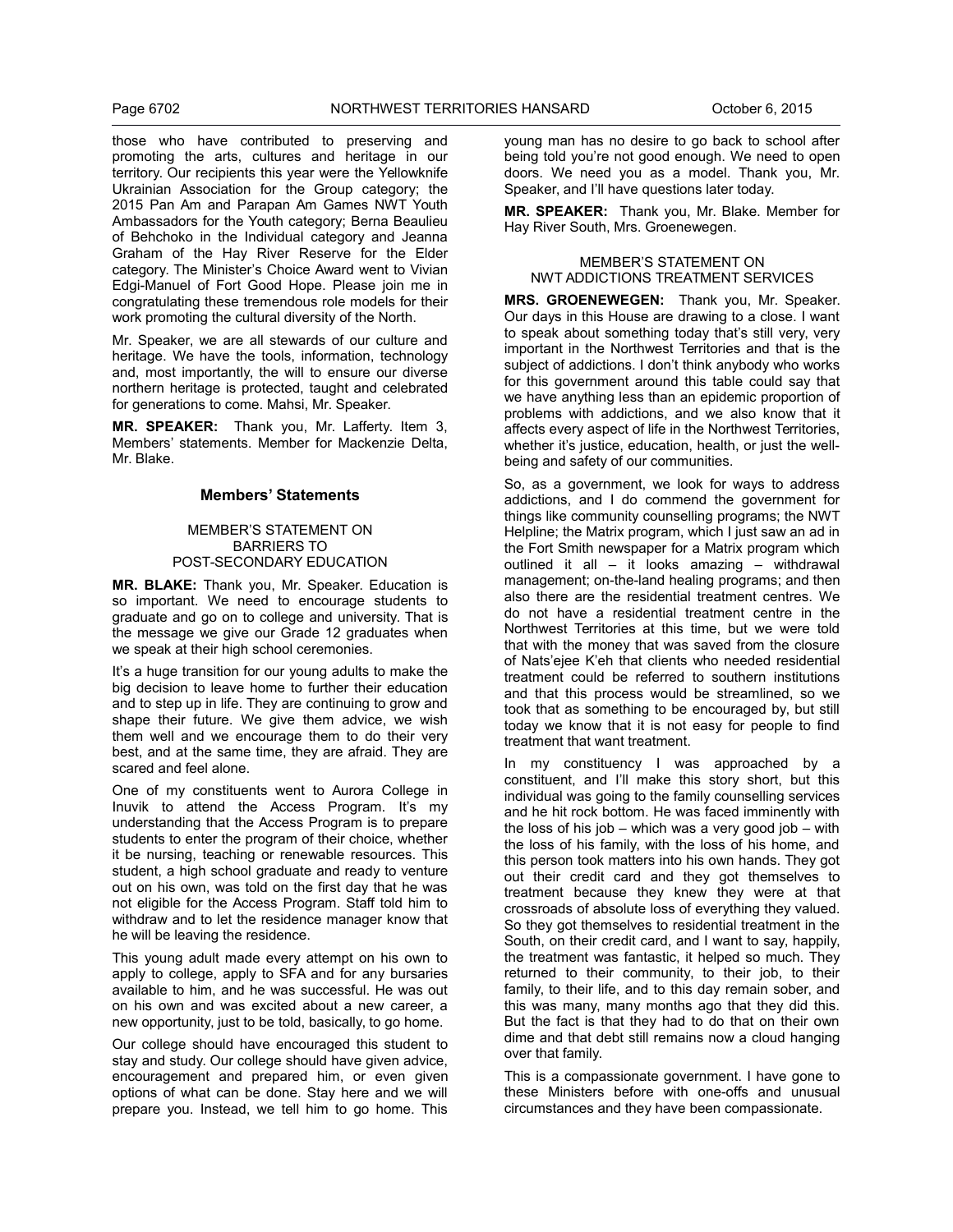those who have contributed to preserving and promoting the arts, cultures and heritage in our territory. Our recipients this year were the Yellowknife Ukrainian Association for the Group category; the 2015 Pan Am and Parapan Am Games NWT Youth Ambassadors for the Youth category; Berna Beaulieu of Behchoko in the Individual category and Jeanna Graham of the Hay River Reserve for the Elder category. The Minister's Choice Award went to Vivian Edgi-Manuel of Fort Good Hope. Please join me in congratulating these tremendous role models for their work promoting the cultural diversity of the North.

Mr. Speaker, we are all stewards of our culture and heritage. We have the tools, information, technology and, most importantly, the will to ensure our diverse northern heritage is protected, taught and celebrated for generations to come. Mahsi, Mr. Speaker.

**MR. SPEAKER:** Thank you, Mr. Lafferty. Item 3, Members' statements. Member for Mackenzie Delta, Mr. Blake.

## Members' Statements

### MEMBER'S STATEMENT ON BARRIERS TO POST-SECONDARY EDUCATION

**MR. BLAKE:** Thank you, Mr. Speaker. Education is so important. We need to encourage students to graduate and go on to college and university. That is the message we give our Grade 12 graduates when we speak at their high school ceremonies.

It's a huge transition for our young adults to make the big decision to leave home to further their education and to step up in life. They are continuing to grow and shape their future. We give them advice, we wish them well and we encourage them to do their very best, and at the same time, they are afraid. They are scared and feel alone.

One of my constituents went to Aurora College in Inuvik to attend the Access Program. It's my understanding that the Access Program is to prepare students to enter the program of their choice, whether it be nursing, teaching or renewable resources. This student, a high school graduate and ready to venture out on his own, was told on the first day that he was not eligible for the Access Program. Staff told him to withdraw and to let the residence manager know that he will be leaving the residence.

This young adult made every attempt on his own to apply to college, apply to SFA and for any bursaries available to him, and he was successful. He was out on his own and was excited about a new career, a new opportunity, just to be told, basically, to go home.

Our college should have encouraged this student to stay and study. Our college should have given advice, encouragement and prepared him, or even given options of what can be done. Stay here and we will prepare you. Instead, we tell him to go home. This young man has no desire to go back to school after being told you're not good enough. We need to open doors. We need you as a model. Thank you, Mr. Speaker, and I'll have questions later today.

**MR. SPEAKER:** Thank you, Mr. Blake. Member for Hay River South, Mrs. Groenewegen.

### MEMBER'S STATEMENT ON NWT ADDICTIONS TREATMENT SERVICES

**MRS. GROENEWEGEN:** Thank you, Mr. Speaker. Our days in this House are drawing to a close. I want to speak about something today that's still very, very important in the Northwest Territories and that is the subject of addictions. I don't think anybody who works for this government around this table could say that we have anything less than an epidemic proportion of problems with addictions, and we also know that it affects every aspect of life in the Northwest Territories, whether it's justice, education, health, or just the well-being and safety of our communities.

So, as a government, we look for ways to address addictions, and I do commend the government for things like community counselling programs; the NWT Helpline; the Matrix program, which I just saw an ad in the Fort Smith newspaper for a Matrix program which outlined it all – it looks amazing – withdrawal management; on-the-land healing programs; and then also there are the residential treatment centres. We do not have a residential treatment centre in the Northwest Territories at this time, but we were told that with the money that was saved from the closure of Nats'ejee K'eh that clients who needed residential treatment could be referred to southern institutions and that this process would be streamlined, so we took that as something to be encouraged by, but still today we know that it is not easy for people to find treatment that want treatment.

In my constituency I was approached by a constituent, and I'll make this story short, but this individual was going to the family counselling services and he hit rock bottom. He was faced imminently with the loss of his job – which was a very good job – with the loss of his family, with the loss of his home, and this person took matters into his own hands. They got out their credit card and they got themselves to treatment because they knew they were at that crossroads of absolute loss of everything they valued. So they got themselves to residential treatment in the South, on their credit card, and I want to say, happily, the treatment was fantastic, it helped so much. They returned to their community, to their job, to their family, to their life, and to this day remain sober, and this was many, many months ago that they did this. But the fact is that they had to do that on their own dime and that debt still remains now a cloud hanging over that family.

This is a compassionate government. I have gone to these Ministers before with one-offs and unusual circumstances and they have been compassionate.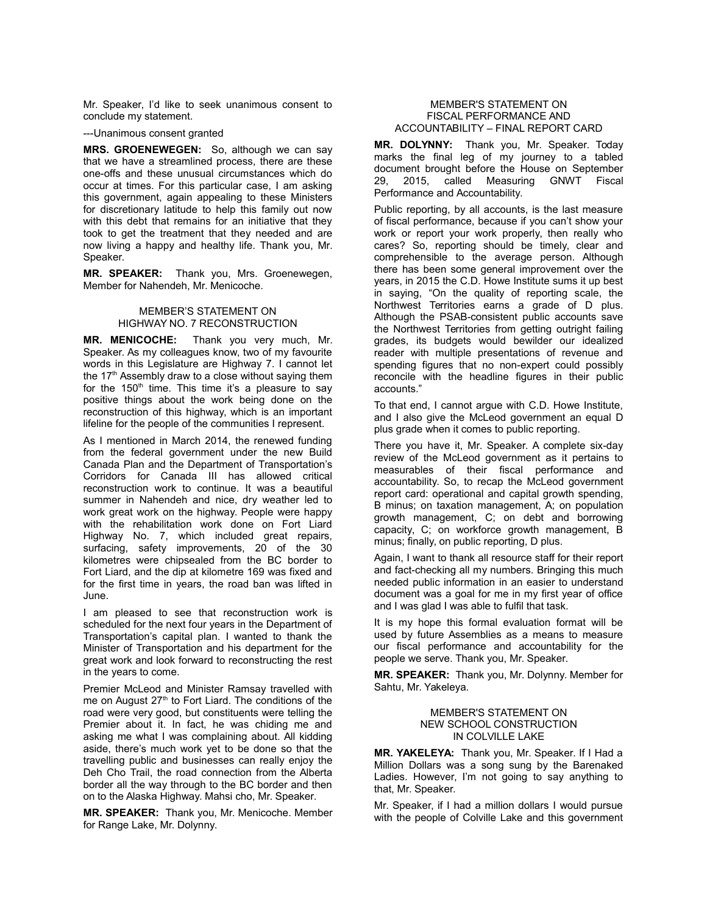Mr. Speaker, I'd like to seek unanimous consent to conclude my statement.

---Unanimous consent granted

**MRS. GROENEWEGEN:** So, although we can say that we have a streamlined process, there are these one-offs and these unusual circumstances which do occur at times. For this particular case, I am asking this government, again appealing to these Ministers for discretionary latitude to help this family out now with this debt that remains for an initiative that they took to get the treatment that they needed and are now living a happy and healthy life. Thank you, Mr. Speaker.

**MR. SPEAKER:** Thank you, Mrs. Groenewegen, Member for Nahendeh, Mr. Menicoche.

### MEMBER'S STATEMENT ON HIGHWAY NO. 7 RECONSTRUCTION

**MR. MENICOCHE:** Thank you very much, Mr. Speaker. As my colleagues know, two of my favourite words in this Legislature are Highway 7. I cannot let the 17th Assembly draw to a close without saying them for the 150th time. This time it's a pleasure to say positive things about the work being done on the reconstruction of this highway, which is an important lifeline for the people of the communities I represent.

As I mentioned in March 2014, the renewed funding from the federal government under the new Build Canada Plan and the Department of Transportation's Corridors for Canada III has allowed critical reconstruction work to continue. It was a beautiful summer in Nahendeh and nice, dry weather led to work great work on the highway. People were happy with the rehabilitation work done on Fort Liard Highway No. 7, which included great repairs, surfacing, safety improvements, 20 of the 30 kilometres were chipsealed from the BC border to Fort Liard, and the dip at kilometre 169 was fixed and for the first time in years, the road ban was lifted in June.

I am pleased to see that reconstruction work is scheduled for the next four years in the Department of Transportation's capital plan. I wanted to thank the Minister of Transportation and his department for the great work and look forward to reconstructing the rest in the years to come.

Premier McLeod and Minister Ramsay travelled with me on August 27th to Fort Liard. The conditions of the road were very good, but constituents were telling the Premier about it. In fact, he was chiding me and asking me what I was complaining about. All kidding aside, there's much work yet to be done so that the travelling public and businesses can really enjoy the Deh Cho Trail, the road connection from the Alberta border all the way through to the BC border and then on to the Alaska Highway. Mahsi cho, Mr. Speaker.

**MR. SPEAKER:** Thank you, Mr. Menicoche. Member for Range Lake, Mr. Dolynny.

### MEMBER'S STATEMENT ON FISCAL PERFORMANCE AND ACCOUNTABILITY – FINAL REPORT CARD

**MR. DOLYNNY:** Thank you, Mr. Speaker. Today marks the final leg of my journey to a tabled document brought before the House on September 29, 2015, called Measuring GNWT Fiscal Performance and Accountability.

Public reporting, by all accounts, is the last measure of fiscal performance, because if you can't show your work or report your work properly, then really who cares? So, reporting should be timely, clear and comprehensible to the average person. Although there has been some general improvement over the years, in 2015 the C.D. Howe Institute sums it up best in saying, "On the quality of reporting scale, the Northwest Territories earns a grade of D plus. Although the PSAB-consistent public accounts save the Northwest Territories from getting outright failing grades, its budgets would bewilder our idealized reader with multiple presentations of revenue and spending figures that no non-expert could possibly reconcile with the headline figures in their public accounts."

To that end, I cannot argue with C.D. Howe Institute, and I also give the McLeod government an equal D plus grade when it comes to public reporting.

There you have it, Mr. Speaker. A complete six-day review of the McLeod government as it pertains to measurables of their fiscal performance and accountability. So, to recap the McLeod government report card: operational and capital growth spending, B minus; on taxation management, A; on population growth management, C; on debt and borrowing capacity, C; on workforce growth management, B minus; finally, on public reporting, D plus.

Again, I want to thank all resource staff for their report and fact-checking all my numbers. Bringing this much needed public information in an easier to understand document was a goal for me in my first year of office and I was glad I was able to fulfil that task.

It is my hope this formal evaluation format will be used by future Assemblies as a means to measure our fiscal performance and accountability for the people we serve. Thank you, Mr. Speaker.

**MR. SPEAKER:** Thank you, Mr. Dolynny. Member for Sahtu, Mr. Yakeleya.

### MEMBER'S STATEMENT ON NEW SCHOOL CONSTRUCTION IN COLVILLE LAKE

**MR. YAKELEYA:** Thank you, Mr. Speaker. If I Had a Million Dollars was a song sung by the Barenaked Ladies. However, I'm not going to say anything to that, Mr. Speaker.

Mr. Speaker, if I had a million dollars I would pursue with the people of Colville Lake and this government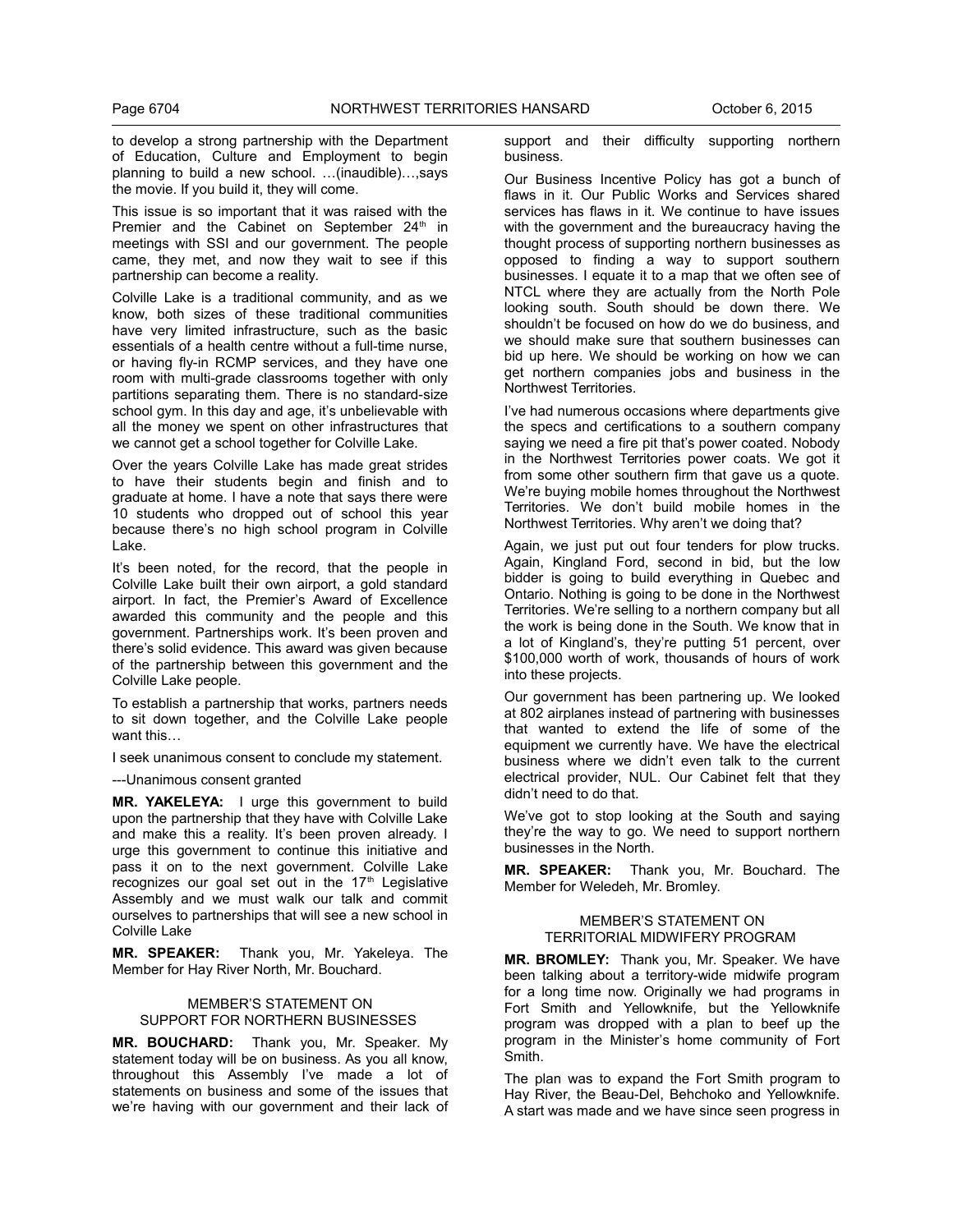to develop a strong partnership with the Department of Education, Culture and Employment to begin planning to build a new school. …(inaudible)…,says the movie. If you build it, they will come.

This issue is so important that it was raised with the Premier and the Cabinet on September 24th in meetings with SSI and our government. The people came, they met, and now they wait to see if this partnership can become a reality.

Colville Lake is a traditional community, and as we know, both sizes of these traditional communities have very limited infrastructure, such as the basic essentials of a health centre without a full-time nurse, or having fly-in RCMP services, and they have one room with multi-grade classrooms together with only partitions separating them. There is no standard-size school gym. In this day and age, it's unbelievable with all the money we spent on other infrastructures that we cannot get a school together for Colville Lake.

Over the years Colville Lake has made great strides to have their students begin and finish and to graduate at home. I have a note that says there were 10 students who dropped out of school this year because there's no high school program in Colville Lake.

It's been noted, for the record, that the people in Colville Lake built their own airport, a gold standard airport. In fact, the Premier's Award of Excellence awarded this community and the people and this government. Partnerships work. It's been proven and there's solid evidence. This award was given because of the partnership between this government and the Colville Lake people.

To establish a partnership that works, partners needs to sit down together, and the Colville Lake people want this…

I seek unanimous consent to conclude my statement.

---Unanimous consent granted

**MR. YAKELEYA:** I urge this government to build upon the partnership that they have with Colville Lake and make this a reality. It's been proven already. I urge this government to continue this initiative and pass it on to the next government. Colville Lake recognizes our goal set out in the 17th Legislative Assembly and we must walk our talk and commit ourselves to partnerships that will see a new school in Colville Lake

**MR. SPEAKER:** Thank you, Mr. Yakeleya. The Member for Hay River North, Mr. Bouchard.

### MEMBER'S STATEMENT ON SUPPORT FOR NORTHERN BUSINESSES

**MR. BOUCHARD:** Thank you, Mr. Speaker. My statement today will be on business. As you all know, throughout this Assembly I've made a lot of statements on business and some of the issues that we're having with our government and their lack of support and their difficulty supporting northern business.

Our Business Incentive Policy has got a bunch of flaws in it. Our Public Works and Services shared services has flaws in it. We continue to have issues with the government and the bureaucracy having the thought process of supporting northern businesses as opposed to finding a way to support southern businesses. I equate it to a map that we often see of NTCL where they are actually from the North Pole looking south. South should be down there. We shouldn't be focused on how do we do business, and we should make sure that southern businesses can bid up here. We should be working on how we can get northern companies jobs and business in the Northwest Territories.

I've had numerous occasions where departments give the specs and certifications to a southern company saying we need a fire pit that's power coated. Nobody in the Northwest Territories power coats. We got it from some other southern firm that gave us a quote. We're buying mobile homes throughout the Northwest Territories. We don't build mobile homes in the Northwest Territories. Why aren't we doing that?

Again, we just put out four tenders for plow trucks. Again, Kingland Ford, second in bid, but the low bidder is going to build everything in Quebec and Ontario. Nothing is going to be done in the Northwest Territories. We're selling to a northern company but all the work is being done in the South. We know that in a lot of Kingland's, they're putting 51 percent, over $100,000 worth of work, thousands of hours of work into these projects.

Our government has been partnering up. We looked at 802 airplanes instead of partnering with businesses that wanted to extend the life of some of the equipment we currently have. We have the electrical business where we didn't even talk to the current electrical provider, NUL. Our Cabinet felt that they didn't need to do that.

We've got to stop looking at the South and saying they're the way to go. We need to support northern businesses in the North.

**MR. SPEAKER:** Thank you, Mr. Bouchard. The Member for Weledeh, Mr. Bromley.

### MEMBER'S STATEMENT ON TERRITORIAL MIDWIFERY PROGRAM

**MR. BROMLEY:** Thank you, Mr. Speaker. We have been talking about a territory-wide midwife program for a long time now. Originally we had programs in Fort Smith and Yellowknife, but the Yellowknife program was dropped with a plan to beef up the program in the Minister's home community of Fort Smith.

The plan was to expand the Fort Smith program to Hay River, the Beau-Del, Behchoko and Yellowknife. A start was made and we have since seen progress in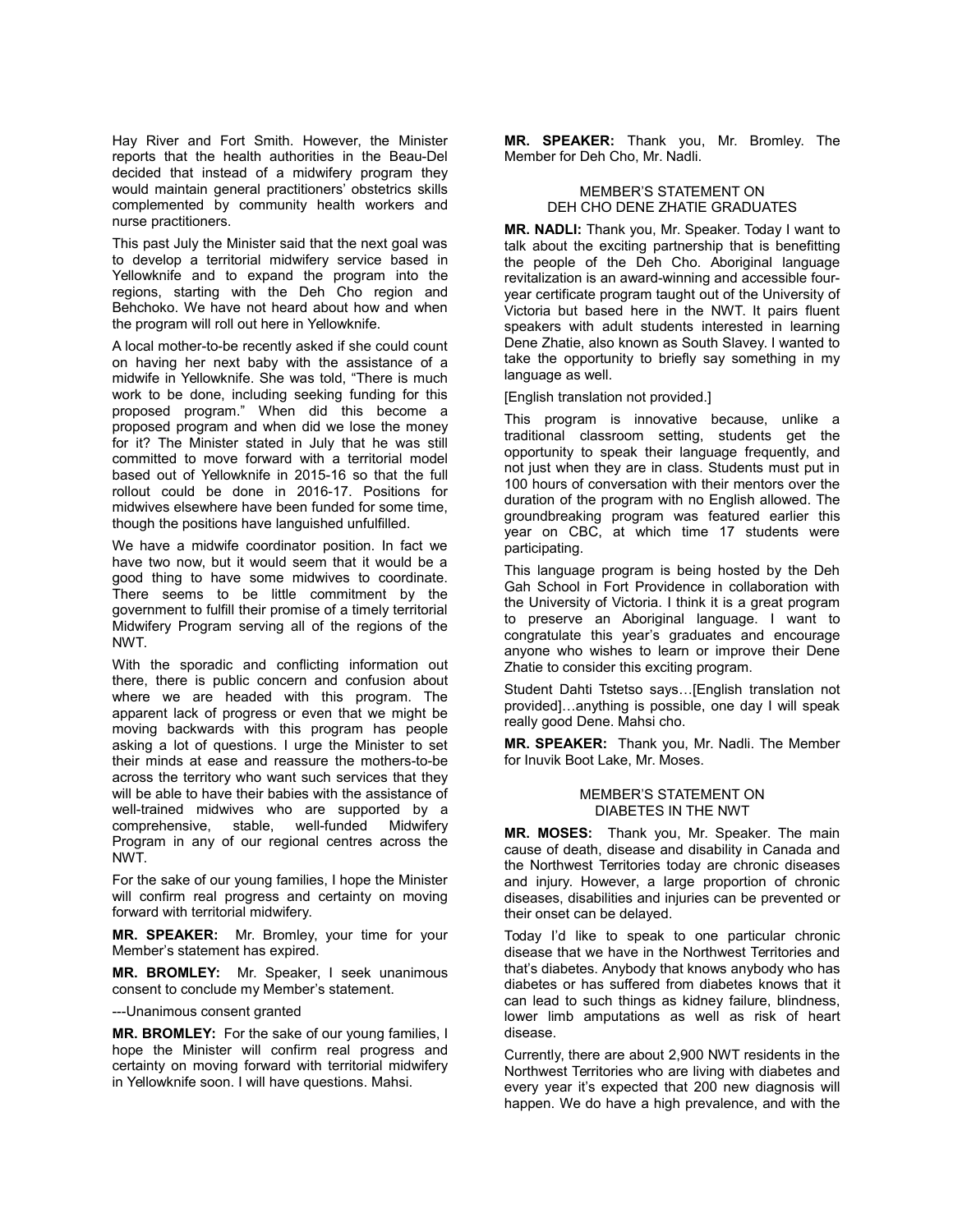Hay River and Fort Smith. However, the Minister reports that the health authorities in the Beau-Del decided that instead of a midwifery program they would maintain general practitioners' obstetrics skills complemented by community health workers and nurse practitioners.

This past July the Minister said that the next goal was to develop a territorial midwifery service based in Yellowknife and to expand the program into the regions, starting with the Deh Cho region and Behchoko. We have not heard about how and when the program will roll out here in Yellowknife.

A local mother-to-be recently asked if she could count on having her next baby with the assistance of a midwife in Yellowknife. She was told, "There is much work to be done, including seeking funding for this proposed program." When did this become a proposed program and when did we lose the money for it? The Minister stated in July that he was still committed to move forward with a territorial model based out of Yellowknife in 2015-16 so that the full rollout could be done in 2016-17. Positions for midwives elsewhere have been funded for some time, though the positions have languished unfulfilled.

We have a midwife coordinator position. In fact we have two now, but it would seem that it would be a good thing to have some midwives to coordinate. There seems to be little commitment by the government to fulfill their promise of a timely territorial Midwifery Program serving all of the regions of the NWT.

With the sporadic and conflicting information out there, there is public concern and confusion about where we are headed with this program. The apparent lack of progress or even that we might be moving backwards with this program has people asking a lot of questions. I urge the Minister to set their minds at ease and reassure the mothers-to-be across the territory who want such services that they will be able to have their babies with the assistance of well-trained midwives who are supported by a comprehensive, stable, well-funded Midwifery Program in any of our regional centres across the NWT.

For the sake of our young families, I hope the Minister will confirm real progress and certainty on moving forward with territorial midwifery.

**MR. SPEAKER:** Mr. Bromley, your time for your Member's statement has expired.

**MR. BROMLEY:** Mr. Speaker, I seek unanimous consent to conclude my Member's statement.

---Unanimous consent granted

**MR. BROMLEY:** For the sake of our young families, I hope the Minister will confirm real progress and certainty on moving forward with territorial midwifery in Yellowknife soon. I will have questions. Mahsi.

**MR. SPEAKER:** Thank you, Mr. Bromley. The Member for Deh Cho, Mr. Nadli.

### MEMBER'S STATEMENT ON DEH CHO DENE ZHATIE GRADUATES

**MR. NADLI:** Thank you, Mr. Speaker. Today I want to talk about the exciting partnership that is benefitting the people of the Deh Cho. Aboriginal language revitalization is an award-winning and accessible four-year certificate program taught out of the University of Victoria but based here in the NWT. It pairs fluent speakers with adult students interested in learning Dene Zhatie, also known as South Slavey. I wanted to take the opportunity to briefly say something in my language as well.

[English translation not provided.]

This program is innovative because, unlike a traditional classroom setting, students get the opportunity to speak their language frequently, and not just when they are in class. Students must put in 100 hours of conversation with their mentors over the duration of the program with no English allowed. The groundbreaking program was featured earlier this year on CBC, at which time 17 students were participating.

This language program is being hosted by the Deh Gah School in Fort Providence in collaboration with the University of Victoria. I think it is a great program to preserve an Aboriginal language. I want to congratulate this year's graduates and encourage anyone who wishes to learn or improve their Dene Zhatie to consider this exciting program.

Student Dahti Tstetso says…[English translation not provided]…anything is possible, one day I will speak really good Dene. Mahsi cho.

**MR. SPEAKER:** Thank you, Mr. Nadli. The Member for Inuvik Boot Lake, Mr. Moses.

### MEMBER'S STATEMENT ON DIABETES IN THE NWT

**MR. MOSES:** Thank you, Mr. Speaker. The main cause of death, disease and disability in Canada and the Northwest Territories today are chronic diseases and injury. However, a large proportion of chronic diseases, disabilities and injuries can be prevented or their onset can be delayed.

Today I'd like to speak to one particular chronic disease that we have in the Northwest Territories and that's diabetes. Anybody that knows anybody who has diabetes or has suffered from diabetes knows that it can lead to such things as kidney failure, blindness, lower limb amputations as well as risk of heart disease.

Currently, there are about 2,900 NWT residents in the Northwest Territories who are living with diabetes and every year it's expected that 200 new diagnosis will happen. We do have a high prevalence, and with the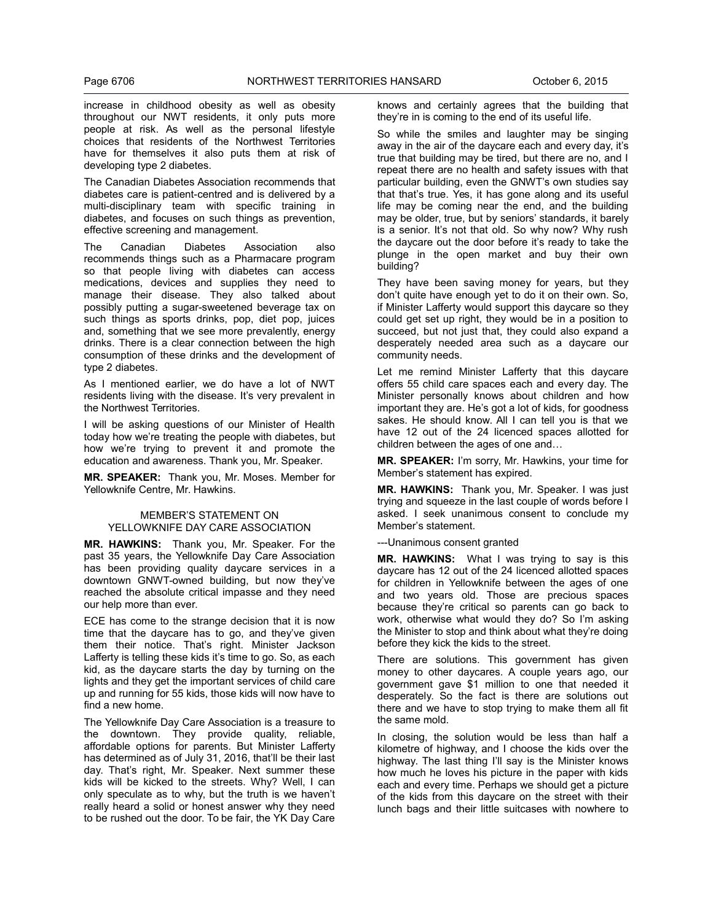increase in childhood obesity as well as obesity throughout our NWT residents, it only puts more people at risk. As well as the personal lifestyle choices that residents of the Northwest Territories have for themselves it also puts them at risk of developing type 2 diabetes.

The Canadian Diabetes Association recommends that diabetes care is patient-centred and is delivered by a multi-disciplinary team with specific training in diabetes, and focuses on such things as prevention, effective screening and management.

The Canadian Diabetes Association also recommends things such as a Pharmacare program so that people living with diabetes can access medications, devices and supplies they need to manage their disease. They also talked about possibly putting a sugar-sweetened beverage tax on such things as sports drinks, pop, diet pop, juices and, something that we see more prevalently, energy drinks. There is a clear connection between the high consumption of these drinks and the development of type 2 diabetes.

As I mentioned earlier, we do have a lot of NWT residents living with the disease. It's very prevalent in the Northwest Territories.

I will be asking questions of our Minister of Health today how we're treating the people with diabetes, but how we're trying to prevent it and promote the education and awareness. Thank you, Mr. Speaker.

**MR. SPEAKER:** Thank you, Mr. Moses. Member for Yellowknife Centre, Mr. Hawkins.

## MEMBER'S STATEMENT ON YELLOWKNIFE DAY CARE ASSOCIATION

**MR. HAWKINS:** Thank you, Mr. Speaker. For the past 35 years, the Yellowknife Day Care Association has been providing quality daycare services in a downtown GNWT-owned building, but now they've reached the absolute critical impasse and they need our help more than ever.

ECE has come to the strange decision that it is now time that the daycare has to go, and they've given them their notice. That's right. Minister Jackson Lafferty is telling these kids it's time to go. So, as each kid, as the daycare starts the day by turning on the lights and they get the important services of child care up and running for 55 kids, those kids will now have to find a new home.

The Yellowknife Day Care Association is a treasure to the downtown. They provide quality, reliable, affordable options for parents. But Minister Lafferty has determined as of July 31, 2016, that'll be their last day. That's right, Mr. Speaker. Next summer these kids will be kicked to the streets. Why? Well, I can only speculate as to why, but the truth is we haven't really heard a solid or honest answer why they need to be rushed out the door. To be fair, the YK Day Care knows and certainly agrees that the building that they're in is coming to the end of its useful life.

So while the smiles and laughter may be singing away in the air of the daycare each and every day, it's true that building may be tired, but there are no, and I repeat there are no health and safety issues with that particular building, even the GNWT's own studies say that that's true. Yes, it has gone along and its useful life may be coming near the end, and the building may be older, true, but by seniors' standards, it barely is a senior. It's not that old. So why now? Why rush the daycare out the door before it's ready to take the plunge in the open market and buy their own building?

They have been saving money for years, but they don't quite have enough yet to do it on their own. So, if Minister Lafferty would support this daycare so they could get set up right, they would be in a position to succeed, but not just that, they could also expand a desperately needed area such as a daycare our community needs.

Let me remind Minister Lafferty that this daycare offers 55 child care spaces each and every day. The Minister personally knows about children and how important they are. He's got a lot of kids, for goodness sakes. He should know. All I can tell you is that we have 12 out of the 24 licenced spaces allotted for children between the ages of one and…

**MR. SPEAKER:** I'm sorry, Mr. Hawkins, your time for Member's statement has expired.

**MR. HAWKINS:** Thank you, Mr. Speaker. I was just trying and squeeze in the last couple of words before I asked. I seek unanimous consent to conclude my Member's statement.

---Unanimous consent granted

**MR. HAWKINS:** What I was trying to say is this daycare has 12 out of the 24 licenced allotted spaces for children in Yellowknife between the ages of one and two years old. Those are precious spaces because they're critical so parents can go back to work, otherwise what would they do? So I'm asking the Minister to stop and think about what they're doing before they kick the kids to the street.

There are solutions. This government has given money to other daycares. A couple years ago, our government gave $1 million to one that needed it desperately. So the fact is there are solutions out there and we have to stop trying to make them all fit the same mold.

In closing, the solution would be less than half a kilometre of highway, and I choose the kids over the highway. The last thing I'll say is the Minister knows how much he loves his picture in the paper with kids each and every time. Perhaps we should get a picture of the kids from this daycare on the street with their lunch bags and their little suitcases with nowhere to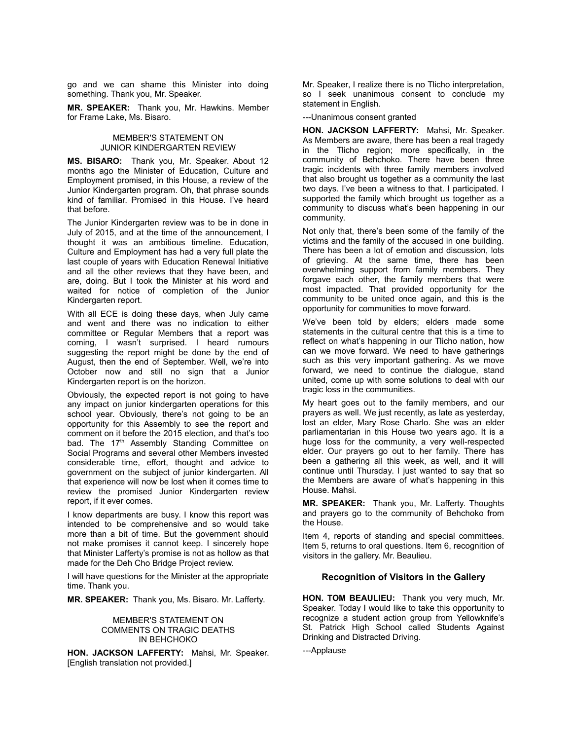go and we can shame this Minister into doing something. Thank you, Mr. Speaker.

**MR. SPEAKER:** Thank you, Mr. Hawkins. Member for Frame Lake, Ms. Bisaro.

MEMBER'S STATEMENT ON
JUNIOR KINDERGARTEN REVIEW

**MS. BISARO:** Thank you, Mr. Speaker. About 12 months ago the Minister of Education, Culture and Employment promised, in this House, a review of the Junior Kindergarten program. Oh, that phrase sounds kind of familiar. Promised in this House. I've heard that before.

The Junior Kindergarten review was to be in done in July of 2015, and at the time of the announcement, I thought it was an ambitious timeline. Education, Culture and Employment has had a very full plate the last couple of years with Education Renewal Initiative and all the other reviews that they have been, and are, doing. But I took the Minister at his word and waited for notice of completion of the Junior Kindergarten report.

With all ECE is doing these days, when July came and went and there was no indication to either committee or Regular Members that a report was coming, I wasn't surprised. I heard rumours suggesting the report might be done by the end of August, then the end of September. Well, we're into October now and still no sign that a Junior Kindergarten report is on the horizon.

Obviously, the expected report is not going to have any impact on junior kindergarten operations for this school year. Obviously, there's not going to be an opportunity for this Assembly to see the report and comment on it before the 2015 election, and that's too bad. The 17th Assembly Standing Committee on Social Programs and several other Members invested considerable time, effort, thought and advice to government on the subject of junior kindergarten. All that experience will now be lost when it comes time to review the promised Junior Kindergarten review report, if it ever comes.

I know departments are busy. I know this report was intended to be comprehensive and so would take more than a bit of time. But the government should not make promises it cannot keep. I sincerely hope that Minister Lafferty's promise is not as hollow as that made for the Deh Cho Bridge Project review.

I will have questions for the Minister at the appropriate time. Thank you.

**MR. SPEAKER:** Thank you, Ms. Bisaro. Mr. Lafferty.

MEMBER'S STATEMENT ON
COMMENTS ON TRAGIC DEATHS
IN BEHCHOKO

**HON. JACKSON LAFFERTY:** Mahsi, Mr. Speaker. [English translation not provided.]

Mr. Speaker, I realize there is no Tlicho interpretation, so I seek unanimous consent to conclude my statement in English.

---Unanimous consent granted

**HON. JACKSON LAFFERTY:** Mahsi, Mr. Speaker. As Members are aware, there has been a real tragedy in the Tlicho region; more specifically, in the community of Behchoko. There have been three tragic incidents with three family members involved that also brought us together as a community the last two days. I've been a witness to that. I participated. I supported the family which brought us together as a community to discuss what's been happening in our community.

Not only that, there's been some of the family of the victims and the family of the accused in one building. There has been a lot of emotion and discussion, lots of grieving. At the same time, there has been overwhelming support from family members. They forgave each other, the family members that were most impacted. That provided opportunity for the community to be united once again, and this is the opportunity for communities to move forward.

We've been told by elders; elders made some statements in the cultural centre that this is a time to reflect on what's happening in our Tlicho nation, how can we move forward. We need to have gatherings such as this very important gathering. As we move forward, we need to continue the dialogue, stand united, come up with some solutions to deal with our tragic loss in the communities.

My heart goes out to the family members, and our prayers as well. We just recently, as late as yesterday, lost an elder, Mary Rose Charlo. She was an elder parliamentarian in this House two years ago. It is a huge loss for the community, a very well-respected elder. Our prayers go out to her family. There has been a gathering all this week, as well, and it will continue until Thursday. I just wanted to say that so the Members are aware of what's happening in this House. Mahsi.

**MR. SPEAKER:** Thank you, Mr. Lafferty. Thoughts and prayers go to the community of Behchoko from the House.

Item 4, reports of standing and special committees. Item 5, returns to oral questions. Item 6, recognition of visitors in the gallery. Mr. Beaulieu.

## Recognition of Visitors in the Gallery

**HON. TOM BEAULIEU:** Thank you very much, Mr. Speaker. Today I would like to take this opportunity to recognize a student action group from Yellowknife's St. Patrick High School called Students Against Drinking and Distracted Driving.

---Applause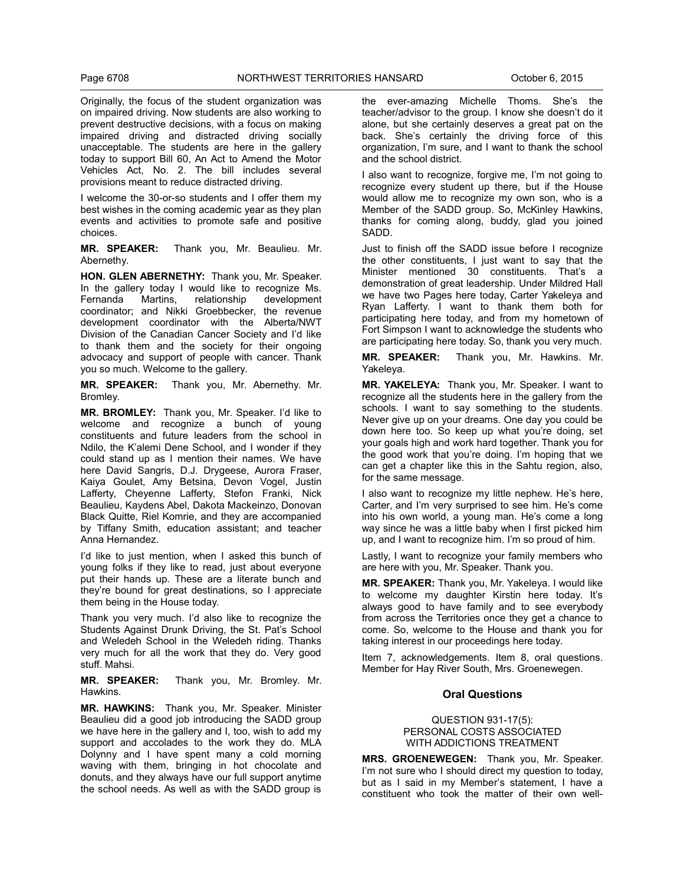Originally, the focus of the student organization was on impaired driving. Now students are also working to prevent destructive decisions, with a focus on making impaired driving and distracted driving socially unacceptable. The students are here in the gallery today to support Bill 60, An Act to Amend the Motor Vehicles Act, No. 2. The bill includes several provisions meant to reduce distracted driving.

I welcome the 30-or-so students and I offer them my best wishes in the coming academic year as they plan events and activities to promote safe and positive choices.

**MR. SPEAKER:** Thank you, Mr. Beaulieu. Mr. Abernethy.

**HON. GLEN ABERNETHY:** Thank you, Mr. Speaker. In the gallery today I would like to recognize Ms. Fernanda Martins, relationship development coordinator; and Nikki Groebbecker, the revenue development coordinator with the Alberta/NWT Division of the Canadian Cancer Society and I'd like to thank them and the society for their ongoing advocacy and support of people with cancer. Thank you so much. Welcome to the gallery.

**MR. SPEAKER:** Thank you, Mr. Abernethy. Mr. Bromley.

**MR. BROMLEY:** Thank you, Mr. Speaker. I'd like to welcome and recognize a bunch of young constituents and future leaders from the school in Ndilo, the K'alemi Dene School, and I wonder if they could stand up as I mention their names. We have here David Sangris, D.J. Drygeese, Aurora Fraser, Kaiya Goulet, Amy Betsina, Devon Vogel, Justin Lafferty, Cheyenne Lafferty, Stefon Franki, Nick Beaulieu, Kaydens Abel, Dakota Mackeinzo, Donovan Black Quitte, Riel Komrie, and they are accompanied by Tiffany Smith, education assistant; and teacher Anna Hernandez.

I'd like to just mention, when I asked this bunch of young folks if they like to read, just about everyone put their hands up. These are a literate bunch and they're bound for great destinations, so I appreciate them being in the House today.

Thank you very much. I'd also like to recognize the Students Against Drunk Driving, the St. Pat's School and Weledeh School in the Weledeh riding. Thanks very much for all the work that they do. Very good stuff. Mahsi.

**MR. SPEAKER:** Thank you, Mr. Bromley. Mr. Hawkins.

**MR. HAWKINS:** Thank you, Mr. Speaker. Minister Beaulieu did a good job introducing the SADD group we have here in the gallery and I, too, wish to add my support and accolades to the work they do. MLA Dolynny and I have spent many a cold morning waving with them, bringing in hot chocolate and donuts, and they always have our full support anytime the school needs. As well as with the SADD group is the ever-amazing Michelle Thoms. She's the teacher/advisor to the group. I know she doesn't do it alone, but she certainly deserves a great pat on the back. She's certainly the driving force of this organization, I'm sure, and I want to thank the school and the school district.

I also want to recognize, forgive me, I'm not going to recognize every student up there, but if the House would allow me to recognize my own son, who is a Member of the SADD group. So, McKinley Hawkins, thanks for coming along, buddy, glad you joined SADD.

Just to finish off the SADD issue before I recognize the other constituents, I just want to say that the Minister mentioned 30 constituents. That's a demonstration of great leadership. Under Mildred Hall we have two Pages here today, Carter Yakeleya and Ryan Lafferty. I want to thank them both for participating here today, and from my hometown of Fort Simpson I want to acknowledge the students who are participating here today. So, thank you very much.

**MR. SPEAKER:** Thank you, Mr. Hawkins. Mr. Yakeleya.

**MR. YAKELEYA:** Thank you, Mr. Speaker. I want to recognize all the students here in the gallery from the schools. I want to say something to the students. Never give up on your dreams. One day you could be down here too. So keep up what you're doing, set your goals high and work hard together. Thank you for the good work that you're doing. I'm hoping that we can get a chapter like this in the Sahtu region, also, for the same message.

I also want to recognize my little nephew. He's here, Carter, and I'm very surprised to see him. He's come into his own world, a young man. He's come a long way since he was a little baby when I first picked him up, and I want to recognize him. I'm so proud of him.

Lastly, I want to recognize your family members who are here with you, Mr. Speaker. Thank you.

**MR. SPEAKER:** Thank you, Mr. Yakeleya. I would like to welcome my daughter Kirstin here today. It's always good to have family and to see everybody from across the Territories once they get a chance to come. So, welcome to the House and thank you for taking interest in our proceedings here today.

Item 7, acknowledgements. Item 8, oral questions. Member for Hay River South, Mrs. Groenewegen.

## Oral Questions

### QUESTION 931-17(5): PERSONAL COSTS ASSOCIATED WITH ADDICTIONS TREATMENT

**MRS. GROENEWEGEN:** Thank you, Mr. Speaker. I'm not sure who I should direct my question to today, but as I said in my Member's statement, I have a constituent who took the matter of their own well-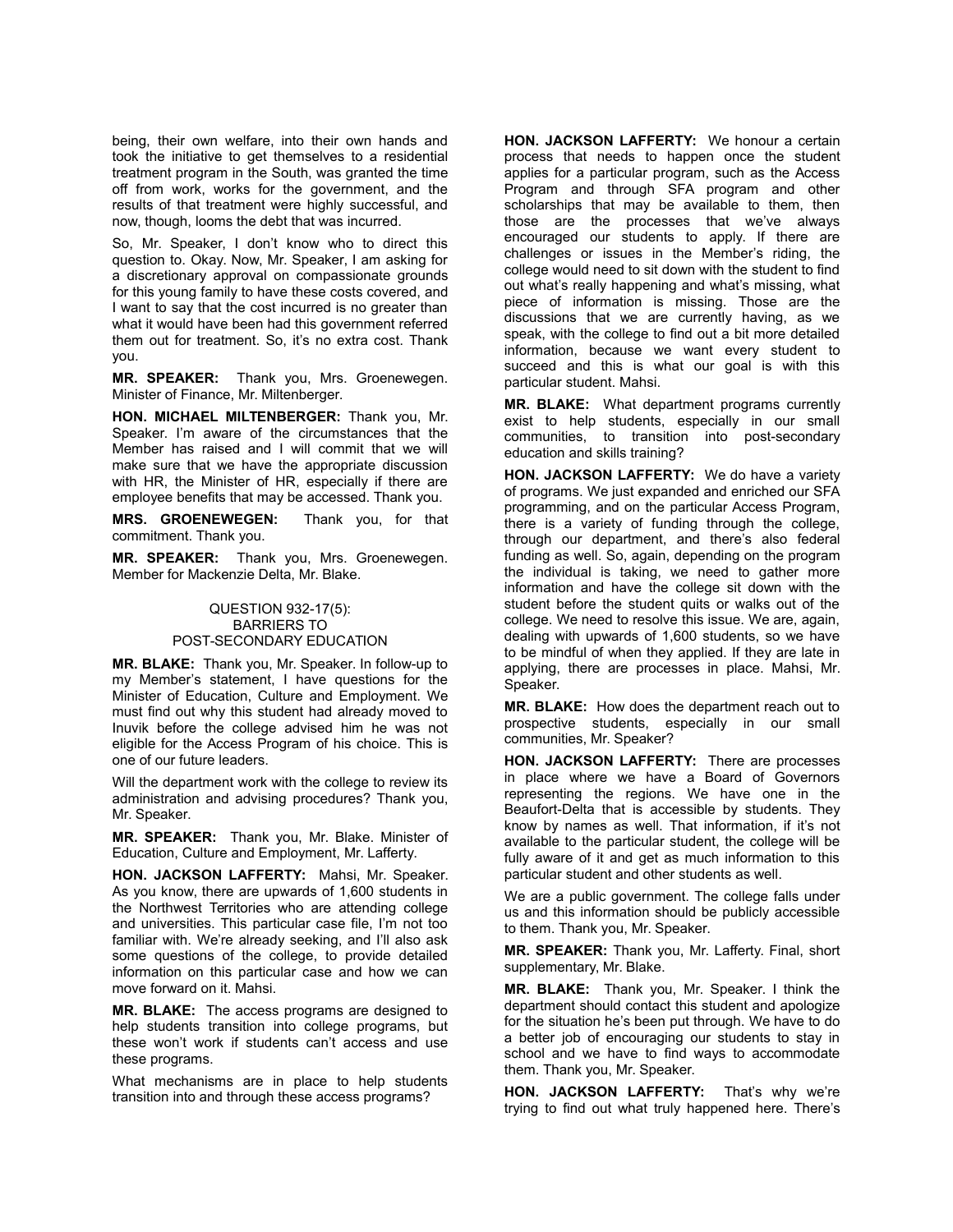being, their own welfare, into their own hands and took the initiative to get themselves to a residential treatment program in the South, was granted the time off from work, works for the government, and the results of that treatment were highly successful, and now, though, looms the debt that was incurred.

So, Mr. Speaker, I don't know who to direct this question to. Okay. Now, Mr. Speaker, I am asking for a discretionary approval on compassionate grounds for this young family to have these costs covered, and I want to say that the cost incurred is no greater than what it would have been had this government referred them out for treatment. So, it's no extra cost. Thank you.

**MR. SPEAKER:** Thank you, Mrs. Groenewegen. Minister of Finance, Mr. Miltenberger.

**HON. MICHAEL MILTENBERGER:** Thank you, Mr. Speaker. I'm aware of the circumstances that the Member has raised and I will commit that we will make sure that we have the appropriate discussion with HR, the Minister of HR, especially if there are employee benefits that may be accessed. Thank you.

**MRS. GROENEWEGEN:** Thank you, for that commitment. Thank you.

**MR. SPEAKER:** Thank you, Mrs. Groenewegen. Member for Mackenzie Delta, Mr. Blake.

### QUESTION 932-17(5): BARRIERS TO POST-SECONDARY EDUCATION

**MR. BLAKE:** Thank you, Mr. Speaker. In follow-up to my Member's statement, I have questions for the Minister of Education, Culture and Employment. We must find out why this student had already moved to Inuvik before the college advised him he was not eligible for the Access Program of his choice. This is one of our future leaders.

Will the department work with the college to review its administration and advising procedures? Thank you, Mr. Speaker.

**MR. SPEAKER:** Thank you, Mr. Blake. Minister of Education, Culture and Employment, Mr. Lafferty.

**HON. JACKSON LAFFERTY:** Mahsi, Mr. Speaker. As you know, there are upwards of 1,600 students in the Northwest Territories who are attending college and universities. This particular case file, I'm not too familiar with. We're already seeking, and I'll also ask some questions of the college, to provide detailed information on this particular case and how we can move forward on it. Mahsi.

**MR. BLAKE:** The access programs are designed to help students transition into college programs, but these won't work if students can't access and use these programs.

What mechanisms are in place to help students transition into and through these access programs?

**HON. JACKSON LAFFERTY:** We honour a certain process that needs to happen once the student applies for a particular program, such as the Access Program and through SFA program and other scholarships that may be available to them, then those are the processes that we've always encouraged our students to apply. If there are challenges or issues in the Member's riding, the college would need to sit down with the student to find out what's really happening and what's missing, what piece of information is missing. Those are the discussions that we are currently having, as we speak, with the college to find out a bit more detailed information, because we want every student to succeed and this is what our goal is with this particular student. Mahsi.

**MR. BLAKE:** What department programs currently exist to help students, especially in our small communities, to transition into post-secondary education and skills training?

**HON. JACKSON LAFFERTY:** We do have a variety of programs. We just expanded and enriched our SFA programming, and on the particular Access Program, there is a variety of funding through the college, through our department, and there's also federal funding as well. So, again, depending on the program the individual is taking, we need to gather more information and have the college sit down with the student before the student quits or walks out of the college. We need to resolve this issue. We are, again, dealing with upwards of 1,600 students, so we have to be mindful of when they applied. If they are late in applying, there are processes in place. Mahsi, Mr. Speaker.

**MR. BLAKE:** How does the department reach out to prospective students, especially in our small communities, Mr. Speaker?

**HON. JACKSON LAFFERTY:** There are processes in place where we have a Board of Governors representing the regions. We have one in the Beaufort-Delta that is accessible by students. They know by names as well. That information, if it's not available to the particular student, the college will be fully aware of it and get as much information to this particular student and other students as well.

We are a public government. The college falls under us and this information should be publicly accessible to them. Thank you, Mr. Speaker.

**MR. SPEAKER:** Thank you, Mr. Lafferty. Final, short supplementary, Mr. Blake.

**MR. BLAKE:** Thank you, Mr. Speaker. I think the department should contact this student and apologize for the situation he's been put through. We have to do a better job of encouraging our students to stay in school and we have to find ways to accommodate them. Thank you, Mr. Speaker.

**HON. JACKSON LAFFERTY:** That's why we're trying to find out what truly happened here. There's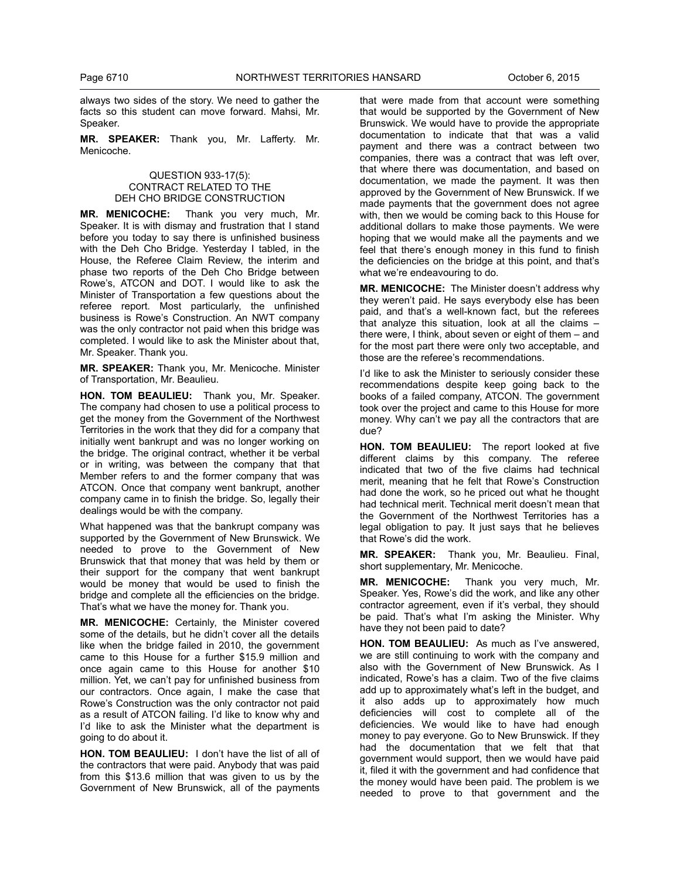always two sides of the story. We need to gather the facts so this student can move forward. Mahsi, Mr. Speaker.

**MR. SPEAKER:** Thank you, Mr. Lafferty. Mr. Menicoche.

### QUESTION 933-17(5): CONTRACT RELATED TO THE DEH CHO BRIDGE CONSTRUCTION

**MR. MENICOCHE:** Thank you very much, Mr. Speaker. It is with dismay and frustration that I stand before you today to say there is unfinished business with the Deh Cho Bridge. Yesterday I tabled, in the House, the Referee Claim Review, the interim and phase two reports of the Deh Cho Bridge between Rowe's, ATCON and DOT. I would like to ask the Minister of Transportation a few questions about the referee report. Most particularly, the unfinished business is Rowe's Construction. An NWT company was the only contractor not paid when this bridge was completed. I would like to ask the Minister about that, Mr. Speaker. Thank you.

**MR. SPEAKER:** Thank you, Mr. Menicoche. Minister of Transportation, Mr. Beaulieu.

**HON. TOM BEAULIEU:** Thank you, Mr. Speaker. The company had chosen to use a political process to get the money from the Government of the Northwest Territories in the work that they did for a company that initially went bankrupt and was no longer working on the bridge. The original contract, whether it be verbal or in writing, was between the company that that Member refers to and the former company that was ATCON. Once that company went bankrupt, another company came in to finish the bridge. So, legally their dealings would be with the company.

What happened was that the bankrupt company was supported by the Government of New Brunswick. We needed to prove to the Government of New Brunswick that that money that was held by them or their support for the company that went bankrupt would be money that would be used to finish the bridge and complete all the efficiencies on the bridge. That's what we have the money for. Thank you.

**MR. MENICOCHE:** Certainly, the Minister covered some of the details, but he didn't cover all the details like when the bridge failed in 2010, the government came to this House for a further $15.9 million and once again came to this House for another $10 million. Yet, we can't pay for unfinished business from our contractors. Once again, I make the case that Rowe's Construction was the only contractor not paid as a result of ATCON failing. I'd like to know why and I'd like to ask the Minister what the department is going to do about it.

**HON. TOM BEAULIEU:** I don't have the list of all of the contractors that were paid. Anybody that was paid from this $13.6 million that was given to us by the Government of New Brunswick, all of the payments that were made from that account were something that would be supported by the Government of New Brunswick. We would have to provide the appropriate documentation to indicate that that was a valid payment and there was a contract between two companies, there was a contract that was left over, that where there was documentation, and based on documentation, we made the payment. It was then approved by the Government of New Brunswick. If we made payments that the government does not agree with, then we would be coming back to this House for additional dollars to make those payments. We were hoping that we would make all the payments and we feel that there's enough money in this fund to finish the deficiencies on the bridge at this point, and that's what we're endeavouring to do.

**MR. MENICOCHE:** The Minister doesn't address why they weren't paid. He says everybody else has been paid, and that's a well-known fact, but the referees that analyze this situation, look at all the claims – there were, I think, about seven or eight of them – and for the most part there were only two acceptable, and those are the referee's recommendations.

I'd like to ask the Minister to seriously consider these recommendations despite keep going back to the books of a failed company, ATCON. The government took over the project and came to this House for more money. Why can't we pay all the contractors that are due?

**HON. TOM BEAULIEU:** The report looked at five different claims by this company. The referee indicated that two of the five claims had technical merit, meaning that he felt that Rowe's Construction had done the work, so he priced out what he thought had technical merit. Technical merit doesn't mean that the Government of the Northwest Territories has a legal obligation to pay. It just says that he believes that Rowe's did the work.

**MR. SPEAKER:** Thank you, Mr. Beaulieu. Final, short supplementary, Mr. Menicoche.

**MR. MENICOCHE:** Thank you very much, Mr. Speaker. Yes, Rowe's did the work, and like any other contractor agreement, even if it's verbal, they should be paid. That's what I'm asking the Minister. Why have they not been paid to date?

**HON. TOM BEAULIEU:** As much as I've answered, we are still continuing to work with the company and also with the Government of New Brunswick. As I indicated, Rowe's has a claim. Two of the five claims add up to approximately what's left in the budget, and it also adds up to approximately how much deficiencies will cost to complete all of the deficiencies. We would like to have had enough money to pay everyone. Go to New Brunswick. If they had the documentation that we felt that that government would support, then we would have paid it, filed it with the government and had confidence that the money would have been paid. The problem is we needed to prove to that government and the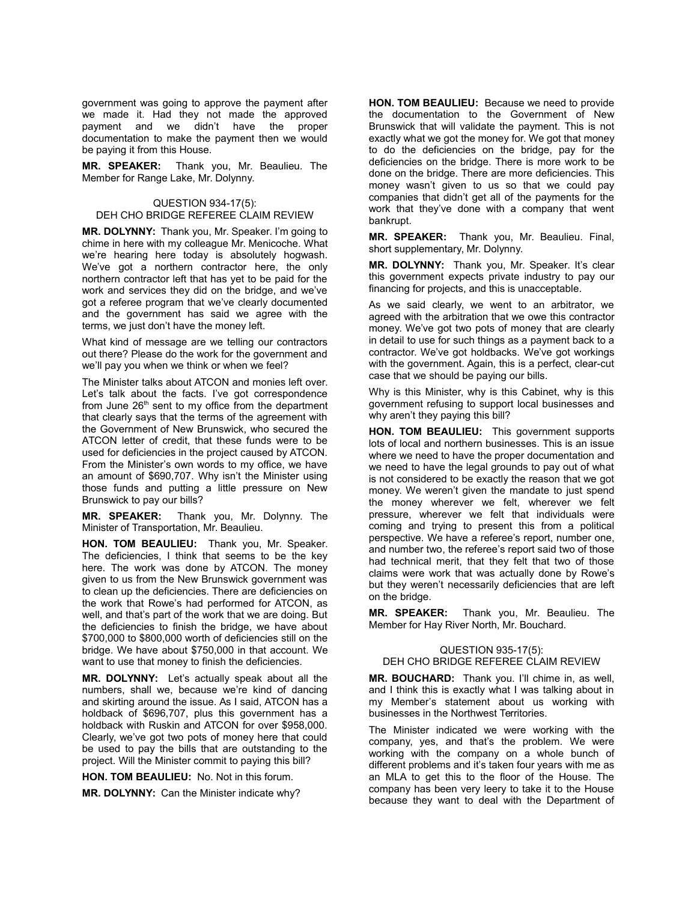government was going to approve the payment after we made it. Had they not made the approved payment and we didn't have the proper documentation to make the payment then we would be paying it from this House.

**MR. SPEAKER:** Thank you, Mr. Beaulieu. The Member for Range Lake, Mr. Dolynny.

### QUESTION 934-17(5): DEH CHO BRIDGE REFEREE CLAIM REVIEW

**MR. DOLYNNY:** Thank you, Mr. Speaker. I'm going to chime in here with my colleague Mr. Menicoche. What we're hearing here today is absolutely hogwash. We've got a northern contractor here, the only northern contractor left that has yet to be paid for the work and services they did on the bridge, and we've got a referee program that we've clearly documented and the government has said we agree with the terms, we just don't have the money left.

What kind of message are we telling our contractors out there? Please do the work for the government and we'll pay you when we think or when we feel?

The Minister talks about ATCON and monies left over. Let's talk about the facts. I've got correspondence from June 26th sent to my office from the department that clearly says that the terms of the agreement with the Government of New Brunswick, who secured the ATCON letter of credit, that these funds were to be used for deficiencies in the project caused by ATCON. From the Minister's own words to my office, we have an amount of $690,707. Why isn't the Minister using those funds and putting a little pressure on New Brunswick to pay our bills?

**MR. SPEAKER:** Thank you, Mr. Dolynny. The Minister of Transportation, Mr. Beaulieu.

**HON. TOM BEAULIEU:** Thank you, Mr. Speaker. The deficiencies, I think that seems to be the key here. The work was done by ATCON. The money given to us from the New Brunswick government was to clean up the deficiencies. There are deficiencies on the work that Rowe's had performed for ATCON, as well, and that's part of the work that we are doing. But the deficiencies to finish the bridge, we have about $700,000 to $800,000 worth of deficiencies still on the bridge. We have about $750,000 in that account. We want to use that money to finish the deficiencies.

**MR. DOLYNNY:** Let's actually speak about all the numbers, shall we, because we're kind of dancing and skirting around the issue. As I said, ATCON has a holdback of $696,707, plus this government has a holdback with Ruskin and ATCON for over $958,000. Clearly, we've got two pots of money here that could be used to pay the bills that are outstanding to the project. Will the Minister commit to paying this bill?

**HON. TOM BEAULIEU:** No. Not in this forum.

**MR. DOLYNNY:** Can the Minister indicate why?

**HON. TOM BEAULIEU:** Because we need to provide the documentation to the Government of New Brunswick that will validate the payment. This is not exactly what we got the money for. We got that money to do the deficiencies on the bridge, pay for the deficiencies on the bridge. There is more work to be done on the bridge. There are more deficiencies. This money wasn't given to us so that we could pay companies that didn't get all of the payments for the work that they've done with a company that went bankrupt.

**MR. SPEAKER:** Thank you, Mr. Beaulieu. Final, short supplementary, Mr. Dolynny.

**MR. DOLYNNY:** Thank you, Mr. Speaker. It's clear this government expects private industry to pay our financing for projects, and this is unacceptable.

As we said clearly, we went to an arbitrator, we agreed with the arbitration that we owe this contractor money. We've got two pots of money that are clearly in detail to use for such things as a payment back to a contractor. We've got holdbacks. We've got workings with the government. Again, this is a perfect, clear-cut case that we should be paying our bills.

Why is this Minister, why is this Cabinet, why is this government refusing to support local businesses and why aren't they paying this bill?

**HON. TOM BEAULIEU:** This government supports lots of local and northern businesses. This is an issue where we need to have the proper documentation and we need to have the legal grounds to pay out of what is not considered to be exactly the reason that we got money. We weren't given the mandate to just spend the money wherever we felt, wherever we felt pressure, wherever we felt that individuals were coming and trying to present this from a political perspective. We have a referee's report, number one, and number two, the referee's report said two of those had technical merit, that they felt that two of those claims were work that was actually done by Rowe's but they weren't necessarily deficiencies that are left on the bridge.

**MR. SPEAKER:** Thank you, Mr. Beaulieu. The Member for Hay River North, Mr. Bouchard.

### QUESTION 935-17(5): DEH CHO BRIDGE REFEREE CLAIM REVIEW

**MR. BOUCHARD:** Thank you. I'll chime in, as well, and I think this is exactly what I was talking about in my Member's statement about us working with businesses in the Northwest Territories.

The Minister indicated we were working with the company, yes, and that's the problem. We were working with the company on a whole bunch of different problems and it's taken four years with me as an MLA to get this to the floor of the House. The company has been very leery to take it to the House because they want to deal with the Department of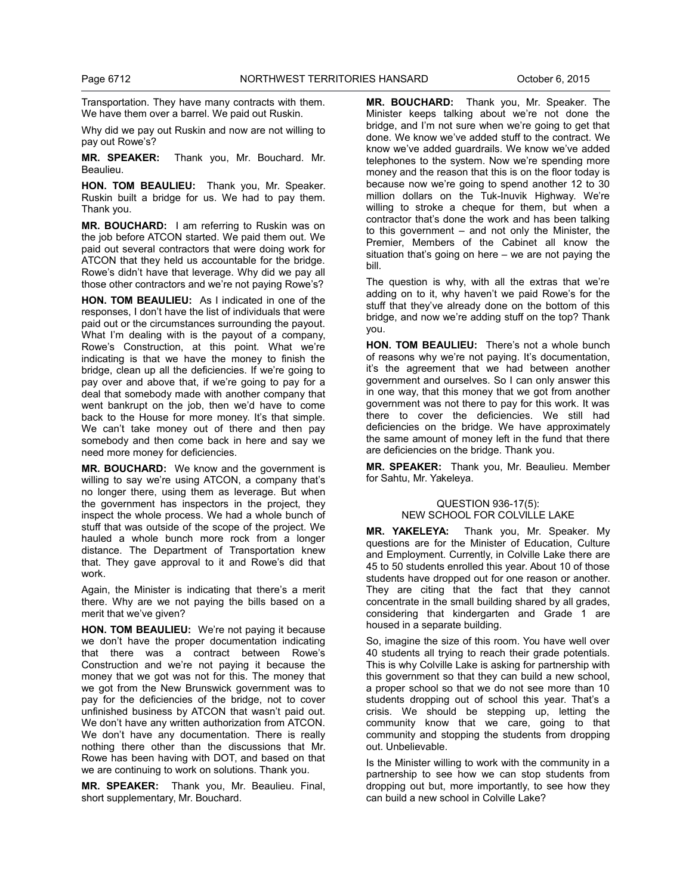Transportation. They have many contracts with them. We have them over a barrel. We paid out Ruskin.

Why did we pay out Ruskin and now are not willing to pay out Rowe's?

**MR. SPEAKER:** Thank you, Mr. Bouchard. Mr. Beaulieu.

**HON. TOM BEAULIEU:** Thank you, Mr. Speaker. Ruskin built a bridge for us. We had to pay them. Thank you.

**MR. BOUCHARD:** I am referring to Ruskin was on the job before ATCON started. We paid them out. We paid out several contractors that were doing work for ATCON that they held us accountable for the bridge. Rowe's didn't have that leverage. Why did we pay all those other contractors and we're not paying Rowe's?

**HON. TOM BEAULIEU:** As I indicated in one of the responses, I don't have the list of individuals that were paid out or the circumstances surrounding the payout. What I'm dealing with is the payout of a company, Rowe's Construction, at this point. What we're indicating is that we have the money to finish the bridge, clean up all the deficiencies. If we're going to pay over and above that, if we're going to pay for a deal that somebody made with another company that went bankrupt on the job, then we'd have to come back to the House for more money. It's that simple. We can't take money out of there and then pay somebody and then come back in here and say we need more money for deficiencies.

**MR. BOUCHARD:** We know and the government is willing to say we're using ATCON, a company that's no longer there, using them as leverage. But when the government has inspectors in the project, they inspect the whole process. We had a whole bunch of stuff that was outside of the scope of the project. We hauled a whole bunch more rock from a longer distance. The Department of Transportation knew that. They gave approval to it and Rowe's did that work.

Again, the Minister is indicating that there's a merit there. Why are we not paying the bills based on a merit that we've given?

**HON. TOM BEAULIEU:** We're not paying it because we don't have the proper documentation indicating that there was a contract between Rowe's Construction and we're not paying it because the money that we got was not for this. The money that we got from the New Brunswick government was to pay for the deficiencies of the bridge, not to cover unfinished business by ATCON that wasn't paid out. We don't have any written authorization from ATCON. We don't have any documentation. There is really nothing there other than the discussions that Mr. Rowe has been having with DOT, and based on that we are continuing to work on solutions. Thank you.

**MR. SPEAKER:** Thank you, Mr. Beaulieu. Final, short supplementary, Mr. Bouchard.

**MR. BOUCHARD:** Thank you, Mr. Speaker. The Minister keeps talking about we're not done the bridge, and I'm not sure when we're going to get that done. We know we've added stuff to the contract. We know we've added guardrails. We know we've added telephones to the system. Now we're spending more money and the reason that this is on the floor today is because now we're going to spend another 12 to 30 million dollars on the Tuk-Inuvik Highway. We're willing to stroke a cheque for them, but when a contractor that's done the work and has been talking to this government – and not only the Minister, the Premier, Members of the Cabinet all know the situation that's going on here – we are not paying the bill.

The question is why, with all the extras that we're adding on to it, why haven't we paid Rowe's for the stuff that they've already done on the bottom of this bridge, and now we're adding stuff on the top? Thank you.

**HON. TOM BEAULIEU:** There's not a whole bunch of reasons why we're not paying. It's documentation, it's the agreement that we had between another government and ourselves. So I can only answer this in one way, that this money that we got from another government was not there to pay for this work. It was there to cover the deficiencies. We still had deficiencies on the bridge. We have approximately the same amount of money left in the fund that there are deficiencies on the bridge. Thank you.

**MR. SPEAKER:** Thank you, Mr. Beaulieu. Member for Sahtu, Mr. Yakeleya.

### QUESTION 936-17(5): NEW SCHOOL FOR COLVILLE LAKE

**MR. YAKELEYA:** Thank you, Mr. Speaker. My questions are for the Minister of Education, Culture and Employment. Currently, in Colville Lake there are 45 to 50 students enrolled this year. About 10 of those students have dropped out for one reason or another. They are citing that the fact that they cannot concentrate in the small building shared by all grades, considering that kindergarten and Grade 1 are housed in a separate building.

So, imagine the size of this room. You have well over 40 students all trying to reach their grade potentials. This is why Colville Lake is asking for partnership with this government so that they can build a new school, a proper school so that we do not see more than 10 students dropping out of school this year. That's a crisis. We should be stepping up, letting the community know that we care, going to that community and stopping the students from dropping out. Unbelievable.

Is the Minister willing to work with the community in a partnership to see how we can stop students from dropping out but, more importantly, to see how they can build a new school in Colville Lake?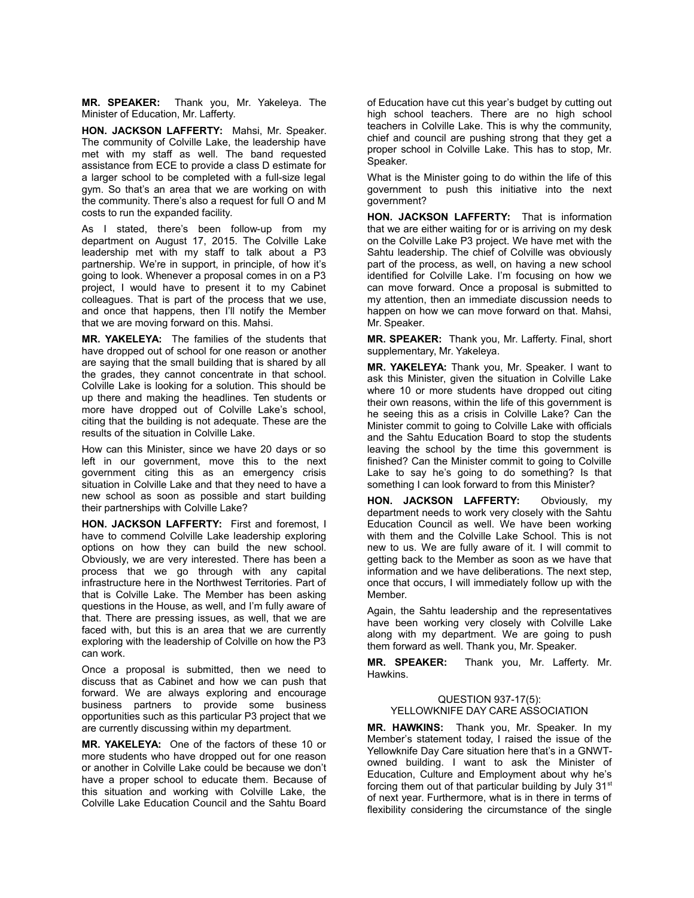**MR. SPEAKER:** Thank you, Mr. Yakeleya. The Minister of Education, Mr. Lafferty.

**HON. JACKSON LAFFERTY:** Mahsi, Mr. Speaker. The community of Colville Lake, the leadership have met with my staff as well. The band requested assistance from ECE to provide a class D estimate for a larger school to be completed with a full-size legal gym. So that's an area that we are working on with the community. There's also a request for full O and M costs to run the expanded facility.

As I stated, there's been follow-up from my department on August 17, 2015. The Colville Lake leadership met with my staff to talk about a P3 partnership. We're in support, in principle, of how it's going to look. Whenever a proposal comes in on a P3 project, I would have to present it to my Cabinet colleagues. That is part of the process that we use, and once that happens, then I'll notify the Member that we are moving forward on this. Mahsi.

**MR. YAKELEYA:** The families of the students that have dropped out of school for one reason or another are saying that the small building that is shared by all the grades, they cannot concentrate in that school. Colville Lake is looking for a solution. This should be up there and making the headlines. Ten students or more have dropped out of Colville Lake's school, citing that the building is not adequate. These are the results of the situation in Colville Lake.

How can this Minister, since we have 20 days or so left in our government, move this to the next government citing this as an emergency crisis situation in Colville Lake and that they need to have a new school as soon as possible and start building their partnerships with Colville Lake?

**HON. JACKSON LAFFERTY:** First and foremost, I have to commend Colville Lake leadership exploring options on how they can build the new school. Obviously, we are very interested. There has been a process that we go through with any capital infrastructure here in the Northwest Territories. Part of that is Colville Lake. The Member has been asking questions in the House, as well, and I'm fully aware of that. There are pressing issues, as well, that we are faced with, but this is an area that we are currently exploring with the leadership of Colville on how the P3 can work.

Once a proposal is submitted, then we need to discuss that as Cabinet and how we can push that forward. We are always exploring and encourage business partners to provide some business opportunities such as this particular P3 project that we are currently discussing within my department.

**MR. YAKELEYA:** One of the factors of these 10 or more students who have dropped out for one reason or another in Colville Lake could be because we don't have a proper school to educate them. Because of this situation and working with Colville Lake, the Colville Lake Education Council and the Sahtu Board of Education have cut this year's budget by cutting out high school teachers. There are no high school teachers in Colville Lake. This is why the community, chief and council are pushing strong that they get a proper school in Colville Lake. This has to stop, Mr. Speaker.

What is the Minister going to do within the life of this government to push this initiative into the next government?

**HON. JACKSON LAFFERTY:** That is information that we are either waiting for or is arriving on my desk on the Colville Lake P3 project. We have met with the Sahtu leadership. The chief of Colville was obviously part of the process, as well, on having a new school identified for Colville Lake. I'm focusing on how we can move forward. Once a proposal is submitted to my attention, then an immediate discussion needs to happen on how we can move forward on that. Mahsi, Mr. Speaker.

**MR. SPEAKER:** Thank you, Mr. Lafferty. Final, short supplementary, Mr. Yakeleya.

**MR. YAKELEYA:** Thank you, Mr. Speaker. I want to ask this Minister, given the situation in Colville Lake where 10 or more students have dropped out citing their own reasons, within the life of this government is he seeing this as a crisis in Colville Lake? Can the Minister commit to going to Colville Lake with officials and the Sahtu Education Board to stop the students leaving the school by the time this government is finished? Can the Minister commit to going to Colville Lake to say he's going to do something? Is that something I can look forward to from this Minister?

**HON. JACKSON LAFFERTY:** Obviously, my department needs to work very closely with the Sahtu Education Council as well. We have been working with them and the Colville Lake School. This is not new to us. We are fully aware of it. I will commit to getting back to the Member as soon as we have that information and we have deliberations. The next step, once that occurs, I will immediately follow up with the Member.

Again, the Sahtu leadership and the representatives have been working very closely with Colville Lake along with my department. We are going to push them forward as well. Thank you, Mr. Speaker.

**MR. SPEAKER:** Thank you, Mr. Lafferty. Mr. Hawkins.

### QUESTION 937-17(5): YELLOWKNIFE DAY CARE ASSOCIATION

**MR. HAWKINS:** Thank you, Mr. Speaker. In my Member's statement today, I raised the issue of the Yellowknife Day Care situation here that's in a GNWT-owned building. I want to ask the Minister of Education, Culture and Employment about why he's forcing them out of that particular building by July 31st of next year. Furthermore, what is in there in terms of flexibility considering the circumstance of the single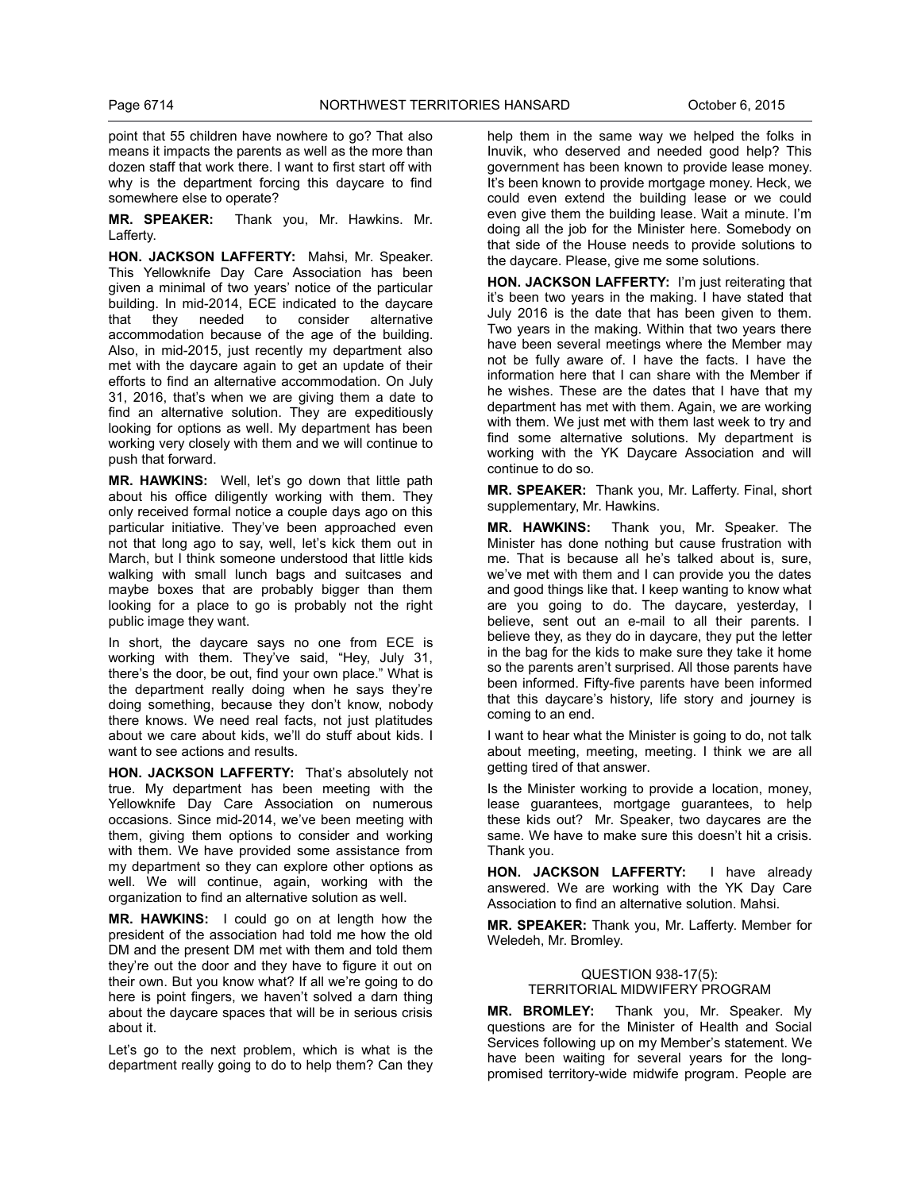point that 55 children have nowhere to go? That also means it impacts the parents as well as the more than dozen staff that work there. I want to first start off with why is the department forcing this daycare to find somewhere else to operate?

**MR. SPEAKER:** Thank you, Mr. Hawkins. Mr. Lafferty.

**HON. JACKSON LAFFERTY:** Mahsi, Mr. Speaker. This Yellowknife Day Care Association has been given a minimal of two years' notice of the particular building. In mid-2014, ECE indicated to the daycare that they needed to consider alternative accommodation because of the age of the building. Also, in mid-2015, just recently my department also met with the daycare again to get an update of their efforts to find an alternative accommodation. On July 31, 2016, that's when we are giving them a date to find an alternative solution. They are expeditiously looking for options as well. My department has been working very closely with them and we will continue to push that forward.

**MR. HAWKINS:** Well, let's go down that little path about his office diligently working with them. They only received formal notice a couple days ago on this particular initiative. They've been approached even not that long ago to say, well, let's kick them out in March, but I think someone understood that little kids walking with small lunch bags and suitcases and maybe boxes that are probably bigger than them looking for a place to go is probably not the right public image they want.

In short, the daycare says no one from ECE is working with them. They've said, "Hey, July 31, there's the door, be out, find your own place." What is the department really doing when he says they're doing something, because they don't know, nobody there knows. We need real facts, not just platitudes about we care about kids, we'll do stuff about kids. I want to see actions and results.

**HON. JACKSON LAFFERTY:** That's absolutely not true. My department has been meeting with the Yellowknife Day Care Association on numerous occasions. Since mid-2014, we've been meeting with them, giving them options to consider and working with them. We have provided some assistance from my department so they can explore other options as well. We will continue, again, working with the organization to find an alternative solution as well.

**MR. HAWKINS:** I could go on at length how the president of the association had told me how the old DM and the present DM met with them and told them they're out the door and they have to figure it out on their own. But you know what? If all we're going to do here is point fingers, we haven't solved a darn thing about the daycare spaces that will be in serious crisis about it.

Let's go to the next problem, which is what is the department really going to do to help them? Can they help them in the same way we helped the folks in Inuvik, who deserved and needed good help? This government has been known to provide lease money. It's been known to provide mortgage money. Heck, we could even extend the building lease or we could even give them the building lease. Wait a minute. I'm doing all the job for the Minister here. Somebody on that side of the House needs to provide solutions to the daycare. Please, give me some solutions.

**HON. JACKSON LAFFERTY:** I'm just reiterating that it's been two years in the making. I have stated that July 2016 is the date that has been given to them. Two years in the making. Within that two years there have been several meetings where the Member may not be fully aware of. I have the facts. I have the information here that I can share with the Member if he wishes. These are the dates that I have that my department has met with them. Again, we are working with them. We just met with them last week to try and find some alternative solutions. My department is working with the YK Daycare Association and will continue to do so.

**MR. SPEAKER:** Thank you, Mr. Lafferty. Final, short supplementary, Mr. Hawkins.

**MR. HAWKINS:** Thank you, Mr. Speaker. The Minister has done nothing but cause frustration with me. That is because all he's talked about is, sure, we've met with them and I can provide you the dates and good things like that. I keep wanting to know what are you going to do. The daycare, yesterday, I believe, sent out an e-mail to all their parents. I believe they, as they do in daycare, they put the letter in the bag for the kids to make sure they take it home so the parents aren't surprised. All those parents have been informed. Fifty-five parents have been informed that this daycare's history, life story and journey is coming to an end.

I want to hear what the Minister is going to do, not talk about meeting, meeting, meeting. I think we are all getting tired of that answer.

Is the Minister working to provide a location, money, lease guarantees, mortgage guarantees, to help these kids out? Mr. Speaker, two daycares are the same. We have to make sure this doesn't hit a crisis. Thank you.

**HON. JACKSON LAFFERTY:** I have already answered. We are working with the YK Day Care Association to find an alternative solution. Mahsi.

**MR. SPEAKER:** Thank you, Mr. Lafferty. Member for Weledeh, Mr. Bromley.

### QUESTION 938-17(5): TERRITORIAL MIDWIFERY PROGRAM

**MR. BROMLEY:** Thank you, Mr. Speaker. My questions are for the Minister of Health and Social Services following up on my Member's statement. We have been waiting for several years for the long-promised territory-wide midwife program. People are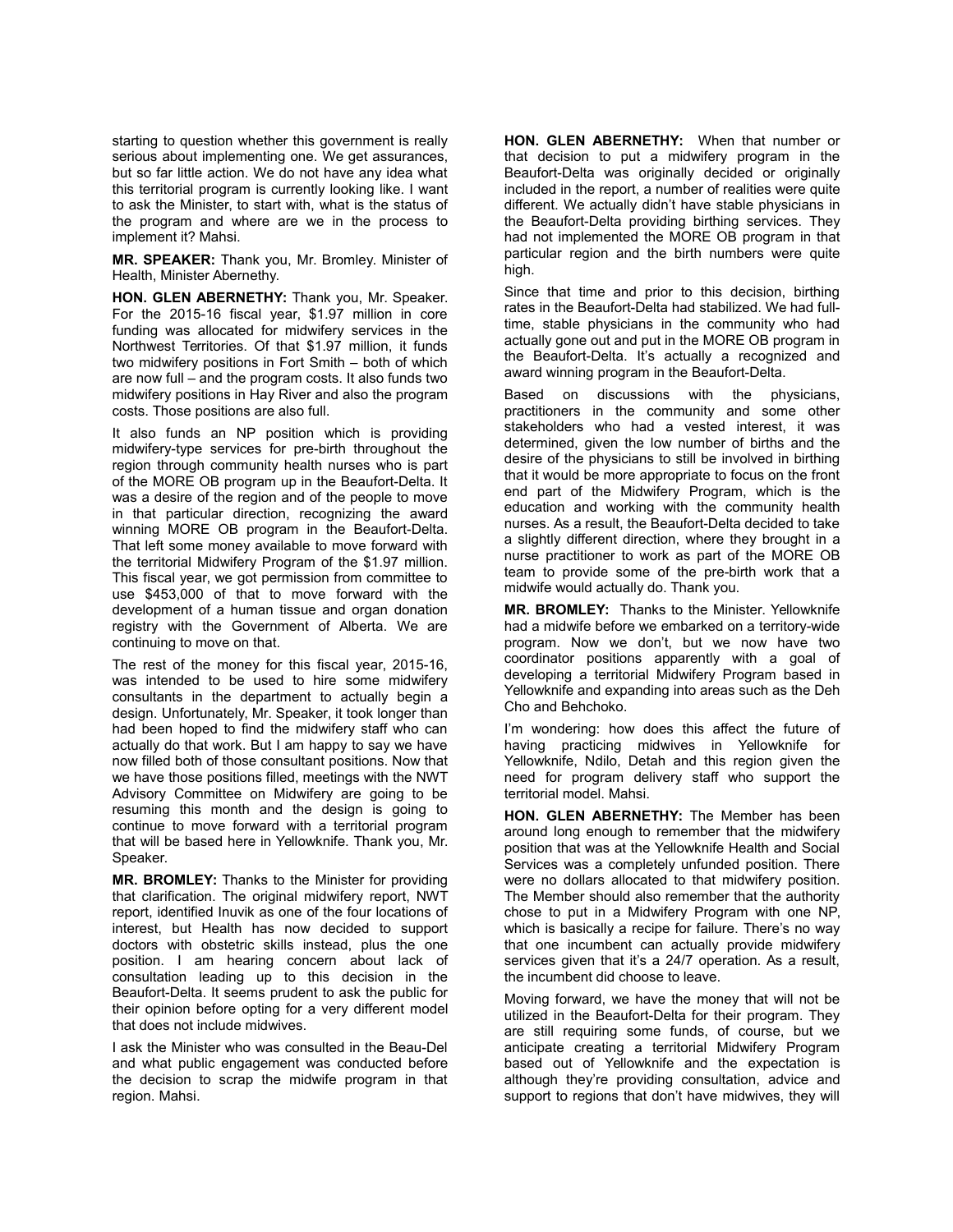starting to question whether this government is really serious about implementing one. We get assurances, but so far little action. We do not have any idea what this territorial program is currently looking like. I want to ask the Minister, to start with, what is the status of the program and where are we in the process to implement it? Mahsi.

**MR. SPEAKER:** Thank you, Mr. Bromley. Minister of Health, Minister Abernethy.

**HON. GLEN ABERNETHY:** Thank you, Mr. Speaker. For the 2015-16 fiscal year, $1.97 million in core funding was allocated for midwifery services in the Northwest Territories. Of that $1.97 million, it funds two midwifery positions in Fort Smith – both of which are now full – and the program costs. It also funds two midwifery positions in Hay River and also the program costs. Those positions are also full.

It also funds an NP position which is providing midwifery-type services for pre-birth throughout the region through community health nurses who is part of the MORE OB program up in the Beaufort-Delta. It was a desire of the region and of the people to move in that particular direction, recognizing the award winning MORE OB program in the Beaufort-Delta. That left some money available to move forward with the territorial Midwifery Program of the $1.97 million. This fiscal year, we got permission from committee to use $453,000 of that to move forward with the development of a human tissue and organ donation registry with the Government of Alberta. We are continuing to move on that.

The rest of the money for this fiscal year, 2015-16, was intended to be used to hire some midwifery consultants in the department to actually begin a design. Unfortunately, Mr. Speaker, it took longer than had been hoped to find the midwifery staff who can actually do that work. But I am happy to say we have now filled both of those consultant positions. Now that we have those positions filled, meetings with the NWT Advisory Committee on Midwifery are going to be resuming this month and the design is going to continue to move forward with a territorial program that will be based here in Yellowknife. Thank you, Mr. Speaker.

**MR. BROMLEY:** Thanks to the Minister for providing that clarification. The original midwifery report, NWT report, identified Inuvik as one of the four locations of interest, but Health has now decided to support doctors with obstetric skills instead, plus the one position. I am hearing concern about lack of consultation leading up to this decision in the Beaufort-Delta. It seems prudent to ask the public for their opinion before opting for a very different model that does not include midwives.

I ask the Minister who was consulted in the Beau-Del and what public engagement was conducted before the decision to scrap the midwife program in that region. Mahsi.

**HON. GLEN ABERNETHY:** When that number or that decision to put a midwifery program in the Beaufort-Delta was originally decided or originally included in the report, a number of realities were quite different. We actually didn't have stable physicians in the Beaufort-Delta providing birthing services. They had not implemented the MORE OB program in that particular region and the birth numbers were quite high.

Since that time and prior to this decision, birthing rates in the Beaufort-Delta had stabilized. We had full-time, stable physicians in the community who had actually gone out and put in the MORE OB program in the Beaufort-Delta. It's actually a recognized and award winning program in the Beaufort-Delta.

Based on discussions with the physicians, practitioners in the community and some other stakeholders who had a vested interest, it was determined, given the low number of births and the desire of the physicians to still be involved in birthing that it would be more appropriate to focus on the front end part of the Midwifery Program, which is the education and working with the community health nurses. As a result, the Beaufort-Delta decided to take a slightly different direction, where they brought in a nurse practitioner to work as part of the MORE OB team to provide some of the pre-birth work that a midwife would actually do. Thank you.

**MR. BROMLEY:** Thanks to the Minister. Yellowknife had a midwife before we embarked on a territory-wide program. Now we don't, but we now have two coordinator positions apparently with a goal of developing a territorial Midwifery Program based in Yellowknife and expanding into areas such as the Deh Cho and Behchoko.

I'm wondering: how does this affect the future of having practicing midwives in Yellowknife for Yellowknife, Ndilo, Detah and this region given the need for program delivery staff who support the territorial model. Mahsi.

**HON. GLEN ABERNETHY:** The Member has been around long enough to remember that the midwifery position that was at the Yellowknife Health and Social Services was a completely unfunded position. There were no dollars allocated to that midwifery position. The Member should also remember that the authority chose to put in a Midwifery Program with one NP, which is basically a recipe for failure. There's no way that one incumbent can actually provide midwifery services given that it's a 24/7 operation. As a result, the incumbent did choose to leave.

Moving forward, we have the money that will not be utilized in the Beaufort-Delta for their program. They are still requiring some funds, of course, but we anticipate creating a territorial Midwifery Program based out of Yellowknife and the expectation is although they're providing consultation, advice and support to regions that don't have midwives, they will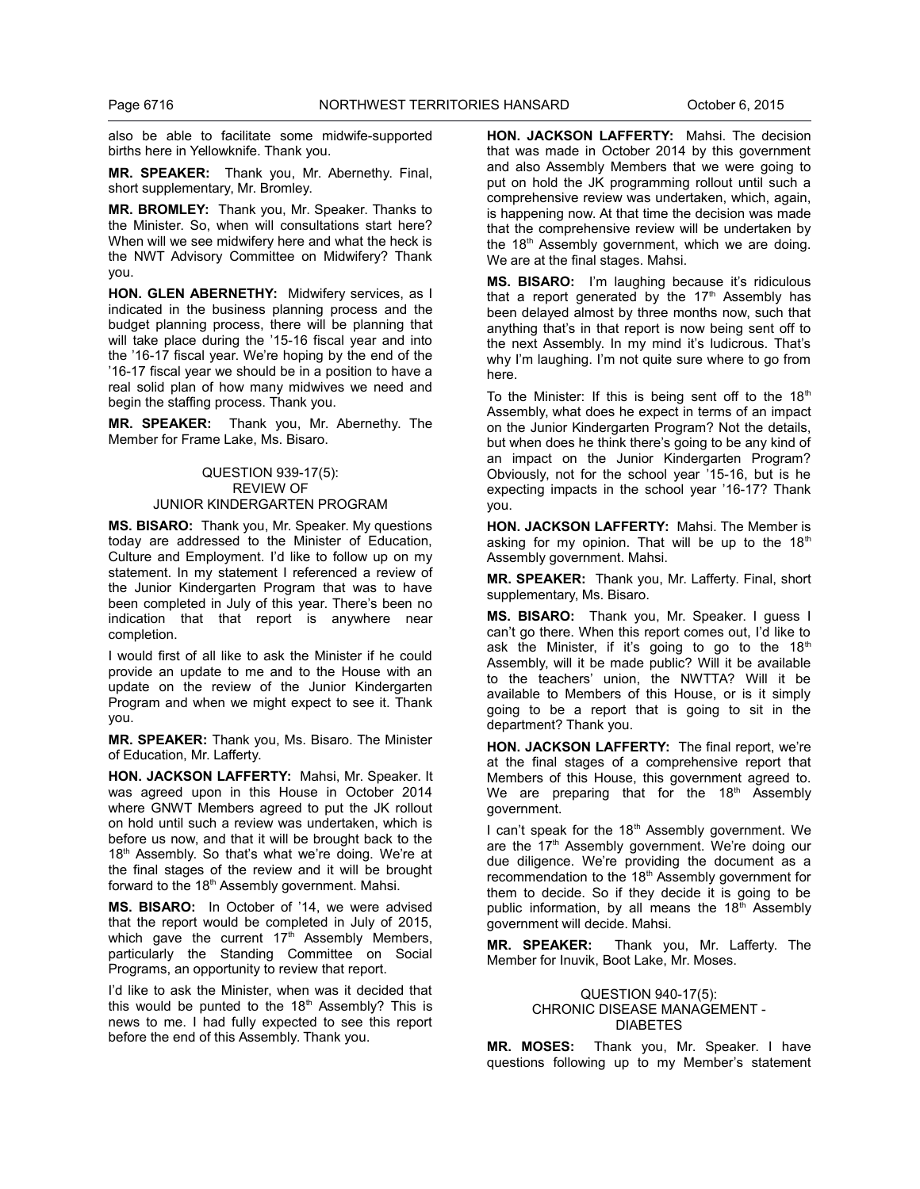also be able to facilitate some midwife-supported births here in Yellowknife. Thank you.

**MR. SPEAKER:** Thank you, Mr. Abernethy. Final, short supplementary, Mr. Bromley.

**MR. BROMLEY:** Thank you, Mr. Speaker. Thanks to the Minister. So, when will consultations start here? When will we see midwifery here and what the heck is the NWT Advisory Committee on Midwifery? Thank you.

**HON. GLEN ABERNETHY:** Midwifery services, as I indicated in the business planning process and the budget planning process, there will be planning that will take place during the '15-16 fiscal year and into the '16-17 fiscal year. We're hoping by the end of the '16-17 fiscal year we should be in a position to have a real solid plan of how many midwives we need and begin the staffing process. Thank you.

**MR. SPEAKER:** Thank you, Mr. Abernethy. The Member for Frame Lake, Ms. Bisaro.

### QUESTION 939-17(5): REVIEW OF JUNIOR KINDERGARTEN PROGRAM

**MS. BISARO:** Thank you, Mr. Speaker. My questions today are addressed to the Minister of Education, Culture and Employment. I'd like to follow up on my statement. In my statement I referenced a review of the Junior Kindergarten Program that was to have been completed in July of this year. There's been no indication that that report is anywhere near completion.

I would first of all like to ask the Minister if he could provide an update to me and to the House with an update on the review of the Junior Kindergarten Program and when we might expect to see it. Thank you.

**MR. SPEAKER:** Thank you, Ms. Bisaro. The Minister of Education, Mr. Lafferty.

**HON. JACKSON LAFFERTY:** Mahsi, Mr. Speaker. It was agreed upon in this House in October 2014 where GNWT Members agreed to put the JK rollout on hold until such a review was undertaken, which is before us now, and that it will be brought back to the 18th Assembly. So that's what we're doing. We're at the final stages of the review and it will be brought forward to the 18th Assembly government. Mahsi.

**MS. BISARO:** In October of '14, we were advised that the report would be completed in July of 2015, which gave the current 17th Assembly Members, particularly the Standing Committee on Social Programs, an opportunity to review that report.

I'd like to ask the Minister, when was it decided that this would be punted to the 18th Assembly? This is news to me. I had fully expected to see this report before the end of this Assembly. Thank you.

**HON. JACKSON LAFFERTY:** Mahsi. The decision that was made in October 2014 by this government and also Assembly Members that we were going to put on hold the JK programming rollout until such a comprehensive review was undertaken, which, again, is happening now. At that time the decision was made that the comprehensive review will be undertaken by the 18th Assembly government, which we are doing. We are at the final stages. Mahsi.

**MS. BISARO:** I'm laughing because it's ridiculous that a report generated by the 17th Assembly has been delayed almost by three months now, such that anything that's in that report is now being sent off to the next Assembly. In my mind it's ludicrous. That's why I'm laughing. I'm not quite sure where to go from here.

To the Minister: If this is being sent off to the 18th Assembly, what does he expect in terms of an impact on the Junior Kindergarten Program? Not the details, but when does he think there's going to be any kind of an impact on the Junior Kindergarten Program? Obviously, not for the school year '15-16, but is he expecting impacts in the school year '16-17? Thank you.

**HON. JACKSON LAFFERTY:** Mahsi. The Member is asking for my opinion. That will be up to the 18th Assembly government. Mahsi.

**MR. SPEAKER:** Thank you, Mr. Lafferty. Final, short supplementary, Ms. Bisaro.

**MS. BISARO:** Thank you, Mr. Speaker. I guess I can't go there. When this report comes out, I'd like to ask the Minister, if it's going to go to the 18th Assembly, will it be made public? Will it be available to the teachers' union, the NWTTA? Will it be available to Members of this House, or is it simply going to be a report that is going to sit in the department? Thank you.

**HON. JACKSON LAFFERTY:** The final report, we're at the final stages of a comprehensive report that Members of this House, this government agreed to. We are preparing that for the 18th Assembly government.

I can't speak for the 18th Assembly government. We are the 17th Assembly government. We're doing our due diligence. We're providing the document as a recommendation to the 18th Assembly government for them to decide. So if they decide it is going to be public information, by all means the 18th Assembly government will decide. Mahsi.

**MR. SPEAKER:** Thank you, Mr. Lafferty. The Member for Inuvik, Boot Lake, Mr. Moses.

### QUESTION 940-17(5): CHRONIC DISEASE MANAGEMENT - DIABETES

**MR. MOSES:** Thank you, Mr. Speaker. I have questions following up to my Member's statement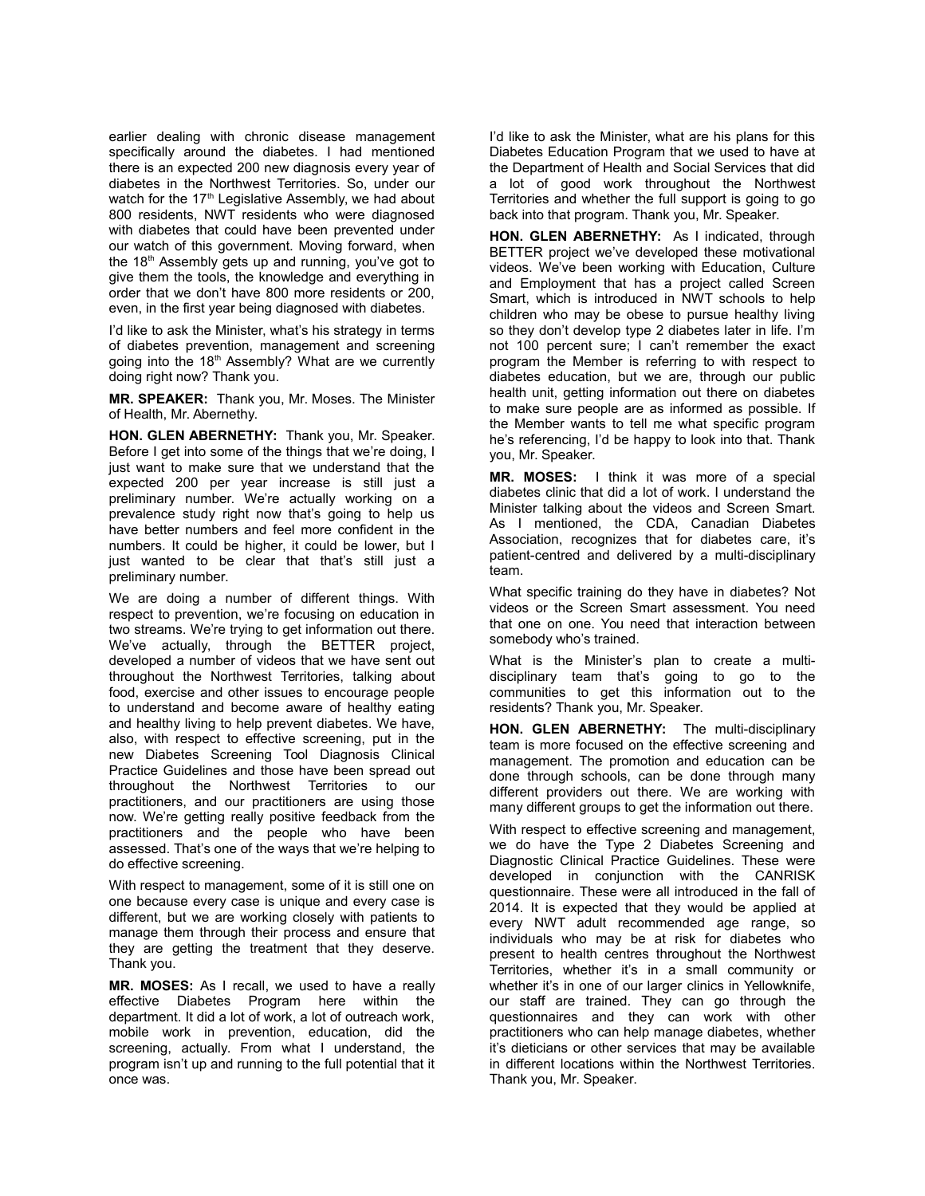earlier dealing with chronic disease management specifically around the diabetes. I had mentioned there is an expected 200 new diagnosis every year of diabetes in the Northwest Territories. So, under our watch for the 17th Legislative Assembly, we had about 800 residents, NWT residents who were diagnosed with diabetes that could have been prevented under our watch of this government. Moving forward, when the 18th Assembly gets up and running, you've got to give them the tools, the knowledge and everything in order that we don't have 800 more residents or 200, even, in the first year being diagnosed with diabetes.

I'd like to ask the Minister, what's his strategy in terms of diabetes prevention, management and screening going into the 18th Assembly? What are we currently doing right now? Thank you.

**MR. SPEAKER:** Thank you, Mr. Moses. The Minister of Health, Mr. Abernethy.

**HON. GLEN ABERNETHY:** Thank you, Mr. Speaker. Before I get into some of the things that we're doing, I just want to make sure that we understand that the expected 200 per year increase is still just a preliminary number. We're actually working on a prevalence study right now that's going to help us have better numbers and feel more confident in the numbers. It could be higher, it could be lower, but I just wanted to be clear that that's still just a preliminary number.

We are doing a number of different things. With respect to prevention, we're focusing on education in two streams. We're trying to get information out there. We've actually, through the BETTER project, developed a number of videos that we have sent out throughout the Northwest Territories, talking about food, exercise and other issues to encourage people to understand and become aware of healthy eating and healthy living to help prevent diabetes. We have, also, with respect to effective screening, put in the new Diabetes Screening Tool Diagnosis Clinical Practice Guidelines and those have been spread out throughout the Northwest Territories to our practitioners, and our practitioners are using those now. We're getting really positive feedback from the practitioners and the people who have been assessed. That's one of the ways that we're helping to do effective screening.

With respect to management, some of it is still one on one because every case is unique and every case is different, but we are working closely with patients to manage them through their process and ensure that they are getting the treatment that they deserve. Thank you.

**MR. MOSES:** As I recall, we used to have a really effective Diabetes Program here within the department. It did a lot of work, a lot of outreach work, mobile work in prevention, education, did the screening, actually. From what I understand, the program isn't up and running to the full potential that it once was.

I'd like to ask the Minister, what are his plans for this Diabetes Education Program that we used to have at the Department of Health and Social Services that did a lot of good work throughout the Northwest Territories and whether the full support is going to go back into that program. Thank you, Mr. Speaker.

**HON. GLEN ABERNETHY:** As I indicated, through BETTER project we've developed these motivational videos. We've been working with Education, Culture and Employment that has a project called Screen Smart, which is introduced in NWT schools to help children who may be obese to pursue healthy living so they don't develop type 2 diabetes later in life. I'm not 100 percent sure; I can't remember the exact program the Member is referring to with respect to diabetes education, but we are, through our public health unit, getting information out there on diabetes to make sure people are as informed as possible. If the Member wants to tell me what specific program he's referencing, I'd be happy to look into that. Thank you, Mr. Speaker.

**MR. MOSES:** I think it was more of a special diabetes clinic that did a lot of work. I understand the Minister talking about the videos and Screen Smart. As I mentioned, the CDA, Canadian Diabetes Association, recognizes that for diabetes care, it's patient-centred and delivered by a multi-disciplinary team.

What specific training do they have in diabetes? Not videos or the Screen Smart assessment. You need that one on one. You need that interaction between somebody who's trained.

What is the Minister's plan to create a multi-disciplinary team that's going to go to the communities to get this information out to the residents? Thank you, Mr. Speaker.

**HON. GLEN ABERNETHY:** The multi-disciplinary team is more focused on the effective screening and management. The promotion and education can be done through schools, can be done through many different providers out there. We are working with many different groups to get the information out there.

With respect to effective screening and management, we do have the Type 2 Diabetes Screening and Diagnostic Clinical Practice Guidelines. These were developed in conjunction with the CANRISK questionnaire. These were all introduced in the fall of 2014. It is expected that they would be applied at every NWT adult recommended age range, so individuals who may be at risk for diabetes who present to health centres throughout the Northwest Territories, whether it's in a small community or whether it's in one of our larger clinics in Yellowknife, our staff are trained. They can go through the questionnaires and they can work with other practitioners who can help manage diabetes, whether it's dieticians or other services that may be available in different locations within the Northwest Territories. Thank you, Mr. Speaker.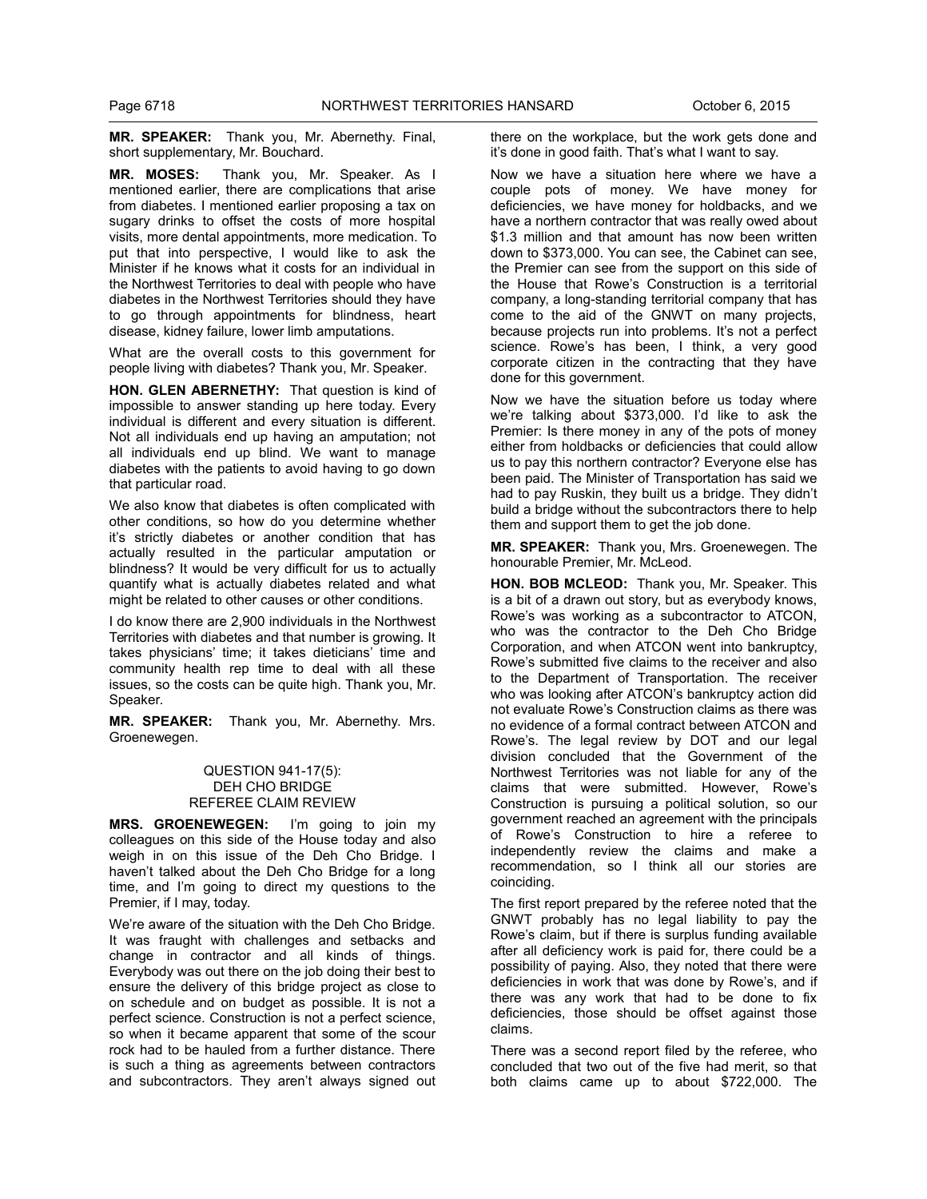**MR. SPEAKER:** Thank you, Mr. Abernethy. Final, short supplementary, Mr. Bouchard.

**MR. MOSES:** Thank you, Mr. Speaker. As I mentioned earlier, there are complications that arise from diabetes. I mentioned earlier proposing a tax on sugary drinks to offset the costs of more hospital visits, more dental appointments, more medication. To put that into perspective, I would like to ask the Minister if he knows what it costs for an individual in the Northwest Territories to deal with people who have diabetes in the Northwest Territories should they have to go through appointments for blindness, heart disease, kidney failure, lower limb amputations.

What are the overall costs to this government for people living with diabetes? Thank you, Mr. Speaker.

**HON. GLEN ABERNETHY:** That question is kind of impossible to answer standing up here today. Every individual is different and every situation is different. Not all individuals end up having an amputation; not all individuals end up blind. We want to manage diabetes with the patients to avoid having to go down that particular road.

We also know that diabetes is often complicated with other conditions, so how do you determine whether it's strictly diabetes or another condition that has actually resulted in the particular amputation or blindness? It would be very difficult for us to actually quantify what is actually diabetes related and what might be related to other causes or other conditions.

I do know there are 2,900 individuals in the Northwest Territories with diabetes and that number is growing. It takes physicians' time; it takes dieticians' time and community health rep time to deal with all these issues, so the costs can be quite high. Thank you, Mr. Speaker.

**MR. SPEAKER:** Thank you, Mr. Abernethy. Mrs. Groenewegen.

### QUESTION 941-17(5): DEH CHO BRIDGE REFEREE CLAIM REVIEW

**MRS. GROENEWEGEN:** I'm going to join my colleagues on this side of the House today and also weigh in on this issue of the Deh Cho Bridge. I haven't talked about the Deh Cho Bridge for a long time, and I'm going to direct my questions to the Premier, if I may, today.

We're aware of the situation with the Deh Cho Bridge. It was fraught with challenges and setbacks and change in contractor and all kinds of things. Everybody was out there on the job doing their best to ensure the delivery of this bridge project as close to on schedule and on budget as possible. It is not a perfect science. Construction is not a perfect science, so when it became apparent that some of the scour rock had to be hauled from a further distance. There is such a thing as agreements between contractors and subcontractors. They aren't always signed out there on the workplace, but the work gets done and it's done in good faith. That's what I want to say.

Now we have a situation here where we have a couple pots of money. We have money for deficiencies, we have money for holdbacks, and we have a northern contractor that was really owed about $1.3 million and that amount has now been written down to $373,000. You can see, the Cabinet can see, the Premier can see from the support on this side of the House that Rowe's Construction is a territorial company, a long-standing territorial company that has come to the aid of the GNWT on many projects, because projects run into problems. It's not a perfect science. Rowe's has been, I think, a very good corporate citizen in the contracting that they have done for this government.

Now we have the situation before us today where we're talking about $373,000. I'd like to ask the Premier: Is there money in any of the pots of money either from holdbacks or deficiencies that could allow us to pay this northern contractor? Everyone else has been paid. The Minister of Transportation has said we had to pay Ruskin, they built us a bridge. They didn't build a bridge without the subcontractors there to help them and support them to get the job done.

**MR. SPEAKER:** Thank you, Mrs. Groenewegen. The honourable Premier, Mr. McLeod.

**HON. BOB MCLEOD:** Thank you, Mr. Speaker. This is a bit of a drawn out story, but as everybody knows, Rowe's was working as a subcontractor to ATCON, who was the contractor to the Deh Cho Bridge Corporation, and when ATCON went into bankruptcy, Rowe's submitted five claims to the receiver and also to the Department of Transportation. The receiver who was looking after ATCON's bankruptcy action did not evaluate Rowe's Construction claims as there was no evidence of a formal contract between ATCON and Rowe's. The legal review by DOT and our legal division concluded that the Government of the Northwest Territories was not liable for any of the claims that were submitted. However, Rowe's Construction is pursuing a political solution, so our government reached an agreement with the principals of Rowe's Construction to hire a referee to independently review the claims and make a recommendation, so I think all our stories are coinciding.

The first report prepared by the referee noted that the GNWT probably has no legal liability to pay the Rowe's claim, but if there is surplus funding available after all deficiency work is paid for, there could be a possibility of paying. Also, they noted that there were deficiencies in work that was done by Rowe's, and if there was any work that had to be done to fix deficiencies, those should be offset against those claims.

There was a second report filed by the referee, who concluded that two out of the five had merit, so that both claims came up to about $722,000. The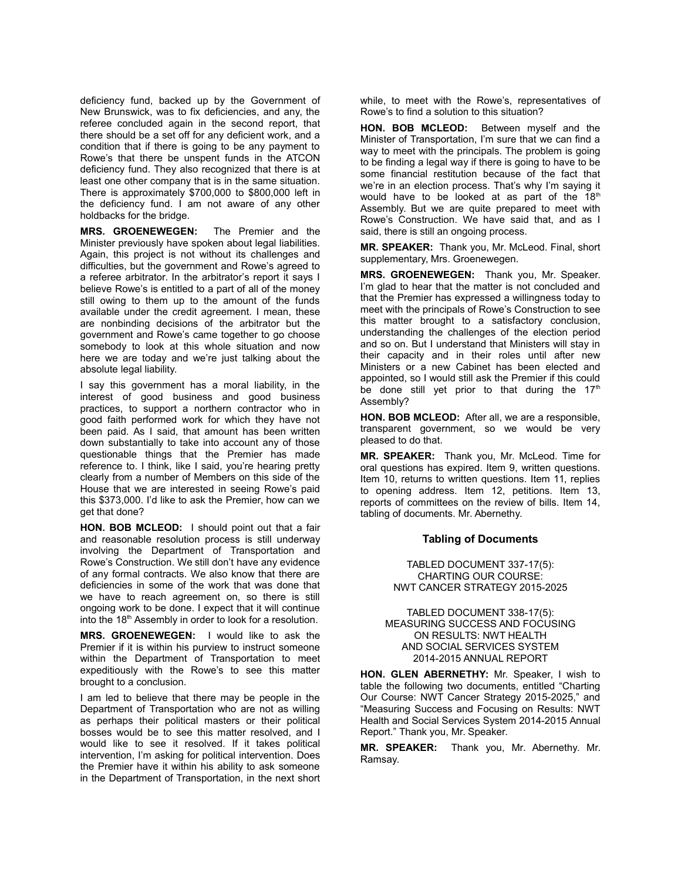deficiency fund, backed up by the Government of New Brunswick, was to fix deficiencies, and any, the referee concluded again in the second report, that there should be a set off for any deficient work, and a condition that if there is going to be any payment to Rowe's that there be unspent funds in the ATCON deficiency fund. They also recognized that there is at least one other company that is in the same situation. There is approximately $700,000 to $800,000 left in the deficiency fund. I am not aware of any other holdbacks for the bridge.

**MRS. GROENEWEGEN:** The Premier and the Minister previously have spoken about legal liabilities. Again, this project is not without its challenges and difficulties, but the government and Rowe's agreed to a referee arbitrator. In the arbitrator's report it says I believe Rowe's is entitled to a part of all of the money still owing to them up to the amount of the funds available under the credit agreement. I mean, these are nonbinding decisions of the arbitrator but the government and Rowe's came together to go choose somebody to look at this whole situation and now here we are today and we're just talking about the absolute legal liability.

I say this government has a moral liability, in the interest of good business and good business practices, to support a northern contractor who in good faith performed work for which they have not been paid. As I said, that amount has been written down substantially to take into account any of those questionable things that the Premier has made reference to. I think, like I said, you're hearing pretty clearly from a number of Members on this side of the House that we are interested in seeing Rowe's paid this $373,000. I'd like to ask the Premier, how can we get that done?

**HON. BOB MCLEOD:** I should point out that a fair and reasonable resolution process is still underway involving the Department of Transportation and Rowe's Construction. We still don't have any evidence of any formal contracts. We also know that there are deficiencies in some of the work that was done that we have to reach agreement on, so there is still ongoing work to be done. I expect that it will continue into the 18th Assembly in order to look for a resolution.

**MRS. GROENEWEGEN:** I would like to ask the Premier if it is within his purview to instruct someone within the Department of Transportation to meet expeditiously with the Rowe's to see this matter brought to a conclusion.

I am led to believe that there may be people in the Department of Transportation who are not as willing as perhaps their political masters or their political bosses would be to see this matter resolved, and I would like to see it resolved. If it takes political intervention, I'm asking for political intervention. Does the Premier have it within his ability to ask someone in the Department of Transportation, in the next short while, to meet with the Rowe's, representatives of Rowe's to find a solution to this situation?

**HON. BOB MCLEOD:** Between myself and the Minister of Transportation, I'm sure that we can find a way to meet with the principals. The problem is going to be finding a legal way if there is going to have to be some financial restitution because of the fact that we're in an election process. That's why I'm saying it would have to be looked at as part of the 18th Assembly. But we are quite prepared to meet with Rowe's Construction. We have said that, and as I said, there is still an ongoing process.

**MR. SPEAKER:** Thank you, Mr. McLeod. Final, short supplementary, Mrs. Groenewegen.

**MRS. GROENEWEGEN:** Thank you, Mr. Speaker. I'm glad to hear that the matter is not concluded and that the Premier has expressed a willingness today to meet with the principals of Rowe's Construction to see this matter brought to a satisfactory conclusion, understanding the challenges of the election period and so on. But I understand that Ministers will stay in their capacity and in their roles until after new Ministers or a new Cabinet has been elected and appointed, so I would still ask the Premier if this could be done still yet prior to that during the 17th Assembly?

**HON. BOB MCLEOD:** After all, we are a responsible, transparent government, so we would be very pleased to do that.

**MR. SPEAKER:** Thank you, Mr. McLeod. Time for oral questions has expired. Item 9, written questions. Item 10, returns to written questions. Item 11, replies to opening address. Item 12, petitions. Item 13, reports of committees on the review of bills. Item 14, tabling of documents. Mr. Abernethy.

## Tabling of Documents

TABLED DOCUMENT 337-17(5):
CHARTING OUR COURSE:
NWT CANCER STRATEGY 2015-2025

TABLED DOCUMENT 338-17(5):
MEASURING SUCCESS AND FOCUSING ON RESULTS: NWT HEALTH AND SOCIAL SERVICES SYSTEM 2014-2015 ANNUAL REPORT

**HON. GLEN ABERNETHY:** Mr. Speaker, I wish to table the following two documents, entitled "Charting Our Course: NWT Cancer Strategy 2015-2025," and "Measuring Success and Focusing on Results: NWT Health and Social Services System 2014-2015 Annual Report." Thank you, Mr. Speaker.

**MR. SPEAKER:** Thank you, Mr. Abernethy. Mr. Ramsay.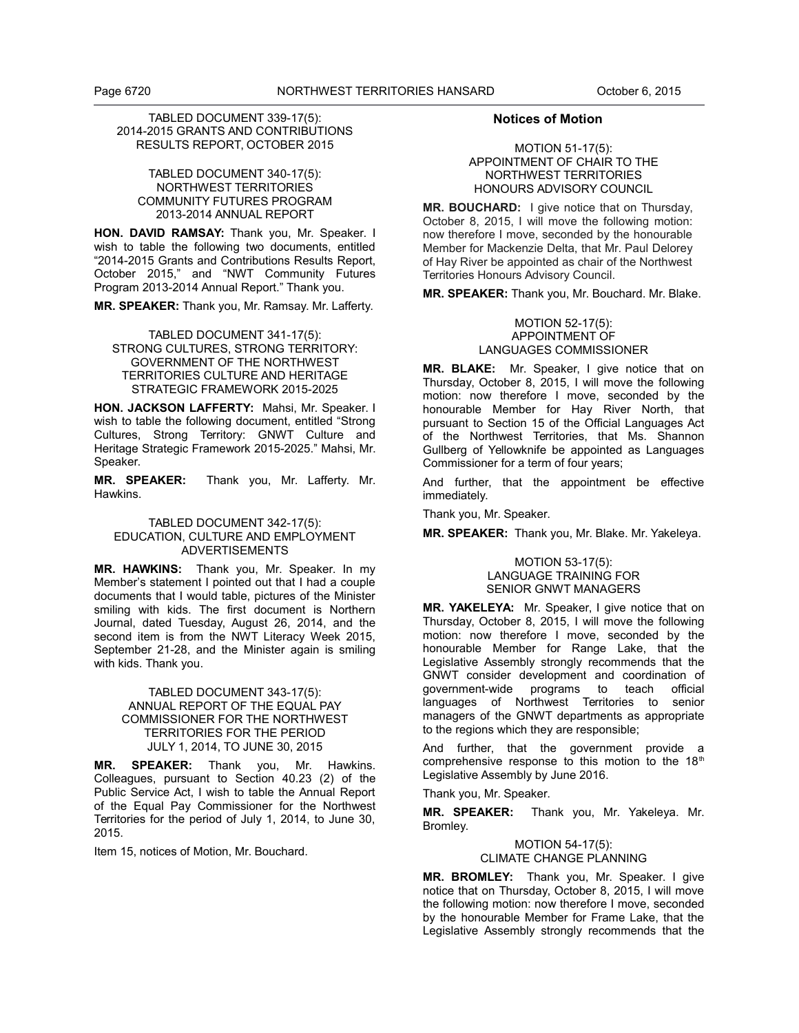TABLED DOCUMENT 339-17(5):
2014-2015 GRANTS AND CONTRIBUTIONS RESULTS REPORT, OCTOBER 2015

TABLED DOCUMENT 340-17(5):
NORTHWEST TERRITORIES COMMUNITY FUTURES PROGRAM 2013-2014 ANNUAL REPORT

**HON. DAVID RAMSAY:** Thank you, Mr. Speaker. I wish to table the following two documents, entitled "2014-2015 Grants and Contributions Results Report, October 2015," and "NWT Community Futures Program 2013-2014 Annual Report." Thank you.

**MR. SPEAKER:** Thank you, Mr. Ramsay. Mr. Lafferty.

TABLED DOCUMENT 341-17(5):
STRONG CULTURES, STRONG TERRITORY: GOVERNMENT OF THE NORTHWEST TERRITORIES CULTURE AND HERITAGE STRATEGIC FRAMEWORK 2015-2025

**HON. JACKSON LAFFERTY:** Mahsi, Mr. Speaker. I wish to table the following document, entitled "Strong Cultures, Strong Territory: GNWT Culture and Heritage Strategic Framework 2015-2025." Mahsi, Mr. Speaker.

**MR. SPEAKER:** Thank you, Mr. Lafferty. Mr. Hawkins.

TABLED DOCUMENT 342-17(5):
EDUCATION, CULTURE AND EMPLOYMENT ADVERTISEMENTS

**MR. HAWKINS:** Thank you, Mr. Speaker. In my Member's statement I pointed out that I had a couple documents that I would table, pictures of the Minister smiling with kids. The first document is Northern Journal, dated Tuesday, August 26, 2014, and the second item is from the NWT Literacy Week 2015, September 21-28, and the Minister again is smiling with kids. Thank you.

TABLED DOCUMENT 343-17(5):
ANNUAL REPORT OF THE EQUAL PAY COMMISSIONER FOR THE NORTHWEST TERRITORIES FOR THE PERIOD JULY 1, 2014, TO JUNE 30, 2015

**MR. SPEAKER:** Thank you, Mr. Hawkins. Colleagues, pursuant to Section 40.23 (2) of the Public Service Act, I wish to table the Annual Report of the Equal Pay Commissioner for the Northwest Territories for the period of July 1, 2014, to June 30, 2015.

Item 15, notices of Motion, Mr. Bouchard.

## Notices of Motion

MOTION 51-17(5):
APPOINTMENT OF CHAIR TO THE NORTHWEST TERRITORIES HONOURS ADVISORY COUNCIL

**MR. BOUCHARD:** I give notice that on Thursday, October 8, 2015, I will move the following motion: now therefore I move, seconded by the honourable Member for Mackenzie Delta, that Mr. Paul Delorey of Hay River be appointed as chair of the Northwest Territories Honours Advisory Council.

**MR. SPEAKER:** Thank you, Mr. Bouchard. Mr. Blake.

MOTION 52-17(5):
APPOINTMENT OF LANGUAGES COMMISSIONER

**MR. BLAKE:** Mr. Speaker, I give notice that on Thursday, October 8, 2015, I will move the following motion: now therefore I move, seconded by the honourable Member for Hay River North, that pursuant to Section 15 of the Official Languages Act of the Northwest Territories, that Ms. Shannon Gullberg of Yellowknife be appointed as Languages Commissioner for a term of four years;

And further, that the appointment be effective immediately.

Thank you, Mr. Speaker.

**MR. SPEAKER:** Thank you, Mr. Blake. Mr. Yakeleya.

MOTION 53-17(5):
LANGUAGE TRAINING FOR SENIOR GNWT MANAGERS

**MR. YAKELEYA:** Mr. Speaker, I give notice that on Thursday, October 8, 2015, I will move the following motion: now therefore I move, seconded by the honourable Member for Range Lake, that the Legislative Assembly strongly recommends that the GNWT consider development and coordination of government-wide programs to teach official languages of Northwest Territories to senior managers of the GNWT departments as appropriate to the regions which they are responsible;

And further, that the government provide a comprehensive response to this motion to the 18th Legislative Assembly by June 2016.

Thank you, Mr. Speaker.

**MR. SPEAKER:** Thank you, Mr. Yakeleya. Mr. Bromley.

MOTION 54-17(5):
CLIMATE CHANGE PLANNING

**MR. BROMLEY:** Thank you, Mr. Speaker. I give notice that on Thursday, October 8, 2015, I will move the following motion: now therefore I move, seconded by the honourable Member for Frame Lake, that the Legislative Assembly strongly recommends that the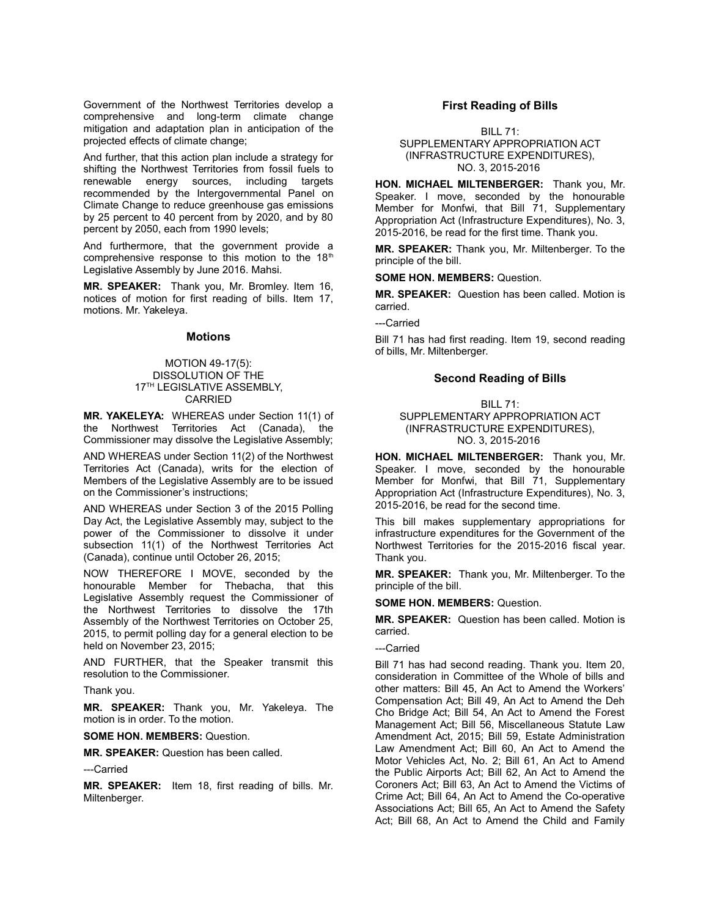Government of the Northwest Territories develop a comprehensive and long-term climate change mitigation and adaptation plan in anticipation of the projected effects of climate change;

And further, that this action plan include a strategy for shifting the Northwest Territories from fossil fuels to renewable energy sources, including targets recommended by the Intergovernmental Panel on Climate Change to reduce greenhouse gas emissions by 25 percent to 40 percent from by 2020, and by 80 percent by 2050, each from 1990 levels;

And furthermore, that the government provide a comprehensive response to this motion to the 18th Legislative Assembly by June 2016. Mahsi.

**MR. SPEAKER:** Thank you, Mr. Bromley. Item 16, notices of motion for first reading of bills. Item 17, motions. Mr. Yakeleya.

## Motions

MOTION 49-17(5):
DISSOLUTION OF THE
17TH LEGISLATIVE ASSEMBLY,
CARRIED

**MR. YAKELEYA:** WHEREAS under Section 11(1) of the Northwest Territories Act (Canada), the Commissioner may dissolve the Legislative Assembly;

AND WHEREAS under Section 11(2) of the Northwest Territories Act (Canada), writs for the election of Members of the Legislative Assembly are to be issued on the Commissioner's instructions;

AND WHEREAS under Section 3 of the 2015 Polling Day Act, the Legislative Assembly may, subject to the power of the Commissioner to dissolve it under subsection 11(1) of the Northwest Territories Act (Canada), continue until October 26, 2015;

NOW THEREFORE I MOVE, seconded by the honourable Member for Thebacha, that this Legislative Assembly request the Commissioner of the Northwest Territories to dissolve the 17th Assembly of the Northwest Territories on October 25, 2015, to permit polling day for a general election to be held on November 23, 2015;

AND FURTHER, that the Speaker transmit this resolution to the Commissioner.

Thank you.

**MR. SPEAKER:** Thank you, Mr. Yakeleya. The motion is in order. To the motion.

**SOME HON. MEMBERS:** Question.

**MR. SPEAKER:** Question has been called.

---Carried

**MR. SPEAKER:** Item 18, first reading of bills. Mr. Miltenberger.

## First Reading of Bills

BILL 71:
SUPPLEMENTARY APPROPRIATION ACT
(INFRASTRUCTURE EXPENDITURES),
NO. 3, 2015-2016

**HON. MICHAEL MILTENBERGER:** Thank you, Mr. Speaker. I move, seconded by the honourable Member for Monfwi, that Bill 71, Supplementary Appropriation Act (Infrastructure Expenditures), No. 3, 2015-2016, be read for the first time. Thank you.

**MR. SPEAKER:** Thank you, Mr. Miltenberger. To the principle of the bill.

**SOME HON. MEMBERS:** Question.

**MR. SPEAKER:** Question has been called. Motion is carried.

---Carried

Bill 71 has had first reading. Item 19, second reading of bills, Mr. Miltenberger.

## Second Reading of Bills

BILL 71:
SUPPLEMENTARY APPROPRIATION ACT
(INFRASTRUCTURE EXPENDITURES),
NO. 3, 2015-2016

**HON. MICHAEL MILTENBERGER:** Thank you, Mr. Speaker. I move, seconded by the honourable Member for Monfwi, that Bill 71, Supplementary Appropriation Act (Infrastructure Expenditures), No. 3, 2015-2016, be read for the second time.

This bill makes supplementary appropriations for infrastructure expenditures for the Government of the Northwest Territories for the 2015-2016 fiscal year. Thank you.

**MR. SPEAKER:** Thank you, Mr. Miltenberger. To the principle of the bill.

**SOME HON. MEMBERS:** Question.

**MR. SPEAKER:** Question has been called. Motion is carried.

---Carried

Bill 71 has had second reading. Thank you. Item 20, consideration in Committee of the Whole of bills and other matters: Bill 45, An Act to Amend the Workers' Compensation Act; Bill 49, An Act to Amend the Deh Cho Bridge Act; Bill 54, An Act to Amend the Forest Management Act; Bill 56, Miscellaneous Statute Law Amendment Act, 2015; Bill 59, Estate Administration Law Amendment Act; Bill 60, An Act to Amend the Motor Vehicles Act, No. 2; Bill 61, An Act to Amend the Public Airports Act; Bill 62, An Act to Amend the Coroners Act; Bill 63, An Act to Amend the Victims of Crime Act; Bill 64, An Act to Amend the Co-operative Associations Act; Bill 65, An Act to Amend the Safety Act; Bill 68, An Act to Amend the Child and Family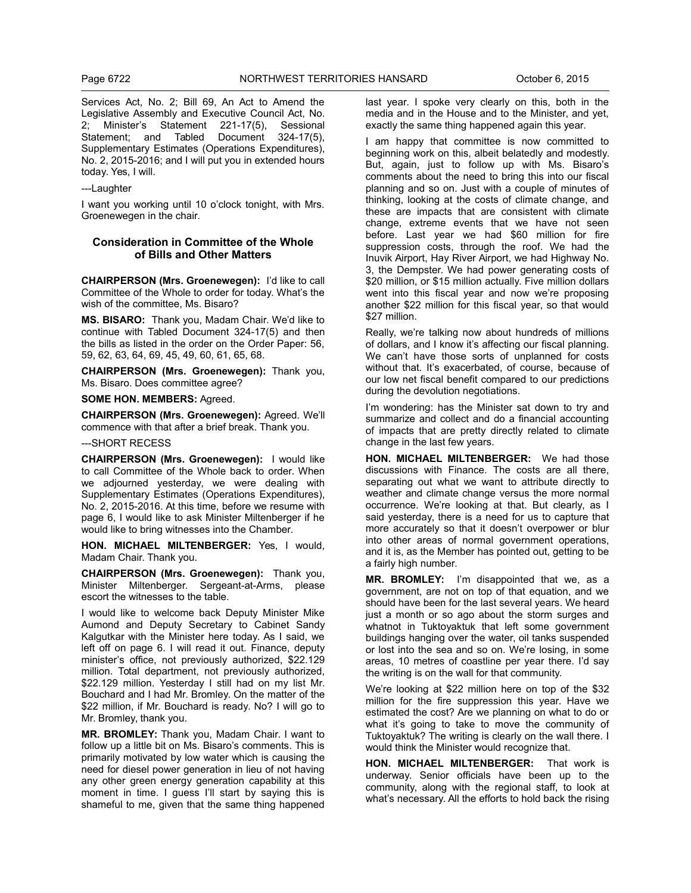Services Act, No. 2; Bill 69, An Act to Amend the Legislative Assembly and Executive Council Act, No. 2; Minister's Statement 221-17(5), Sessional Statement; and Tabled Document 324-17(5), Supplementary Estimates (Operations Expenditures), No. 2, 2015-2016; and I will put you in extended hours today. Yes, I will.

---Laughter

I want you working until 10 o'clock tonight, with Mrs. Groenewegen in the chair.

## Consideration in Committee of the Whole of Bills and Other Matters

**CHAIRPERSON (Mrs. Groenewegen):** I'd like to call Committee of the Whole to order for today. What's the wish of the committee, Ms. Bisaro?

**MS. BISARO:** Thank you, Madam Chair. We'd like to continue with Tabled Document 324-17(5) and then the bills as listed in the order on the Order Paper: 56, 59, 62, 63, 64, 69, 45, 49, 60, 61, 65, 68.

**CHAIRPERSON (Mrs. Groenewegen):** Thank you, Ms. Bisaro. Does committee agree?

**SOME HON. MEMBERS:** Agreed.

**CHAIRPERSON (Mrs. Groenewegen):** Agreed. We'll commence with that after a brief break. Thank you.

---SHORT RECESS

**CHAIRPERSON (Mrs. Groenewegen):** I would like to call Committee of the Whole back to order. When we adjourned yesterday, we were dealing with Supplementary Estimates (Operations Expenditures), No. 2, 2015-2016. At this time, before we resume with page 6, I would like to ask Minister Miltenberger if he would like to bring witnesses into the Chamber.

**HON. MICHAEL MILTENBERGER:** Yes, I would, Madam Chair. Thank you.

**CHAIRPERSON (Mrs. Groenewegen):** Thank you, Minister Miltenberger. Sergeant-at-Arms, please escort the witnesses to the table.

I would like to welcome back Deputy Minister Mike Aumond and Deputy Secretary to Cabinet Sandy Kalgutkar with the Minister here today. As I said, we left off on page 6. I will read it out. Finance, deputy minister's office, not previously authorized, $22.129 million. Total department, not previously authorized, $22.129 million. Yesterday I still had on my list Mr. Bouchard and I had Mr. Bromley. On the matter of the $22 million, if Mr. Bouchard is ready. No? I will go to Mr. Bromley, thank you.

**MR. BROMLEY:** Thank you, Madam Chair. I want to follow up a little bit on Ms. Bisaro's comments. This is primarily motivated by low water which is causing the need for diesel power generation in lieu of not having any other green energy generation capability at this moment in time. I guess I'll start by saying this is shameful to me, given that the same thing happened last year. I spoke very clearly on this, both in the media and in the House and to the Minister, and yet, exactly the same thing happened again this year.

I am happy that committee is now committed to beginning work on this, albeit belatedly and modestly. But, again, just to follow up with Ms. Bisaro's comments about the need to bring this into our fiscal planning and so on. Just with a couple of minutes of thinking, looking at the costs of climate change, and these are impacts that are consistent with climate change, extreme events that we have not seen before. Last year we had $60 million for fire suppression costs, through the roof. We had the Inuvik Airport, Hay River Airport, we had Highway No. 3, the Dempster. We had power generating costs of $20 million, or $15 million actually. Five million dollars went into this fiscal year and now we're proposing another $22 million for this fiscal year, so that would $27 million.

Really, we're talking now about hundreds of millions of dollars, and I know it's affecting our fiscal planning. We can't have those sorts of unplanned for costs without that. It's exacerbated, of course, because of our low net fiscal benefit compared to our predictions during the devolution negotiations.

I'm wondering: has the Minister sat down to try and summarize and collect and do a financial accounting of impacts that are pretty directly related to climate change in the last few years.

**HON. MICHAEL MILTENBERGER:** We had those discussions with Finance. The costs are all there, separating out what we want to attribute directly to weather and climate change versus the more normal occurrence. We're looking at that. But clearly, as I said yesterday, there is a need for us to capture that more accurately so that it doesn't overpower or blur into other areas of normal government operations, and it is, as the Member has pointed out, getting to be a fairly high number.

**MR. BROMLEY:** I'm disappointed that we, as a government, are not on top of that equation, and we should have been for the last several years. We heard just a month or so ago about the storm surges and whatnot in Tuktoyaktuk that left some government buildings hanging over the water, oil tanks suspended or lost into the sea and so on. We're losing, in some areas, 10 metres of coastline per year there. I'd say the writing is on the wall for that community.

We're looking at $22 million here on top of the $32 million for the fire suppression this year. Have we estimated the cost? Are we planning on what to do or what it's going to take to move the community of Tuktoyaktuk? The writing is clearly on the wall there. I would think the Minister would recognize that.

**HON. MICHAEL MILTENBERGER:** That work is underway. Senior officials have been up to the community, along with the regional staff, to look at what's necessary. All the efforts to hold back the rising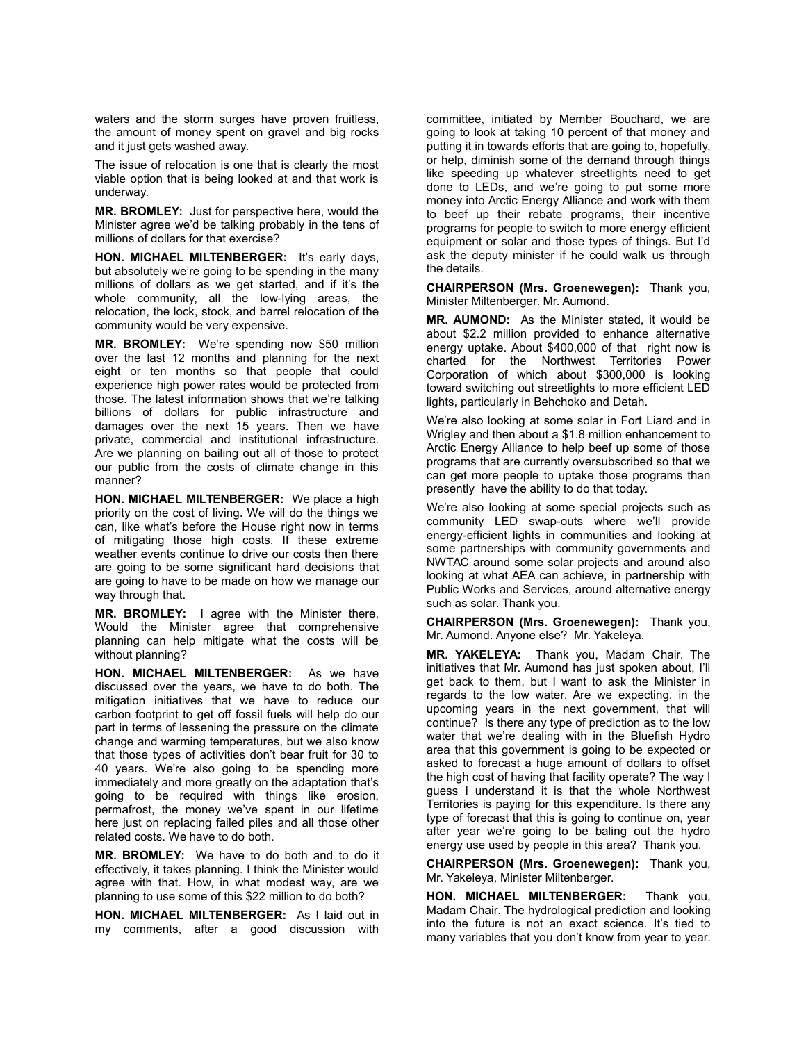waters and the storm surges have proven fruitless, the amount of money spent on gravel and big rocks and it just gets washed away.

The issue of relocation is one that is clearly the most viable option that is being looked at and that work is underway.

**MR. BROMLEY:** Just for perspective here, would the Minister agree we'd be talking probably in the tens of millions of dollars for that exercise?

**HON. MICHAEL MILTENBERGER:** It's early days, but absolutely we're going to be spending in the many millions of dollars as we get started, and if it's the whole community, all the low-lying areas, the relocation, the lock, stock, and barrel relocation of the community would be very expensive.

**MR. BROMLEY:** We're spending now $50 million over the last 12 months and planning for the next eight or ten months so that people that could experience high power rates would be protected from those. The latest information shows that we're talking billions of dollars for public infrastructure and damages over the next 15 years. Then we have private, commercial and institutional infrastructure. Are we planning on bailing out all of those to protect our public from the costs of climate change in this manner?

**HON. MICHAEL MILTENBERGER:** We place a high priority on the cost of living. We will do the things we can, like what's before the House right now in terms of mitigating those high costs. If these extreme weather events continue to drive our costs then there are going to be some significant hard decisions that are going to have to be made on how we manage our way through that.

**MR. BROMLEY:** I agree with the Minister there. Would the Minister agree that comprehensive planning can help mitigate what the costs will be without planning?

**HON. MICHAEL MILTENBERGER:** As we have discussed over the years, we have to do both. The mitigation initiatives that we have to reduce our carbon footprint to get off fossil fuels will help do our part in terms of lessening the pressure on the climate change and warming temperatures, but we also know that those types of activities don't bear fruit for 30 to 40 years. We're also going to be spending more immediately and more greatly on the adaptation that's going to be required with things like erosion, permafrost, the money we've spent in our lifetime here just on replacing failed piles and all those other related costs. We have to do both.

**MR. BROMLEY:** We have to do both and to do it effectively, it takes planning. I think the Minister would agree with that. How, in what modest way, are we planning to use some of this $22 million to do both?

**HON. MICHAEL MILTENBERGER:** As I laid out in my comments, after a good discussion with committee, initiated by Member Bouchard, we are going to look at taking 10 percent of that money and putting it in towards efforts that are going to, hopefully, or help, diminish some of the demand through things like speeding up whatever streetlights need to get done to LEDs, and we're going to put some more money into Arctic Energy Alliance and work with them to beef up their rebate programs, their incentive programs for people to switch to more energy efficient equipment or solar and those types of things. But I'd ask the deputy minister if he could walk us through the details.

**CHAIRPERSON (Mrs. Groenewegen):** Thank you, Minister Miltenberger. Mr. Aumond.

**MR. AUMOND:** As the Minister stated, it would be about $2.2 million provided to enhance alternative energy uptake. About $400,000 of that right now is charted for the Northwest Territories Power Corporation of which about $300,000 is looking toward switching out streetlights to more efficient LED lights, particularly in Behchoko and Detah.

We're also looking at some solar in Fort Liard and in Wrigley and then about a $1.8 million enhancement to Arctic Energy Alliance to help beef up some of those programs that are currently oversubscribed so that we can get more people to uptake those programs than presently have the ability to do that today.

We're also looking at some special projects such as community LED swap-outs where we'll provide energy-efficient lights in communities and looking at some partnerships with community governments and NWTAC around some solar projects and around also looking at what AEA can achieve, in partnership with Public Works and Services, around alternative energy such as solar. Thank you.

**CHAIRPERSON (Mrs. Groenewegen):** Thank you, Mr. Aumond. Anyone else? Mr. Yakeleya.

**MR. YAKELEYA:** Thank you, Madam Chair. The initiatives that Mr. Aumond has just spoken about, I'll get back to them, but I want to ask the Minister in regards to the low water. Are we expecting, in the upcoming years in the next government, that will continue? Is there any type of prediction as to the low water that we're dealing with in the Bluefish Hydro area that this government is going to be expected or asked to forecast a huge amount of dollars to offset the high cost of having that facility operate? The way I guess I understand it is that the whole Northwest Territories is paying for this expenditure. Is there any type of forecast that this is going to continue on, year after year we're going to be baling out the hydro energy use used by people in this area? Thank you.

**CHAIRPERSON (Mrs. Groenewegen):** Thank you, Mr. Yakeleya, Minister Miltenberger.

**HON. MICHAEL MILTENBERGER:** Thank you, Madam Chair. The hydrological prediction and looking into the future is not an exact science. It's tied to many variables that you don't know from year to year.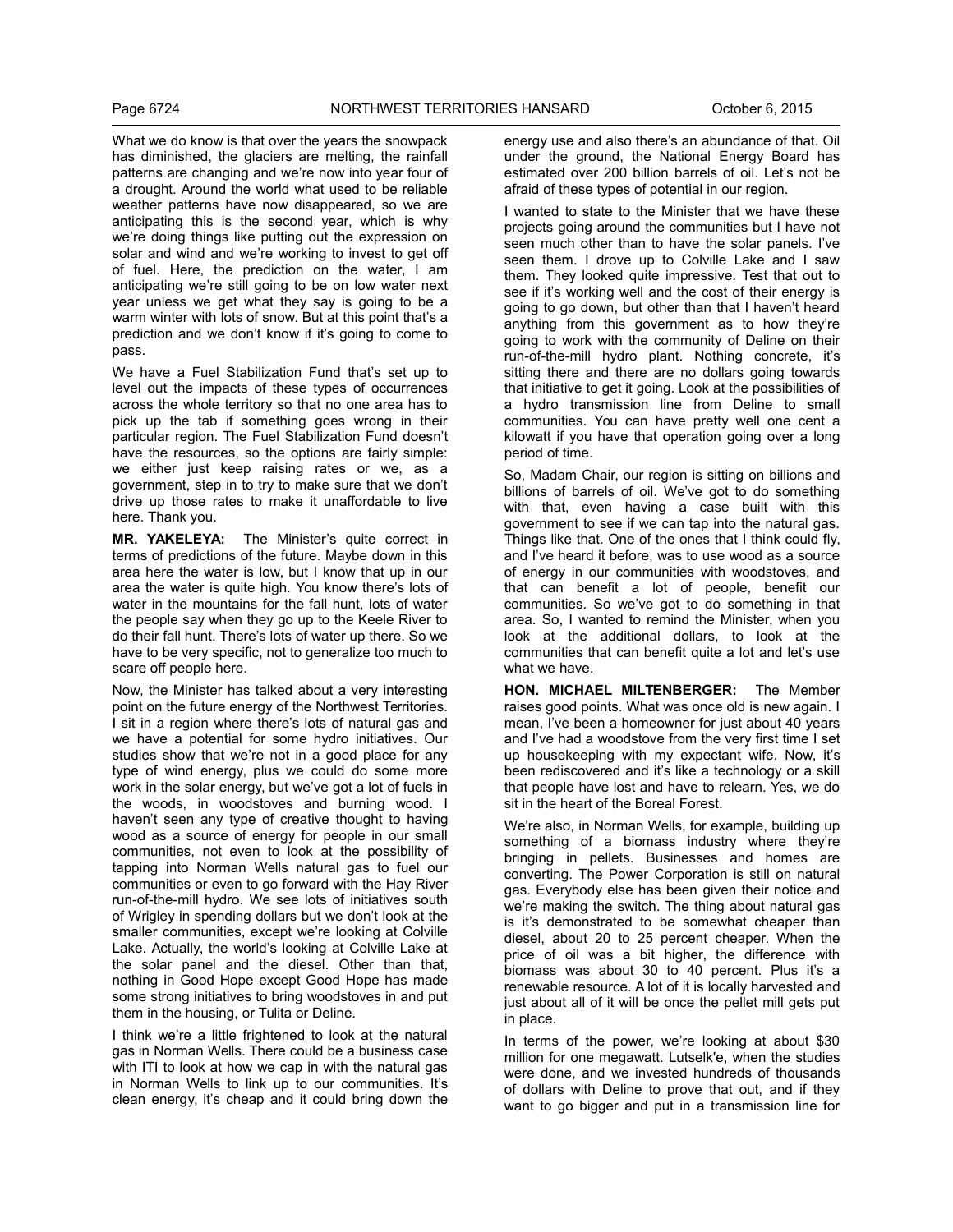What we do know is that over the years the snowpack has diminished, the glaciers are melting, the rainfall patterns are changing and we're now into year four of a drought. Around the world what used to be reliable weather patterns have now disappeared, so we are anticipating this is the second year, which is why we're doing things like putting out the expression on solar and wind and we're working to invest to get off of fuel. Here, the prediction on the water, I am anticipating we're still going to be on low water next year unless we get what they say is going to be a warm winter with lots of snow. But at this point that's a prediction and we don't know if it's going to come to pass.

We have a Fuel Stabilization Fund that's set up to level out the impacts of these types of occurrences across the whole territory so that no one area has to pick up the tab if something goes wrong in their particular region. The Fuel Stabilization Fund doesn't have the resources, so the options are fairly simple: we either just keep raising rates or we, as a government, step in to try to make sure that we don't drive up those rates to make it unaffordable to live here. Thank you.

**MR. YAKELEYA:** The Minister's quite correct in terms of predictions of the future. Maybe down in this area here the water is low, but I know that up in our area the water is quite high. You know there's lots of water in the mountains for the fall hunt, lots of water the people say when they go up to the Keele River to do their fall hunt. There's lots of water up there. So we have to be very specific, not to generalize too much to scare off people here.

Now, the Minister has talked about a very interesting point on the future energy of the Northwest Territories. I sit in a region where there's lots of natural gas and we have a potential for some hydro initiatives. Our studies show that we're not in a good place for any type of wind energy, plus we could do some more work in the solar energy, but we've got a lot of fuels in the woods, in woodstoves and burning wood. I haven't seen any type of creative thought to having wood as a source of energy for people in our small communities, not even to look at the possibility of tapping into Norman Wells natural gas to fuel our communities or even to go forward with the Hay River run-of-the-mill hydro. We see lots of initiatives south of Wrigley in spending dollars but we don't look at the smaller communities, except we're looking at Colville Lake. Actually, the world's looking at Colville Lake at the solar panel and the diesel. Other than that, nothing in Good Hope except Good Hope has made some strong initiatives to bring woodstoves in and put them in the housing, or Tulita or Deline.

I think we're a little frightened to look at the natural gas in Norman Wells. There could be a business case with ITI to look at how we cap in with the natural gas in Norman Wells to link up to our communities. It's clean energy, it's cheap and it could bring down the energy use and also there's an abundance of that. Oil under the ground, the National Energy Board has estimated over 200 billion barrels of oil. Let's not be afraid of these types of potential in our region.

I wanted to state to the Minister that we have these projects going around the communities but I have not seen much other than to have the solar panels. I've seen them. I drove up to Colville Lake and I saw them. They looked quite impressive. Test that out to see if it's working well and the cost of their energy is going to go down, but other than that I haven't heard anything from this government as to how they're going to work with the community of Deline on their run-of-the-mill hydro plant. Nothing concrete, it's sitting there and there are no dollars going towards that initiative to get it going. Look at the possibilities of a hydro transmission line from Deline to small communities. You can have pretty well one cent a kilowatt if you have that operation going over a long period of time.

So, Madam Chair, our region is sitting on billions and billions of barrels of oil. We've got to do something with that, even having a case built with this government to see if we can tap into the natural gas. Things like that. One of the ones that I think could fly, and I've heard it before, was to use wood as a source of energy in our communities with woodstoves, and that can benefit a lot of people, benefit our communities. So we've got to do something in that area. So, I wanted to remind the Minister, when you look at the additional dollars, to look at the communities that can benefit quite a lot and let's use what we have.

**HON. MICHAEL MILTENBERGER:** The Member raises good points. What was once old is new again. I mean, I've been a homeowner for just about 40 years and I've had a woodstove from the very first time I set up housekeeping with my expectant wife. Now, it's been rediscovered and it's like a technology or a skill that people have lost and have to relearn. Yes, we do sit in the heart of the Boreal Forest.

We're also, in Norman Wells, for example, building up something of a biomass industry where they're bringing in pellets. Businesses and homes are converting. The Power Corporation is still on natural gas. Everybody else has been given their notice and we're making the switch. The thing about natural gas is it's demonstrated to be somewhat cheaper than diesel, about 20 to 25 percent cheaper. When the price of oil was a bit higher, the difference with biomass was about 30 to 40 percent. Plus it's a renewable resource. A lot of it is locally harvested and just about all of it will be once the pellet mill gets put in place.

In terms of the power, we're looking at about $30 million for one megawatt. Lutselk'e, when the studies were done, and we invested hundreds of thousands of dollars with Deline to prove that out, and if they want to go bigger and put in a transmission line for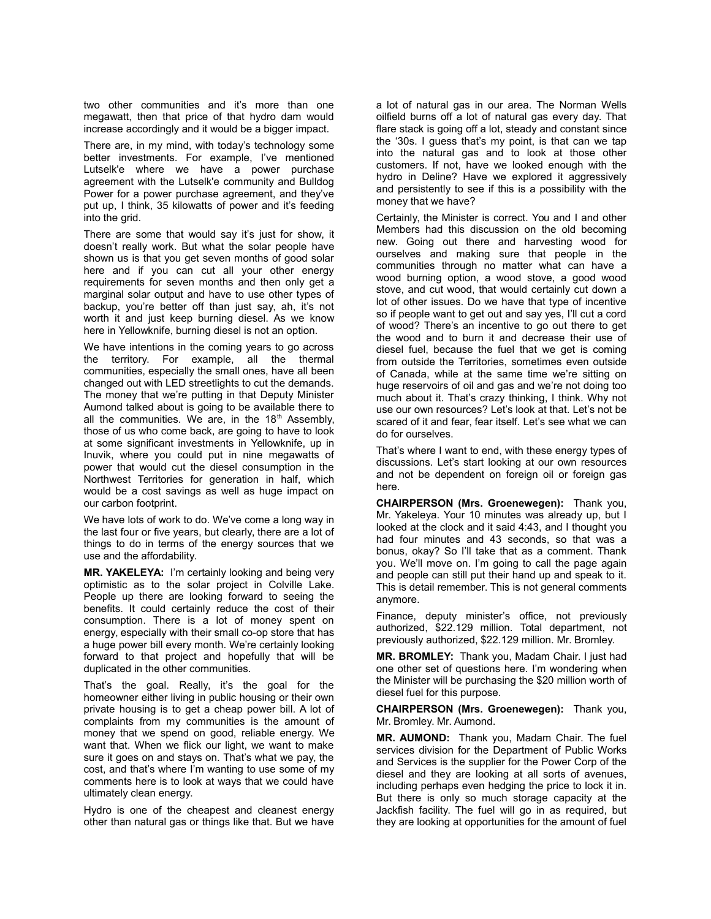two other communities and it's more than one megawatt, then that price of that hydro dam would increase accordingly and it would be a bigger impact.

There are, in my mind, with today's technology some better investments. For example, I've mentioned Lutselk'e where we have a power purchase agreement with the Lutselk'e community and Bulldog Power for a power purchase agreement, and they've put up, I think, 35 kilowatts of power and it's feeding into the grid.

There are some that would say it's just for show, it doesn't really work. But what the solar people have shown us is that you get seven months of good solar here and if you can cut all your other energy requirements for seven months and then only get a marginal solar output and have to use other types of backup, you're better off than just say, ah, it's not worth it and just keep burning diesel. As we know here in Yellowknife, burning diesel is not an option.

We have intentions in the coming years to go across the territory. For example, all the thermal communities, especially the small ones, have all been changed out with LED streetlights to cut the demands. The money that we're putting in that Deputy Minister Aumond talked about is going to be available there to all the communities. We are, in the 18th Assembly, those of us who come back, are going to have to look at some significant investments in Yellowknife, up in Inuvik, where you could put in nine megawatts of power that would cut the diesel consumption in the Northwest Territories for generation in half, which would be a cost savings as well as huge impact on our carbon footprint.

We have lots of work to do. We've come a long way in the last four or five years, but clearly, there are a lot of things to do in terms of the energy sources that we use and the affordability.

**MR. YAKELEYA:** I'm certainly looking and being very optimistic as to the solar project in Colville Lake. People up there are looking forward to seeing the benefits. It could certainly reduce the cost of their consumption. There is a lot of money spent on energy, especially with their small co-op store that has a huge power bill every month. We're certainly looking forward to that project and hopefully that will be duplicated in the other communities.

That's the goal. Really, it's the goal for the homeowner either living in public housing or their own private housing is to get a cheap power bill. A lot of complaints from my communities is the amount of money that we spend on good, reliable energy. We want that. When we flick our light, we want to make sure it goes on and stays on. That's what we pay, the cost, and that's where I'm wanting to use some of my comments here is to look at ways that we could have ultimately clean energy.

Hydro is one of the cheapest and cleanest energy other than natural gas or things like that. But we have a lot of natural gas in our area. The Norman Wells oilfield burns off a lot of natural gas every day. That flare stack is going off a lot, steady and constant since the '30s. I guess that's my point, is that can we tap into the natural gas and to look at those other customers. If not, have we looked enough with the hydro in Deline? Have we explored it aggressively and persistently to see if this is a possibility with the money that we have?

Certainly, the Minister is correct. You and I and other Members had this discussion on the old becoming new. Going out there and harvesting wood for ourselves and making sure that people in the communities through no matter what can have a wood burning option, a wood stove, a good wood stove, and cut wood, that would certainly cut down a lot of other issues. Do we have that type of incentive so if people want to get out and say yes, I'll cut a cord of wood? There's an incentive to go out there to get the wood and to burn it and decrease their use of diesel fuel, because the fuel that we get is coming from outside the Territories, sometimes even outside of Canada, while at the same time we're sitting on huge reservoirs of oil and gas and we're not doing too much about it. That's crazy thinking, I think. Why not use our own resources? Let's look at that. Let's not be scared of it and fear, fear itself. Let's see what we can do for ourselves.

That's where I want to end, with these energy types of discussions. Let's start looking at our own resources and not be dependent on foreign oil or foreign gas here.

**CHAIRPERSON (Mrs. Groenewegen):** Thank you, Mr. Yakeleya. Your 10 minutes was already up, but I looked at the clock and it said 4:43, and I thought you had four minutes and 43 seconds, so that was a bonus, okay? So I'll take that as a comment. Thank you. We'll move on. I'm going to call the page again and people can still put their hand up and speak to it. This is detail remember. This is not general comments anymore.

Finance, deputy minister's office, not previously authorized, $22.129 million. Total department, not previously authorized, $22.129 million. Mr. Bromley.

**MR. BROMLEY:** Thank you, Madam Chair. I just had one other set of questions here. I'm wondering when the Minister will be purchasing the $20 million worth of diesel fuel for this purpose.

**CHAIRPERSON (Mrs. Groenewegen):** Thank you, Mr. Bromley. Mr. Aumond.

**MR. AUMOND:** Thank you, Madam Chair. The fuel services division for the Department of Public Works and Services is the supplier for the Power Corp of the diesel and they are looking at all sorts of avenues, including perhaps even hedging the price to lock it in. But there is only so much storage capacity at the Jackfish facility. The fuel will go in as required, but they are looking at opportunities for the amount of fuel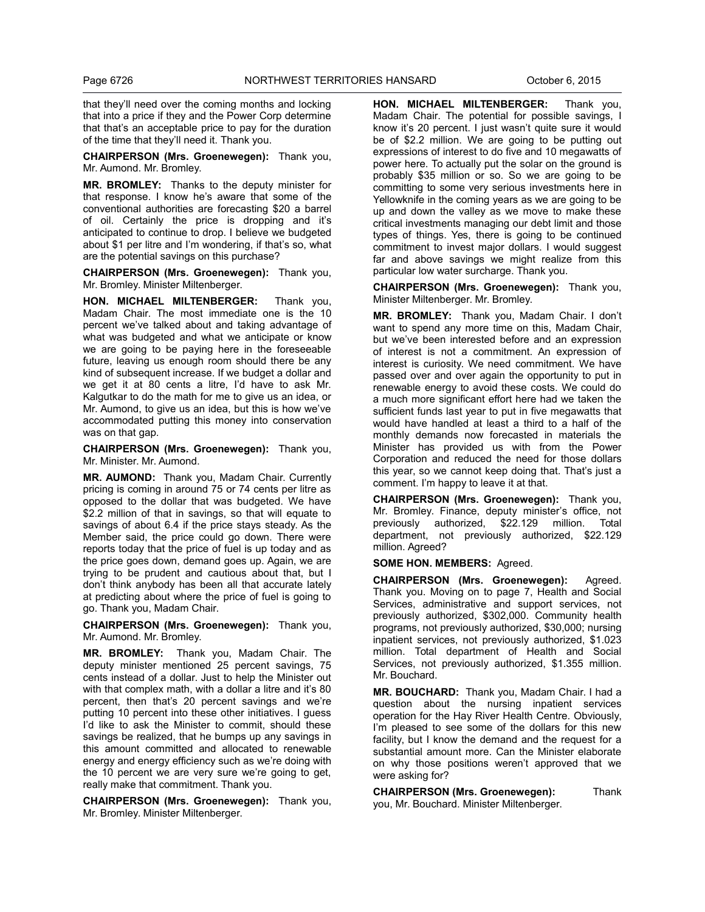that they'll need over the coming months and locking that into a price if they and the Power Corp determine that that's an acceptable price to pay for the duration of the time that they'll need it. Thank you.

**CHAIRPERSON (Mrs. Groenewegen):** Thank you, Mr. Aumond. Mr. Bromley.

**MR. BROMLEY:** Thanks to the deputy minister for that response. I know he's aware that some of the conventional authorities are forecasting $20 a barrel of oil. Certainly the price is dropping and it's anticipated to continue to drop. I believe we budgeted about $1 per litre and I'm wondering, if that's so, what are the potential savings on this purchase?

**CHAIRPERSON (Mrs. Groenewegen):** Thank you, Mr. Bromley. Minister Miltenberger.

**HON. MICHAEL MILTENBERGER:** Thank you, Madam Chair. The most immediate one is the 10 percent we've talked about and taking advantage of what was budgeted and what we anticipate or know we are going to be paying here in the foreseeable future, leaving us enough room should there be any kind of subsequent increase. If we budget a dollar and we get it at 80 cents a litre, I'd have to ask Mr. Kalgutkar to do the math for me to give us an idea, or Mr. Aumond, to give us an idea, but this is how we've accommodated putting this money into conservation was on that gap.

**CHAIRPERSON (Mrs. Groenewegen):** Thank you, Mr. Minister. Mr. Aumond.

**MR. AUMOND:** Thank you, Madam Chair. Currently pricing is coming in around 75 or 74 cents per litre as opposed to the dollar that was budgeted. We have $2.2 million of that in savings, so that will equate to savings of about 6.4 if the price stays steady. As the Member said, the price could go down. There were reports today that the price of fuel is up today and as the price goes down, demand goes up. Again, we are trying to be prudent and cautious about that, but I don't think anybody has been all that accurate lately at predicting about where the price of fuel is going to go. Thank you, Madam Chair.

**CHAIRPERSON (Mrs. Groenewegen):** Thank you, Mr. Aumond. Mr. Bromley.

**MR. BROMLEY:** Thank you, Madam Chair. The deputy minister mentioned 25 percent savings, 75 cents instead of a dollar. Just to help the Minister out with that complex math, with a dollar a litre and it's 80 percent, then that's 20 percent savings and we're putting 10 percent into these other initiatives. I guess I'd like to ask the Minister to commit, should these savings be realized, that he bumps up any savings in this amount committed and allocated to renewable energy and energy efficiency such as we're doing with the 10 percent we are very sure we're going to get, really make that commitment. Thank you.

**CHAIRPERSON (Mrs. Groenewegen):** Thank you, Mr. Bromley. Minister Miltenberger.

**HON. MICHAEL MILTENBERGER:** Thank you, Madam Chair. The potential for possible savings, I know it's 20 percent. I just wasn't quite sure it would be of $2.2 million. We are going to be putting out expressions of interest to do five and 10 megawatts of power here. To actually put the solar on the ground is probably $35 million or so. So we are going to be committing to some very serious investments here in Yellowknife in the coming years as we are going to be up and down the valley as we move to make these critical investments managing our debt limit and those types of things. Yes, there is going to be continued commitment to invest major dollars. I would suggest far and above savings we might realize from this particular low water surcharge. Thank you.

**CHAIRPERSON (Mrs. Groenewegen):** Thank you, Minister Miltenberger. Mr. Bromley.

**MR. BROMLEY:** Thank you, Madam Chair. I don't want to spend any more time on this, Madam Chair, but we've been interested before and an expression of interest is not a commitment. An expression of interest is curiosity. We need commitment. We have passed over and over again the opportunity to put in renewable energy to avoid these costs. We could do a much more significant effort here had we taken the sufficient funds last year to put in five megawatts that would have handled at least a third to a half of the monthly demands now forecasted in materials the Minister has provided us with from the Power Corporation and reduced the need for those dollars this year, so we cannot keep doing that. That's just a comment. I'm happy to leave it at that.

**CHAIRPERSON (Mrs. Groenewegen):** Thank you, Mr. Bromley. Finance, deputy minister's office, not previously authorized, $22.129 million. Total department, not previously authorized, $22.129 million. Agreed?

**SOME HON. MEMBERS:** Agreed.

**CHAIRPERSON (Mrs. Groenewegen):** Agreed. Thank you. Moving on to page 7, Health and Social Services, administrative and support services, not previously authorized, $302,000. Community health programs, not previously authorized, $30,000; nursing inpatient services, not previously authorized, $1.023 million. Total department of Health and Social Services, not previously authorized, $1.355 million. Mr. Bouchard.

**MR. BOUCHARD:** Thank you, Madam Chair. I had a question about the nursing inpatient services operation for the Hay River Health Centre. Obviously, I'm pleased to see some of the dollars for this new facility, but I know the demand and the request for a substantial amount more. Can the Minister elaborate on why those positions weren't approved that we were asking for?

**CHAIRPERSON (Mrs. Groenewegen):** Thank you, Mr. Bouchard. Minister Miltenberger.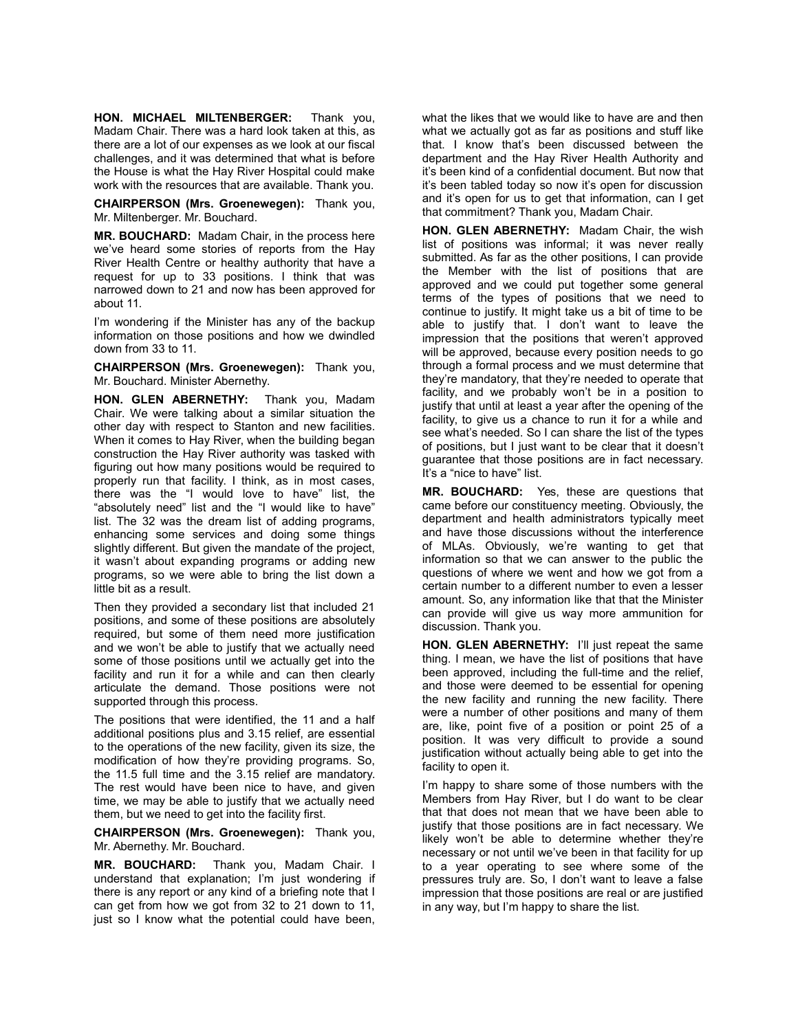**HON. MICHAEL MILTENBERGER:** Thank you, Madam Chair. There was a hard look taken at this, as there are a lot of our expenses as we look at our fiscal challenges, and it was determined that what is before the House is what the Hay River Hospital could make work with the resources that are available. Thank you.

**CHAIRPERSON (Mrs. Groenewegen):** Thank you, Mr. Miltenberger. Mr. Bouchard.

**MR. BOUCHARD:** Madam Chair, in the process here we've heard some stories of reports from the Hay River Health Centre or healthy authority that have a request for up to 33 positions. I think that was narrowed down to 21 and now has been approved for about 11.

I'm wondering if the Minister has any of the backup information on those positions and how we dwindled down from 33 to 11.

**CHAIRPERSON (Mrs. Groenewegen):** Thank you, Mr. Bouchard. Minister Abernethy.

**HON. GLEN ABERNETHY:** Thank you, Madam Chair. We were talking about a similar situation the other day with respect to Stanton and new facilities. When it comes to Hay River, when the building began construction the Hay River authority was tasked with figuring out how many positions would be required to properly run that facility. I think, as in most cases, there was the "I would love to have" list, the "absolutely need" list and the "I would like to have" list. The 32 was the dream list of adding programs, enhancing some services and doing some things slightly different. But given the mandate of the project, it wasn't about expanding programs or adding new programs, so we were able to bring the list down a little bit as a result.

Then they provided a secondary list that included 21 positions, and some of these positions are absolutely required, but some of them need more justification and we won't be able to justify that we actually need some of those positions until we actually get into the facility and run it for a while and can then clearly articulate the demand. Those positions were not supported through this process.

The positions that were identified, the 11 and a half additional positions plus and 3.15 relief, are essential to the operations of the new facility, given its size, the modification of how they're providing programs. So, the 11.5 full time and the 3.15 relief are mandatory. The rest would have been nice to have, and given time, we may be able to justify that we actually need them, but we need to get into the facility first.

**CHAIRPERSON (Mrs. Groenewegen):** Thank you, Mr. Abernethy. Mr. Bouchard.

**MR. BOUCHARD:** Thank you, Madam Chair. I understand that explanation; I'm just wondering if there is any report or any kind of a briefing note that I can get from how we got from 32 to 21 down to 11, just so I know what the potential could have been, what the likes that we would like to have are and then what we actually got as far as positions and stuff like that. I know that's been discussed between the department and the Hay River Health Authority and it's been kind of a confidential document. But now that it's been tabled today so now it's open for discussion and it's open for us to get that information, can I get that commitment? Thank you, Madam Chair.

**HON. GLEN ABERNETHY:** Madam Chair, the wish list of positions was informal; it was never really submitted. As far as the other positions, I can provide the Member with the list of positions that are approved and we could put together some general terms of the types of positions that we need to continue to justify. It might take us a bit of time to be able to justify that. I don't want to leave the impression that the positions that weren't approved will be approved, because every position needs to go through a formal process and we must determine that they're mandatory, that they're needed to operate that facility, and we probably won't be in a position to justify that until at least a year after the opening of the facility, to give us a chance to run it for a while and see what's needed. So I can share the list of the types of positions, but I just want to be clear that it doesn't guarantee that those positions are in fact necessary. It's a "nice to have" list.

**MR. BOUCHARD:** Yes, these are questions that came before our constituency meeting. Obviously, the department and health administrators typically meet and have those discussions without the interference of MLAs. Obviously, we're wanting to get that information so that we can answer to the public the questions of where we went and how we got from a certain number to a different number to even a lesser amount. So, any information like that that the Minister can provide will give us way more ammunition for discussion. Thank you.

**HON. GLEN ABERNETHY:** I'll just repeat the same thing. I mean, we have the list of positions that have been approved, including the full-time and the relief, and those were deemed to be essential for opening the new facility and running the new facility. There were a number of other positions and many of them are, like, point five of a position or point 25 of a position. It was very difficult to provide a sound justification without actually being able to get into the facility to open it.

I'm happy to share some of those numbers with the Members from Hay River, but I do want to be clear that that does not mean that we have been able to justify that those positions are in fact necessary. We likely won't be able to determine whether they're necessary or not until we've been in that facility for up to a year operating to see where some of the pressures truly are. So, I don't want to leave a false impression that those positions are real or are justified in any way, but I'm happy to share the list.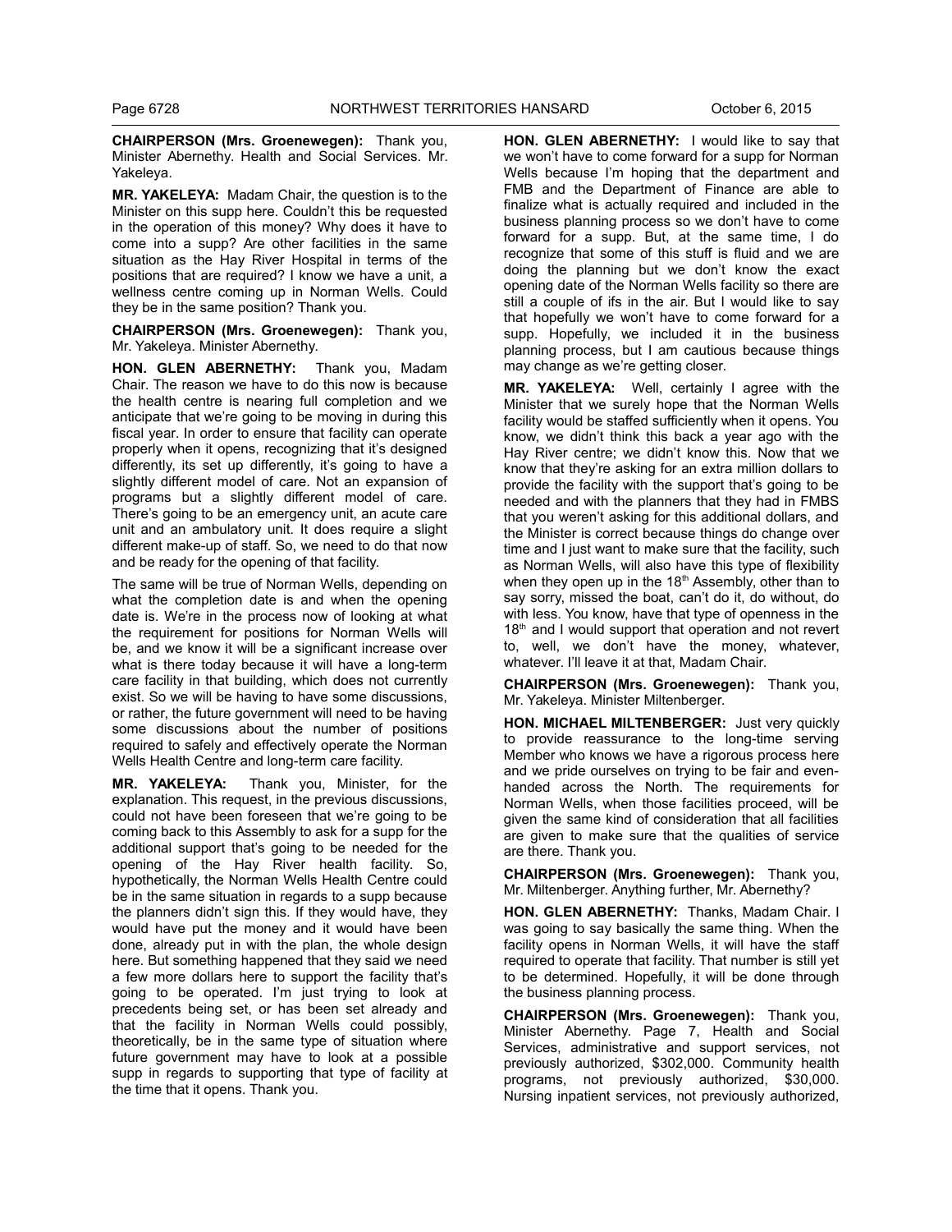**CHAIRPERSON (Mrs. Groenewegen):** Thank you, Minister Abernethy. Health and Social Services. Mr. Yakeleya.

**MR. YAKELEYA:** Madam Chair, the question is to the Minister on this supp here. Couldn't this be requested in the operation of this money? Why does it have to come into a supp? Are other facilities in the same situation as the Hay River Hospital in terms of the positions that are required? I know we have a unit, a wellness centre coming up in Norman Wells. Could they be in the same position? Thank you.

**CHAIRPERSON (Mrs. Groenewegen):** Thank you, Mr. Yakeleya. Minister Abernethy.

**HON. GLEN ABERNETHY:** Thank you, Madam Chair. The reason we have to do this now is because the health centre is nearing full completion and we anticipate that we're going to be moving in during this fiscal year. In order to ensure that facility can operate properly when it opens, recognizing that it's designed differently, its set up differently, it's going to have a slightly different model of care. Not an expansion of programs but a slightly different model of care. There's going to be an emergency unit, an acute care unit and an ambulatory unit. It does require a slight different make-up of staff. So, we need to do that now and be ready for the opening of that facility.

The same will be true of Norman Wells, depending on what the completion date is and when the opening date is. We're in the process now of looking at what the requirement for positions for Norman Wells will be, and we know it will be a significant increase over what is there today because it will have a long-term care facility in that building, which does not currently exist. So we will be having to have some discussions, or rather, the future government will need to be having some discussions about the number of positions required to safely and effectively operate the Norman Wells Health Centre and long-term care facility.

**MR. YAKELEYA:** Thank you, Minister, for the explanation. This request, in the previous discussions, could not have been foreseen that we're going to be coming back to this Assembly to ask for a supp for the additional support that's going to be needed for the opening of the Hay River health facility. So, hypothetically, the Norman Wells Health Centre could be in the same situation in regards to a supp because the planners didn't sign this. If they would have, they would have put the money and it would have been done, already put in with the plan, the whole design here. But something happened that they said we need a few more dollars here to support the facility that's going to be operated. I'm just trying to look at precedents being set, or has been set already and that the facility in Norman Wells could possibly, theoretically, be in the same type of situation where future government may have to look at a possible supp in regards to supporting that type of facility at the time that it opens. Thank you.

**HON. GLEN ABERNETHY:** I would like to say that we won't have to come forward for a supp for Norman Wells because I'm hoping that the department and FMB and the Department of Finance are able to finalize what is actually required and included in the business planning process so we don't have to come forward for a supp. But, at the same time, I do recognize that some of this stuff is fluid and we are doing the planning but we don't know the exact opening date of the Norman Wells facility so there are still a couple of ifs in the air. But I would like to say that hopefully we won't have to come forward for a supp. Hopefully, we included it in the business planning process, but I am cautious because things may change as we're getting closer.

**MR. YAKELEYA:** Well, certainly I agree with the Minister that we surely hope that the Norman Wells facility would be staffed sufficiently when it opens. You know, we didn't think this back a year ago with the Hay River centre; we didn't know this. Now that we know that they're asking for an extra million dollars to provide the facility with the support that's going to be needed and with the planners that they had in FMBS that you weren't asking for this additional dollars, and the Minister is correct because things do change over time and I just want to make sure that the facility, such as Norman Wells, will also have this type of flexibility when they open up in the 18th Assembly, other than to say sorry, missed the boat, can't do it, do without, do with less. You know, have that type of openness in the 18th and I would support that operation and not revert to, well, we don't have the money, whatever, whatever. I'll leave it at that, Madam Chair.

**CHAIRPERSON (Mrs. Groenewegen):** Thank you, Mr. Yakeleya. Minister Miltenberger.

**HON. MICHAEL MILTENBERGER:** Just very quickly to provide reassurance to the long-time serving Member who knows we have a rigorous process here and we pride ourselves on trying to be fair and even-handed across the North. The requirements for Norman Wells, when those facilities proceed, will be given the same kind of consideration that all facilities are given to make sure that the qualities of service are there. Thank you.

**CHAIRPERSON (Mrs. Groenewegen):** Thank you, Mr. Miltenberger. Anything further, Mr. Abernethy?

**HON. GLEN ABERNETHY:** Thanks, Madam Chair. I was going to say basically the same thing. When the facility opens in Norman Wells, it will have the staff required to operate that facility. That number is still yet to be determined. Hopefully, it will be done through the business planning process.

**CHAIRPERSON (Mrs. Groenewegen):** Thank you, Minister Abernethy. Page 7, Health and Social Services, administrative and support services, not previously authorized, $302,000. Community health programs, not previously authorized, $30,000. Nursing inpatient services, not previously authorized,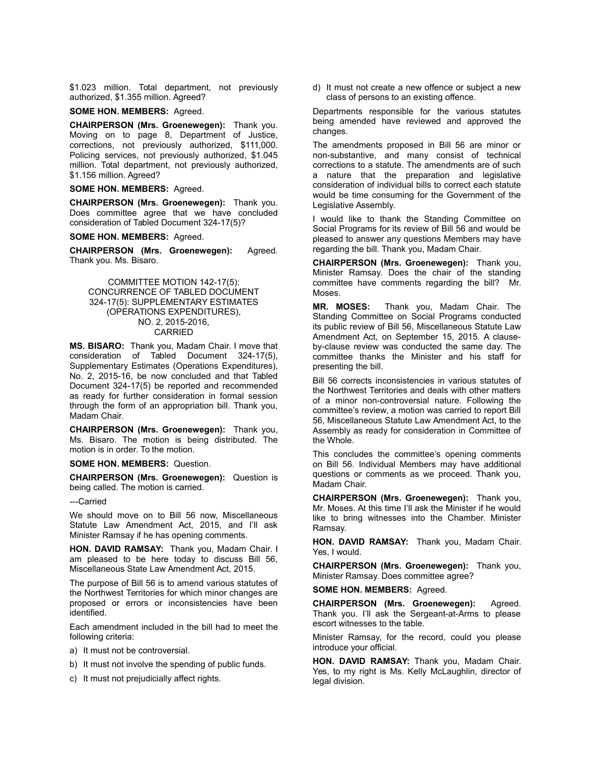$1.023 million. Total department, not previously authorized, $1.355 million. Agreed?

**SOME HON. MEMBERS:** Agreed.

**CHAIRPERSON (Mrs. Groenewegen):** Thank you. Moving on to page 8, Department of Justice, corrections, not previously authorized, $111,000. Policing services, not previously authorized, $1.045 million. Total department, not previously authorized, $1.156 million. Agreed?

**SOME HON. MEMBERS:** Agreed.

**CHAIRPERSON (Mrs. Groenewegen):** Thank you. Does committee agree that we have concluded consideration of Tabled Document 324-17(5)?

**SOME HON. MEMBERS:** Agreed.

**CHAIRPERSON (Mrs. Groenewegen):** Agreed. Thank you. Ms. Bisaro.

COMMITTEE MOTION 142-17(5): CONCURRENCE OF TABLED DOCUMENT 324-17(5): SUPPLEMENTARY ESTIMATES (OPERATIONS EXPENDITURES), NO. 2, 2015-2016, CARRIED

**MS. BISARO:** Thank you, Madam Chair. I move that consideration of Tabled Document 324-17(5), Supplementary Estimates (Operations Expenditures), No. 2, 2015-16, be now concluded and that Tabled Document 324-17(5) be reported and recommended as ready for further consideration in formal session through the form of an appropriation bill. Thank you, Madam Chair.

**CHAIRPERSON (Mrs. Groenewegen):** Thank you, Ms. Bisaro. The motion is being distributed. The motion is in order. To the motion.

**SOME HON. MEMBERS:** Question.

**CHAIRPERSON (Mrs. Groenewegen):** Question is being called. The motion is carried.

---Carried

We should move on to Bill 56 now, Miscellaneous Statute Law Amendment Act, 2015, and I'll ask Minister Ramsay if he has opening comments.

**HON. DAVID RAMSAY:** Thank you, Madam Chair. I am pleased to be here today to discuss Bill 56, Miscellaneous State Law Amendment Act, 2015.

The purpose of Bill 56 is to amend various statutes of the Northwest Territories for which minor changes are proposed or errors or inconsistencies have been identified.

Each amendment included in the bill had to meet the following criteria:

a) It must not be controversial.

b) It must not involve the spending of public funds.

c) It must not prejudicially affect rights.

d) It must not create a new offence or subject a new class of persons to an existing offence.

Departments responsible for the various statutes being amended have reviewed and approved the changes.

The amendments proposed in Bill 56 are minor or non-substantive, and many consist of technical corrections to a statute. The amendments are of such a nature that the preparation and legislative consideration of individual bills to correct each statute would be time consuming for the Government of the Legislative Assembly.

I would like to thank the Standing Committee on Social Programs for its review of Bill 56 and would be pleased to answer any questions Members may have regarding the bill. Thank you, Madam Chair.

**CHAIRPERSON (Mrs. Groenewegen):** Thank you, Minister Ramsay. Does the chair of the standing committee have comments regarding the bill? Mr. Moses.

**MR. MOSES:** Thank you, Madam Chair. The Standing Committee on Social Programs conducted its public review of Bill 56, Miscellaneous Statute Law Amendment Act, on September 15, 2015. A clause-by-clause review was conducted the same day. The committee thanks the Minister and his staff for presenting the bill.

Bill 56 corrects inconsistencies in various statutes of the Northwest Territories and deals with other matters of a minor non-controversial nature. Following the committee's review, a motion was carried to report Bill 56, Miscellaneous Statute Law Amendment Act, to the Assembly as ready for consideration in Committee of the Whole.

This concludes the committee's opening comments on Bill 56. Individual Members may have additional questions or comments as we proceed. Thank you, Madam Chair.

**CHAIRPERSON (Mrs. Groenewegen):** Thank you, Mr. Moses. At this time I'll ask the Minister if he would like to bring witnesses into the Chamber. Minister Ramsay.

**HON. DAVID RAMSAY:** Thank you, Madam Chair. Yes, I would.

**CHAIRPERSON (Mrs. Groenewegen):** Thank you, Minister Ramsay. Does committee agree?

**SOME HON. MEMBERS:** Agreed.

**CHAIRPERSON (Mrs. Groenewegen):** Agreed. Thank you. I'll ask the Sergeant-at-Arms to please escort witnesses to the table.

Minister Ramsay, for the record, could you please introduce your official.

**HON. DAVID RAMSAY:** Thank you, Madam Chair. Yes, to my right is Ms. Kelly McLaughlin, director of legal division.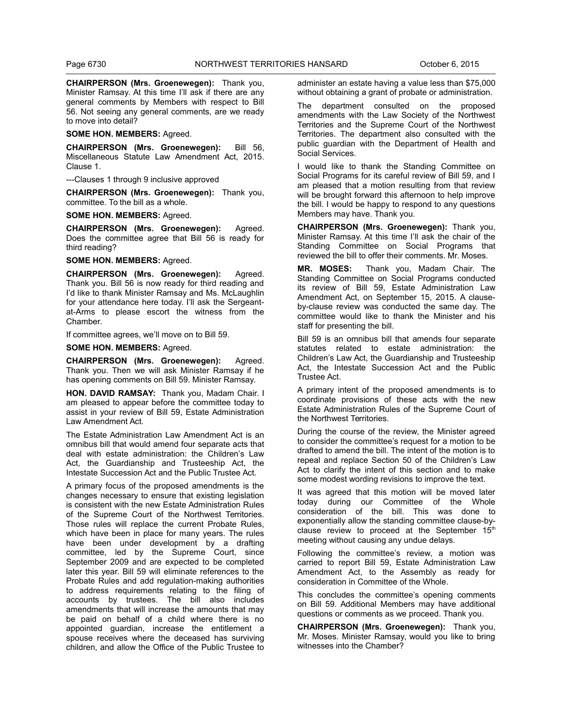**CHAIRPERSON (Mrs. Groenewegen):** Thank you, Minister Ramsay. At this time I'll ask if there are any general comments by Members with respect to Bill 56. Not seeing any general comments, are we ready to move into detail?

**SOME HON. MEMBERS:** Agreed.

**CHAIRPERSON (Mrs. Groenewegen):** Bill 56, Miscellaneous Statute Law Amendment Act, 2015. Clause 1.

---Clauses 1 through 9 inclusive approved

**CHAIRPERSON (Mrs. Groenewegen):** Thank you, committee. To the bill as a whole.

**SOME HON. MEMBERS:** Agreed.

**CHAIRPERSON (Mrs. Groenewegen):** Agreed. Does the committee agree that Bill 56 is ready for third reading?

**SOME HON. MEMBERS:** Agreed.

**CHAIRPERSON (Mrs. Groenewegen):** Agreed. Thank you. Bill 56 is now ready for third reading and I'd like to thank Minister Ramsay and Ms. McLaughlin for your attendance here today. I'll ask the Sergeant-at-Arms to please escort the witness from the Chamber.

If committee agrees, we'll move on to Bill 59.

**SOME HON. MEMBERS:** Agreed.

**CHAIRPERSON (Mrs. Groenewegen):** Agreed. Thank you. Then we will ask Minister Ramsay if he has opening comments on Bill 59. Minister Ramsay.

**HON. DAVID RAMSAY:** Thank you, Madam Chair. I am pleased to appear before the committee today to assist in your review of Bill 59, Estate Administration Law Amendment Act.

The Estate Administration Law Amendment Act is an omnibus bill that would amend four separate acts that deal with estate administration: the Children's Law Act, the Guardianship and Trusteeship Act, the Intestate Succession Act and the Public Trustee Act.

A primary focus of the proposed amendments is the changes necessary to ensure that existing legislation is consistent with the new Estate Administration Rules of the Supreme Court of the Northwest Territories. Those rules will replace the current Probate Rules, which have been in place for many years. The rules have been under development by a drafting committee, led by the Supreme Court, since September 2009 and are expected to be completed later this year. Bill 59 will eliminate references to the Probate Rules and add regulation-making authorities to address requirements relating to the filing of accounts by trustees. The bill also includes amendments that will increase the amounts that may be paid on behalf of a child where there is no appointed guardian, increase the entitlement a spouse receives where the deceased has surviving children, and allow the Office of the Public Trustee to administer an estate having a value less than $75,000 without obtaining a grant of probate or administration.

The department consulted on the proposed amendments with the Law Society of the Northwest Territories and the Supreme Court of the Northwest Territories. The department also consulted with the public guardian with the Department of Health and Social Services.

I would like to thank the Standing Committee on Social Programs for its careful review of Bill 59, and I am pleased that a motion resulting from that review will be brought forward this afternoon to help improve the bill. I would be happy to respond to any questions Members may have. Thank you.

**CHAIRPERSON (Mrs. Groenewegen):** Thank you, Minister Ramsay. At this time I'll ask the chair of the Standing Committee on Social Programs that reviewed the bill to offer their comments. Mr. Moses.

**MR. MOSES:** Thank you, Madam Chair. The Standing Committee on Social Programs conducted its review of Bill 59, Estate Administration Law Amendment Act, on September 15, 2015. A clause-by-clause review was conducted the same day. The committee would like to thank the Minister and his staff for presenting the bill.

Bill 59 is an omnibus bill that amends four separate statutes related to estate administration: the Children's Law Act, the Guardianship and Trusteeship Act, the Intestate Succession Act and the Public Trustee Act.

A primary intent of the proposed amendments is to coordinate provisions of these acts with the new Estate Administration Rules of the Supreme Court of the Northwest Territories.

During the course of the review, the Minister agreed to consider the committee's request for a motion to be drafted to amend the bill. The intent of the motion is to repeal and replace Section 50 of the Children's Law Act to clarify the intent of this section and to make some modest wording revisions to improve the text.

It was agreed that this motion will be moved later today during our Committee of the Whole consideration of the bill. This was done to exponentially allow the standing committee clause-by-clause review to proceed at the September 15th meeting without causing any undue delays.

Following the committee's review, a motion was carried to report Bill 59, Estate Administration Law Amendment Act, to the Assembly as ready for consideration in Committee of the Whole.

This concludes the committee's opening comments on Bill 59. Additional Members may have additional questions or comments as we proceed. Thank you.

**CHAIRPERSON (Mrs. Groenewegen):** Thank you, Mr. Moses. Minister Ramsay, would you like to bring witnesses into the Chamber?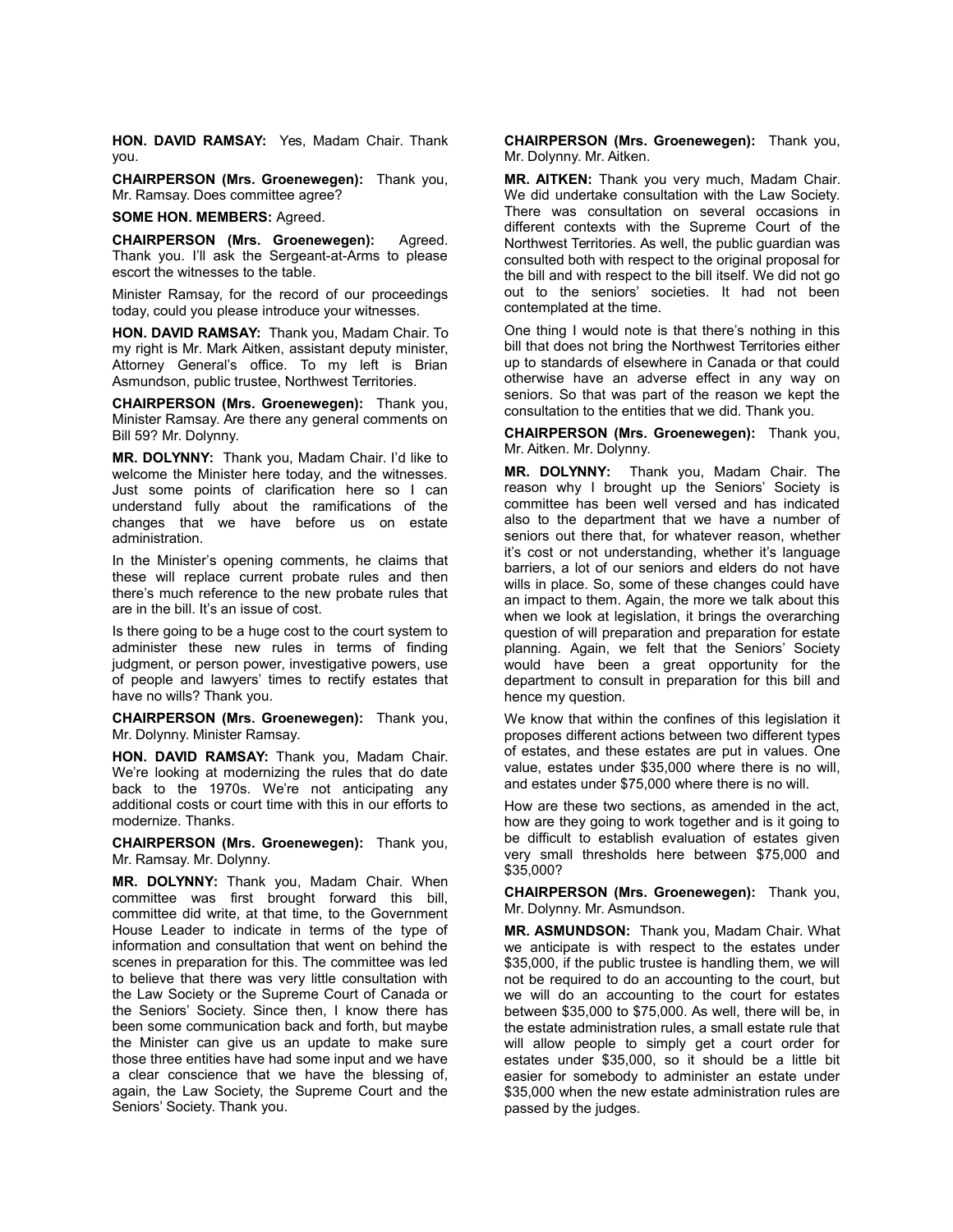**HON. DAVID RAMSAY:** Yes, Madam Chair. Thank you.

**CHAIRPERSON (Mrs. Groenewegen):** Thank you, Mr. Ramsay. Does committee agree?

**SOME HON. MEMBERS:** Agreed.

**CHAIRPERSON (Mrs. Groenewegen):** Agreed. Thank you. I'll ask the Sergeant-at-Arms to please escort the witnesses to the table.

Minister Ramsay, for the record of our proceedings today, could you please introduce your witnesses.

**HON. DAVID RAMSAY:** Thank you, Madam Chair. To my right is Mr. Mark Aitken, assistant deputy minister, Attorney General's office. To my left is Brian Asmundson, public trustee, Northwest Territories.

**CHAIRPERSON (Mrs. Groenewegen):** Thank you, Minister Ramsay. Are there any general comments on Bill 59? Mr. Dolynny.

**MR. DOLYNNY:** Thank you, Madam Chair. I'd like to welcome the Minister here today, and the witnesses. Just some points of clarification here so I can understand fully about the ramifications of the changes that we have before us on estate administration.

In the Minister's opening comments, he claims that these will replace current probate rules and then there's much reference to the new probate rules that are in the bill. It's an issue of cost.

Is there going to be a huge cost to the court system to administer these new rules in terms of finding judgment, or person power, investigative powers, use of people and lawyers' times to rectify estates that have no wills? Thank you.

**CHAIRPERSON (Mrs. Groenewegen):** Thank you, Mr. Dolynny. Minister Ramsay.

**HON. DAVID RAMSAY:** Thank you, Madam Chair. We're looking at modernizing the rules that do date back to the 1970s. We're not anticipating any additional costs or court time with this in our efforts to modernize. Thanks.

**CHAIRPERSON (Mrs. Groenewegen):** Thank you, Mr. Ramsay. Mr. Dolynny.

**MR. DOLYNNY:** Thank you, Madam Chair. When committee was first brought forward this bill, committee did write, at that time, to the Government House Leader to indicate in terms of the type of information and consultation that went on behind the scenes in preparation for this. The committee was led to believe that there was very little consultation with the Law Society or the Supreme Court of Canada or the Seniors' Society. Since then, I know there has been some communication back and forth, but maybe the Minister can give us an update to make sure those three entities have had some input and we have a clear conscience that we have the blessing of, again, the Law Society, the Supreme Court and the Seniors' Society. Thank you.

**CHAIRPERSON (Mrs. Groenewegen):** Thank you, Mr. Dolynny. Mr. Aitken.

**MR. AITKEN:** Thank you very much, Madam Chair. We did undertake consultation with the Law Society. There was consultation on several occasions in different contexts with the Supreme Court of the Northwest Territories. As well, the public guardian was consulted both with respect to the original proposal for the bill and with respect to the bill itself. We did not go out to the seniors' societies. It had not been contemplated at the time.

One thing I would note is that there's nothing in this bill that does not bring the Northwest Territories either up to standards of elsewhere in Canada or that could otherwise have an adverse effect in any way on seniors. So that was part of the reason we kept the consultation to the entities that we did. Thank you.

**CHAIRPERSON (Mrs. Groenewegen):** Thank you, Mr. Aitken. Mr. Dolynny.

**MR. DOLYNNY:** Thank you, Madam Chair. The reason why I brought up the Seniors' Society is committee has been well versed and has indicated also to the department that we have a number of seniors out there that, for whatever reason, whether it's cost or not understanding, whether it's language barriers, a lot of our seniors and elders do not have wills in place. So, some of these changes could have an impact to them. Again, the more we talk about this when we look at legislation, it brings the overarching question of will preparation and preparation for estate planning. Again, we felt that the Seniors' Society would have been a great opportunity for the department to consult in preparation for this bill and hence my question.

We know that within the confines of this legislation it proposes different actions between two different types of estates, and these estates are put in values. One value, estates under $35,000 where there is no will, and estates under $75,000 where there is no will.

How are these two sections, as amended in the act, how are they going to work together and is it going to be difficult to establish evaluation of estates given very small thresholds here between $75,000 and $35,000?

**CHAIRPERSON (Mrs. Groenewegen):** Thank you, Mr. Dolynny. Mr. Asmundson.

**MR. ASMUNDSON:** Thank you, Madam Chair. What we anticipate is with respect to the estates under $35,000, if the public trustee is handling them, we will not be required to do an accounting to the court, but we will do an accounting to the court for estates between $35,000 to $75,000. As well, there will be, in the estate administration rules, a small estate rule that will allow people to simply get a court order for estates under $35,000, so it should be a little bit easier for somebody to administer an estate under $35,000 when the new estate administration rules are passed by the judges.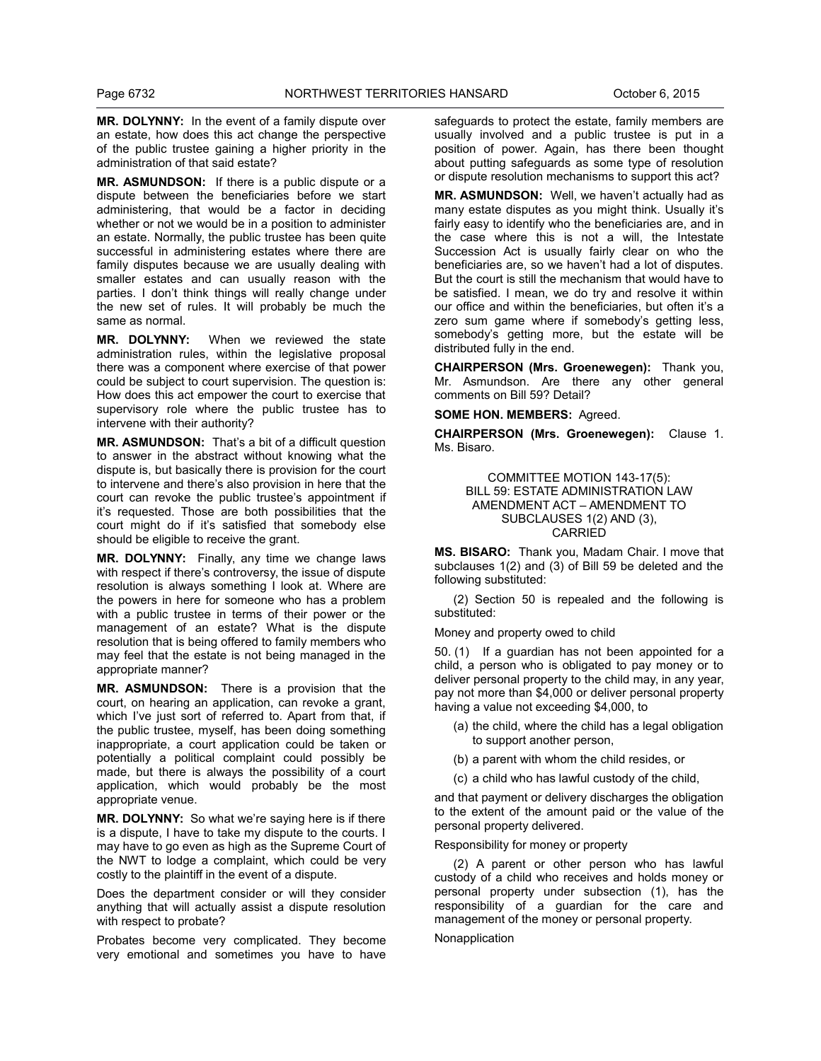**MR. DOLYNNY:** In the event of a family dispute over an estate, how does this act change the perspective of the public trustee gaining a higher priority in the administration of that said estate?

**MR. ASMUNDSON:** If there is a public dispute or a dispute between the beneficiaries before we start administering, that would be a factor in deciding whether or not we would be in a position to administer an estate. Normally, the public trustee has been quite successful in administering estates where there are family disputes because we are usually dealing with smaller estates and can usually reason with the parties. I don't think things will really change under the new set of rules. It will probably be much the same as normal.

**MR. DOLYNNY:** When we reviewed the state administration rules, within the legislative proposal there was a component where exercise of that power could be subject to court supervision. The question is: How does this act empower the court to exercise that supervisory role where the public trustee has to intervene with their authority?

**MR. ASMUNDSON:** That's a bit of a difficult question to answer in the abstract without knowing what the dispute is, but basically there is provision for the court to intervene and there's also provision in here that the court can revoke the public trustee's appointment if it's requested. Those are both possibilities that the court might do if it's satisfied that somebody else should be eligible to receive the grant.

**MR. DOLYNNY:** Finally, any time we change laws with respect if there's controversy, the issue of dispute resolution is always something I look at. Where are the powers in here for someone who has a problem with a public trustee in terms of their power or the management of an estate? What is the dispute resolution that is being offered to family members who may feel that the estate is not being managed in the appropriate manner?

**MR. ASMUNDSON:** There is a provision that the court, on hearing an application, can revoke a grant, which I've just sort of referred to. Apart from that, if the public trustee, myself, has been doing something inappropriate, a court application could be taken or potentially a political complaint could possibly be made, but there is always the possibility of a court application, which would probably be the most appropriate venue.

**MR. DOLYNNY:** So what we're saying here is if there is a dispute, I have to take my dispute to the courts. I may have to go even as high as the Supreme Court of the NWT to lodge a complaint, which could be very costly to the plaintiff in the event of a dispute.

Does the department consider or will they consider anything that will actually assist a dispute resolution with respect to probate?

Probates become very complicated. They become very emotional and sometimes you have to have safeguards to protect the estate, family members are usually involved and a public trustee is put in a position of power. Again, has there been thought about putting safeguards as some type of resolution or dispute resolution mechanisms to support this act?

**MR. ASMUNDSON:** Well, we haven't actually had as many estate disputes as you might think. Usually it's fairly easy to identify who the beneficiaries are, and in the case where this is not a will, the Intestate Succession Act is usually fairly clear on who the beneficiaries are, so we haven't had a lot of disputes. But the court is still the mechanism that would have to be satisfied. I mean, we do try and resolve it within our office and within the beneficiaries, but often it's a zero sum game where if somebody's getting less, somebody's getting more, but the estate will be distributed fully in the end.

**CHAIRPERSON (Mrs. Groenewegen):** Thank you, Mr. Asmundson. Are there any other general comments on Bill 59? Detail?

**SOME HON. MEMBERS:** Agreed.

**CHAIRPERSON (Mrs. Groenewegen):** Clause 1. Ms. Bisaro.

### COMMITTEE MOTION 143-17(5): BILL 59: ESTATE ADMINISTRATION LAW AMENDMENT ACT – AMENDMENT TO SUBCLAUSES 1(2) AND (3), CARRIED

**MS. BISARO:** Thank you, Madam Chair. I move that subclauses 1(2) and (3) of Bill 59 be deleted and the following substituted:

(2) Section 50 is repealed and the following is substituted:

Money and property owed to child

50. (1) If a guardian has not been appointed for a child, a person who is obligated to pay money or to deliver personal property to the child may, in any year, pay not more than $4,000 or deliver personal property having a value not exceeding $4,000, to

(a) the child, where the child has a legal obligation to support another person,

(b) a parent with whom the child resides, or

(c) a child who has lawful custody of the child,

and that payment or delivery discharges the obligation to the extent of the amount paid or the value of the personal property delivered.

Responsibility for money or property

(2) A parent or other person who has lawful custody of a child who receives and holds money or personal property under subsection (1), has the responsibility of a guardian for the care and management of the money or personal property.

Nonapplication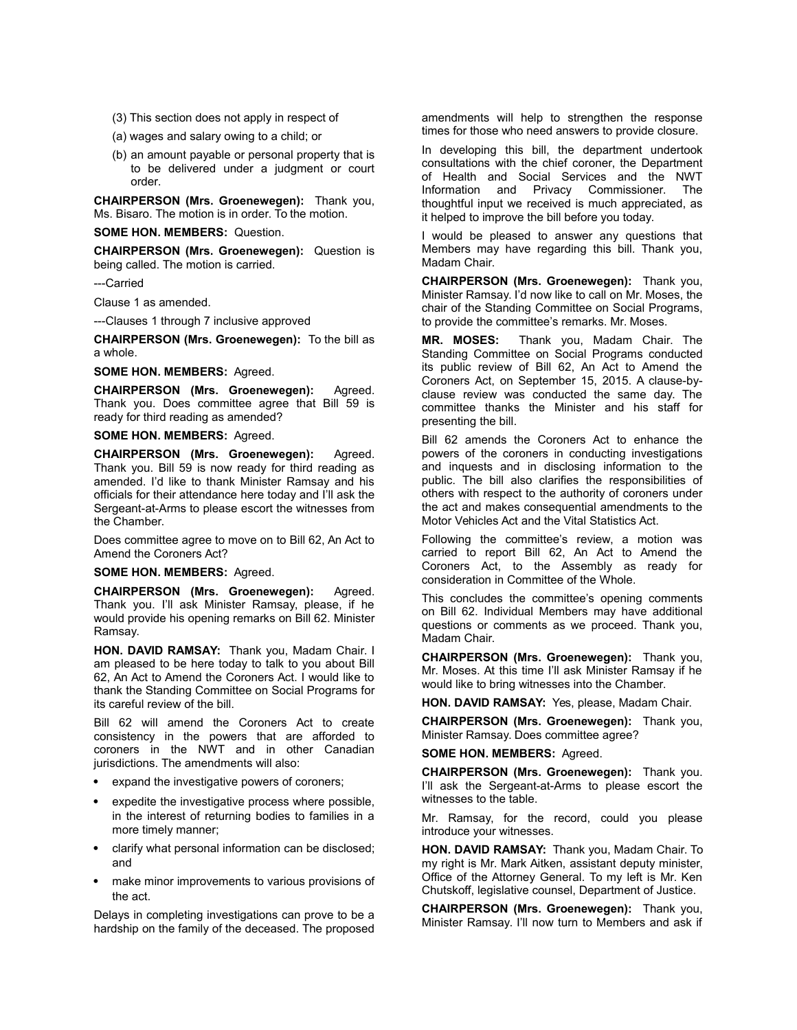(3) This section does not apply in respect of

(a) wages and salary owing to a child; or

(b) an amount payable or personal property that is to be delivered under a judgment or court order.

**CHAIRPERSON (Mrs. Groenewegen):** Thank you, Ms. Bisaro. The motion is in order. To the motion.

**SOME HON. MEMBERS:** Question.

**CHAIRPERSON (Mrs. Groenewegen):** Question is being called. The motion is carried.

---Carried

Clause 1 as amended.

---Clauses 1 through 7 inclusive approved

**CHAIRPERSON (Mrs. Groenewegen):** To the bill as a whole.

**SOME HON. MEMBERS:** Agreed.

**CHAIRPERSON (Mrs. Groenewegen):** Agreed. Thank you. Does committee agree that Bill 59 is ready for third reading as amended?

**SOME HON. MEMBERS:** Agreed.

**CHAIRPERSON (Mrs. Groenewegen):** Agreed. Thank you. Bill 59 is now ready for third reading as amended. I'd like to thank Minister Ramsay and his officials for their attendance here today and I'll ask the Sergeant-at-Arms to please escort the witnesses from the Chamber.

Does committee agree to move on to Bill 62, An Act to Amend the Coroners Act?

**SOME HON. MEMBERS:** Agreed.

**CHAIRPERSON (Mrs. Groenewegen):** Agreed. Thank you. I'll ask Minister Ramsay, please, if he would provide his opening remarks on Bill 62. Minister Ramsay.

**HON. DAVID RAMSAY:** Thank you, Madam Chair. I am pleased to be here today to talk to you about Bill 62, An Act to Amend the Coroners Act. I would like to thank the Standing Committee on Social Programs for its careful review of the bill.

Bill 62 will amend the Coroners Act to create consistency in the powers that are afforded to coroners in the NWT and in other Canadian jurisdictions. The amendments will also:

- expand the investigative powers of coroners;
- expedite the investigative process where possible, in the interest of returning bodies to families in a more timely manner;
- clarify what personal information can be disclosed; and
- make minor improvements to various provisions of the act.

Delays in completing investigations can prove to be a hardship on the family of the deceased. The proposed amendments will help to strengthen the response times for those who need answers to provide closure.

In developing this bill, the department undertook consultations with the chief coroner, the Department of Health and Social Services and the NWT Information and Privacy Commissioner. The thoughtful input we received is much appreciated, as it helped to improve the bill before you today.

I would be pleased to answer any questions that Members may have regarding this bill. Thank you, Madam Chair.

**CHAIRPERSON (Mrs. Groenewegen):** Thank you, Minister Ramsay. I'd now like to call on Mr. Moses, the chair of the Standing Committee on Social Programs, to provide the committee's remarks. Mr. Moses.

**MR. MOSES:** Thank you, Madam Chair. The Standing Committee on Social Programs conducted its public review of Bill 62, An Act to Amend the Coroners Act, on September 15, 2015. A clause-by-clause review was conducted the same day. The committee thanks the Minister and his staff for presenting the bill.

Bill 62 amends the Coroners Act to enhance the powers of the coroners in conducting investigations and inquests and in disclosing information to the public. The bill also clarifies the responsibilities of others with respect to the authority of coroners under the act and makes consequential amendments to the Motor Vehicles Act and the Vital Statistics Act.

Following the committee's review, a motion was carried to report Bill 62, An Act to Amend the Coroners Act, to the Assembly as ready for consideration in Committee of the Whole.

This concludes the committee's opening comments on Bill 62. Individual Members may have additional questions or comments as we proceed. Thank you, Madam Chair.

**CHAIRPERSON (Mrs. Groenewegen):** Thank you, Mr. Moses. At this time I'll ask Minister Ramsay if he would like to bring witnesses into the Chamber.

**HON. DAVID RAMSAY:** Yes, please, Madam Chair.

**CHAIRPERSON (Mrs. Groenewegen):** Thank you, Minister Ramsay. Does committee agree?

**SOME HON. MEMBERS:** Agreed.

**CHAIRPERSON (Mrs. Groenewegen):** Thank you. I'll ask the Sergeant-at-Arms to please escort the witnesses to the table.

Mr. Ramsay, for the record, could you please introduce your witnesses.

**HON. DAVID RAMSAY:** Thank you, Madam Chair. To my right is Mr. Mark Aitken, assistant deputy minister, Office of the Attorney General. To my left is Mr. Ken Chutskoff, legislative counsel, Department of Justice.

**CHAIRPERSON (Mrs. Groenewegen):** Thank you, Minister Ramsay. I'll now turn to Members and ask if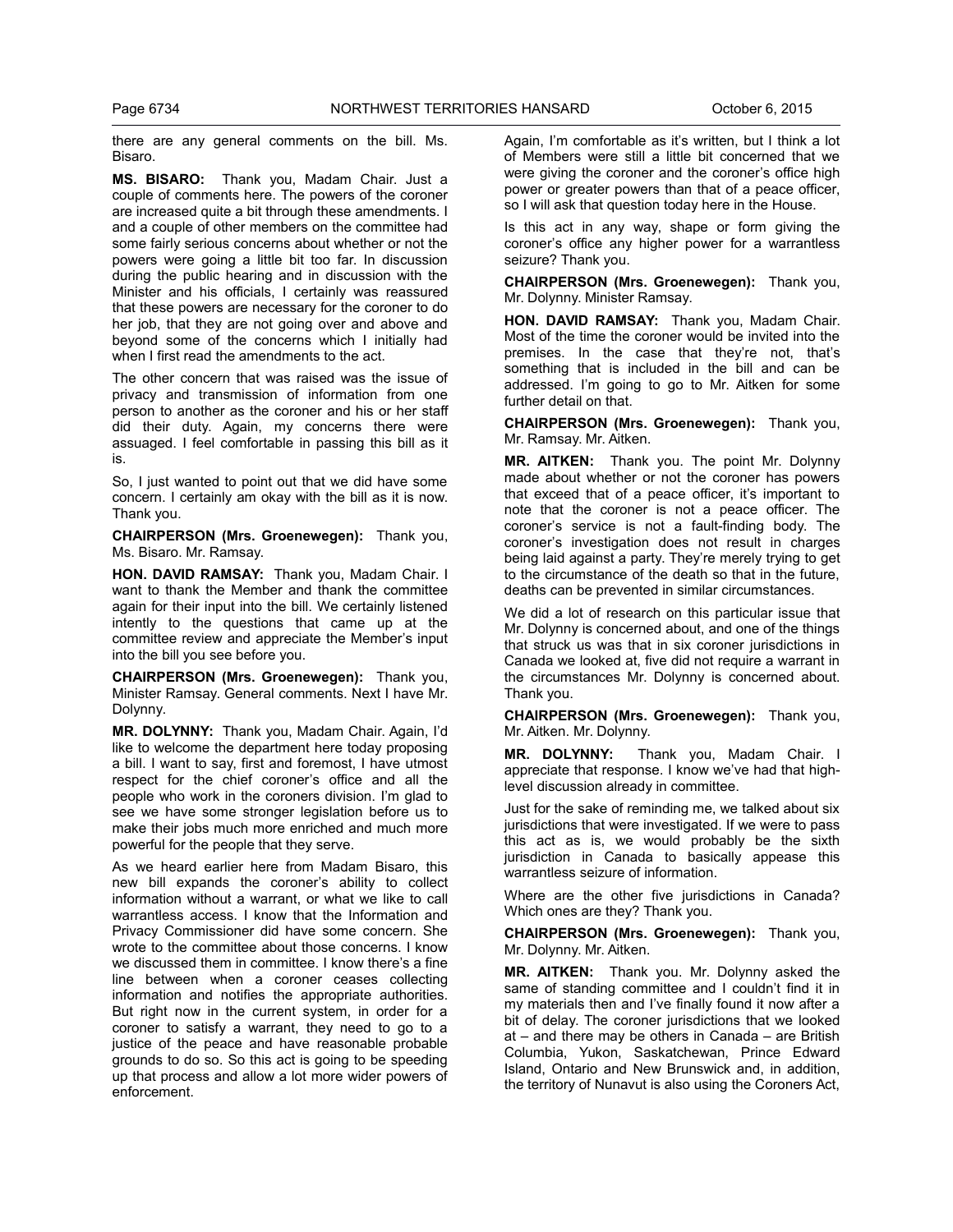there are any general comments on the bill. Ms. Bisaro.

**MS. BISARO:** Thank you, Madam Chair. Just a couple of comments here. The powers of the coroner are increased quite a bit through these amendments. I and a couple of other members on the committee had some fairly serious concerns about whether or not the powers were going a little bit too far. In discussion during the public hearing and in discussion with the Minister and his officials, I certainly was reassured that these powers are necessary for the coroner to do her job, that they are not going over and above and beyond some of the concerns which I initially had when I first read the amendments to the act.

The other concern that was raised was the issue of privacy and transmission of information from one person to another as the coroner and his or her staff did their duty. Again, my concerns there were assuaged. I feel comfortable in passing this bill as it is.

So, I just wanted to point out that we did have some concern. I certainly am okay with the bill as it is now. Thank you.

**CHAIRPERSON (Mrs. Groenewegen):** Thank you, Ms. Bisaro. Mr. Ramsay.

**HON. DAVID RAMSAY:** Thank you, Madam Chair. I want to thank the Member and thank the committee again for their input into the bill. We certainly listened intently to the questions that came up at the committee review and appreciate the Member's input into the bill you see before you.

**CHAIRPERSON (Mrs. Groenewegen):** Thank you, Minister Ramsay. General comments. Next I have Mr. Dolynny.

**MR. DOLYNNY:** Thank you, Madam Chair. Again, I'd like to welcome the department here today proposing a bill. I want to say, first and foremost, I have utmost respect for the chief coroner's office and all the people who work in the coroners division. I'm glad to see we have some stronger legislation before us to make their jobs much more enriched and much more powerful for the people that they serve.

As we heard earlier here from Madam Bisaro, this new bill expands the coroner's ability to collect information without a warrant, or what we like to call warrantless access. I know that the Information and Privacy Commissioner did have some concern. She wrote to the committee about those concerns. I know we discussed them in committee. I know there's a fine line between when a coroner ceases collecting information and notifies the appropriate authorities. But right now in the current system, in order for a coroner to satisfy a warrant, they need to go to a justice of the peace and have reasonable probable grounds to do so. So this act is going to be speeding up that process and allow a lot more wider powers of enforcement.

Again, I'm comfortable as it's written, but I think a lot of Members were still a little bit concerned that we were giving the coroner and the coroner's office high power or greater powers than that of a peace officer, so I will ask that question today here in the House.

Is this act in any way, shape or form giving the coroner's office any higher power for a warrantless seizure? Thank you.

**CHAIRPERSON (Mrs. Groenewegen):** Thank you, Mr. Dolynny. Minister Ramsay.

**HON. DAVID RAMSAY:** Thank you, Madam Chair. Most of the time the coroner would be invited into the premises. In the case that they're not, that's something that is included in the bill and can be addressed. I'm going to go to Mr. Aitken for some further detail on that.

**CHAIRPERSON (Mrs. Groenewegen):** Thank you, Mr. Ramsay. Mr. Aitken.

**MR. AITKEN:** Thank you. The point Mr. Dolynny made about whether or not the coroner has powers that exceed that of a peace officer, it's important to note that the coroner is not a peace officer. The coroner's service is not a fault-finding body. The coroner's investigation does not result in charges being laid against a party. They're merely trying to get to the circumstance of the death so that in the future, deaths can be prevented in similar circumstances.

We did a lot of research on this particular issue that Mr. Dolynny is concerned about, and one of the things that struck us was that in six coroner jurisdictions in Canada we looked at, five did not require a warrant in the circumstances Mr. Dolynny is concerned about. Thank you.

**CHAIRPERSON (Mrs. Groenewegen):** Thank you, Mr. Aitken. Mr. Dolynny.

**MR. DOLYNNY:** Thank you, Madam Chair. I appreciate that response. I know we've had that high-level discussion already in committee.

Just for the sake of reminding me, we talked about six jurisdictions that were investigated. If we were to pass this act as is, we would probably be the sixth jurisdiction in Canada to basically appease this warrantless seizure of information.

Where are the other five jurisdictions in Canada? Which ones are they? Thank you.

**CHAIRPERSON (Mrs. Groenewegen):** Thank you, Mr. Dolynny. Mr. Aitken.

**MR. AITKEN:** Thank you. Mr. Dolynny asked the same of standing committee and I couldn't find it in my materials then and I've finally found it now after a bit of delay. The coroner jurisdictions that we looked at – and there may be others in Canada – are British Columbia, Yukon, Saskatchewan, Prince Edward Island, Ontario and New Brunswick and, in addition, the territory of Nunavut is also using the Coroners Act,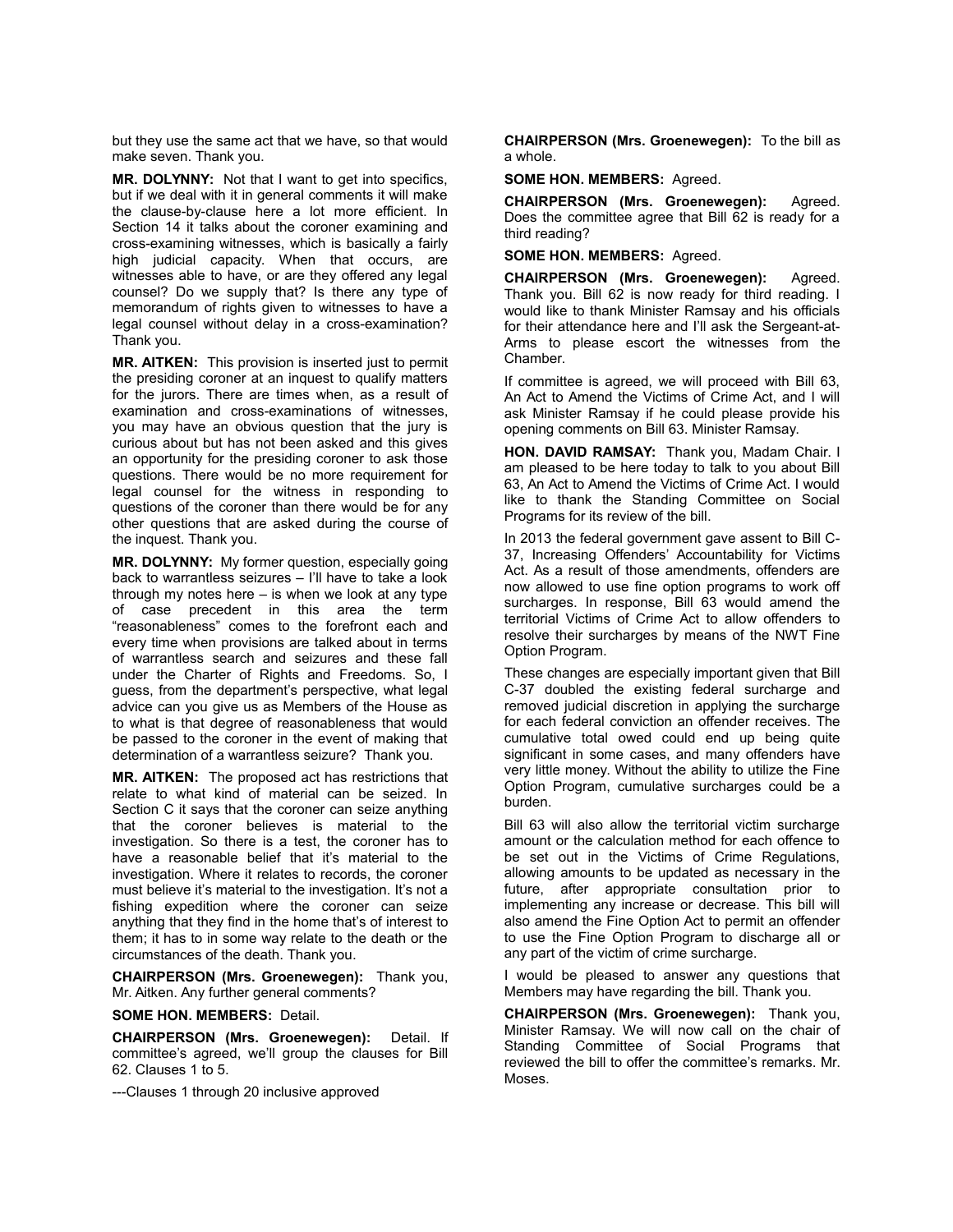but they use the same act that we have, so that would make seven. Thank you.

**MR. DOLYNNY:** Not that I want to get into specifics, but if we deal with it in general comments it will make the clause-by-clause here a lot more efficient. In Section 14 it talks about the coroner examining and cross-examining witnesses, which is basically a fairly high judicial capacity. When that occurs, are witnesses able to have, or are they offered any legal counsel? Do we supply that? Is there any type of memorandum of rights given to witnesses to have a legal counsel without delay in a cross-examination? Thank you.

**MR. AITKEN:** This provision is inserted just to permit the presiding coroner at an inquest to qualify matters for the jurors. There are times when, as a result of examination and cross-examinations of witnesses, you may have an obvious question that the jury is curious about but has not been asked and this gives an opportunity for the presiding coroner to ask those questions. There would be no more requirement for legal counsel for the witness in responding to questions of the coroner than there would be for any other questions that are asked during the course of the inquest. Thank you.

**MR. DOLYNNY:** My former question, especially going back to warrantless seizures – I'll have to take a look through my notes here – is when we look at any type of case precedent in this area the term "reasonableness" comes to the forefront each and every time when provisions are talked about in terms of warrantless search and seizures and these fall under the Charter of Rights and Freedoms. So, I guess, from the department's perspective, what legal advice can you give us as Members of the House as to what is that degree of reasonableness that would be passed to the coroner in the event of making that determination of a warrantless seizure? Thank you.

**MR. AITKEN:** The proposed act has restrictions that relate to what kind of material can be seized. In Section C it says that the coroner can seize anything that the coroner believes is material to the investigation. So there is a test, the coroner has to have a reasonable belief that it's material to the investigation. Where it relates to records, the coroner must believe it's material to the investigation. It's not a fishing expedition where the coroner can seize anything that they find in the home that's of interest to them; it has to in some way relate to the death or the circumstances of the death. Thank you.

**CHAIRPERSON (Mrs. Groenewegen):** Thank you, Mr. Aitken. Any further general comments?

**SOME HON. MEMBERS:** Detail.

**CHAIRPERSON (Mrs. Groenewegen):** Detail. If committee's agreed, we'll group the clauses for Bill 62. Clauses 1 to 5.

---Clauses 1 through 20 inclusive approved

**CHAIRPERSON (Mrs. Groenewegen):** To the bill as a whole.

**SOME HON. MEMBERS:** Agreed.

**CHAIRPERSON (Mrs. Groenewegen):** Agreed. Does the committee agree that Bill 62 is ready for a third reading?

**SOME HON. MEMBERS:** Agreed.

**CHAIRPERSON (Mrs. Groenewegen):** Agreed. Thank you. Bill 62 is now ready for third reading. I would like to thank Minister Ramsay and his officials for their attendance here and I'll ask the Sergeant-at-Arms to please escort the witnesses from the Chamber.

If committee is agreed, we will proceed with Bill 63, An Act to Amend the Victims of Crime Act, and I will ask Minister Ramsay if he could please provide his opening comments on Bill 63. Minister Ramsay.

**HON. DAVID RAMSAY:** Thank you, Madam Chair. I am pleased to be here today to talk to you about Bill 63, An Act to Amend the Victims of Crime Act. I would like to thank the Standing Committee on Social Programs for its review of the bill.

In 2013 the federal government gave assent to Bill C-37, Increasing Offenders' Accountability for Victims Act. As a result of those amendments, offenders are now allowed to use fine option programs to work off surcharges. In response, Bill 63 would amend the territorial Victims of Crime Act to allow offenders to resolve their surcharges by means of the NWT Fine Option Program.

These changes are especially important given that Bill C-37 doubled the existing federal surcharge and removed judicial discretion in applying the surcharge for each federal conviction an offender receives. The cumulative total owed could end up being quite significant in some cases, and many offenders have very little money. Without the ability to utilize the Fine Option Program, cumulative surcharges could be a burden.

Bill 63 will also allow the territorial victim surcharge amount or the calculation method for each offence to be set out in the Victims of Crime Regulations, allowing amounts to be updated as necessary in the future, after appropriate consultation prior to implementing any increase or decrease. This bill will also amend the Fine Option Act to permit an offender to use the Fine Option Program to discharge all or any part of the victim of crime surcharge.

I would be pleased to answer any questions that Members may have regarding the bill. Thank you.

**CHAIRPERSON (Mrs. Groenewegen):** Thank you, Minister Ramsay. We will now call on the chair of Standing Committee of Social Programs that reviewed the bill to offer the committee's remarks. Mr. Moses.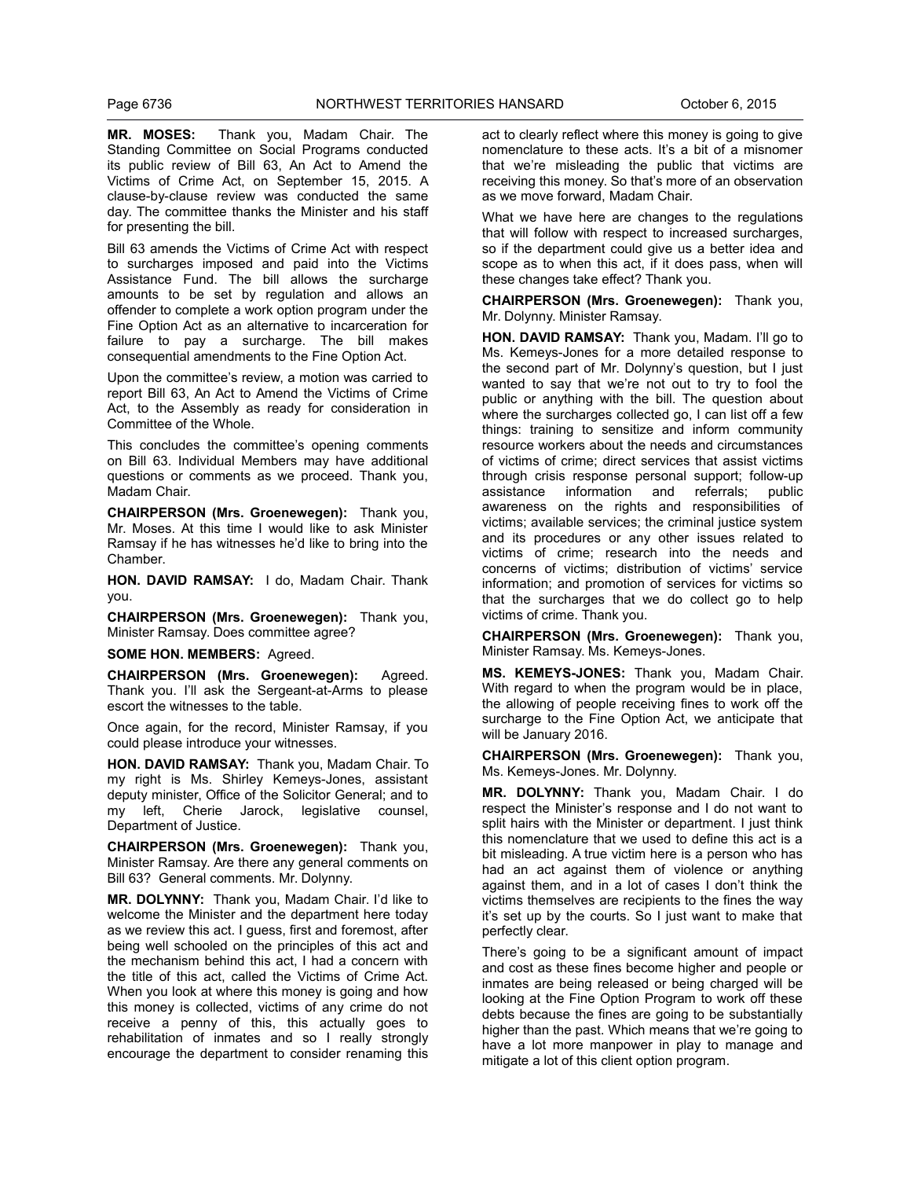**MR. MOSES:** Thank you, Madam Chair. The Standing Committee on Social Programs conducted its public review of Bill 63, An Act to Amend the Victims of Crime Act, on September 15, 2015. A clause-by-clause review was conducted the same day. The committee thanks the Minister and his staff for presenting the bill.

Bill 63 amends the Victims of Crime Act with respect to surcharges imposed and paid into the Victims Assistance Fund. The bill allows the surcharge amounts to be set by regulation and allows an offender to complete a work option program under the Fine Option Act as an alternative to incarceration for failure to pay a surcharge. The bill makes consequential amendments to the Fine Option Act.

Upon the committee's review, a motion was carried to report Bill 63, An Act to Amend the Victims of Crime Act, to the Assembly as ready for consideration in Committee of the Whole.

This concludes the committee's opening comments on Bill 63. Individual Members may have additional questions or comments as we proceed. Thank you, Madam Chair.

**CHAIRPERSON (Mrs. Groenewegen):** Thank you, Mr. Moses. At this time I would like to ask Minister Ramsay if he has witnesses he'd like to bring into the Chamber.

**HON. DAVID RAMSAY:** I do, Madam Chair. Thank you.

**CHAIRPERSON (Mrs. Groenewegen):** Thank you, Minister Ramsay. Does committee agree?

**SOME HON. MEMBERS:** Agreed.

**CHAIRPERSON (Mrs. Groenewegen):** Agreed. Thank you. I'll ask the Sergeant-at-Arms to please escort the witnesses to the table.

Once again, for the record, Minister Ramsay, if you could please introduce your witnesses.

**HON. DAVID RAMSAY:** Thank you, Madam Chair. To my right is Ms. Shirley Kemeys-Jones, assistant deputy minister, Office of the Solicitor General; and to my left, Cherie Jarock, legislative counsel, Department of Justice.

**CHAIRPERSON (Mrs. Groenewegen):** Thank you, Minister Ramsay. Are there any general comments on Bill 63? General comments. Mr. Dolynny.

**MR. DOLYNNY:** Thank you, Madam Chair. I'd like to welcome the Minister and the department here today as we review this act. I guess, first and foremost, after being well schooled on the principles of this act and the mechanism behind this act, I had a concern with the title of this act, called the Victims of Crime Act. When you look at where this money is going and how this money is collected, victims of any crime do not receive a penny of this, this actually goes to rehabilitation of inmates and so I really strongly encourage the department to consider renaming this act to clearly reflect where this money is going to give nomenclature to these acts. It's a bit of a misnomer that we're misleading the public that victims are receiving this money. So that's more of an observation as we move forward, Madam Chair.

What we have here are changes to the regulations that will follow with respect to increased surcharges, so if the department could give us a better idea and scope as to when this act, if it does pass, when will these changes take effect? Thank you.

**CHAIRPERSON (Mrs. Groenewegen):** Thank you, Mr. Dolynny. Minister Ramsay.

**HON. DAVID RAMSAY:** Thank you, Madam. I'll go to Ms. Kemeys-Jones for a more detailed response to the second part of Mr. Dolynny's question, but I just wanted to say that we're not out to try to fool the public or anything with the bill. The question about where the surcharges collected go, I can list off a few things: training to sensitize and inform community resource workers about the needs and circumstances of victims of crime; direct services that assist victims through crisis response personal support; follow-up assistance information and referrals; public awareness on the rights and responsibilities of victims; available services; the criminal justice system and its procedures or any other issues related to victims of crime; research into the needs and concerns of victims; distribution of victims' service information; and promotion of services for victims so that the surcharges that we do collect go to help victims of crime. Thank you.

**CHAIRPERSON (Mrs. Groenewegen):** Thank you, Minister Ramsay. Ms. Kemeys-Jones.

**MS. KEMEYS-JONES:** Thank you, Madam Chair. With regard to when the program would be in place, the allowing of people receiving fines to work off the surcharge to the Fine Option Act, we anticipate that will be January 2016.

**CHAIRPERSON (Mrs. Groenewegen):** Thank you, Ms. Kemeys-Jones. Mr. Dolynny.

**MR. DOLYNNY:** Thank you, Madam Chair. I do respect the Minister's response and I do not want to split hairs with the Minister or department. I just think this nomenclature that we used to define this act is a bit misleading. A true victim here is a person who has had an act against them of violence or anything against them, and in a lot of cases I don't think the victims themselves are recipients to the fines the way it's set up by the courts. So I just want to make that perfectly clear.

There's going to be a significant amount of impact and cost as these fines become higher and people or inmates are being released or being charged will be looking at the Fine Option Program to work off these debts because the fines are going to be substantially higher than the past. Which means that we're going to have a lot more manpower in play to manage and mitigate a lot of this client option program.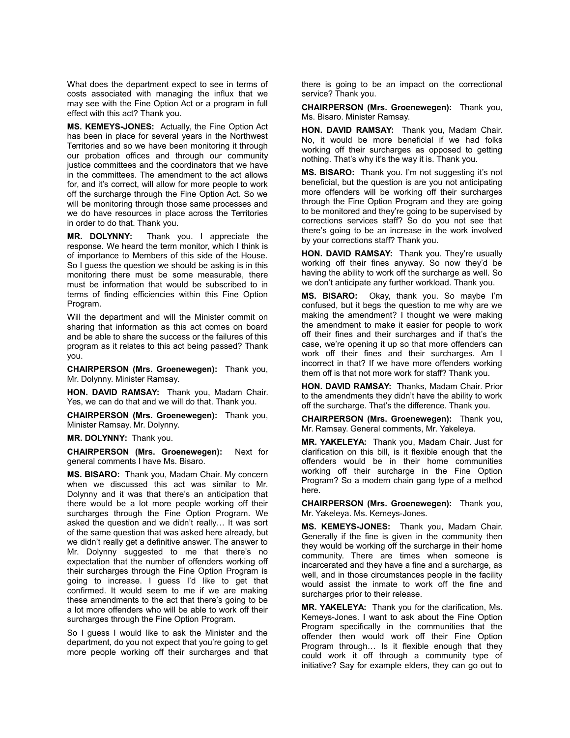What does the department expect to see in terms of costs associated with managing the influx that we may see with the Fine Option Act or a program in full effect with this act? Thank you.

**MS. KEMEYS-JONES:** Actually, the Fine Option Act has been in place for several years in the Northwest Territories and so we have been monitoring it through our probation offices and through our community justice committees and the coordinators that we have in the committees. The amendment to the act allows for, and it's correct, will allow for more people to work off the surcharge through the Fine Option Act. So we will be monitoring through those same processes and we do have resources in place across the Territories in order to do that. Thank you.

**MR. DOLYNNY:** Thank you. I appreciate the response. We heard the term monitor, which I think is of importance to Members of this side of the House. So I guess the question we should be asking is in this monitoring there must be some measurable, there must be information that would be subscribed to in terms of finding efficiencies within this Fine Option Program.

Will the department and will the Minister commit on sharing that information as this act comes on board and be able to share the success or the failures of this program as it relates to this act being passed? Thank you.

**CHAIRPERSON (Mrs. Groenewegen):** Thank you, Mr. Dolynny. Minister Ramsay.

**HON. DAVID RAMSAY:** Thank you, Madam Chair. Yes, we can do that and we will do that. Thank you.

**CHAIRPERSON (Mrs. Groenewegen):** Thank you, Minister Ramsay. Mr. Dolynny.

**MR. DOLYNNY:** Thank you.

**CHAIRPERSON (Mrs. Groenewegen):** Next for general comments I have Ms. Bisaro.

**MS. BISARO:** Thank you, Madam Chair. My concern when we discussed this act was similar to Mr. Dolynny and it was that there's an anticipation that there would be a lot more people working off their surcharges through the Fine Option Program. We asked the question and we didn't really… It was sort of the same question that was asked here already, but we didn't really get a definitive answer. The answer to Mr. Dolynny suggested to me that there's no expectation that the number of offenders working off their surcharges through the Fine Option Program is going to increase. I guess I'd like to get that confirmed. It would seem to me if we are making these amendments to the act that there's going to be a lot more offenders who will be able to work off their surcharges through the Fine Option Program.

So I guess I would like to ask the Minister and the department, do you not expect that you're going to get more people working off their surcharges and that there is going to be an impact on the correctional service? Thank you.

**CHAIRPERSON (Mrs. Groenewegen):** Thank you, Ms. Bisaro. Minister Ramsay.

**HON. DAVID RAMSAY:** Thank you, Madam Chair. No, it would be more beneficial if we had folks working off their surcharges as opposed to getting nothing. That's why it's the way it is. Thank you.

**MS. BISARO:** Thank you. I'm not suggesting it's not beneficial, but the question is are you not anticipating more offenders will be working off their surcharges through the Fine Option Program and they are going to be monitored and they're going to be supervised by corrections services staff? So do you not see that there's going to be an increase in the work involved by your corrections staff? Thank you.

**HON. DAVID RAMSAY:** Thank you. They're usually working off their fines anyway. So now they'd be having the ability to work off the surcharge as well. So we don't anticipate any further workload. Thank you.

**MS. BISARO:** Okay, thank you. So maybe I'm confused, but it begs the question to me why are we making the amendment? I thought we were making the amendment to make it easier for people to work off their fines and their surcharges and if that's the case, we're opening it up so that more offenders can work off their fines and their surcharges. Am I incorrect in that? If we have more offenders working them off is that not more work for staff? Thank you.

**HON. DAVID RAMSAY:** Thanks, Madam Chair. Prior to the amendments they didn't have the ability to work off the surcharge. That's the difference. Thank you.

**CHAIRPERSON (Mrs. Groenewegen):** Thank you, Mr. Ramsay. General comments, Mr. Yakeleya.

**MR. YAKELEYA:** Thank you, Madam Chair. Just for clarification on this bill, is it flexible enough that the offenders would be in their home communities working off their surcharge in the Fine Option Program? So a modern chain gang type of a method here.

**CHAIRPERSON (Mrs. Groenewegen):** Thank you, Mr. Yakeleya. Ms. Kemeys-Jones.

**MS. KEMEYS-JONES:** Thank you, Madam Chair. Generally if the fine is given in the community then they would be working off the surcharge in their home community. There are times when someone is incarcerated and they have a fine and a surcharge, as well, and in those circumstances people in the facility would assist the inmate to work off the fine and surcharges prior to their release.

**MR. YAKELEYA:** Thank you for the clarification, Ms. Kemeys-Jones. I want to ask about the Fine Option Program specifically in the communities that the offender then would work off their Fine Option Program through… Is it flexible enough that they could work it off through a community type of initiative? Say for example elders, they can go out to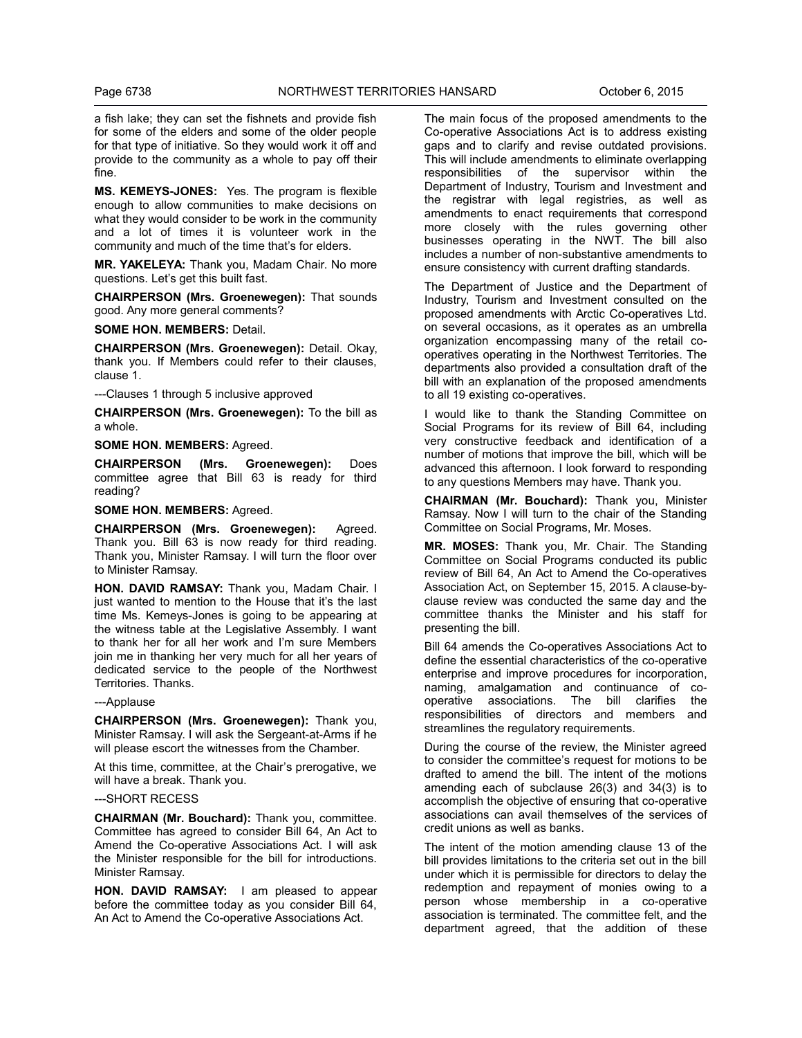a fish lake; they can set the fishnets and provide fish for some of the elders and some of the older people for that type of initiative. So they would work it off and provide to the community as a whole to pay off their fine.

**MS. KEMEYS-JONES:** Yes. The program is flexible enough to allow communities to make decisions on what they would consider to be work in the community and a lot of times it is volunteer work in the community and much of the time that's for elders.

**MR. YAKELEYA:** Thank you, Madam Chair. No more questions. Let's get this built fast.

**CHAIRPERSON (Mrs. Groenewegen):** That sounds good. Any more general comments?

**SOME HON. MEMBERS:** Detail.

**CHAIRPERSON (Mrs. Groenewegen):** Detail. Okay, thank you. If Members could refer to their clauses, clause 1.

---Clauses 1 through 5 inclusive approved

**CHAIRPERSON (Mrs. Groenewegen):** To the bill as a whole.

**SOME HON. MEMBERS:** Agreed.

**CHAIRPERSON (Mrs. Groenewegen):** Does committee agree that Bill 63 is ready for third reading?

**SOME HON. MEMBERS:** Agreed.

**CHAIRPERSON (Mrs. Groenewegen):** Agreed. Thank you. Bill 63 is now ready for third reading. Thank you, Minister Ramsay. I will turn the floor over to Minister Ramsay.

**HON. DAVID RAMSAY:** Thank you, Madam Chair. I just wanted to mention to the House that it's the last time Ms. Kemeys-Jones is going to be appearing at the witness table at the Legislative Assembly. I want to thank her for all her work and I'm sure Members join me in thanking her very much for all her years of dedicated service to the people of the Northwest Territories. Thanks.

---Applause

**CHAIRPERSON (Mrs. Groenewegen):** Thank you, Minister Ramsay. I will ask the Sergeant-at-Arms if he will please escort the witnesses from the Chamber.

At this time, committee, at the Chair's prerogative, we will have a break. Thank you.

---SHORT RECESS

**CHAIRMAN (Mr. Bouchard):** Thank you, committee. Committee has agreed to consider Bill 64, An Act to Amend the Co-operative Associations Act. I will ask the Minister responsible for the bill for introductions. Minister Ramsay.

**HON. DAVID RAMSAY:** I am pleased to appear before the committee today as you consider Bill 64, An Act to Amend the Co-operative Associations Act.

The main focus of the proposed amendments to the Co-operative Associations Act is to address existing gaps and to clarify and revise outdated provisions. This will include amendments to eliminate overlapping responsibilities of the supervisor within the Department of Industry, Tourism and Investment and the registrar with legal registries, as well as amendments to enact requirements that correspond more closely with the rules governing other businesses operating in the NWT. The bill also includes a number of non-substantive amendments to ensure consistency with current drafting standards.

The Department of Justice and the Department of Industry, Tourism and Investment consulted on the proposed amendments with Arctic Co-operatives Ltd. on several occasions, as it operates as an umbrella organization encompassing many of the retail co-operatives operating in the Northwest Territories. The departments also provided a consultation draft of the bill with an explanation of the proposed amendments to all 19 existing co-operatives.

I would like to thank the Standing Committee on Social Programs for its review of Bill 64, including very constructive feedback and identification of a number of motions that improve the bill, which will be advanced this afternoon. I look forward to responding to any questions Members may have. Thank you.

**CHAIRMAN (Mr. Bouchard):** Thank you, Minister Ramsay. Now I will turn to the chair of the Standing Committee on Social Programs, Mr. Moses.

**MR. MOSES:** Thank you, Mr. Chair. The Standing Committee on Social Programs conducted its public review of Bill 64, An Act to Amend the Co-operatives Association Act, on September 15, 2015. A clause-by-clause review was conducted the same day and the committee thanks the Minister and his staff for presenting the bill.

Bill 64 amends the Co-operatives Associations Act to define the essential characteristics of the co-operative enterprise and improve procedures for incorporation, naming, amalgamation and continuance of co-operative associations. The bill clarifies the responsibilities of directors and members and streamlines the regulatory requirements.

During the course of the review, the Minister agreed to consider the committee's request for motions to be drafted to amend the bill. The intent of the motions amending each of subclause 26(3) and 34(3) is to accomplish the objective of ensuring that co-operative associations can avail themselves of the services of credit unions as well as banks.

The intent of the motion amending clause 13 of the bill provides limitations to the criteria set out in the bill under which it is permissible for directors to delay the redemption and repayment of monies owing to a person whose membership in a co-operative association is terminated. The committee felt, and the department agreed, that the addition of these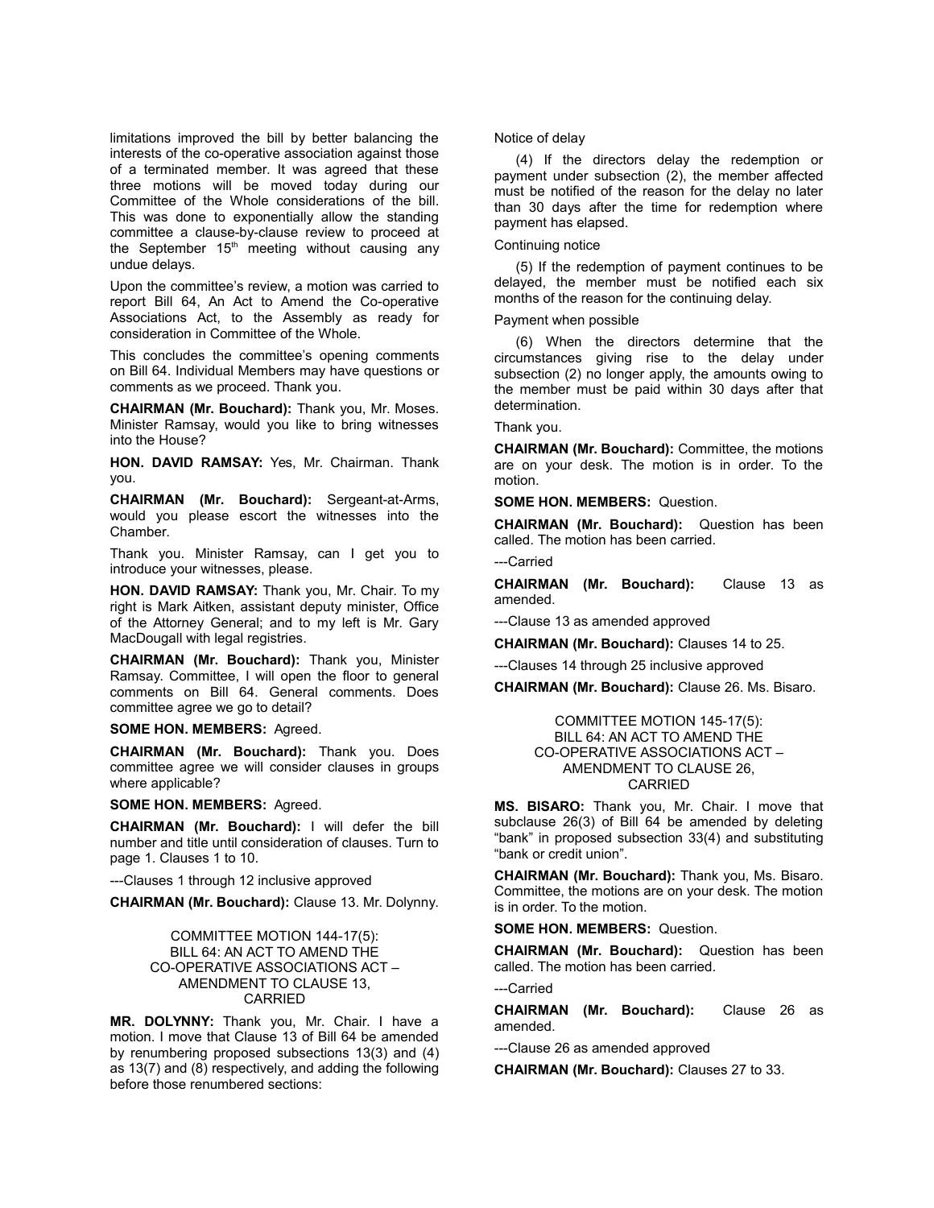limitations improved the bill by better balancing the interests of the co-operative association against those of a terminated member. It was agreed that these three motions will be moved today during our Committee of the Whole considerations of the bill. This was done to exponentially allow the standing committee a clause-by-clause review to proceed at the September 15th meeting without causing any undue delays.

Upon the committee's review, a motion was carried to report Bill 64, An Act to Amend the Co-operative Associations Act, to the Assembly as ready for consideration in Committee of the Whole.

This concludes the committee's opening comments on Bill 64. Individual Members may have questions or comments as we proceed. Thank you.

**CHAIRMAN (Mr. Bouchard):** Thank you, Mr. Moses. Minister Ramsay, would you like to bring witnesses into the House?

**HON. DAVID RAMSAY:** Yes, Mr. Chairman. Thank you.

**CHAIRMAN (Mr. Bouchard):** Sergeant-at-Arms, would you please escort the witnesses into the Chamber.

Thank you. Minister Ramsay, can I get you to introduce your witnesses, please.

**HON. DAVID RAMSAY:** Thank you, Mr. Chair. To my right is Mark Aitken, assistant deputy minister, Office of the Attorney General; and to my left is Mr. Gary MacDougall with legal registries.

**CHAIRMAN (Mr. Bouchard):** Thank you, Minister Ramsay. Committee, I will open the floor to general comments on Bill 64. General comments. Does committee agree we go to detail?

**SOME HON. MEMBERS:** Agreed.

**CHAIRMAN (Mr. Bouchard):** Thank you. Does committee agree we will consider clauses in groups where applicable?

**SOME HON. MEMBERS:** Agreed.

**CHAIRMAN (Mr. Bouchard):** I will defer the bill number and title until consideration of clauses. Turn to page 1. Clauses 1 to 10.

---Clauses 1 through 12 inclusive approved

**CHAIRMAN (Mr. Bouchard):** Clause 13. Mr. Dolynny.

COMMITTEE MOTION 144-17(5):
BILL 64: AN ACT TO AMEND THE
CO-OPERATIVE ASSOCIATIONS ACT –
AMENDMENT TO CLAUSE 13,
CARRIED

**MR. DOLYNNY:** Thank you, Mr. Chair. I have a motion. I move that Clause 13 of Bill 64 be amended by renumbering proposed subsections 13(3) and (4) as 13(7) and (8) respectively, and adding the following before those renumbered sections:

Notice of delay

(4) If the directors delay the redemption or payment under subsection (2), the member affected must be notified of the reason for the delay no later than 30 days after the time for redemption where payment has elapsed.

Continuing notice

(5) If the redemption of payment continues to be delayed, the member must be notified each six months of the reason for the continuing delay.

Payment when possible

(6) When the directors determine that the circumstances giving rise to the delay under subsection (2) no longer apply, the amounts owing to the member must be paid within 30 days after that determination.

Thank you.

**CHAIRMAN (Mr. Bouchard):** Committee, the motions are on your desk. The motion is in order. To the motion.

**SOME HON. MEMBERS:** Question.

**CHAIRMAN (Mr. Bouchard):** Question has been called. The motion has been carried.

---Carried

**CHAIRMAN (Mr. Bouchard):** Clause 13 as amended.

---Clause 13 as amended approved

**CHAIRMAN (Mr. Bouchard):** Clauses 14 to 25.

---Clauses 14 through 25 inclusive approved

**CHAIRMAN (Mr. Bouchard):** Clause 26. Ms. Bisaro.

COMMITTEE MOTION 145-17(5):
BILL 64: AN ACT TO AMEND THE
CO-OPERATIVE ASSOCIATIONS ACT –
AMENDMENT TO CLAUSE 26,
CARRIED

**MS. BISARO:** Thank you, Mr. Chair. I move that subclause 26(3) of Bill 64 be amended by deleting "bank" in proposed subsection 33(4) and substituting "bank or credit union".

**CHAIRMAN (Mr. Bouchard):** Thank you, Ms. Bisaro. Committee, the motions are on your desk. The motion is in order. To the motion.

**SOME HON. MEMBERS:** Question.

**CHAIRMAN (Mr. Bouchard):** Question has been called. The motion has been carried.

---Carried

**CHAIRMAN (Mr. Bouchard):** Clause 26 as amended.

---Clause 26 as amended approved

**CHAIRMAN (Mr. Bouchard):** Clauses 27 to 33.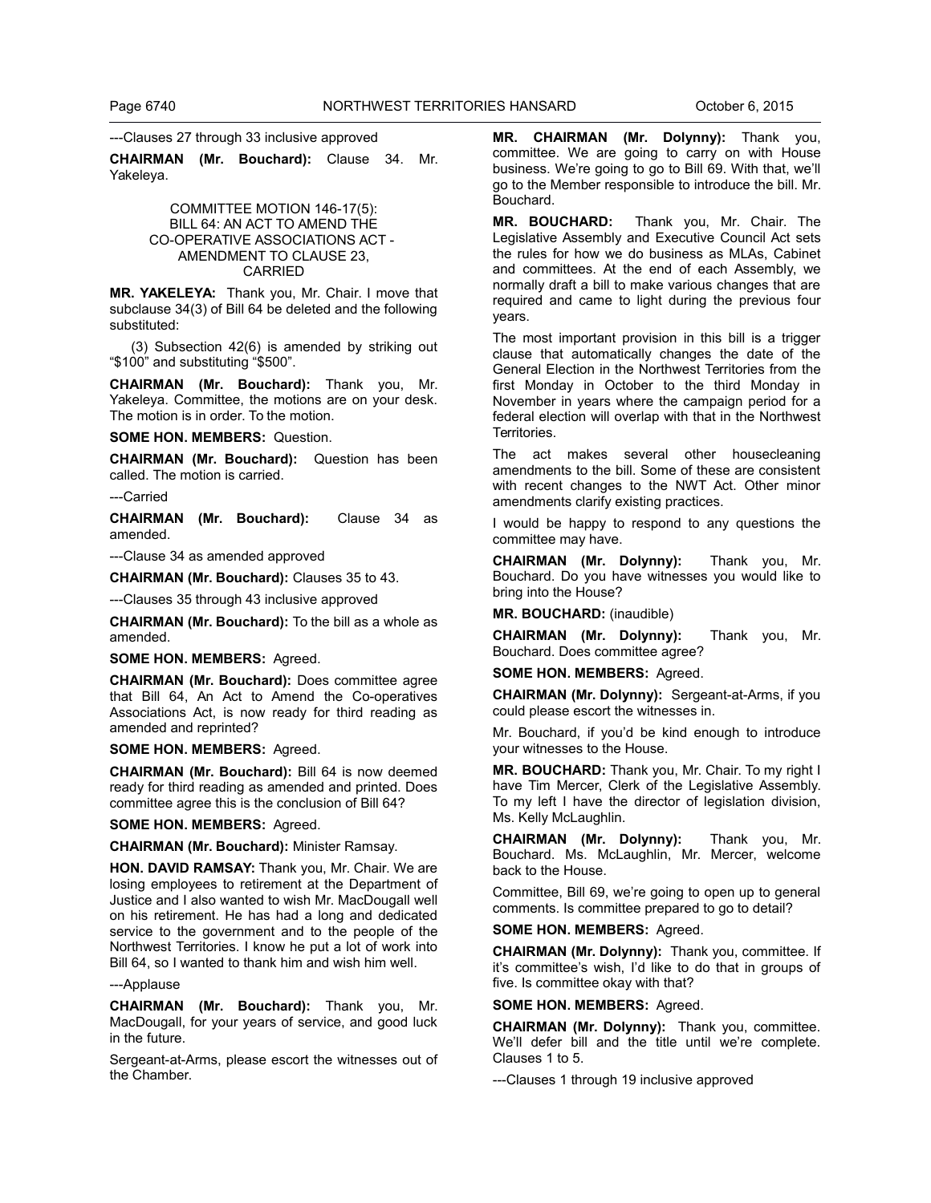---Clauses 27 through 33 inclusive approved

**CHAIRMAN (Mr. Bouchard):** Clause 34. Mr. Yakeleya.

COMMITTEE MOTION 146-17(5): BILL 64: AN ACT TO AMEND THE CO-OPERATIVE ASSOCIATIONS ACT - AMENDMENT TO CLAUSE 23, CARRIED

**MR. YAKELEYA:** Thank you, Mr. Chair. I move that subclause 34(3) of Bill 64 be deleted and the following substituted:

(3) Subsection 42(6) is amended by striking out "$100" and substituting "$500".

**CHAIRMAN (Mr. Bouchard):** Thank you, Mr. Yakeleya. Committee, the motions are on your desk. The motion is in order. To the motion.

**SOME HON. MEMBERS:** Question.

**CHAIRMAN (Mr. Bouchard):** Question has been called. The motion is carried.

---Carried

**CHAIRMAN (Mr. Bouchard):** Clause 34 as amended.

---Clause 34 as amended approved

**CHAIRMAN (Mr. Bouchard):** Clauses 35 to 43.

---Clauses 35 through 43 inclusive approved

**CHAIRMAN (Mr. Bouchard):** To the bill as a whole as amended.

**SOME HON. MEMBERS:** Agreed.

**CHAIRMAN (Mr. Bouchard):** Does committee agree that Bill 64, An Act to Amend the Co-operatives Associations Act, is now ready for third reading as amended and reprinted?

**SOME HON. MEMBERS:** Agreed.

**CHAIRMAN (Mr. Bouchard):** Bill 64 is now deemed ready for third reading as amended and printed. Does committee agree this is the conclusion of Bill 64?

**SOME HON. MEMBERS:** Agreed.

**CHAIRMAN (Mr. Bouchard):** Minister Ramsay.

**HON. DAVID RAMSAY:** Thank you, Mr. Chair. We are losing employees to retirement at the Department of Justice and I also wanted to wish Mr. MacDougall well on his retirement. He has had a long and dedicated service to the government and to the people of the Northwest Territories. I know he put a lot of work into Bill 64, so I wanted to thank him and wish him well.

---Applause

**CHAIRMAN (Mr. Bouchard):** Thank you, Mr. MacDougall, for your years of service, and good luck in the future.

Sergeant-at-Arms, please escort the witnesses out of the Chamber.

**MR. CHAIRMAN (Mr. Dolynny):** Thank you, committee. We are going to carry on with House business. We're going to go to Bill 69. With that, we'll go to the Member responsible to introduce the bill. Mr. Bouchard.

**MR. BOUCHARD:** Thank you, Mr. Chair. The Legislative Assembly and Executive Council Act sets the rules for how we do business as MLAs, Cabinet and committees. At the end of each Assembly, we normally draft a bill to make various changes that are required and came to light during the previous four years.

The most important provision in this bill is a trigger clause that automatically changes the date of the General Election in the Northwest Territories from the first Monday in October to the third Monday in November in years where the campaign period for a federal election will overlap with that in the Northwest Territories.

The act makes several other housecleaning amendments to the bill. Some of these are consistent with recent changes to the NWT Act. Other minor amendments clarify existing practices.

I would be happy to respond to any questions the committee may have.

**CHAIRMAN (Mr. Dolynny):** Thank you, Mr. Bouchard. Do you have witnesses you would like to bring into the House?

**MR. BOUCHARD:** (inaudible)

**CHAIRMAN (Mr. Dolynny):** Thank you, Mr. Bouchard. Does committee agree?

**SOME HON. MEMBERS:** Agreed.

**CHAIRMAN (Mr. Dolynny):** Sergeant-at-Arms, if you could please escort the witnesses in.

Mr. Bouchard, if you'd be kind enough to introduce your witnesses to the House.

**MR. BOUCHARD:** Thank you, Mr. Chair. To my right I have Tim Mercer, Clerk of the Legislative Assembly. To my left I have the director of legislation division, Ms. Kelly McLaughlin.

**CHAIRMAN (Mr. Dolynny):** Thank you, Mr. Bouchard. Ms. McLaughlin, Mr. Mercer, welcome back to the House.

Committee, Bill 69, we're going to open up to general comments. Is committee prepared to go to detail?

**SOME HON. MEMBERS:** Agreed.

**CHAIRMAN (Mr. Dolynny):** Thank you, committee. If it's committee's wish, I'd like to do that in groups of five. Is committee okay with that?

**SOME HON. MEMBERS:** Agreed.

**CHAIRMAN (Mr. Dolynny):** Thank you, committee. We'll defer bill and the title until we're complete. Clauses 1 to 5.

---Clauses 1 through 19 inclusive approved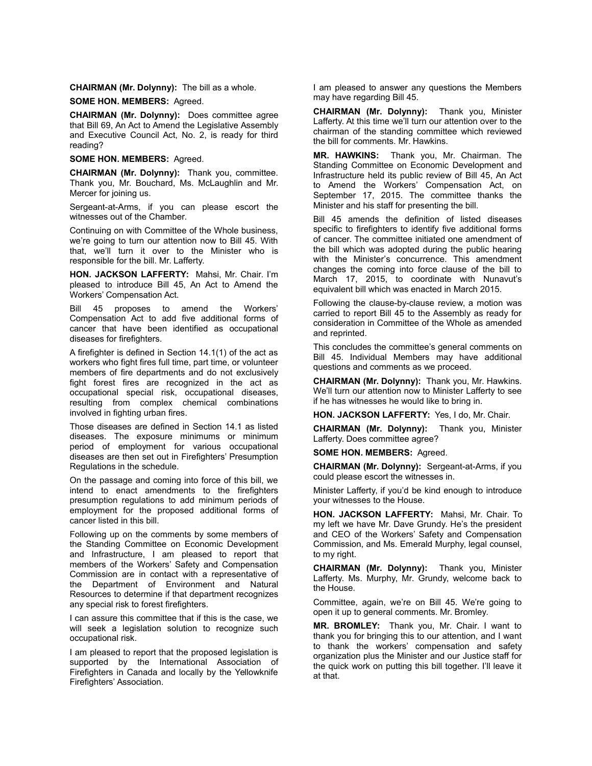**CHAIRMAN (Mr. Dolynny):** The bill as a whole.

**SOME HON. MEMBERS:** Agreed.

**CHAIRMAN (Mr. Dolynny):** Does committee agree that Bill 69, An Act to Amend the Legislative Assembly and Executive Council Act, No. 2, is ready for third reading?

**SOME HON. MEMBERS:** Agreed.

**CHAIRMAN (Mr. Dolynny):** Thank you, committee. Thank you, Mr. Bouchard, Ms. McLaughlin and Mr. Mercer for joining us.

Sergeant-at-Arms, if you can please escort the witnesses out of the Chamber.

Continuing on with Committee of the Whole business, we're going to turn our attention now to Bill 45. With that, we'll turn it over to the Minister who is responsible for the bill. Mr. Lafferty.

**HON. JACKSON LAFFERTY:** Mahsi, Mr. Chair. I'm pleased to introduce Bill 45, An Act to Amend the Workers' Compensation Act.

Bill 45 proposes to amend the Workers' Compensation Act to add five additional forms of cancer that have been identified as occupational diseases for firefighters.

A firefighter is defined in Section 14.1(1) of the act as workers who fight fires full time, part time, or volunteer members of fire departments and do not exclusively fight forest fires are recognized in the act as occupational special risk, occupational diseases, resulting from complex chemical combinations involved in fighting urban fires.

Those diseases are defined in Section 14.1 as listed diseases. The exposure minimums or minimum period of employment for various occupational diseases are then set out in Firefighters' Presumption Regulations in the schedule.

On the passage and coming into force of this bill, we intend to enact amendments to the firefighters presumption regulations to add minimum periods of employment for the proposed additional forms of cancer listed in this bill.

Following up on the comments by some members of the Standing Committee on Economic Development and Infrastructure, I am pleased to report that members of the Workers' Safety and Compensation Commission are in contact with a representative of the Department of Environment and Natural Resources to determine if that department recognizes any special risk to forest firefighters.

I can assure this committee that if this is the case, we will seek a legislation solution to recognize such occupational risk.

I am pleased to report that the proposed legislation is supported by the International Association of Firefighters in Canada and locally by the Yellowknife Firefighters' Association.

I am pleased to answer any questions the Members may have regarding Bill 45.

**CHAIRMAN (Mr. Dolynny):** Thank you, Minister Lafferty. At this time we'll turn our attention over to the chairman of the standing committee which reviewed the bill for comments. Mr. Hawkins.

**MR. HAWKINS:** Thank you, Mr. Chairman. The Standing Committee on Economic Development and Infrastructure held its public review of Bill 45, An Act to Amend the Workers' Compensation Act, on September 17, 2015. The committee thanks the Minister and his staff for presenting the bill.

Bill 45 amends the definition of listed diseases specific to firefighters to identify five additional forms of cancer. The committee initiated one amendment of the bill which was adopted during the public hearing with the Minister's concurrence. This amendment changes the coming into force clause of the bill to March 17, 2015, to coordinate with Nunavut's equivalent bill which was enacted in March 2015.

Following the clause-by-clause review, a motion was carried to report Bill 45 to the Assembly as ready for consideration in Committee of the Whole as amended and reprinted.

This concludes the committee's general comments on Bill 45. Individual Members may have additional questions and comments as we proceed.

**CHAIRMAN (Mr. Dolynny):** Thank you, Mr. Hawkins. We'll turn our attention now to Minister Lafferty to see if he has witnesses he would like to bring in.

**HON. JACKSON LAFFERTY:** Yes, I do, Mr. Chair.

**CHAIRMAN (Mr. Dolynny):** Thank you, Minister Lafferty. Does committee agree?

**SOME HON. MEMBERS:** Agreed.

**CHAIRMAN (Mr. Dolynny):** Sergeant-at-Arms, if you could please escort the witnesses in.

Minister Lafferty, if you'd be kind enough to introduce your witnesses to the House.

**HON. JACKSON LAFFERTY:** Mahsi, Mr. Chair. To my left we have Mr. Dave Grundy. He's the president and CEO of the Workers' Safety and Compensation Commission, and Ms. Emerald Murphy, legal counsel, to my right.

**CHAIRMAN (Mr. Dolynny):** Thank you, Minister Lafferty. Ms. Murphy, Mr. Grundy, welcome back to the House.

Committee, again, we're on Bill 45. We're going to open it up to general comments. Mr. Bromley.

**MR. BROMLEY:** Thank you, Mr. Chair. I want to thank you for bringing this to our attention, and I want to thank the workers' compensation and safety organization plus the Minister and our Justice staff for the quick work on putting this bill together. I'll leave it at that.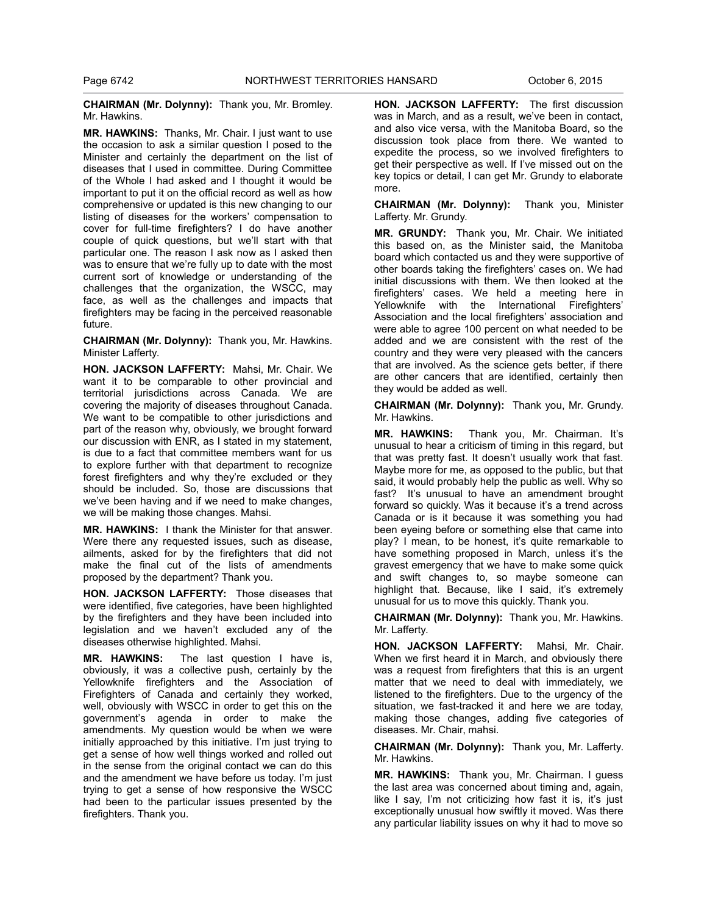**CHAIRMAN (Mr. Dolynny):** Thank you, Mr. Bromley. Mr. Hawkins.

**MR. HAWKINS:** Thanks, Mr. Chair. I just want to use the occasion to ask a similar question I posed to the Minister and certainly the department on the list of diseases that I used in committee. During Committee of the Whole I had asked and I thought it would be important to put it on the official record as well as how comprehensive or updated is this new changing to our listing of diseases for the workers' compensation to cover for full-time firefighters? I do have another couple of quick questions, but we'll start with that particular one. The reason I ask now as I asked then was to ensure that we're fully up to date with the most current sort of knowledge or understanding of the challenges that the organization, the WSCC, may face, as well as the challenges and impacts that firefighters may be facing in the perceived reasonable future.

**CHAIRMAN (Mr. Dolynny):** Thank you, Mr. Hawkins. Minister Lafferty.

**HON. JACKSON LAFFERTY:** Mahsi, Mr. Chair. We want it to be comparable to other provincial and territorial jurisdictions across Canada. We are covering the majority of diseases throughout Canada. We want to be compatible to other jurisdictions and part of the reason why, obviously, we brought forward our discussion with ENR, as I stated in my statement, is due to a fact that committee members want for us to explore further with that department to recognize forest firefighters and why they're excluded or they should be included. So, those are discussions that we've been having and if we need to make changes, we will be making those changes. Mahsi.

**MR. HAWKINS:** I thank the Minister for that answer. Were there any requested issues, such as disease, ailments, asked for by the firefighters that did not make the final cut of the lists of amendments proposed by the department? Thank you.

**HON. JACKSON LAFFERTY:** Those diseases that were identified, five categories, have been highlighted by the firefighters and they have been included into legislation and we haven't excluded any of the diseases otherwise highlighted. Mahsi.

**MR. HAWKINS:** The last question I have is, obviously, it was a collective push, certainly by the Yellowknife firefighters and the Association of Firefighters of Canada and certainly they worked, well, obviously with WSCC in order to get this on the government's agenda in order to make the amendments. My question would be when we were initially approached by this initiative. I'm just trying to get a sense of how well things worked and rolled out in the sense from the original contact we can do this and the amendment we have before us today. I'm just trying to get a sense of how responsive the WSCC had been to the particular issues presented by the firefighters. Thank you.

**HON. JACKSON LAFFERTY:** The first discussion was in March, and as a result, we've been in contact, and also vice versa, with the Manitoba Board, so the discussion took place from there. We wanted to expedite the process, so we involved firefighters to get their perspective as well. If I've missed out on the key topics or detail, I can get Mr. Grundy to elaborate more.

**CHAIRMAN (Mr. Dolynny):** Thank you, Minister Lafferty. Mr. Grundy.

**MR. GRUNDY:** Thank you, Mr. Chair. We initiated this based on, as the Minister said, the Manitoba board which contacted us and they were supportive of other boards taking the firefighters' cases on. We had initial discussions with them. We then looked at the firefighters' cases. We held a meeting here in Yellowknife with the International Firefighters' Association and the local firefighters' association and were able to agree 100 percent on what needed to be added and we are consistent with the rest of the country and they were very pleased with the cancers that are involved. As the science gets better, if there are other cancers that are identified, certainly then they would be added as well.

**CHAIRMAN (Mr. Dolynny):** Thank you, Mr. Grundy. Mr. Hawkins.

**MR. HAWKINS:** Thank you, Mr. Chairman. It's unusual to hear a criticism of timing in this regard, but that was pretty fast. It doesn't usually work that fast. Maybe more for me, as opposed to the public, but that said, it would probably help the public as well. Why so fast? It's unusual to have an amendment brought forward so quickly. Was it because it's a trend across Canada or is it because it was something you had been eyeing before or something else that came into play? I mean, to be honest, it's quite remarkable to have something proposed in March, unless it's the gravest emergency that we have to make some quick and swift changes to, so maybe someone can highlight that. Because, like I said, it's extremely unusual for us to move this quickly. Thank you.

**CHAIRMAN (Mr. Dolynny):** Thank you, Mr. Hawkins. Mr. Lafferty.

**HON. JACKSON LAFFERTY:** Mahsi, Mr. Chair. When we first heard it in March, and obviously there was a request from firefighters that this is an urgent matter that we need to deal with immediately, we listened to the firefighters. Due to the urgency of the situation, we fast-tracked it and here we are today, making those changes, adding five categories of diseases. Mr. Chair, mahsi.

**CHAIRMAN (Mr. Dolynny):** Thank you, Mr. Lafferty. Mr. Hawkins.

**MR. HAWKINS:** Thank you, Mr. Chairman. I guess the last area was concerned about timing and, again, like I say, I'm not criticizing how fast it is, it's just exceptionally unusual how swiftly it moved. Was there any particular liability issues on why it had to move so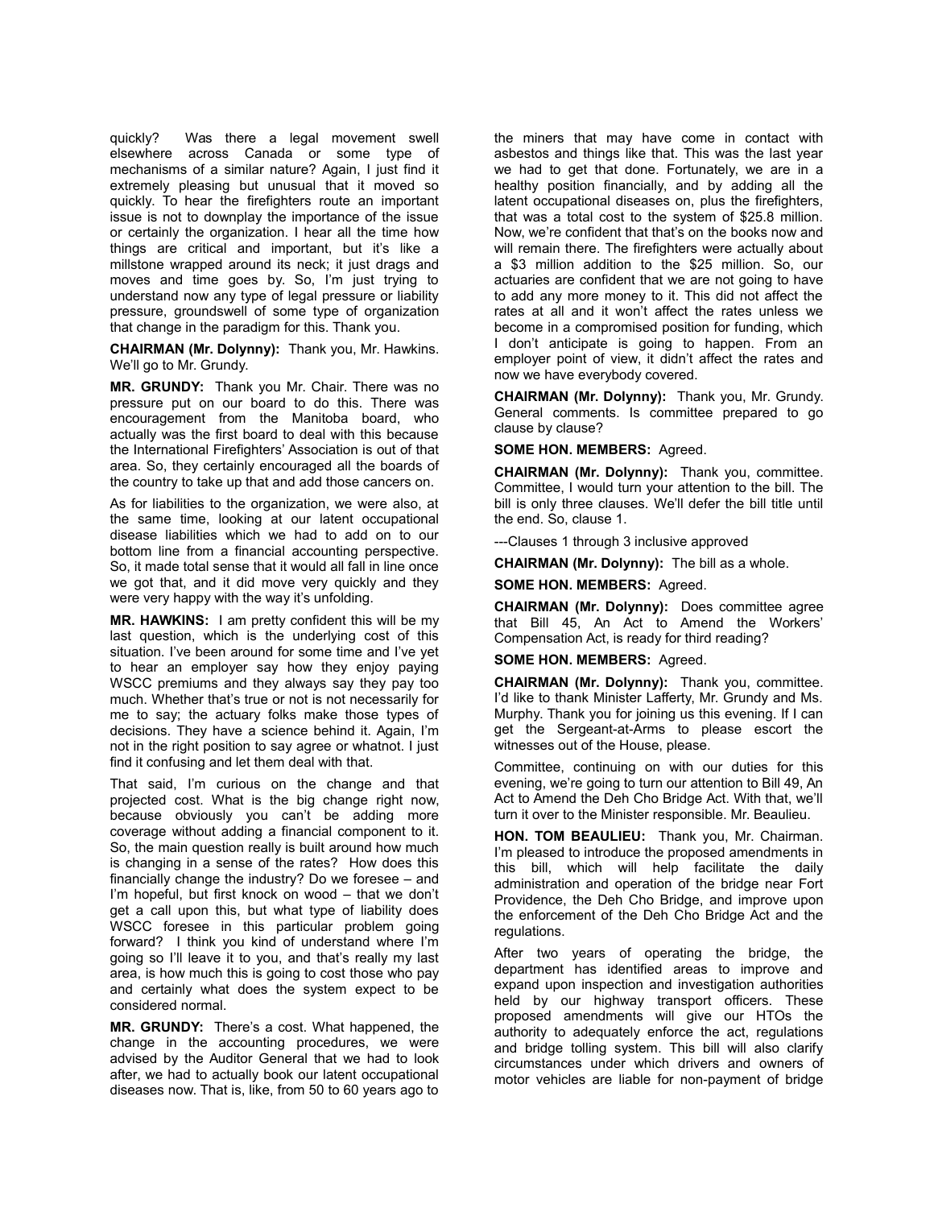quickly? Was there a legal movement swell elsewhere across Canada or some type of mechanisms of a similar nature? Again, I just find it extremely pleasing but unusual that it moved so quickly. To hear the firefighters route an important issue is not to downplay the importance of the issue or certainly the organization. I hear all the time how things are critical and important, but it's like a millstone wrapped around its neck; it just drags and moves and time goes by. So, I'm just trying to understand now any type of legal pressure or liability pressure, groundswell of some type of organization that change in the paradigm for this. Thank you.

**CHAIRMAN (Mr. Dolynny):** Thank you, Mr. Hawkins. We'll go to Mr. Grundy.

**MR. GRUNDY:** Thank you Mr. Chair. There was no pressure put on our board to do this. There was encouragement from the Manitoba board, who actually was the first board to deal with this because the International Firefighters' Association is out of that area. So, they certainly encouraged all the boards of the country to take up that and add those cancers on.

As for liabilities to the organization, we were also, at the same time, looking at our latent occupational disease liabilities which we had to add on to our bottom line from a financial accounting perspective. So, it made total sense that it would all fall in line once we got that, and it did move very quickly and they were very happy with the way it's unfolding.

**MR. HAWKINS:** I am pretty confident this will be my last question, which is the underlying cost of this situation. I've been around for some time and I've yet to hear an employer say how they enjoy paying WSCC premiums and they always say they pay too much. Whether that's true or not is not necessarily for me to say; the actuary folks make those types of decisions. They have a science behind it. Again, I'm not in the right position to say agree or whatnot. I just find it confusing and let them deal with that.

That said, I'm curious on the change and that projected cost. What is the big change right now, because obviously you can't be adding more coverage without adding a financial component to it. So, the main question really is built around how much is changing in a sense of the rates? How does this financially change the industry? Do we foresee – and I'm hopeful, but first knock on wood – that we don't get a call upon this, but what type of liability does WSCC foresee in this particular problem going forward? I think you kind of understand where I'm going so I'll leave it to you, and that's really my last area, is how much this is going to cost those who pay and certainly what does the system expect to be considered normal.

**MR. GRUNDY:** There's a cost. What happened, the change in the accounting procedures, we were advised by the Auditor General that we had to look after, we had to actually book our latent occupational diseases now. That is, like, from 50 to 60 years ago to the miners that may have come in contact with asbestos and things like that. This was the last year we had to get that done. Fortunately, we are in a healthy position financially, and by adding all the latent occupational diseases on, plus the firefighters, that was a total cost to the system of $25.8 million. Now, we're confident that that's on the books now and will remain there. The firefighters were actually about a $3 million addition to the $25 million. So, our actuaries are confident that we are not going to have to add any more money to it. This did not affect the rates at all and it won't affect the rates unless we become in a compromised position for funding, which I don't anticipate is going to happen. From an employer point of view, it didn't affect the rates and now we have everybody covered.

**CHAIRMAN (Mr. Dolynny):** Thank you, Mr. Grundy. General comments. Is committee prepared to go clause by clause?

**SOME HON. MEMBERS:** Agreed.

**CHAIRMAN (Mr. Dolynny):** Thank you, committee. Committee, I would turn your attention to the bill. The bill is only three clauses. We'll defer the bill title until the end. So, clause 1.

---Clauses 1 through 3 inclusive approved

**CHAIRMAN (Mr. Dolynny):** The bill as a whole.

**SOME HON. MEMBERS:** Agreed.

**CHAIRMAN (Mr. Dolynny):** Does committee agree that Bill 45, An Act to Amend the Workers' Compensation Act, is ready for third reading?

**SOME HON. MEMBERS:** Agreed.

**CHAIRMAN (Mr. Dolynny):** Thank you, committee. I'd like to thank Minister Lafferty, Mr. Grundy and Ms. Murphy. Thank you for joining us this evening. If I can get the Sergeant-at-Arms to please escort the witnesses out of the House, please.

Committee, continuing on with our duties for this evening, we're going to turn our attention to Bill 49, An Act to Amend the Deh Cho Bridge Act. With that, we'll turn it over to the Minister responsible. Mr. Beaulieu.

**HON. TOM BEAULIEU:** Thank you, Mr. Chairman. I'm pleased to introduce the proposed amendments in this bill, which will help facilitate the daily administration and operation of the bridge near Fort Providence, the Deh Cho Bridge, and improve upon the enforcement of the Deh Cho Bridge Act and the regulations.

After two years of operating the bridge, the department has identified areas to improve and expand upon inspection and investigation authorities held by our highway transport officers. These proposed amendments will give our HTOs the authority to adequately enforce the act, regulations and bridge tolling system. This bill will also clarify circumstances under which drivers and owners of motor vehicles are liable for non-payment of bridge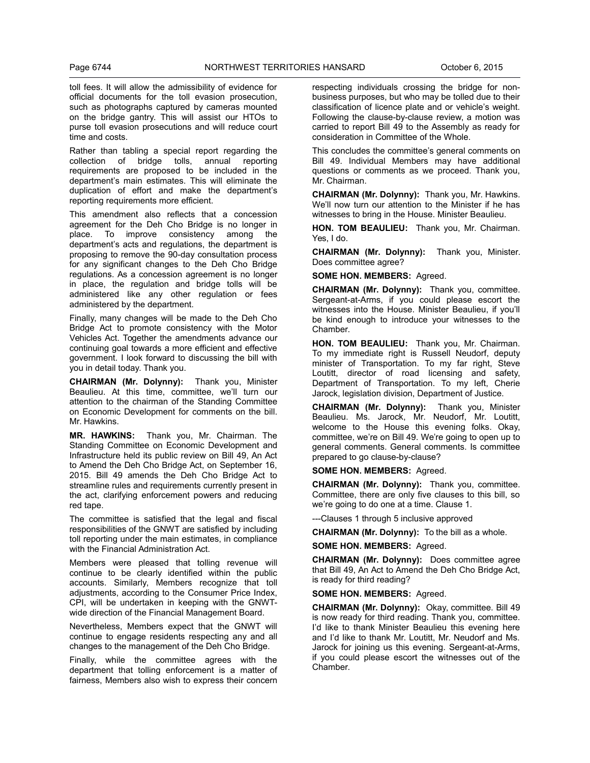toll fees. It will allow the admissibility of evidence for official documents for the toll evasion prosecution, such as photographs captured by cameras mounted on the bridge gantry. This will assist our HTOs to purse toll evasion prosecutions and will reduce court time and costs.

Rather than tabling a special report regarding the collection of bridge tolls, annual reporting requirements are proposed to be included in the department's main estimates. This will eliminate the duplication of effort and make the department's reporting requirements more efficient.

This amendment also reflects that a concession agreement for the Deh Cho Bridge is no longer in place. To improve consistency among the department's acts and regulations, the department is proposing to remove the 90-day consultation process for any significant changes to the Deh Cho Bridge regulations. As a concession agreement is no longer in place, the regulation and bridge tolls will be administered like any other regulation or fees administered by the department.

Finally, many changes will be made to the Deh Cho Bridge Act to promote consistency with the Motor Vehicles Act. Together the amendments advance our continuing goal towards a more efficient and effective government. I look forward to discussing the bill with you in detail today. Thank you.

**CHAIRMAN (Mr. Dolynny):** Thank you, Minister Beaulieu. At this time, committee, we'll turn our attention to the chairman of the Standing Committee on Economic Development for comments on the bill. Mr. Hawkins.

**MR. HAWKINS:** Thank you, Mr. Chairman. The Standing Committee on Economic Development and Infrastructure held its public review on Bill 49, An Act to Amend the Deh Cho Bridge Act, on September 16, 2015. Bill 49 amends the Deh Cho Bridge Act to streamline rules and requirements currently present in the act, clarifying enforcement powers and reducing red tape.

The committee is satisfied that the legal and fiscal responsibilities of the GNWT are satisfied by including toll reporting under the main estimates, in compliance with the Financial Administration Act.

Members were pleased that tolling revenue will continue to be clearly identified within the public accounts. Similarly, Members recognize that toll adjustments, according to the Consumer Price Index, CPI, will be undertaken in keeping with the GNWT-wide direction of the Financial Management Board.

Nevertheless, Members expect that the GNWT will continue to engage residents respecting any and all changes to the management of the Deh Cho Bridge.

Finally, while the committee agrees with the department that tolling enforcement is a matter of fairness, Members also wish to express their concern respecting individuals crossing the bridge for non-business purposes, but who may be tolled due to their classification of licence plate and or vehicle's weight. Following the clause-by-clause review, a motion was carried to report Bill 49 to the Assembly as ready for consideration in Committee of the Whole.

This concludes the committee's general comments on Bill 49. Individual Members may have additional questions or comments as we proceed. Thank you, Mr. Chairman.

**CHAIRMAN (Mr. Dolynny):** Thank you, Mr. Hawkins. We'll now turn our attention to the Minister if he has witnesses to bring in the House. Minister Beaulieu.

**HON. TOM BEAULIEU:** Thank you, Mr. Chairman. Yes, I do.

**CHAIRMAN (Mr. Dolynny):** Thank you, Minister. Does committee agree?

**SOME HON. MEMBERS:** Agreed.

**CHAIRMAN (Mr. Dolynny):** Thank you, committee. Sergeant-at-Arms, if you could please escort the witnesses into the House. Minister Beaulieu, if you'll be kind enough to introduce your witnesses to the Chamber.

**HON. TOM BEAULIEU:** Thank you, Mr. Chairman. To my immediate right is Russell Neudorf, deputy minister of Transportation. To my far right, Steve Loutitt, director of road licensing and safety, Department of Transportation. To my left, Cherie Jarock, legislation division, Department of Justice.

**CHAIRMAN (Mr. Dolynny):** Thank you, Minister Beaulieu. Ms. Jarock, Mr. Neudorf, Mr. Loutitt, welcome to the House this evening folks. Okay, committee, we're on Bill 49. We're going to open up to general comments. General comments. Is committee prepared to go clause-by-clause?

**SOME HON. MEMBERS:** Agreed.

**CHAIRMAN (Mr. Dolynny):** Thank you, committee. Committee, there are only five clauses to this bill, so we're going to do one at a time. Clause 1.

---Clauses 1 through 5 inclusive approved

**CHAIRMAN (Mr. Dolynny):** To the bill as a whole.

**SOME HON. MEMBERS:** Agreed.

**CHAIRMAN (Mr. Dolynny):** Does committee agree that Bill 49, An Act to Amend the Deh Cho Bridge Act, is ready for third reading?

**SOME HON. MEMBERS:** Agreed.

**CHAIRMAN (Mr. Dolynny):** Okay, committee. Bill 49 is now ready for third reading. Thank you, committee. I'd like to thank Minister Beaulieu this evening here and I'd like to thank Mr. Loutitt, Mr. Neudorf and Ms. Jarock for joining us this evening. Sergeant-at-Arms, if you could please escort the witnesses out of the Chamber.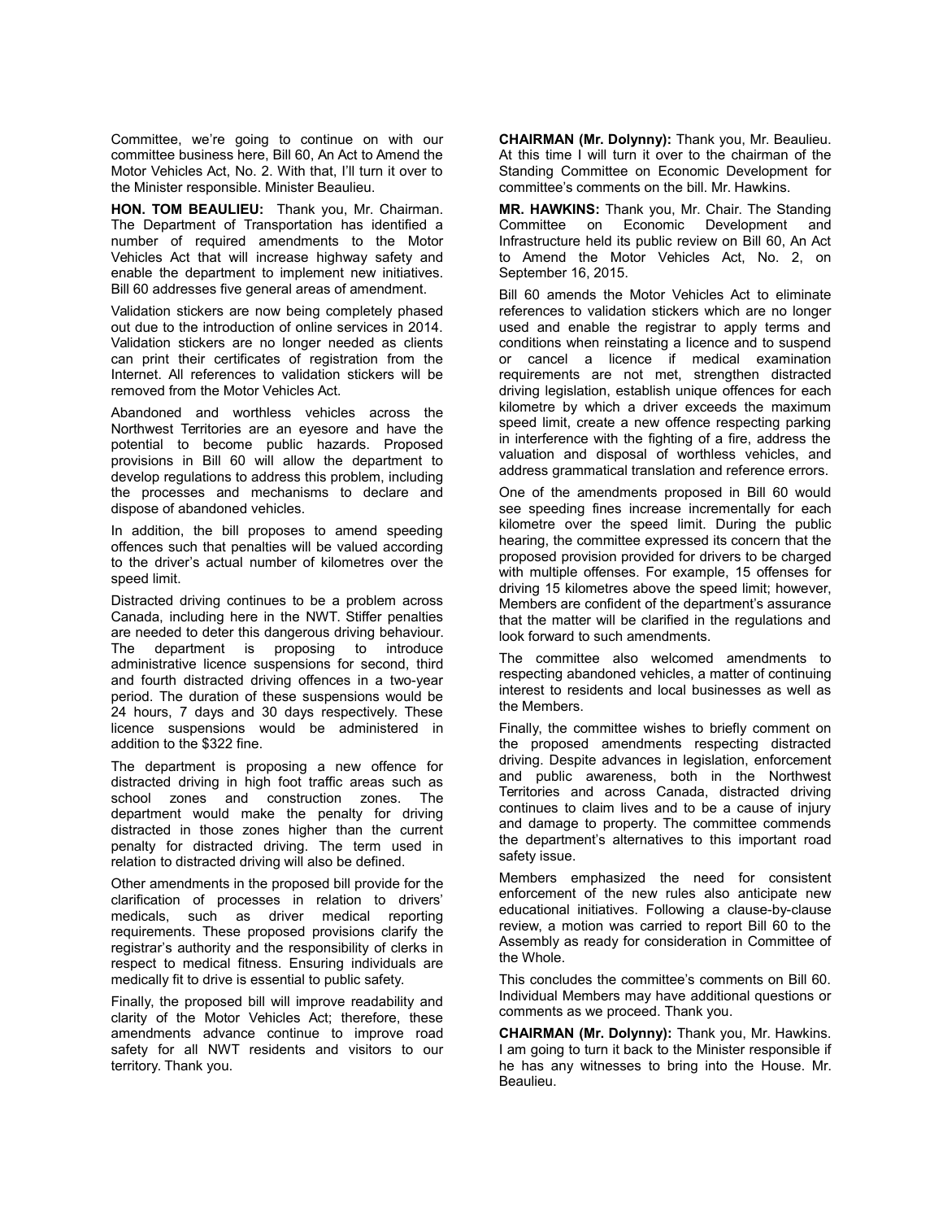Committee, we're going to continue on with our committee business here, Bill 60, An Act to Amend the Motor Vehicles Act, No. 2. With that, I'll turn it over to the Minister responsible. Minister Beaulieu.

**HON. TOM BEAULIEU:** Thank you, Mr. Chairman. The Department of Transportation has identified a number of required amendments to the Motor Vehicles Act that will increase highway safety and enable the department to implement new initiatives. Bill 60 addresses five general areas of amendment.

Validation stickers are now being completely phased out due to the introduction of online services in 2014. Validation stickers are no longer needed as clients can print their certificates of registration from the Internet. All references to validation stickers will be removed from the Motor Vehicles Act.

Abandoned and worthless vehicles across the Northwest Territories are an eyesore and have the potential to become public hazards. Proposed provisions in Bill 60 will allow the department to develop regulations to address this problem, including the processes and mechanisms to declare and dispose of abandoned vehicles.

In addition, the bill proposes to amend speeding offences such that penalties will be valued according to the driver's actual number of kilometres over the speed limit.

Distracted driving continues to be a problem across Canada, including here in the NWT. Stiffer penalties are needed to deter this dangerous driving behaviour. The department is proposing to introduce administrative licence suspensions for second, third and fourth distracted driving offences in a two-year period. The duration of these suspensions would be 24 hours, 7 days and 30 days respectively. These licence suspensions would be administered in addition to the $322 fine.

The department is proposing a new offence for distracted driving in high foot traffic areas such as school zones and construction zones. The department would make the penalty for driving distracted in those zones higher than the current penalty for distracted driving. The term used in relation to distracted driving will also be defined.

Other amendments in the proposed bill provide for the clarification of processes in relation to drivers' medicals, such as driver medical reporting requirements. These proposed provisions clarify the registrar's authority and the responsibility of clerks in respect to medical fitness. Ensuring individuals are medically fit to drive is essential to public safety.

Finally, the proposed bill will improve readability and clarity of the Motor Vehicles Act; therefore, these amendments advance continue to improve road safety for all NWT residents and visitors to our territory. Thank you.

**CHAIRMAN (Mr. Dolynny):** Thank you, Mr. Beaulieu. At this time I will turn it over to the chairman of the Standing Committee on Economic Development for committee's comments on the bill. Mr. Hawkins.

**MR. HAWKINS:** Thank you, Mr. Chair. The Standing Committee on Economic Development and Infrastructure held its public review on Bill 60, An Act to Amend the Motor Vehicles Act, No. 2, on September 16, 2015.

Bill 60 amends the Motor Vehicles Act to eliminate references to validation stickers which are no longer used and enable the registrar to apply terms and conditions when reinstating a licence and to suspend or cancel a licence if medical examination requirements are not met, strengthen distracted driving legislation, establish unique offences for each kilometre by which a driver exceeds the maximum speed limit, create a new offence respecting parking in interference with the fighting of a fire, address the valuation and disposal of worthless vehicles, and address grammatical translation and reference errors.

One of the amendments proposed in Bill 60 would see speeding fines increase incrementally for each kilometre over the speed limit. During the public hearing, the committee expressed its concern that the proposed provision provided for drivers to be charged with multiple offenses. For example, 15 offenses for driving 15 kilometres above the speed limit; however, Members are confident of the department's assurance that the matter will be clarified in the regulations and look forward to such amendments.

The committee also welcomed amendments to respecting abandoned vehicles, a matter of continuing interest to residents and local businesses as well as the Members.

Finally, the committee wishes to briefly comment on the proposed amendments respecting distracted driving. Despite advances in legislation, enforcement and public awareness, both in the Northwest Territories and across Canada, distracted driving continues to claim lives and to be a cause of injury and damage to property. The committee commends the department's alternatives to this important road safety issue.

Members emphasized the need for consistent enforcement of the new rules also anticipate new educational initiatives. Following a clause-by-clause review, a motion was carried to report Bill 60 to the Assembly as ready for consideration in Committee of the Whole.

This concludes the committee's comments on Bill 60. Individual Members may have additional questions or comments as we proceed. Thank you.

**CHAIRMAN (Mr. Dolynny):** Thank you, Mr. Hawkins. I am going to turn it back to the Minister responsible if he has any witnesses to bring into the House. Mr. Beaulieu.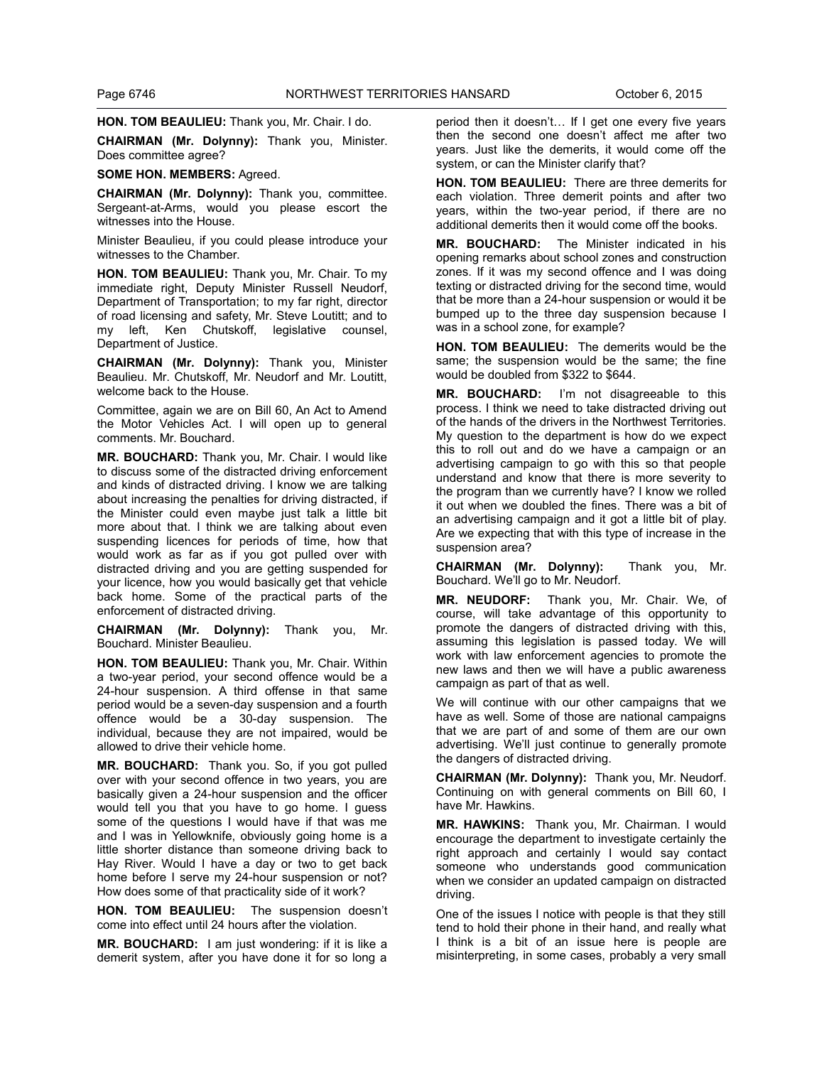**HON. TOM BEAULIEU:** Thank you, Mr. Chair. I do.

**CHAIRMAN (Mr. Dolynny):** Thank you, Minister. Does committee agree?

**SOME HON. MEMBERS:** Agreed.

**CHAIRMAN (Mr. Dolynny):** Thank you, committee. Sergeant-at-Arms, would you please escort the witnesses into the House.

Minister Beaulieu, if you could please introduce your witnesses to the Chamber.

**HON. TOM BEAULIEU:** Thank you, Mr. Chair. To my immediate right, Deputy Minister Russell Neudorf, Department of Transportation; to my far right, director of road licensing and safety, Mr. Steve Loutitt; and to my left, Ken Chutskoff, legislative counsel, Department of Justice.

**CHAIRMAN (Mr. Dolynny):** Thank you, Minister Beaulieu. Mr. Chutskoff, Mr. Neudorf and Mr. Loutitt, welcome back to the House.

Committee, again we are on Bill 60, An Act to Amend the Motor Vehicles Act. I will open up to general comments. Mr. Bouchard.

**MR. BOUCHARD:** Thank you, Mr. Chair. I would like to discuss some of the distracted driving enforcement and kinds of distracted driving. I know we are talking about increasing the penalties for driving distracted, if the Minister could even maybe just talk a little bit more about that. I think we are talking about even suspending licences for periods of time, how that would work as far as if you got pulled over with distracted driving and you are getting suspended for your licence, how you would basically get that vehicle back home. Some of the practical parts of the enforcement of distracted driving.

**CHAIRMAN (Mr. Dolynny):** Thank you, Mr. Bouchard. Minister Beaulieu.

**HON. TOM BEAULIEU:** Thank you, Mr. Chair. Within a two-year period, your second offence would be a 24-hour suspension. A third offense in that same period would be a seven-day suspension and a fourth offence would be a 30-day suspension. The individual, because they are not impaired, would be allowed to drive their vehicle home.

**MR. BOUCHARD:** Thank you. So, if you got pulled over with your second offence in two years, you are basically given a 24-hour suspension and the officer would tell you that you have to go home. I guess some of the questions I would have if that was me and I was in Yellowknife, obviously going home is a little shorter distance than someone driving back to Hay River. Would I have a day or two to get back home before I serve my 24-hour suspension or not? How does some of that practicality side of it work?

**HON. TOM BEAULIEU:** The suspension doesn't come into effect until 24 hours after the violation.

**MR. BOUCHARD:** I am just wondering: if it is like a demerit system, after you have done it for so long a period then it doesn't… If I get one every five years then the second one doesn't affect me after two years. Just like the demerits, it would come off the system, or can the Minister clarify that?

**HON. TOM BEAULIEU:** There are three demerits for each violation. Three demerit points and after two years, within the two-year period, if there are no additional demerits then it would come off the books.

**MR. BOUCHARD:** The Minister indicated in his opening remarks about school zones and construction zones. If it was my second offence and I was doing texting or distracted driving for the second time, would that be more than a 24-hour suspension or would it be bumped up to the three day suspension because I was in a school zone, for example?

**HON. TOM BEAULIEU:** The demerits would be the same; the suspension would be the same; the fine would be doubled from $322 to $644.

**MR. BOUCHARD:** I'm not disagreeable to this process. I think we need to take distracted driving out of the hands of the drivers in the Northwest Territories. My question to the department is how do we expect this to roll out and do we have a campaign or an advertising campaign to go with this so that people understand and know that there is more severity to the program than we currently have? I know we rolled it out when we doubled the fines. There was a bit of an advertising campaign and it got a little bit of play. Are we expecting that with this type of increase in the suspension area?

**CHAIRMAN (Mr. Dolynny):** Thank you, Mr. Bouchard. We'll go to Mr. Neudorf.

**MR. NEUDORF:** Thank you, Mr. Chair. We, of course, will take advantage of this opportunity to promote the dangers of distracted driving with this, assuming this legislation is passed today. We will work with law enforcement agencies to promote the new laws and then we will have a public awareness campaign as part of that as well.

We will continue with our other campaigns that we have as well. Some of those are national campaigns that we are part of and some of them are our own advertising. We'll just continue to generally promote the dangers of distracted driving.

**CHAIRMAN (Mr. Dolynny):** Thank you, Mr. Neudorf. Continuing on with general comments on Bill 60, I have Mr. Hawkins.

**MR. HAWKINS:** Thank you, Mr. Chairman. I would encourage the department to investigate certainly the right approach and certainly I would say contact someone who understands good communication when we consider an updated campaign on distracted driving.

One of the issues I notice with people is that they still tend to hold their phone in their hand, and really what I think is a bit of an issue here is people are misinterpreting, in some cases, probably a very small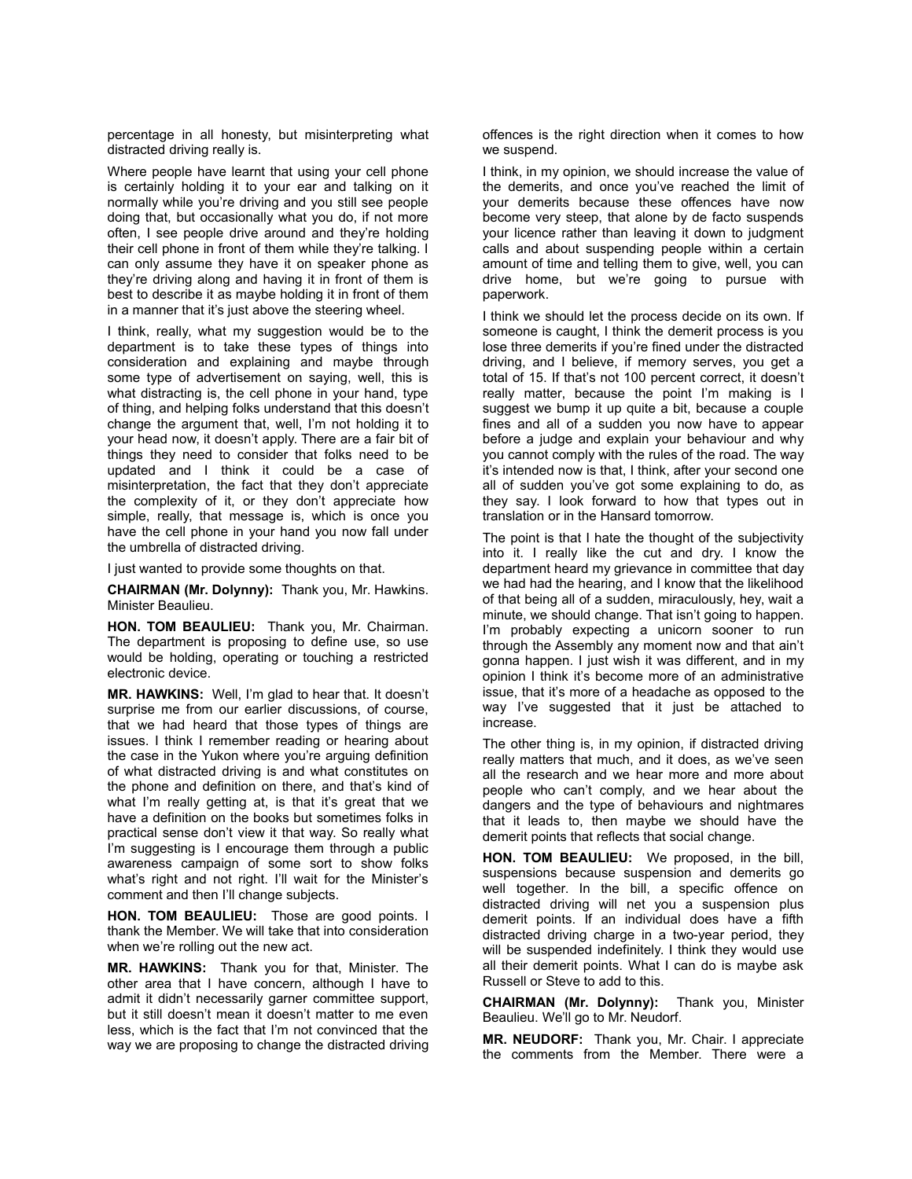percentage in all honesty, but misinterpreting what distracted driving really is.

Where people have learnt that using your cell phone is certainly holding it to your ear and talking on it normally while you're driving and you still see people doing that, but occasionally what you do, if not more often, I see people drive around and they're holding their cell phone in front of them while they're talking. I can only assume they have it on speaker phone as they're driving along and having it in front of them is best to describe it as maybe holding it in front of them in a manner that it's just above the steering wheel.

I think, really, what my suggestion would be to the department is to take these types of things into consideration and explaining and maybe through some type of advertisement on saying, well, this is what distracting is, the cell phone in your hand, type of thing, and helping folks understand that this doesn't change the argument that, well, I'm not holding it to your head now, it doesn't apply. There are a fair bit of things they need to consider that folks need to be updated and I think it could be a case of misinterpretation, the fact that they don't appreciate the complexity of it, or they don't appreciate how simple, really, that message is, which is once you have the cell phone in your hand you now fall under the umbrella of distracted driving.

I just wanted to provide some thoughts on that.

**CHAIRMAN (Mr. Dolynny):** Thank you, Mr. Hawkins. Minister Beaulieu.

**HON. TOM BEAULIEU:** Thank you, Mr. Chairman. The department is proposing to define use, so use would be holding, operating or touching a restricted electronic device.

**MR. HAWKINS:** Well, I'm glad to hear that. It doesn't surprise me from our earlier discussions, of course, that we had heard that those types of things are issues. I think I remember reading or hearing about the case in the Yukon where you're arguing definition of what distracted driving is and what constitutes on the phone and definition on there, and that's kind of what I'm really getting at, is that it's great that we have a definition on the books but sometimes folks in practical sense don't view it that way. So really what I'm suggesting is I encourage them through a public awareness campaign of some sort to show folks what's right and not right. I'll wait for the Minister's comment and then I'll change subjects.

**HON. TOM BEAULIEU:** Those are good points. I thank the Member. We will take that into consideration when we're rolling out the new act.

**MR. HAWKINS:** Thank you for that, Minister. The other area that I have concern, although I have to admit it didn't necessarily garner committee support, but it still doesn't mean it doesn't matter to me even less, which is the fact that I'm not convinced that the way we are proposing to change the distracted driving offences is the right direction when it comes to how we suspend.

I think, in my opinion, we should increase the value of the demerits, and once you've reached the limit of your demerits because these offences have now become very steep, that alone by de facto suspends your licence rather than leaving it down to judgment calls and about suspending people within a certain amount of time and telling them to give, well, you can drive home, but we're going to pursue with paperwork.

I think we should let the process decide on its own. If someone is caught, I think the demerit process is you lose three demerits if you're fined under the distracted driving, and I believe, if memory serves, you get a total of 15. If that's not 100 percent correct, it doesn't really matter, because the point I'm making is I suggest we bump it up quite a bit, because a couple fines and all of a sudden you now have to appear before a judge and explain your behaviour and why you cannot comply with the rules of the road. The way it's intended now is that, I think, after your second one all of sudden you've got some explaining to do, as they say. I look forward to how that types out in translation or in the Hansard tomorrow.

The point is that I hate the thought of the subjectivity into it. I really like the cut and dry. I know the department heard my grievance in committee that day we had had the hearing, and I know that the likelihood of that being all of a sudden, miraculously, hey, wait a minute, we should change. That isn't going to happen. I'm probably expecting a unicorn sooner to run through the Assembly any moment now and that ain't gonna happen. I just wish it was different, and in my opinion I think it's become more of an administrative issue, that it's more of a headache as opposed to the way I've suggested that it just be attached to increase.

The other thing is, in my opinion, if distracted driving really matters that much, and it does, as we've seen all the research and we hear more and more about people who can't comply, and we hear about the dangers and the type of behaviours and nightmares that it leads to, then maybe we should have the demerit points that reflects that social change.

**HON. TOM BEAULIEU:** We proposed, in the bill, suspensions because suspension and demerits go well together. In the bill, a specific offence on distracted driving will net you a suspension plus demerit points. If an individual does have a fifth distracted driving charge in a two-year period, they will be suspended indefinitely. I think they would use all their demerit points. What I can do is maybe ask Russell or Steve to add to this.

**CHAIRMAN (Mr. Dolynny):** Thank you, Minister Beaulieu. We'll go to Mr. Neudorf.

**MR. NEUDORF:** Thank you, Mr. Chair. I appreciate the comments from the Member. There were a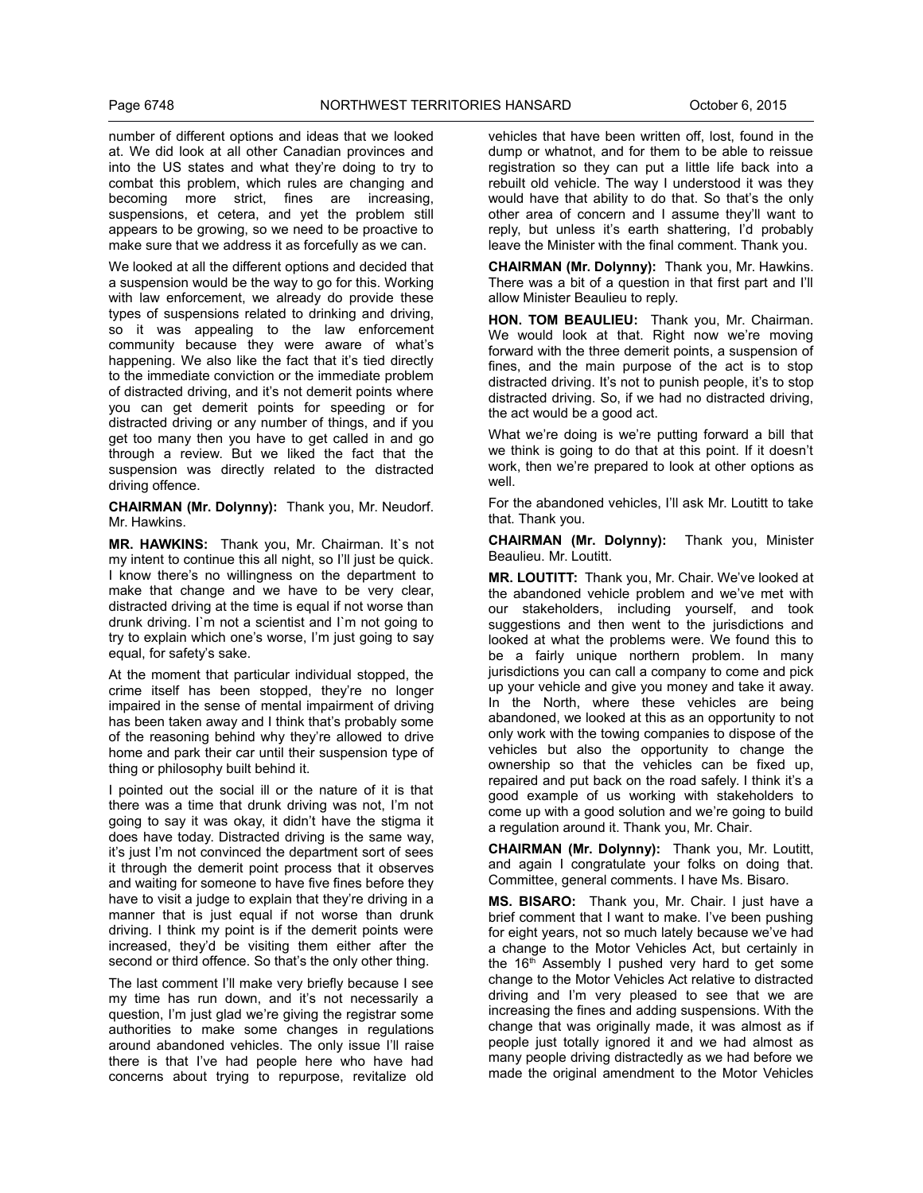number of different options and ideas that we looked at. We did look at all other Canadian provinces and into the US states and what they're doing to try to combat this problem, which rules are changing and becoming more strict, fines are increasing, suspensions, et cetera, and yet the problem still appears to be growing, so we need to be proactive to make sure that we address it as forcefully as we can.

We looked at all the different options and decided that a suspension would be the way to go for this. Working with law enforcement, we already do provide these types of suspensions related to drinking and driving, so it was appealing to the law enforcement community because they were aware of what's happening. We also like the fact that it's tied directly to the immediate conviction or the immediate problem of distracted driving, and it's not demerit points where you can get demerit points for speeding or for distracted driving or any number of things, and if you get too many then you have to get called in and go through a review. But we liked the fact that the suspension was directly related to the distracted driving offence.

**CHAIRMAN (Mr. Dolynny):** Thank you, Mr. Neudorf. Mr. Hawkins.

**MR. HAWKINS:** Thank you, Mr. Chairman. It`s not my intent to continue this all night, so I'll just be quick. I know there's no willingness on the department to make that change and we have to be very clear, distracted driving at the time is equal if not worse than drunk driving. I`m not a scientist and I`m not going to try to explain which one's worse, I'm just going to say equal, for safety's sake.

At the moment that particular individual stopped, the crime itself has been stopped, they're no longer impaired in the sense of mental impairment of driving has been taken away and I think that's probably some of the reasoning behind why they're allowed to drive home and park their car until their suspension type of thing or philosophy built behind it.

I pointed out the social ill or the nature of it is that there was a time that drunk driving was not, I'm not going to say it was okay, it didn't have the stigma it does have today. Distracted driving is the same way, it's just I'm not convinced the department sort of sees it through the demerit point process that it observes and waiting for someone to have five fines before they have to visit a judge to explain that they're driving in a manner that is just equal if not worse than drunk driving. I think my point is if the demerit points were increased, they'd be visiting them either after the second or third offence. So that's the only other thing.

The last comment I'll make very briefly because I see my time has run down, and it's not necessarily a question, I'm just glad we're giving the registrar some authorities to make some changes in regulations around abandoned vehicles. The only issue I'll raise there is that I've had people here who have had concerns about trying to repurpose, revitalize old vehicles that have been written off, lost, found in the dump or whatnot, and for them to be able to reissue registration so they can put a little life back into a rebuilt old vehicle. The way I understood it was they would have that ability to do that. So that's the only other area of concern and I assume they'll want to reply, but unless it's earth shattering, I'd probably leave the Minister with the final comment. Thank you.

**CHAIRMAN (Mr. Dolynny):** Thank you, Mr. Hawkins. There was a bit of a question in that first part and I'll allow Minister Beaulieu to reply.

**HON. TOM BEAULIEU:** Thank you, Mr. Chairman. We would look at that. Right now we're moving forward with the three demerit points, a suspension of fines, and the main purpose of the act is to stop distracted driving. It's not to punish people, it's to stop distracted driving. So, if we had no distracted driving, the act would be a good act.

What we're doing is we're putting forward a bill that we think is going to do that at this point. If it doesn't work, then we're prepared to look at other options as well.

For the abandoned vehicles, I'll ask Mr. Loutitt to take that. Thank you.

**CHAIRMAN (Mr. Dolynny):** Thank you, Minister Beaulieu. Mr. Loutitt.

**MR. LOUTITT:** Thank you, Mr. Chair. We've looked at the abandoned vehicle problem and we've met with our stakeholders, including yourself, and took suggestions and then went to the jurisdictions and looked at what the problems were. We found this to be a fairly unique northern problem. In many jurisdictions you can call a company to come and pick up your vehicle and give you money and take it away. In the North, where these vehicles are being abandoned, we looked at this as an opportunity to not only work with the towing companies to dispose of the vehicles but also the opportunity to change the ownership so that the vehicles can be fixed up, repaired and put back on the road safely. I think it's a good example of us working with stakeholders to come up with a good solution and we're going to build a regulation around it. Thank you, Mr. Chair.

**CHAIRMAN (Mr. Dolynny):** Thank you, Mr. Loutitt, and again I congratulate your folks on doing that. Committee, general comments. I have Ms. Bisaro.

**MS. BISARO:** Thank you, Mr. Chair. I just have a brief comment that I want to make. I've been pushing for eight years, not so much lately because we've had a change to the Motor Vehicles Act, but certainly in the 16th Assembly I pushed very hard to get some change to the Motor Vehicles Act relative to distracted driving and I'm very pleased to see that we are increasing the fines and adding suspensions. With the change that was originally made, it was almost as if people just totally ignored it and we had almost as many people driving distractedly as we had before we made the original amendment to the Motor Vehicles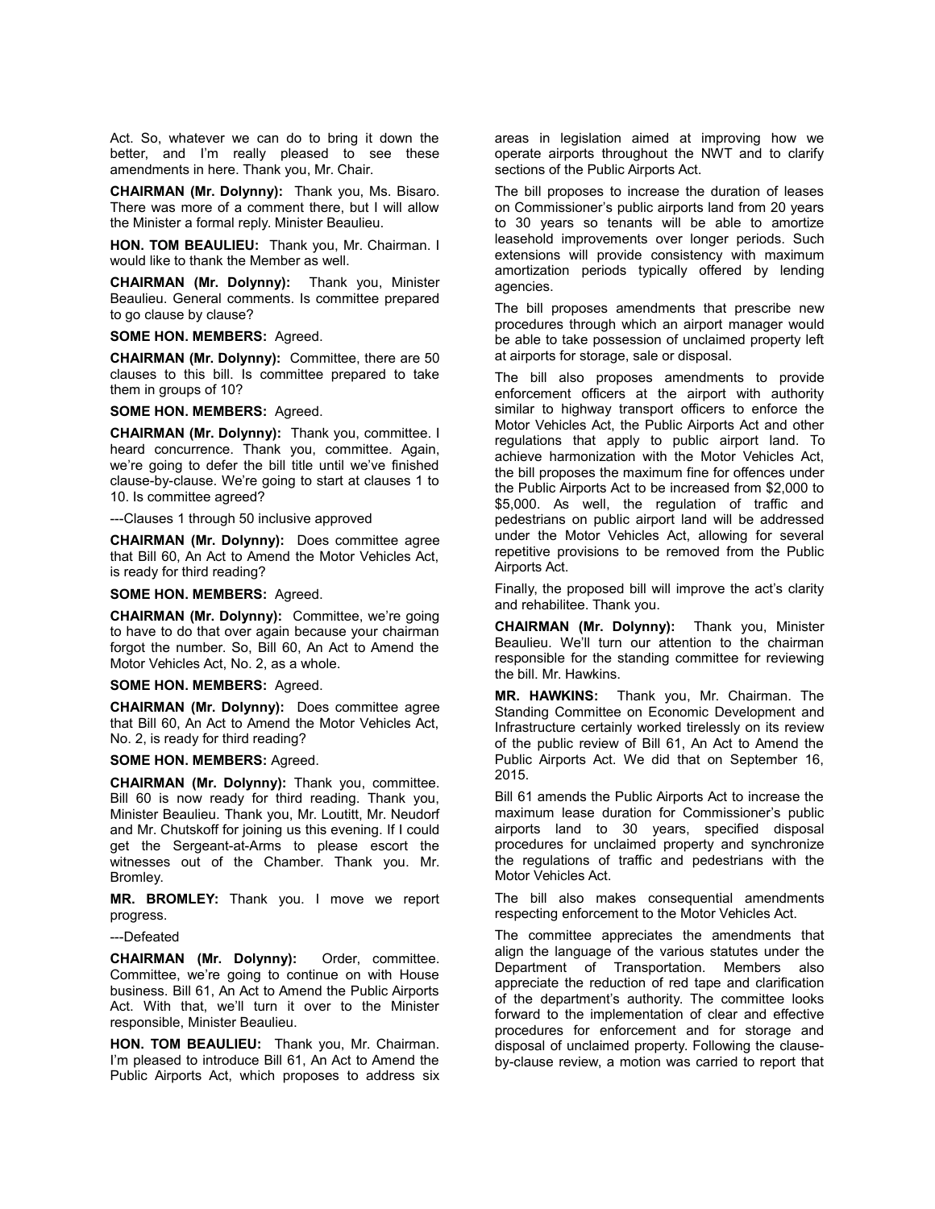Act. So, whatever we can do to bring it down the better, and I'm really pleased to see these amendments in here. Thank you, Mr. Chair.

**CHAIRMAN (Mr. Dolynny):** Thank you, Ms. Bisaro. There was more of a comment there, but I will allow the Minister a formal reply. Minister Beaulieu.

**HON. TOM BEAULIEU:** Thank you, Mr. Chairman. I would like to thank the Member as well.

**CHAIRMAN (Mr. Dolynny):** Thank you, Minister Beaulieu. General comments. Is committee prepared to go clause by clause?

**SOME HON. MEMBERS:** Agreed.

**CHAIRMAN (Mr. Dolynny):** Committee, there are 50 clauses to this bill. Is committee prepared to take them in groups of 10?

**SOME HON. MEMBERS:** Agreed.

**CHAIRMAN (Mr. Dolynny):** Thank you, committee. I heard concurrence. Thank you, committee. Again, we're going to defer the bill title until we've finished clause-by-clause. We're going to start at clauses 1 to 10. Is committee agreed?

---Clauses 1 through 50 inclusive approved

**CHAIRMAN (Mr. Dolynny):** Does committee agree that Bill 60, An Act to Amend the Motor Vehicles Act, is ready for third reading?

**SOME HON. MEMBERS:** Agreed.

**CHAIRMAN (Mr. Dolynny):** Committee, we're going to have to do that over again because your chairman forgot the number. So, Bill 60, An Act to Amend the Motor Vehicles Act, No. 2, as a whole.

**SOME HON. MEMBERS:** Agreed.

**CHAIRMAN (Mr. Dolynny):** Does committee agree that Bill 60, An Act to Amend the Motor Vehicles Act, No. 2, is ready for third reading?

**SOME HON. MEMBERS:** Agreed.

**CHAIRMAN (Mr. Dolynny):** Thank you, committee. Bill 60 is now ready for third reading. Thank you, Minister Beaulieu. Thank you, Mr. Loutitt, Mr. Neudorf and Mr. Chutskoff for joining us this evening. If I could get the Sergeant-at-Arms to please escort the witnesses out of the Chamber. Thank you. Mr. Bromley.

**MR. BROMLEY:** Thank you. I move we report progress.

---Defeated

**CHAIRMAN (Mr. Dolynny):** Order, committee. Committee, we're going to continue on with House business. Bill 61, An Act to Amend the Public Airports Act. With that, we'll turn it over to the Minister responsible, Minister Beaulieu.

**HON. TOM BEAULIEU:** Thank you, Mr. Chairman. I'm pleased to introduce Bill 61, An Act to Amend the Public Airports Act, which proposes to address six areas in legislation aimed at improving how we operate airports throughout the NWT and to clarify sections of the Public Airports Act.

The bill proposes to increase the duration of leases on Commissioner's public airports land from 20 years to 30 years so tenants will be able to amortize leasehold improvements over longer periods. Such extensions will provide consistency with maximum amortization periods typically offered by lending agencies.

The bill proposes amendments that prescribe new procedures through which an airport manager would be able to take possession of unclaimed property left at airports for storage, sale or disposal.

The bill also proposes amendments to provide enforcement officers at the airport with authority similar to highway transport officers to enforce the Motor Vehicles Act, the Public Airports Act and other regulations that apply to public airport land. To achieve harmonization with the Motor Vehicles Act, the bill proposes the maximum fine for offences under the Public Airports Act to be increased from $2,000 to $5,000. As well, the regulation of traffic and pedestrians on public airport land will be addressed under the Motor Vehicles Act, allowing for several repetitive provisions to be removed from the Public Airports Act.

Finally, the proposed bill will improve the act's clarity and rehabilitee. Thank you.

**CHAIRMAN (Mr. Dolynny):** Thank you, Minister Beaulieu. We'll turn our attention to the chairman responsible for the standing committee for reviewing the bill. Mr. Hawkins.

**MR. HAWKINS:** Thank you, Mr. Chairman. The Standing Committee on Economic Development and Infrastructure certainly worked tirelessly on its review of the public review of Bill 61, An Act to Amend the Public Airports Act. We did that on September 16, 2015.

Bill 61 amends the Public Airports Act to increase the maximum lease duration for Commissioner's public airports land to 30 years, specified disposal procedures for unclaimed property and synchronize the regulations of traffic and pedestrians with the Motor Vehicles Act.

The bill also makes consequential amendments respecting enforcement to the Motor Vehicles Act.

The committee appreciates the amendments that align the language of the various statutes under the Department of Transportation. Members also appreciate the reduction of red tape and clarification of the department's authority. The committee looks forward to the implementation of clear and effective procedures for enforcement and for storage and disposal of unclaimed property. Following the clause-by-clause review, a motion was carried to report that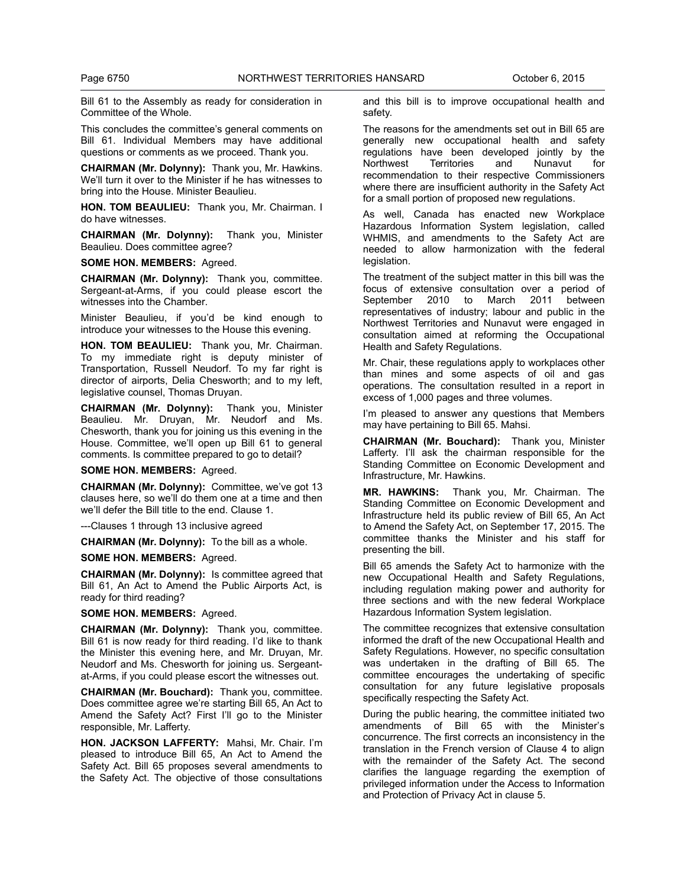Bill 61 to the Assembly as ready for consideration in Committee of the Whole.

This concludes the committee's general comments on Bill 61. Individual Members may have additional questions or comments as we proceed. Thank you.

**CHAIRMAN (Mr. Dolynny):** Thank you, Mr. Hawkins. We'll turn it over to the Minister if he has witnesses to bring into the House. Minister Beaulieu.

**HON. TOM BEAULIEU:** Thank you, Mr. Chairman. I do have witnesses.

**CHAIRMAN (Mr. Dolynny):** Thank you, Minister Beaulieu. Does committee agree?

**SOME HON. MEMBERS:** Agreed.

**CHAIRMAN (Mr. Dolynny):** Thank you, committee. Sergeant-at-Arms, if you could please escort the witnesses into the Chamber.

Minister Beaulieu, if you'd be kind enough to introduce your witnesses to the House this evening.

**HON. TOM BEAULIEU:** Thank you, Mr. Chairman. To my immediate right is deputy minister of Transportation, Russell Neudorf. To my far right is director of airports, Delia Chesworth; and to my left, legislative counsel, Thomas Druyan.

**CHAIRMAN (Mr. Dolynny):** Thank you, Minister Beaulieu. Mr. Druyan, Mr. Neudorf and Ms. Chesworth, thank you for joining us this evening in the House. Committee, we'll open up Bill 61 to general comments. Is committee prepared to go to detail?

**SOME HON. MEMBERS:** Agreed.

**CHAIRMAN (Mr. Dolynny):** Committee, we've got 13 clauses here, so we'll do them one at a time and then we'll defer the Bill title to the end. Clause 1.

---Clauses 1 through 13 inclusive agreed

**CHAIRMAN (Mr. Dolynny):** To the bill as a whole.

**SOME HON. MEMBERS:** Agreed.

**CHAIRMAN (Mr. Dolynny):** Is committee agreed that Bill 61, An Act to Amend the Public Airports Act, is ready for third reading?

**SOME HON. MEMBERS:** Agreed.

**CHAIRMAN (Mr. Dolynny):** Thank you, committee. Bill 61 is now ready for third reading. I'd like to thank the Minister this evening here, and Mr. Druyan, Mr. Neudorf and Ms. Chesworth for joining us. Sergeant-at-Arms, if you could please escort the witnesses out.

**CHAIRMAN (Mr. Bouchard):** Thank you, committee. Does committee agree we're starting Bill 65, An Act to Amend the Safety Act? First I'll go to the Minister responsible, Mr. Lafferty.

**HON. JACKSON LAFFERTY:** Mahsi, Mr. Chair. I'm pleased to introduce Bill 65, An Act to Amend the Safety Act. Bill 65 proposes several amendments to the Safety Act. The objective of those consultations and this bill is to improve occupational health and safety.

The reasons for the amendments set out in Bill 65 are generally new occupational health and safety regulations have been developed jointly by the Northwest Territories and Nunavut for recommendation to their respective Commissioners where there are insufficient authority in the Safety Act for a small portion of proposed new regulations.

As well, Canada has enacted new Workplace Hazardous Information System legislation, called WHMIS, and amendments to the Safety Act are needed to allow harmonization with the federal legislation.

The treatment of the subject matter in this bill was the focus of extensive consultation over a period of September 2010 to March 2011 between representatives of industry; labour and public in the Northwest Territories and Nunavut were engaged in consultation aimed at reforming the Occupational Health and Safety Regulations.

Mr. Chair, these regulations apply to workplaces other than mines and some aspects of oil and gas operations. The consultation resulted in a report in excess of 1,000 pages and three volumes.

I'm pleased to answer any questions that Members may have pertaining to Bill 65. Mahsi.

**CHAIRMAN (Mr. Bouchard):** Thank you, Minister Lafferty. I'll ask the chairman responsible for the Standing Committee on Economic Development and Infrastructure, Mr. Hawkins.

**MR. HAWKINS:** Thank you, Mr. Chairman. The Standing Committee on Economic Development and Infrastructure held its public review of Bill 65, An Act to Amend the Safety Act, on September 17, 2015. The committee thanks the Minister and his staff for presenting the bill.

Bill 65 amends the Safety Act to harmonize with the new Occupational Health and Safety Regulations, including regulation making power and authority for three sections and with the new federal Workplace Hazardous Information System legislation.

The committee recognizes that extensive consultation informed the draft of the new Occupational Health and Safety Regulations. However, no specific consultation was undertaken in the drafting of Bill 65. The committee encourages the undertaking of specific consultation for any future legislative proposals specifically respecting the Safety Act.

During the public hearing, the committee initiated two amendments of Bill 65 with the Minister's concurrence. The first corrects an inconsistency in the translation in the French version of Clause 4 to align with the remainder of the Safety Act. The second clarifies the language regarding the exemption of privileged information under the Access to Information and Protection of Privacy Act in clause 5.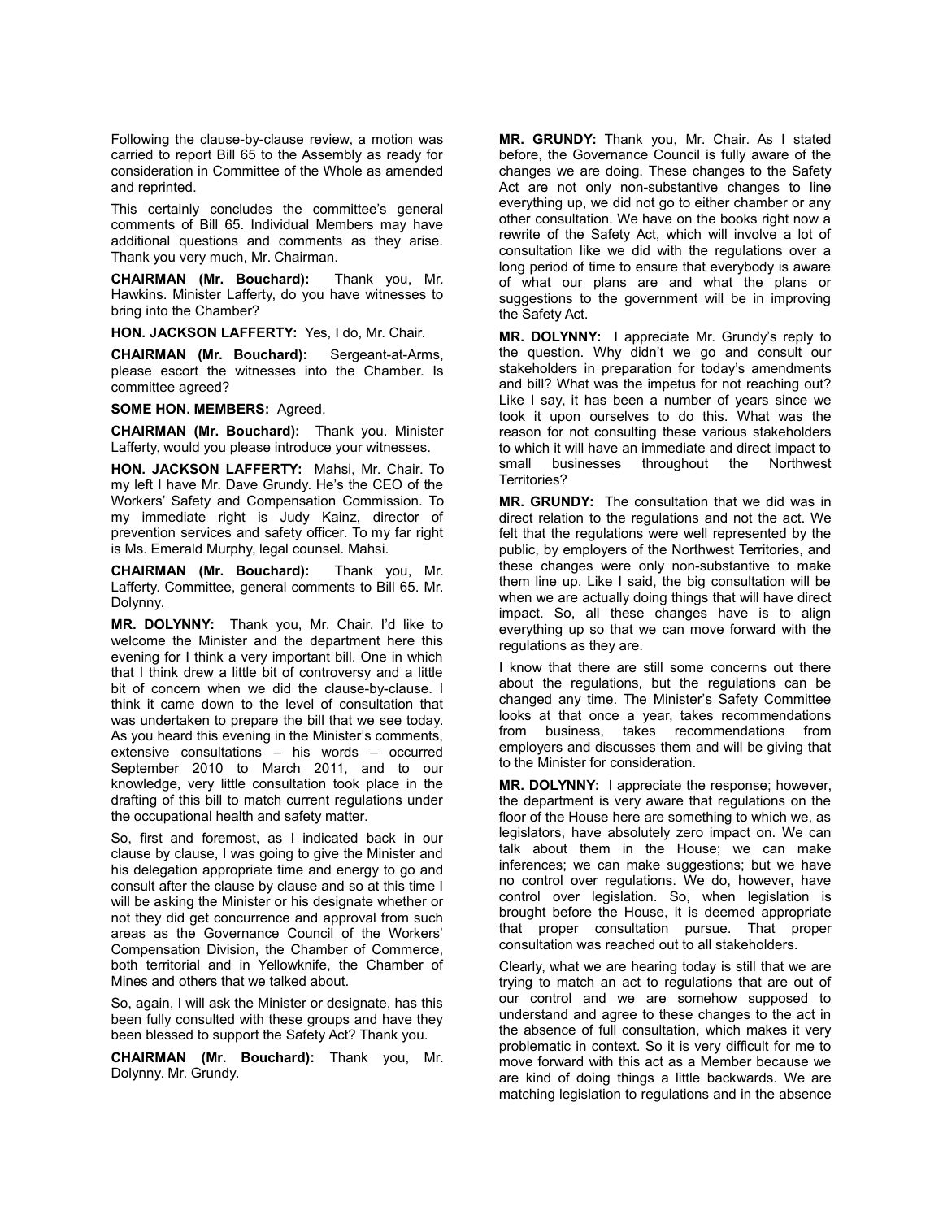Following the clause-by-clause review, a motion was carried to report Bill 65 to the Assembly as ready for consideration in Committee of the Whole as amended and reprinted.

This certainly concludes the committee's general comments of Bill 65. Individual Members may have additional questions and comments as they arise. Thank you very much, Mr. Chairman.

**CHAIRMAN (Mr. Bouchard):** Thank you, Mr. Hawkins. Minister Lafferty, do you have witnesses to bring into the Chamber?

**HON. JACKSON LAFFERTY:** Yes, I do, Mr. Chair.

**CHAIRMAN (Mr. Bouchard):** Sergeant-at-Arms, please escort the witnesses into the Chamber. Is committee agreed?

**SOME HON. MEMBERS:** Agreed.

**CHAIRMAN (Mr. Bouchard):** Thank you. Minister Lafferty, would you please introduce your witnesses.

**HON. JACKSON LAFFERTY:** Mahsi, Mr. Chair. To my left I have Mr. Dave Grundy. He's the CEO of the Workers' Safety and Compensation Commission. To my immediate right is Judy Kainz, director of prevention services and safety officer. To my far right is Ms. Emerald Murphy, legal counsel. Mahsi.

**CHAIRMAN (Mr. Bouchard):** Thank you, Mr. Lafferty. Committee, general comments to Bill 65. Mr. Dolynny.

**MR. DOLYNNY:** Thank you, Mr. Chair. I'd like to welcome the Minister and the department here this evening for I think a very important bill. One in which that I think drew a little bit of controversy and a little bit of concern when we did the clause-by-clause. I think it came down to the level of consultation that was undertaken to prepare the bill that we see today. As you heard this evening in the Minister's comments, extensive consultations – his words – occurred September 2010 to March 2011, and to our knowledge, very little consultation took place in the drafting of this bill to match current regulations under the occupational health and safety matter.

So, first and foremost, as I indicated back in our clause by clause, I was going to give the Minister and his delegation appropriate time and energy to go and consult after the clause by clause and so at this time I will be asking the Minister or his designate whether or not they did get concurrence and approval from such areas as the Governance Council of the Workers' Compensation Division, the Chamber of Commerce, both territorial and in Yellowknife, the Chamber of Mines and others that we talked about.

So, again, I will ask the Minister or designate, has this been fully consulted with these groups and have they been blessed to support the Safety Act? Thank you.

**CHAIRMAN (Mr. Bouchard):** Thank you, Mr. Dolynny. Mr. Grundy.

**MR. GRUNDY:** Thank you, Mr. Chair. As I stated before, the Governance Council is fully aware of the changes we are doing. These changes to the Safety Act are not only non-substantive changes to line everything up, we did not go to either chamber or any other consultation. We have on the books right now a rewrite of the Safety Act, which will involve a lot of consultation like we did with the regulations over a long period of time to ensure that everybody is aware of what our plans are and what the plans or suggestions to the government will be in improving the Safety Act.

**MR. DOLYNNY:** I appreciate Mr. Grundy's reply to the question. Why didn't we go and consult our stakeholders in preparation for today's amendments and bill? What was the impetus for not reaching out? Like I say, it has been a number of years since we took it upon ourselves to do this. What was the reason for not consulting these various stakeholders to which it will have an immediate and direct impact to small businesses throughout the Northwest Territories?

**MR. GRUNDY:** The consultation that we did was in direct relation to the regulations and not the act. We felt that the regulations were well represented by the public, by employers of the Northwest Territories, and these changes were only non-substantive to make them line up. Like I said, the big consultation will be when we are actually doing things that will have direct impact. So, all these changes have is to align everything up so that we can move forward with the regulations as they are.

I know that there are still some concerns out there about the regulations, but the regulations can be changed any time. The Minister's Safety Committee looks at that once a year, takes recommendations from business, takes recommendations from employers and discusses them and will be giving that to the Minister for consideration.

**MR. DOLYNNY:** I appreciate the response; however, the department is very aware that regulations on the floor of the House here are something to which we, as legislators, have absolutely zero impact on. We can talk about them in the House; we can make inferences; we can make suggestions; but we have no control over regulations. We do, however, have control over legislation. So, when legislation is brought before the House, it is deemed appropriate that proper consultation pursue. That proper consultation was reached out to all stakeholders.

Clearly, what we are hearing today is still that we are trying to match an act to regulations that are out of our control and we are somehow supposed to understand and agree to these changes to the act in the absence of full consultation, which makes it very problematic in context. So it is very difficult for me to move forward with this act as a Member because we are kind of doing things a little backwards. We are matching legislation to regulations and in the absence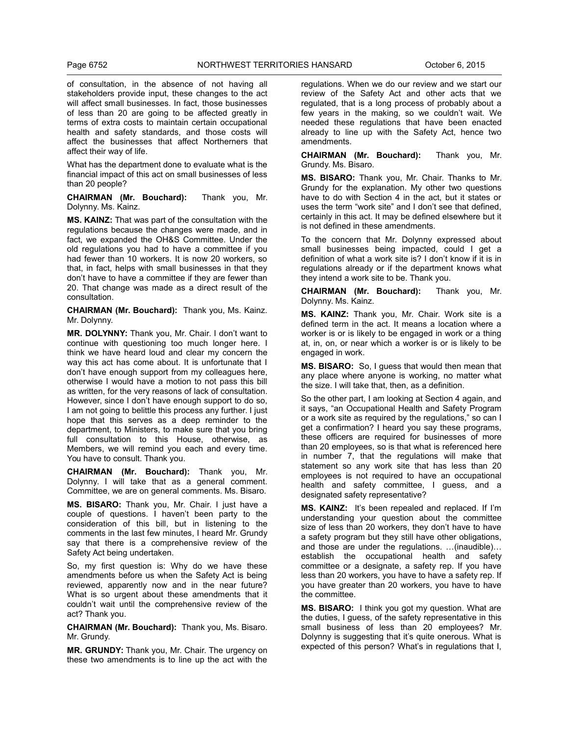of consultation, in the absence of not having all stakeholders provide input, these changes to the act will affect small businesses. In fact, those businesses of less than 20 are going to be affected greatly in terms of extra costs to maintain certain occupational health and safety standards, and those costs will affect the businesses that affect Northerners that affect their way of life.

What has the department done to evaluate what is the financial impact of this act on small businesses of less than 20 people?

**CHAIRMAN (Mr. Bouchard):** Thank you, Mr. Dolynny. Ms. Kainz.

**MS. KAINZ:** That was part of the consultation with the regulations because the changes were made, and in fact, we expanded the OH&S Committee. Under the old regulations you had to have a committee if you had fewer than 10 workers. It is now 20 workers, so that, in fact, helps with small businesses in that they don't have to have a committee if they are fewer than 20. That change was made as a direct result of the consultation.

**CHAIRMAN (Mr. Bouchard):** Thank you, Ms. Kainz. Mr. Dolynny.

**MR. DOLYNNY:** Thank you, Mr. Chair. I don't want to continue with questioning too much longer here. I think we have heard loud and clear my concern the way this act has come about. It is unfortunate that I don't have enough support from my colleagues here, otherwise I would have a motion to not pass this bill as written, for the very reasons of lack of consultation. However, since I don't have enough support to do so, I am not going to belittle this process any further. I just hope that this serves as a deep reminder to the department, to Ministers, to make sure that you bring full consultation to this House, otherwise, as Members, we will remind you each and every time. You have to consult. Thank you.

**CHAIRMAN (Mr. Bouchard):** Thank you, Mr. Dolynny. I will take that as a general comment. Committee, we are on general comments. Ms. Bisaro.

**MS. BISARO:** Thank you, Mr. Chair. I just have a couple of questions. I haven't been party to the consideration of this bill, but in listening to the comments in the last few minutes, I heard Mr. Grundy say that there is a comprehensive review of the Safety Act being undertaken.

So, my first question is: Why do we have these amendments before us when the Safety Act is being reviewed, apparently now and in the near future? What is so urgent about these amendments that it couldn't wait until the comprehensive review of the act? Thank you.

**CHAIRMAN (Mr. Bouchard):** Thank you, Ms. Bisaro. Mr. Grundy.

**MR. GRUNDY:** Thank you, Mr. Chair. The urgency on these two amendments is to line up the act with the regulations. When we do our review and we start our review of the Safety Act and other acts that we regulated, that is a long process of probably about a few years in the making, so we couldn't wait. We needed these regulations that have been enacted already to line up with the Safety Act, hence two amendments.

**CHAIRMAN (Mr. Bouchard):** Thank you, Mr. Grundy. Ms. Bisaro.

**MS. BISARO:** Thank you, Mr. Chair. Thanks to Mr. Grundy for the explanation. My other two questions have to do with Section 4 in the act, but it states or uses the term "work site" and I don't see that defined, certainly in this act. It may be defined elsewhere but it is not defined in these amendments.

To the concern that Mr. Dolynny expressed about small businesses being impacted, could I get a definition of what a work site is? I don't know if it is in regulations already or if the department knows what they intend a work site to be. Thank you.

**CHAIRMAN (Mr. Bouchard):** Thank you, Mr. Dolynny. Ms. Kainz.

**MS. KAINZ:** Thank you, Mr. Chair. Work site is a defined term in the act. It means a location where a worker is or is likely to be engaged in work or a thing at, in, on, or near which a worker is or is likely to be engaged in work.

**MS. BISARO:** So, I guess that would then mean that any place where anyone is working, no matter what the size. I will take that, then, as a definition.

So the other part, I am looking at Section 4 again, and it says, "an Occupational Health and Safety Program or a work site as required by the regulations," so can I get a confirmation? I heard you say these programs, these officers are required for businesses of more than 20 employees, so is that what is referenced here in number 7, that the regulations will make that statement so any work site that has less than 20 employees is not required to have an occupational health and safety committee, I guess, and a designated safety representative?

**MS. KAINZ:** It's been repealed and replaced. If I'm understanding your question about the committee size of less than 20 workers, they don't have to have a safety program but they still have other obligations, and those are under the regulations. …(inaudible)… establish the occupational health and safety committee or a designate, a safety rep. If you have less than 20 workers, you have to have a safety rep. If you have greater than 20 workers, you have to have the committee.

**MS. BISARO:** I think you got my question. What are the duties, I guess, of the safety representative in this small business of less than 20 employees? Mr. Dolynny is suggesting that it's quite onerous. What is expected of this person? What's in regulations that I,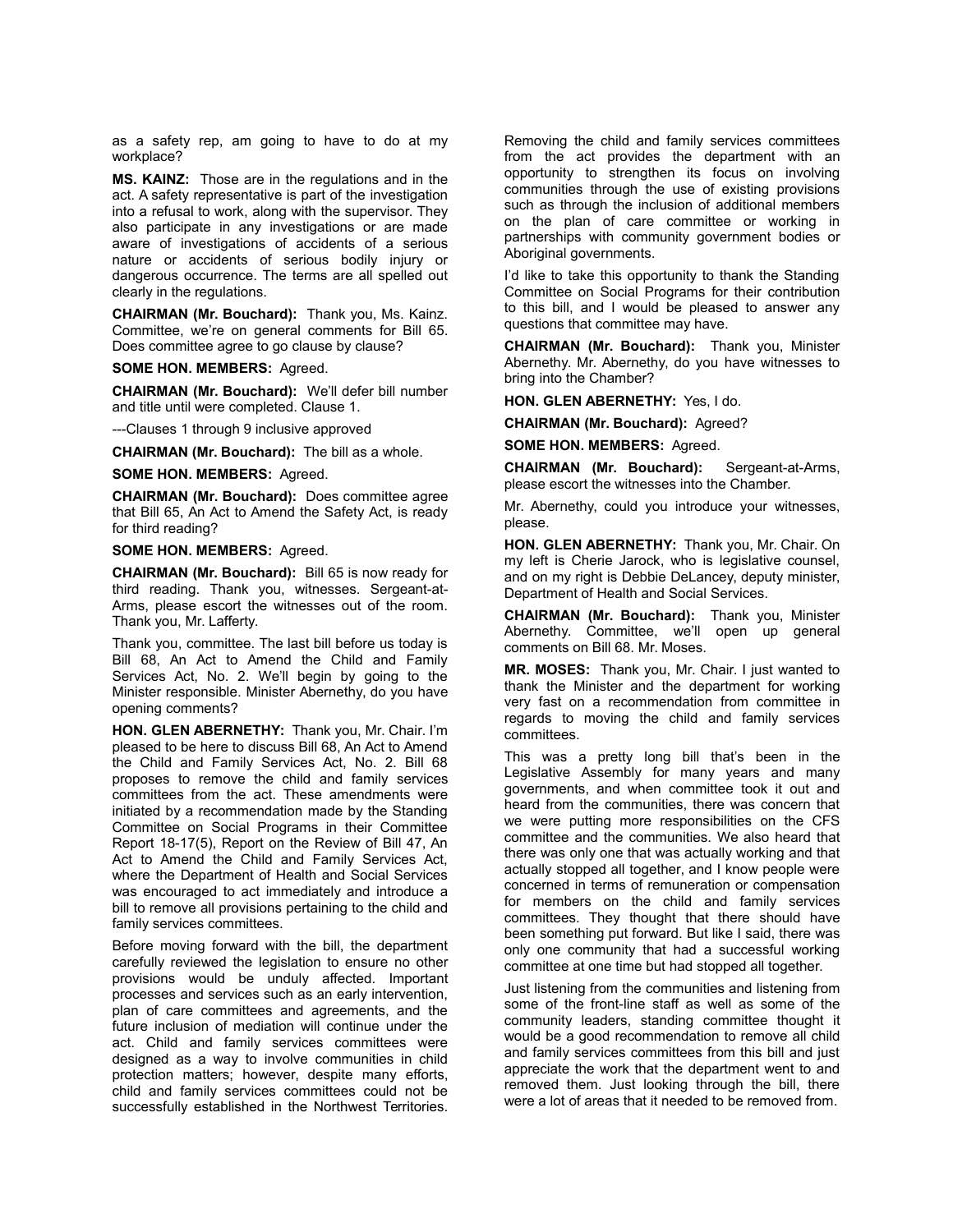as a safety rep, am going to have to do at my workplace?

**MS. KAINZ:** Those are in the regulations and in the act. A safety representative is part of the investigation into a refusal to work, along with the supervisor. They also participate in any investigations or are made aware of investigations of accidents of a serious nature or accidents of serious bodily injury or dangerous occurrence. The terms are all spelled out clearly in the regulations.

**CHAIRMAN (Mr. Bouchard):** Thank you, Ms. Kainz. Committee, we're on general comments for Bill 65. Does committee agree to go clause by clause?

**SOME HON. MEMBERS:** Agreed.

**CHAIRMAN (Mr. Bouchard):** We'll defer bill number and title until were completed. Clause 1.

---Clauses 1 through 9 inclusive approved

**CHAIRMAN (Mr. Bouchard):** The bill as a whole.

**SOME HON. MEMBERS:** Agreed.

**CHAIRMAN (Mr. Bouchard):** Does committee agree that Bill 65, An Act to Amend the Safety Act, is ready for third reading?

**SOME HON. MEMBERS:** Agreed.

**CHAIRMAN (Mr. Bouchard):** Bill 65 is now ready for third reading. Thank you, witnesses. Sergeant-at-Arms, please escort the witnesses out of the room. Thank you, Mr. Lafferty.

Thank you, committee. The last bill before us today is Bill 68, An Act to Amend the Child and Family Services Act, No. 2. We'll begin by going to the Minister responsible. Minister Abernethy, do you have opening comments?

**HON. GLEN ABERNETHY:** Thank you, Mr. Chair. I'm pleased to be here to discuss Bill 68, An Act to Amend the Child and Family Services Act, No. 2. Bill 68 proposes to remove the child and family services committees from the act. These amendments were initiated by a recommendation made by the Standing Committee on Social Programs in their Committee Report 18-17(5), Report on the Review of Bill 47, An Act to Amend the Child and Family Services Act, where the Department of Health and Social Services was encouraged to act immediately and introduce a bill to remove all provisions pertaining to the child and family services committees.

Before moving forward with the bill, the department carefully reviewed the legislation to ensure no other provisions would be unduly affected. Important processes and services such as an early intervention, plan of care committees and agreements, and the future inclusion of mediation will continue under the act. Child and family services committees were designed as a way to involve communities in child protection matters; however, despite many efforts, child and family services committees could not be successfully established in the Northwest Territories. Removing the child and family services committees from the act provides the department with an opportunity to strengthen its focus on involving communities through the use of existing provisions such as through the inclusion of additional members on the plan of care committee or working in partnerships with community government bodies or Aboriginal governments.

I'd like to take this opportunity to thank the Standing Committee on Social Programs for their contribution to this bill, and I would be pleased to answer any questions that committee may have.

**CHAIRMAN (Mr. Bouchard):** Thank you, Minister Abernethy. Mr. Abernethy, do you have witnesses to bring into the Chamber?

**HON. GLEN ABERNETHY:** Yes, I do.

**CHAIRMAN (Mr. Bouchard):** Agreed?

**SOME HON. MEMBERS:** Agreed.

**CHAIRMAN (Mr. Bouchard):** Sergeant-at-Arms, please escort the witnesses into the Chamber.

Mr. Abernethy, could you introduce your witnesses, please.

**HON. GLEN ABERNETHY:** Thank you, Mr. Chair. On my left is Cherie Jarock, who is legislative counsel, and on my right is Debbie DeLancey, deputy minister, Department of Health and Social Services.

**CHAIRMAN (Mr. Bouchard):** Thank you, Minister Abernethy. Committee, we'll open up general comments on Bill 68. Mr. Moses.

**MR. MOSES:** Thank you, Mr. Chair. I just wanted to thank the Minister and the department for working very fast on a recommendation from committee in regards to moving the child and family services committees.

This was a pretty long bill that's been in the Legislative Assembly for many years and many governments, and when committee took it out and heard from the communities, there was concern that we were putting more responsibilities on the CFS committee and the communities. We also heard that there was only one that was actually working and that actually stopped all together, and I know people were concerned in terms of remuneration or compensation for members on the child and family services committees. They thought that there should have been something put forward. But like I said, there was only one community that had a successful working committee at one time but had stopped all together.

Just listening from the communities and listening from some of the front-line staff as well as some of the community leaders, standing committee thought it would be a good recommendation to remove all child and family services committees from this bill and just appreciate the work that the department went to and removed them. Just looking through the bill, there were a lot of areas that it needed to be removed from.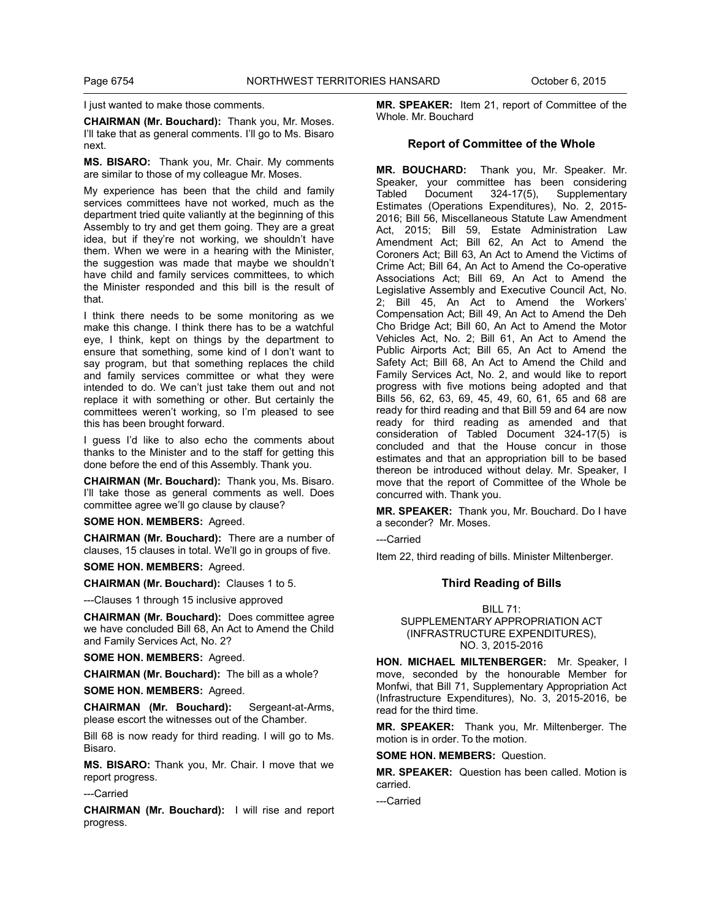I just wanted to make those comments.

**CHAIRMAN (Mr. Bouchard):** Thank you, Mr. Moses. I'll take that as general comments. I'll go to Ms. Bisaro next.

**MS. BISARO:** Thank you, Mr. Chair. My comments are similar to those of my colleague Mr. Moses.

My experience has been that the child and family services committees have not worked, much as the department tried quite valiantly at the beginning of this Assembly to try and get them going. They are a great idea, but if they're not working, we shouldn't have them. When we were in a hearing with the Minister, the suggestion was made that maybe we shouldn't have child and family services committees, to which the Minister responded and this bill is the result of that.

I think there needs to be some monitoring as we make this change. I think there has to be a watchful eye, I think, kept on things by the department to ensure that something, some kind of I don't want to say program, but that something replaces the child and family services committee or what they were intended to do. We can't just take them out and not replace it with something or other. But certainly the committees weren't working, so I'm pleased to see this has been brought forward.

I guess I'd like to also echo the comments about thanks to the Minister and to the staff for getting this done before the end of this Assembly. Thank you.

**CHAIRMAN (Mr. Bouchard):** Thank you, Ms. Bisaro. I'll take those as general comments as well. Does committee agree we'll go clause by clause?

**SOME HON. MEMBERS:** Agreed.

**CHAIRMAN (Mr. Bouchard):** There are a number of clauses, 15 clauses in total. We'll go in groups of five.

**SOME HON. MEMBERS:** Agreed.

**CHAIRMAN (Mr. Bouchard):** Clauses 1 to 5.

---Clauses 1 through 15 inclusive approved

**CHAIRMAN (Mr. Bouchard):** Does committee agree we have concluded Bill 68, An Act to Amend the Child and Family Services Act, No. 2?

**SOME HON. MEMBERS:** Agreed.

**CHAIRMAN (Mr. Bouchard):** The bill as a whole?

**SOME HON. MEMBERS:** Agreed.

**CHAIRMAN (Mr. Bouchard):** Sergeant-at-Arms, please escort the witnesses out of the Chamber.

Bill 68 is now ready for third reading. I will go to Ms. Bisaro.

**MS. BISARO:** Thank you, Mr. Chair. I move that we report progress.

---Carried

**CHAIRMAN (Mr. Bouchard):** I will rise and report progress.

**MR. SPEAKER:** Item 21, report of Committee of the Whole. Mr. Bouchard

## Report of Committee of the Whole

**MR. BOUCHARD:** Thank you, Mr. Speaker. Mr. Speaker, your committee has been considering Tabled Document 324-17(5), Supplementary Estimates (Operations Expenditures), No. 2, 2015-2016; Bill 56, Miscellaneous Statute Law Amendment Act, 2015; Bill 59, Estate Administration Law Amendment Act; Bill 62, An Act to Amend the Coroners Act; Bill 63, An Act to Amend the Victims of Crime Act; Bill 64, An Act to Amend the Co-operative Associations Act; Bill 69, An Act to Amend the Legislative Assembly and Executive Council Act, No. 2; Bill 45, An Act to Amend the Workers' Compensation Act; Bill 49, An Act to Amend the Deh Cho Bridge Act; Bill 60, An Act to Amend the Motor Vehicles Act, No. 2; Bill 61, An Act to Amend the Public Airports Act; Bill 65, An Act to Amend the Safety Act; Bill 68, An Act to Amend the Child and Family Services Act, No. 2, and would like to report progress with five motions being adopted and that Bills 56, 62, 63, 69, 45, 49, 60, 61, 65 and 68 are ready for third reading and that Bill 59 and 64 are now ready for third reading as amended and that consideration of Tabled Document 324-17(5) is concluded and that the House concur in those estimates and that an appropriation bill to be based thereon be introduced without delay. Mr. Speaker, I move that the report of Committee of the Whole be concurred with. Thank you.

**MR. SPEAKER:** Thank you, Mr. Bouchard. Do I have a seconder? Mr. Moses.

---Carried

Item 22, third reading of bills. Minister Miltenberger.

## Third Reading of Bills

### BILL 71: SUPPLEMENTARY APPROPRIATION ACT (INFRASTRUCTURE EXPENDITURES), NO. 3, 2015-2016

**HON. MICHAEL MILTENBERGER:** Mr. Speaker, I move, seconded by the honourable Member for Monfwi, that Bill 71, Supplementary Appropriation Act (Infrastructure Expenditures), No. 3, 2015-2016, be read for the third time.

**MR. SPEAKER:** Thank you, Mr. Miltenberger. The motion is in order. To the motion.

**SOME HON. MEMBERS:** Question.

**MR. SPEAKER:** Question has been called. Motion is carried.

---Carried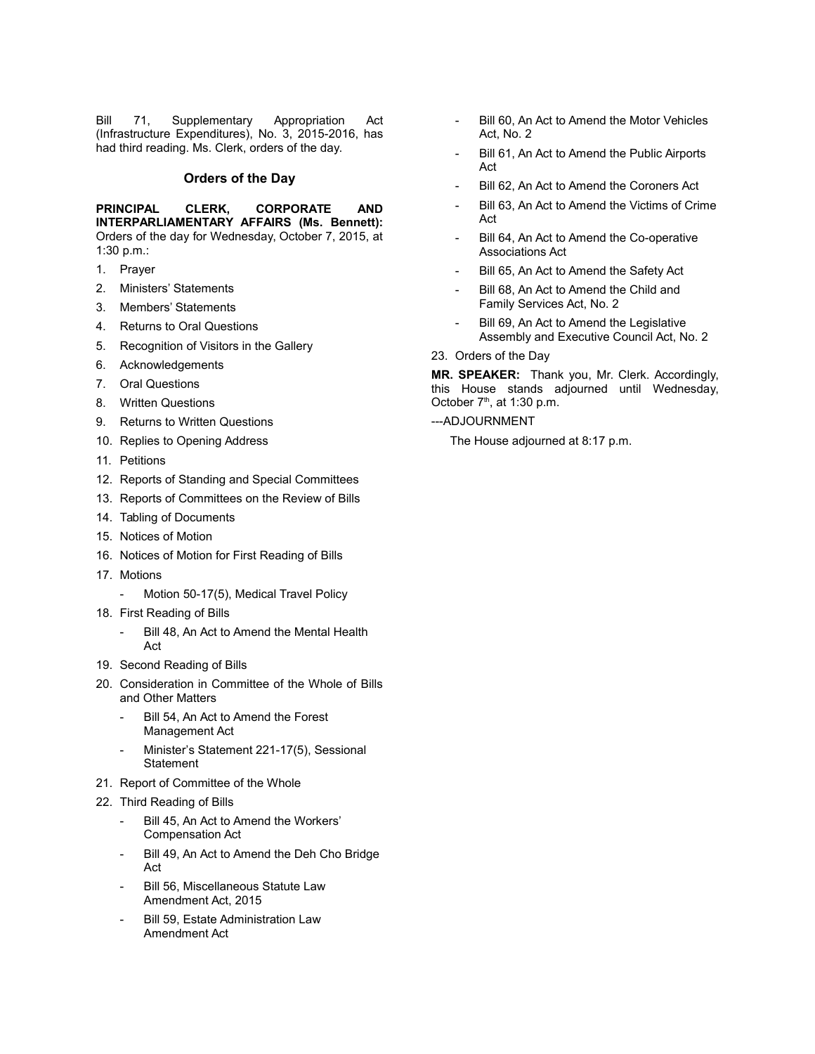Bill 71, Supplementary Appropriation Act (Infrastructure Expenditures), No. 3, 2015-2016, has had third reading. Ms. Clerk, orders of the day.

## Orders of the Day

**PRINCIPAL CLERK, CORPORATE AND INTERPARLIAMENTARY AFFAIRS (Ms. Bennett):** Orders of the day for Wednesday, October 7, 2015, at 1:30 p.m.:

1. Prayer
2. Ministers' Statements
3. Members' Statements
4. Returns to Oral Questions
5. Recognition of Visitors in the Gallery
6. Acknowledgements
7. Oral Questions
8. Written Questions
9. Returns to Written Questions
10. Replies to Opening Address
11. Petitions
12. Reports of Standing and Special Committees
13. Reports of Committees on the Review of Bills
14. Tabling of Documents
15. Notices of Motion
16. Notices of Motion for First Reading of Bills
17. Motions
    - Motion 50-17(5), Medical Travel Policy
18. First Reading of Bills
    - Bill 48, An Act to Amend the Mental Health Act
19. Second Reading of Bills
20. Consideration in Committee of the Whole of Bills and Other Matters
    - Bill 54, An Act to Amend the Forest Management Act
    - Minister's Statement 221-17(5), Sessional Statement
21. Report of Committee of the Whole
22. Third Reading of Bills
    - Bill 45, An Act to Amend the Workers' Compensation Act
    - Bill 49, An Act to Amend the Deh Cho Bridge Act
    - Bill 56, Miscellaneous Statute Law Amendment Act, 2015
    - Bill 59, Estate Administration Law Amendment Act
    - Bill 60, An Act to Amend the Motor Vehicles Act, No. 2
    - Bill 61, An Act to Amend the Public Airports Act
    - Bill 62, An Act to Amend the Coroners Act
    - Bill 63, An Act to Amend the Victims of Crime Act
    - Bill 64, An Act to Amend the Co-operative Associations Act
    - Bill 65, An Act to Amend the Safety Act
    - Bill 68, An Act to Amend the Child and Family Services Act, No. 2
    - Bill 69, An Act to Amend the Legislative Assembly and Executive Council Act, No. 2
23. Orders of the Day

**MR. SPEAKER:** Thank you, Mr. Clerk. Accordingly, this House stands adjourned until Wednesday, October 7th, at 1:30 p.m.

---ADJOURNMENT

The House adjourned at 8:17 p.m.